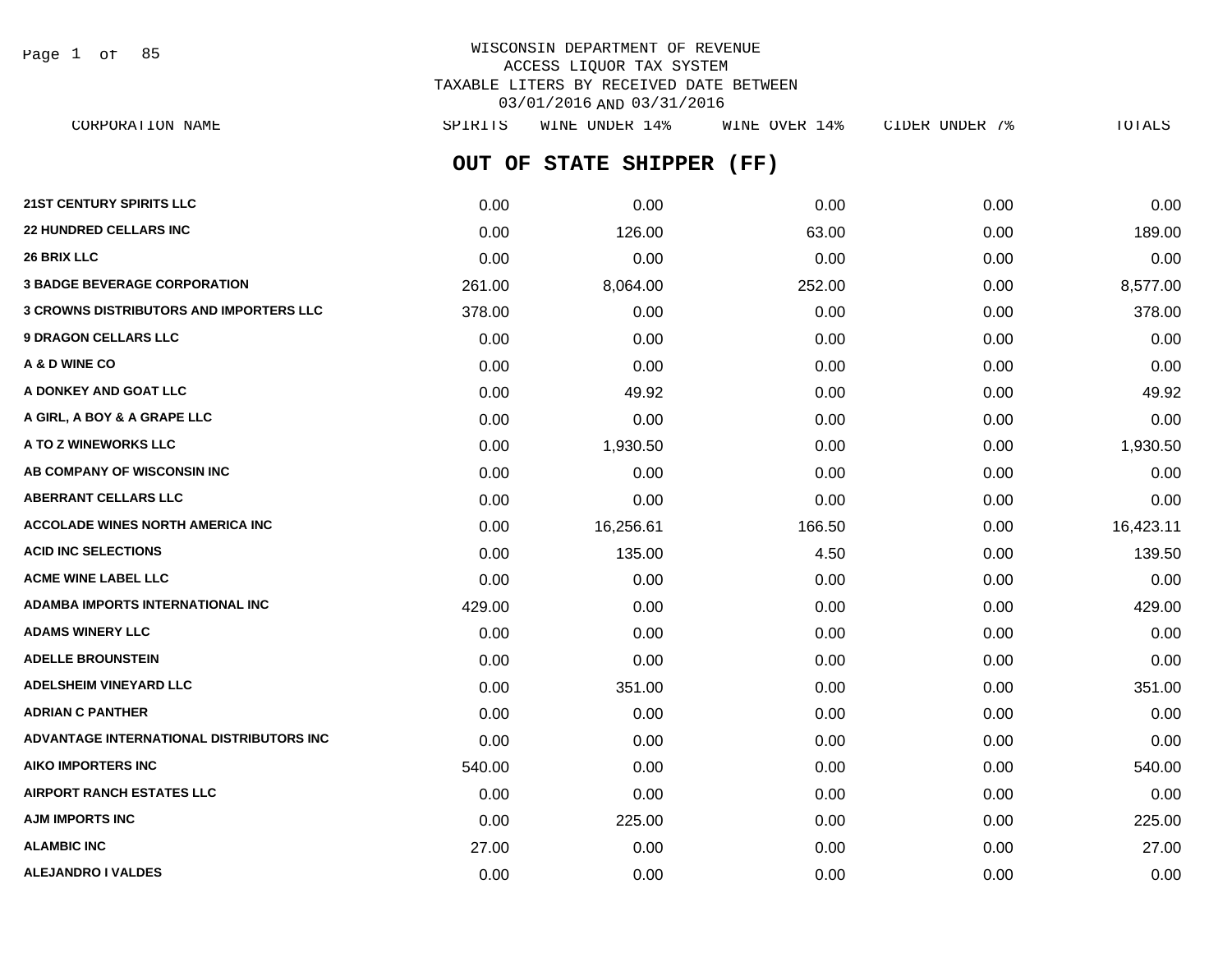WISCONSIN DEPARTMENT OF REVENUE
ACCESS LIQUOR TAX SYSTEM
TAXABLE LITERS BY RECEIVED DATE BETWEEN
03/01/2016 AND 03/31/2016

## OUT OF STATE SHIPPER (FF)

| CORPORATION NAME | SPIRITS | WINE UNDER 14% | WINE OVER 14% | CIDER UNDER 7% | TOTALS |
|---|---|---|---|---|---|
| 21ST CENTURY SPIRITS LLC | 0.00 | 0.00 | 0.00 | 0.00 | 0.00 |
| 22 HUNDRED CELLARS INC | 0.00 | 126.00 | 63.00 | 0.00 | 189.00 |
| 26 BRIX LLC | 0.00 | 0.00 | 0.00 | 0.00 | 0.00 |
| 3 BADGE BEVERAGE CORPORATION | 261.00 | 8,064.00 | 252.00 | 0.00 | 8,577.00 |
| 3 CROWNS DISTRIBUTORS AND IMPORTERS LLC | 378.00 | 0.00 | 0.00 | 0.00 | 378.00 |
| 9 DRAGON CELLARS LLC | 0.00 | 0.00 | 0.00 | 0.00 | 0.00 |
| A & D WINE CO | 0.00 | 0.00 | 0.00 | 0.00 | 0.00 |
| A DONKEY AND GOAT LLC | 0.00 | 49.92 | 0.00 | 0.00 | 49.92 |
| A GIRL, A BOY & A GRAPE LLC | 0.00 | 0.00 | 0.00 | 0.00 | 0.00 |
| A TO Z WINEWORKS LLC | 0.00 | 1,930.50 | 0.00 | 0.00 | 1,930.50 |
| AB COMPANY OF WISCONSIN INC | 0.00 | 0.00 | 0.00 | 0.00 | 0.00 |
| ABERRANT CELLARS LLC | 0.00 | 0.00 | 0.00 | 0.00 | 0.00 |
| ACCOLADE WINES NORTH AMERICA INC | 0.00 | 16,256.61 | 166.50 | 0.00 | 16,423.11 |
| ACID INC SELECTIONS | 0.00 | 135.00 | 4.50 | 0.00 | 139.50 |
| ACME WINE LABEL LLC | 0.00 | 0.00 | 0.00 | 0.00 | 0.00 |
| ADAMBA IMPORTS INTERNATIONAL INC | 429.00 | 0.00 | 0.00 | 0.00 | 429.00 |
| ADAMS WINERY LLC | 0.00 | 0.00 | 0.00 | 0.00 | 0.00 |
| ADELLE BROUNSTEIN | 0.00 | 0.00 | 0.00 | 0.00 | 0.00 |
| ADELSHEIM VINEYARD LLC | 0.00 | 351.00 | 0.00 | 0.00 | 351.00 |
| ADRIAN C PANTHER | 0.00 | 0.00 | 0.00 | 0.00 | 0.00 |
| ADVANTAGE INTERNATIONAL DISTRIBUTORS INC | 0.00 | 0.00 | 0.00 | 0.00 | 0.00 |
| AIKO IMPORTERS INC | 540.00 | 0.00 | 0.00 | 0.00 | 540.00 |
| AIRPORT RANCH ESTATES LLC | 0.00 | 0.00 | 0.00 | 0.00 | 0.00 |
| AJM IMPORTS INC | 0.00 | 225.00 | 0.00 | 0.00 | 225.00 |
| ALAMBIC INC | 27.00 | 0.00 | 0.00 | 0.00 | 27.00 |
| ALEJANDRO I VALDES | 0.00 | 0.00 | 0.00 | 0.00 | 0.00 |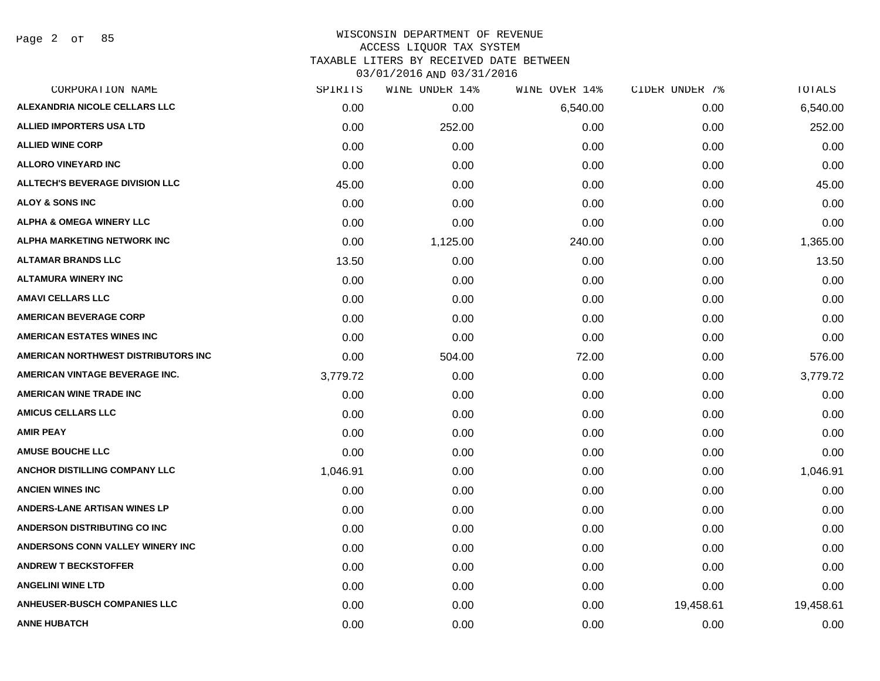# WISCONSIN DEPARTMENT OF REVENUE
## ACCESS LIQUOR TAX SYSTEM
## TAXABLE LITERS BY RECEIVED DATE BETWEEN 03/01/2016 AND 03/31/2016

| CORPORATION NAME | SPIRITS | WINE UNDER 14% | WINE OVER 14% | CIDER UNDER 7% | TOTALS |
|---|---|---|---|---|---|
| ALEXANDRIA NICOLE CELLARS LLC | 0.00 | 0.00 | 6,540.00 | 0.00 | 6,540.00 |
| ALLIED IMPORTERS USA LTD | 0.00 | 252.00 | 0.00 | 0.00 | 252.00 |
| ALLIED WINE CORP | 0.00 | 0.00 | 0.00 | 0.00 | 0.00 |
| ALLORO VINEYARD INC | 0.00 | 0.00 | 0.00 | 0.00 | 0.00 |
| ALLTECH'S BEVERAGE DIVISION LLC | 45.00 | 0.00 | 0.00 | 0.00 | 45.00 |
| ALOY & SONS INC | 0.00 | 0.00 | 0.00 | 0.00 | 0.00 |
| ALPHA & OMEGA WINERY LLC | 0.00 | 0.00 | 0.00 | 0.00 | 0.00 |
| ALPHA MARKETING NETWORK INC | 0.00 | 1,125.00 | 240.00 | 0.00 | 1,365.00 |
| ALTAMAR BRANDS LLC | 13.50 | 0.00 | 0.00 | 0.00 | 13.50 |
| ALTAMURA WINERY INC | 0.00 | 0.00 | 0.00 | 0.00 | 0.00 |
| AMAVI CELLARS LLC | 0.00 | 0.00 | 0.00 | 0.00 | 0.00 |
| AMERICAN BEVERAGE CORP | 0.00 | 0.00 | 0.00 | 0.00 | 0.00 |
| AMERICAN ESTATES WINES INC | 0.00 | 0.00 | 0.00 | 0.00 | 0.00 |
| AMERICAN NORTHWEST DISTRIBUTORS INC | 0.00 | 504.00 | 72.00 | 0.00 | 576.00 |
| AMERICAN VINTAGE BEVERAGE INC. | 3,779.72 | 0.00 | 0.00 | 0.00 | 3,779.72 |
| AMERICAN WINE TRADE INC | 0.00 | 0.00 | 0.00 | 0.00 | 0.00 |
| AMICUS CELLARS LLC | 0.00 | 0.00 | 0.00 | 0.00 | 0.00 |
| AMIR PEAY | 0.00 | 0.00 | 0.00 | 0.00 | 0.00 |
| AMUSE BOUCHE LLC | 0.00 | 0.00 | 0.00 | 0.00 | 0.00 |
| ANCHOR DISTILLING COMPANY LLC | 1,046.91 | 0.00 | 0.00 | 0.00 | 1,046.91 |
| ANCIEN WINES INC | 0.00 | 0.00 | 0.00 | 0.00 | 0.00 |
| ANDERS-LANE ARTISAN WINES LP | 0.00 | 0.00 | 0.00 | 0.00 | 0.00 |
| ANDERSON DISTRIBUTING CO INC | 0.00 | 0.00 | 0.00 | 0.00 | 0.00 |
| ANDERSONS CONN VALLEY WINERY INC | 0.00 | 0.00 | 0.00 | 0.00 | 0.00 |
| ANDREW T BECKSTOFFER | 0.00 | 0.00 | 0.00 | 0.00 | 0.00 |
| ANGELINI WINE LTD | 0.00 | 0.00 | 0.00 | 0.00 | 0.00 |
| ANHEUSER-BUSCH COMPANIES LLC | 0.00 | 0.00 | 0.00 | 19,458.61 | 19,458.61 |
| ANNE HUBATCH | 0.00 | 0.00 | 0.00 | 0.00 | 0.00 |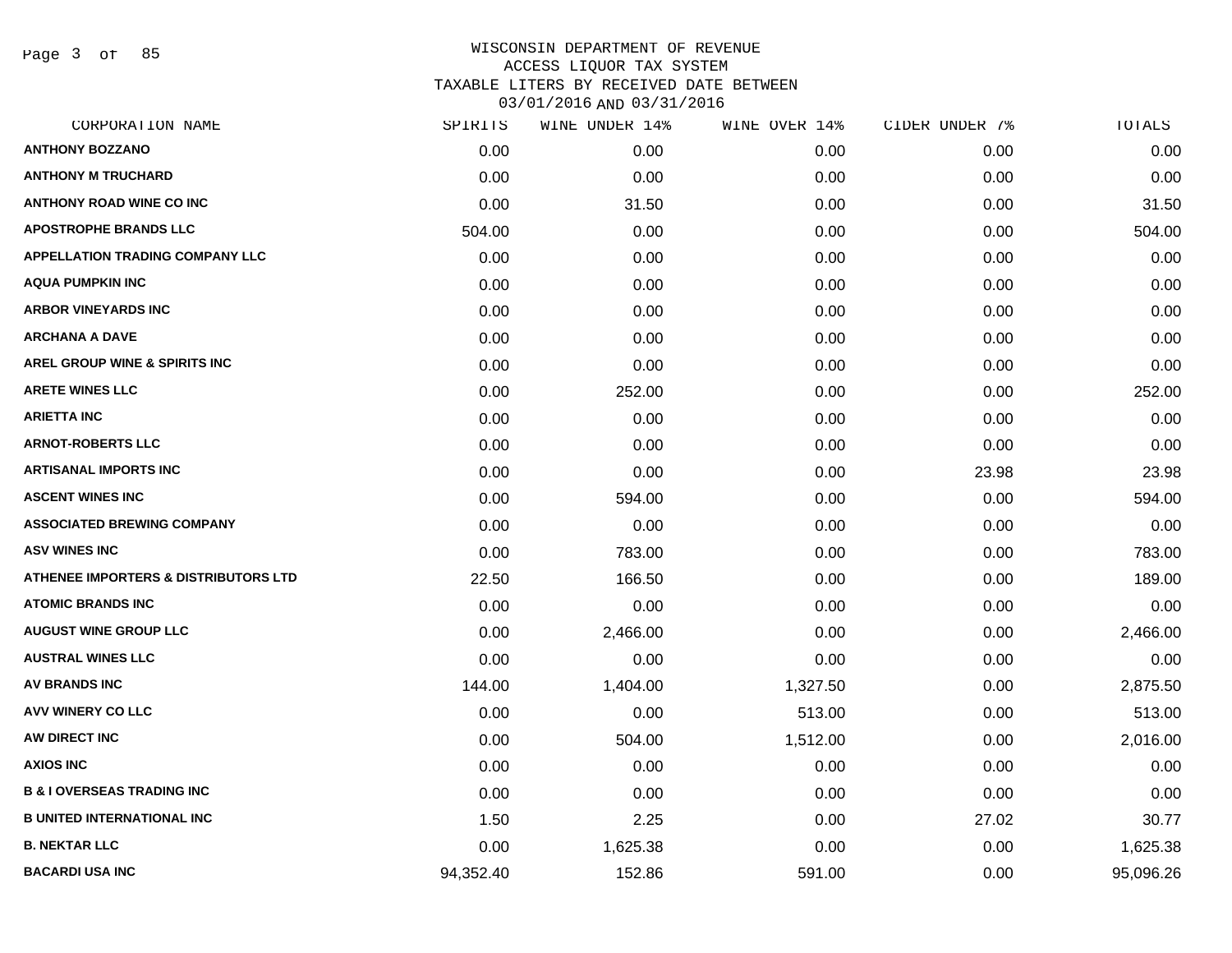WISCONSIN DEPARTMENT OF REVENUE
ACCESS LIQUOR TAX SYSTEM
TAXABLE LITERS BY RECEIVED DATE BETWEEN
03/01/2016 AND 03/31/2016

| CORPORATION NAME | SPIRITS | WINE UNDER 14% | WINE OVER 14% | CIDER UNDER 7% | TOTALS |
|---|---|---|---|---|---|
| ANTHONY BOZZANO | 0.00 | 0.00 | 0.00 | 0.00 | 0.00 |
| ANTHONY M TRUCHARD | 0.00 | 0.00 | 0.00 | 0.00 | 0.00 |
| ANTHONY ROAD WINE CO INC | 0.00 | 31.50 | 0.00 | 0.00 | 31.50 |
| APOSTROPHE BRANDS LLC | 504.00 | 0.00 | 0.00 | 0.00 | 504.00 |
| APPELLATION TRADING COMPANY LLC | 0.00 | 0.00 | 0.00 | 0.00 | 0.00 |
| AQUA PUMPKIN INC | 0.00 | 0.00 | 0.00 | 0.00 | 0.00 |
| ARBOR VINEYARDS INC | 0.00 | 0.00 | 0.00 | 0.00 | 0.00 |
| ARCHANA A DAVE | 0.00 | 0.00 | 0.00 | 0.00 | 0.00 |
| AREL GROUP WINE & SPIRITS INC | 0.00 | 0.00 | 0.00 | 0.00 | 0.00 |
| ARETE WINES LLC | 0.00 | 252.00 | 0.00 | 0.00 | 252.00 |
| ARIETTA INC | 0.00 | 0.00 | 0.00 | 0.00 | 0.00 |
| ARNOT-ROBERTS LLC | 0.00 | 0.00 | 0.00 | 0.00 | 0.00 |
| ARTISANAL IMPORTS INC | 0.00 | 0.00 | 0.00 | 23.98 | 23.98 |
| ASCENT WINES INC | 0.00 | 594.00 | 0.00 | 0.00 | 594.00 |
| ASSOCIATED BREWING COMPANY | 0.00 | 0.00 | 0.00 | 0.00 | 0.00 |
| ASV WINES INC | 0.00 | 783.00 | 0.00 | 0.00 | 783.00 |
| ATHENEE IMPORTERS & DISTRIBUTORS LTD | 22.50 | 166.50 | 0.00 | 0.00 | 189.00 |
| ATOMIC BRANDS INC | 0.00 | 0.00 | 0.00 | 0.00 | 0.00 |
| AUGUST WINE GROUP LLC | 0.00 | 2,466.00 | 0.00 | 0.00 | 2,466.00 |
| AUSTRAL WINES LLC | 0.00 | 0.00 | 0.00 | 0.00 | 0.00 |
| AV BRANDS INC | 144.00 | 1,404.00 | 1,327.50 | 0.00 | 2,875.50 |
| AVV WINERY CO LLC | 0.00 | 0.00 | 513.00 | 0.00 | 513.00 |
| AW DIRECT INC | 0.00 | 504.00 | 1,512.00 | 0.00 | 2,016.00 |
| AXIOS INC | 0.00 | 0.00 | 0.00 | 0.00 | 0.00 |
| B & I OVERSEAS TRADING INC | 0.00 | 0.00 | 0.00 | 0.00 | 0.00 |
| B UNITED INTERNATIONAL INC | 1.50 | 2.25 | 0.00 | 27.02 | 30.77 |
| B. NEKTAR LLC | 0.00 | 1,625.38 | 0.00 | 0.00 | 1,625.38 |
| BACARDI USA INC | 94,352.40 | 152.86 | 591.00 | 0.00 | 95,096.26 |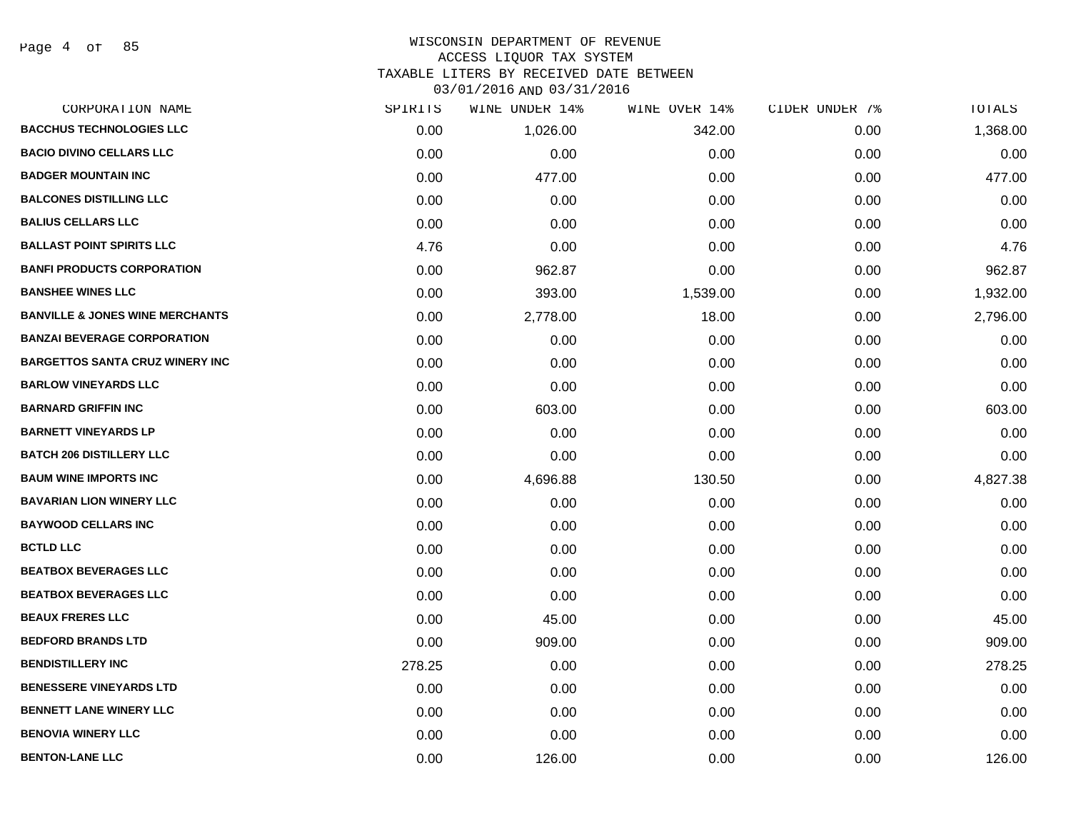# WISCONSIN DEPARTMENT OF REVENUE
## ACCESS LIQUOR TAX SYSTEM
### TAXABLE LITERS BY RECEIVED DATE BETWEEN 03/01/2016 AND 03/31/2016

| CORPORATION NAME | SPIRITS | WINE UNDER 14% | WINE OVER 14% | CIDER UNDER 7% | TOTALS |
|---|---|---|---|---|---|
| BACCHUS TECHNOLOGIES LLC | 0.00 | 1,026.00 | 342.00 | 0.00 | 1,368.00 |
| BACIO DIVINO CELLARS LLC | 0.00 | 0.00 | 0.00 | 0.00 | 0.00 |
| BADGER MOUNTAIN INC | 0.00 | 477.00 | 0.00 | 0.00 | 477.00 |
| BALCONES DISTILLING LLC | 0.00 | 0.00 | 0.00 | 0.00 | 0.00 |
| BALIUS CELLARS LLC | 0.00 | 0.00 | 0.00 | 0.00 | 0.00 |
| BALLAST POINT SPIRITS LLC | 4.76 | 0.00 | 0.00 | 0.00 | 4.76 |
| BANFI PRODUCTS CORPORATION | 0.00 | 962.87 | 0.00 | 0.00 | 962.87 |
| BANSHEE WINES LLC | 0.00 | 393.00 | 1,539.00 | 0.00 | 1,932.00 |
| BANVILLE & JONES WINE MERCHANTS | 0.00 | 2,778.00 | 18.00 | 0.00 | 2,796.00 |
| BANZAI BEVERAGE CORPORATION | 0.00 | 0.00 | 0.00 | 0.00 | 0.00 |
| BARGETTOS SANTA CRUZ WINERY INC | 0.00 | 0.00 | 0.00 | 0.00 | 0.00 |
| BARLOW VINEYARDS LLC | 0.00 | 0.00 | 0.00 | 0.00 | 0.00 |
| BARNARD GRIFFIN INC | 0.00 | 603.00 | 0.00 | 0.00 | 603.00 |
| BARNETT VINEYARDS LP | 0.00 | 0.00 | 0.00 | 0.00 | 0.00 |
| BATCH 206 DISTILLERY LLC | 0.00 | 0.00 | 0.00 | 0.00 | 0.00 |
| BAUM WINE IMPORTS INC | 0.00 | 4,696.88 | 130.50 | 0.00 | 4,827.38 |
| BAVARIAN LION WINERY LLC | 0.00 | 0.00 | 0.00 | 0.00 | 0.00 |
| BAYWOOD CELLARS INC | 0.00 | 0.00 | 0.00 | 0.00 | 0.00 |
| BCTLD LLC | 0.00 | 0.00 | 0.00 | 0.00 | 0.00 |
| BEATBOX BEVERAGES LLC | 0.00 | 0.00 | 0.00 | 0.00 | 0.00 |
| BEATBOX BEVERAGES LLC | 0.00 | 0.00 | 0.00 | 0.00 | 0.00 |
| BEAUX FRERES LLC | 0.00 | 45.00 | 0.00 | 0.00 | 45.00 |
| BEDFORD BRANDS LTD | 0.00 | 909.00 | 0.00 | 0.00 | 909.00 |
| BENDISTILLERY INC | 278.25 | 0.00 | 0.00 | 0.00 | 278.25 |
| BENESSERE VINEYARDS LTD | 0.00 | 0.00 | 0.00 | 0.00 | 0.00 |
| BENNETT LANE WINERY LLC | 0.00 | 0.00 | 0.00 | 0.00 | 0.00 |
| BENOVIA WINERY LLC | 0.00 | 0.00 | 0.00 | 0.00 | 0.00 |
| BENTON-LANE LLC | 0.00 | 126.00 | 0.00 | 0.00 | 126.00 |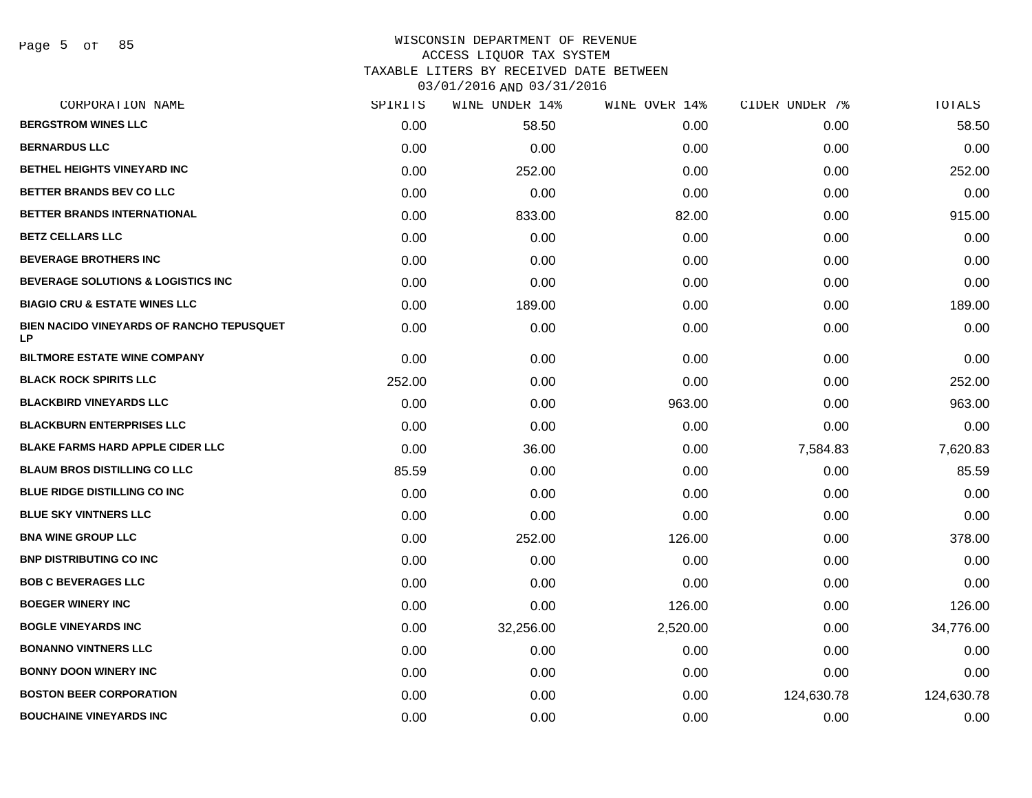WISCONSIN DEPARTMENT OF REVENUE
ACCESS LIQUOR TAX SYSTEM
TAXABLE LITERS BY RECEIVED DATE BETWEEN
03/01/2016 AND 03/31/2016

| CORPORATION NAME | SPIRITS | WINE UNDER 14% | WINE OVER 14% | CIDER UNDER 7% | TOTALS |
|---|---|---|---|---|---|
| BERGSTROM WINES LLC | 0.00 | 58.50 | 0.00 | 0.00 | 58.50 |
| BERNARDUS LLC | 0.00 | 0.00 | 0.00 | 0.00 | 0.00 |
| BETHEL HEIGHTS VINEYARD INC | 0.00 | 252.00 | 0.00 | 0.00 | 252.00 |
| BETTER BRANDS BEV CO LLC | 0.00 | 0.00 | 0.00 | 0.00 | 0.00 |
| BETTER BRANDS INTERNATIONAL | 0.00 | 833.00 | 82.00 | 0.00 | 915.00 |
| BETZ CELLARS LLC | 0.00 | 0.00 | 0.00 | 0.00 | 0.00 |
| BEVERAGE BROTHERS INC | 0.00 | 0.00 | 0.00 | 0.00 | 0.00 |
| BEVERAGE SOLUTIONS & LOGISTICS INC | 0.00 | 0.00 | 0.00 | 0.00 | 0.00 |
| BIAGIO CRU & ESTATE WINES LLC | 0.00 | 189.00 | 0.00 | 0.00 | 189.00 |
| BIEN NACIDO VINEYARDS OF RANCHO TEPUSQUET LP | 0.00 | 0.00 | 0.00 | 0.00 | 0.00 |
| BILTMORE ESTATE WINE COMPANY | 0.00 | 0.00 | 0.00 | 0.00 | 0.00 |
| BLACK ROCK SPIRITS LLC | 252.00 | 0.00 | 0.00 | 0.00 | 252.00 |
| BLACKBIRD VINEYARDS LLC | 0.00 | 0.00 | 963.00 | 0.00 | 963.00 |
| BLACKBURN ENTERPRISES LLC | 0.00 | 0.00 | 0.00 | 0.00 | 0.00 |
| BLAKE FARMS HARD APPLE CIDER LLC | 0.00 | 36.00 | 0.00 | 7,584.83 | 7,620.83 |
| BLAUM BROS DISTILLING CO LLC | 85.59 | 0.00 | 0.00 | 0.00 | 85.59 |
| BLUE RIDGE DISTILLING CO INC | 0.00 | 0.00 | 0.00 | 0.00 | 0.00 |
| BLUE SKY VINTNERS LLC | 0.00 | 0.00 | 0.00 | 0.00 | 0.00 |
| BNA WINE GROUP LLC | 0.00 | 252.00 | 126.00 | 0.00 | 378.00 |
| BNP DISTRIBUTING CO INC | 0.00 | 0.00 | 0.00 | 0.00 | 0.00 |
| BOB C BEVERAGES LLC | 0.00 | 0.00 | 0.00 | 0.00 | 0.00 |
| BOEGER WINERY INC | 0.00 | 0.00 | 126.00 | 0.00 | 126.00 |
| BOGLE VINEYARDS INC | 0.00 | 32,256.00 | 2,520.00 | 0.00 | 34,776.00 |
| BONANNO VINTNERS LLC | 0.00 | 0.00 | 0.00 | 0.00 | 0.00 |
| BONNY DOON WINERY INC | 0.00 | 0.00 | 0.00 | 0.00 | 0.00 |
| BOSTON BEER CORPORATION | 0.00 | 0.00 | 0.00 | 124,630.78 | 124,630.78 |
| BOUCHAINE VINEYARDS INC | 0.00 | 0.00 | 0.00 | 0.00 | 0.00 |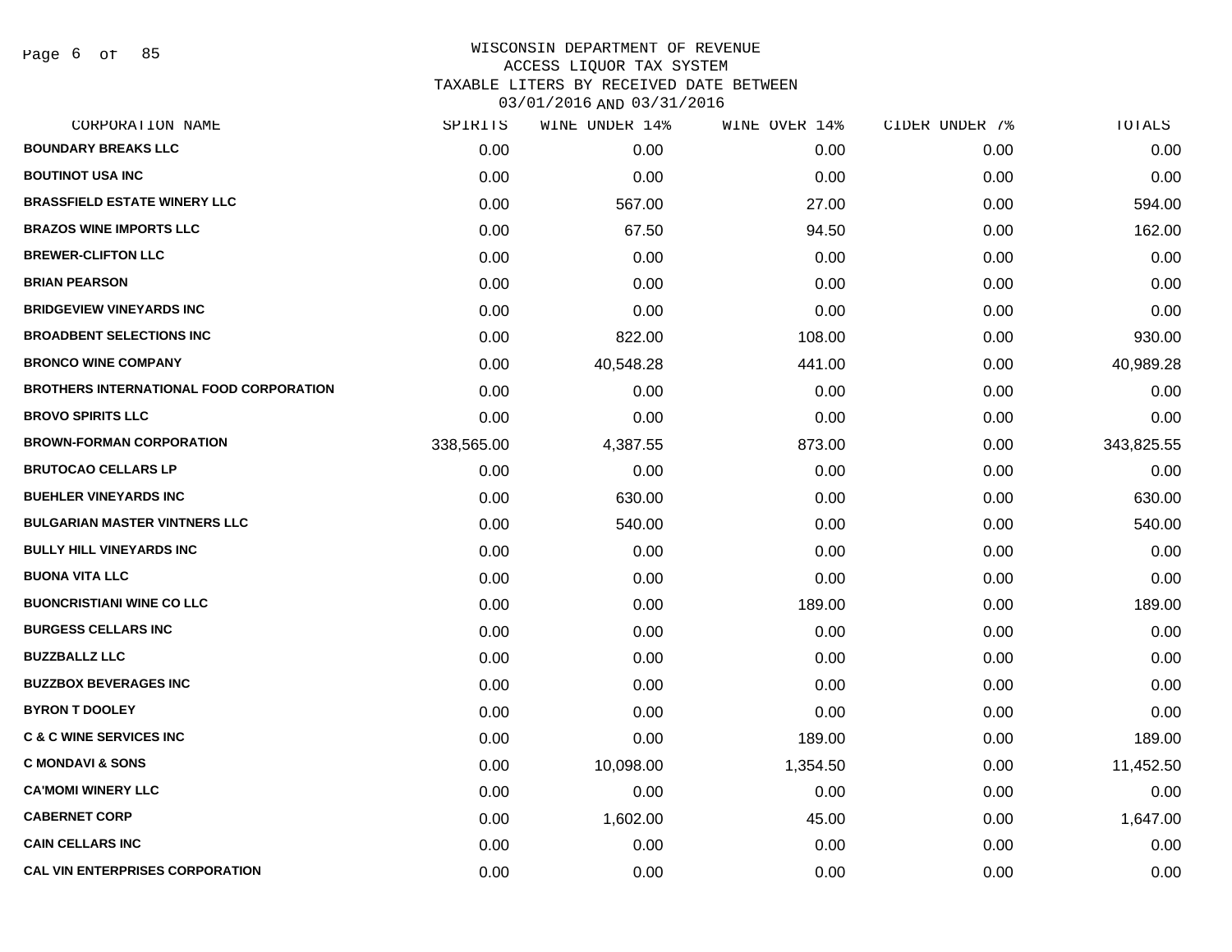WISCONSIN DEPARTMENT OF REVENUE
ACCESS LIQUOR TAX SYSTEM
TAXABLE LITERS BY RECEIVED DATE BETWEEN
03/01/2016 AND 03/31/2016

| CORPORATION NAME | SPIRITS | WINE UNDER 14% | WINE OVER 14% | CIDER UNDER 7% | TOTALS |
|---|---|---|---|---|---|
| **BOUNDARY BREAKS LLC** | 0.00 | 0.00 | 0.00 | 0.00 | 0.00 |
| **BOUTINOT USA INC** | 0.00 | 0.00 | 0.00 | 0.00 | 0.00 |
| **BRASSFIELD ESTATE WINERY LLC** | 0.00 | 567.00 | 27.00 | 0.00 | 594.00 |
| **BRAZOS WINE IMPORTS LLC** | 0.00 | 67.50 | 94.50 | 0.00 | 162.00 |
| **BREWER-CLIFTON LLC** | 0.00 | 0.00 | 0.00 | 0.00 | 0.00 |
| **BRIAN PEARSON** | 0.00 | 0.00 | 0.00 | 0.00 | 0.00 |
| **BRIDGEVIEW VINEYARDS INC** | 0.00 | 0.00 | 0.00 | 0.00 | 0.00 |
| **BROADBENT SELECTIONS INC** | 0.00 | 822.00 | 108.00 | 0.00 | 930.00 |
| **BRONCO WINE COMPANY** | 0.00 | 40,548.28 | 441.00 | 0.00 | 40,989.28 |
| **BROTHERS INTERNATIONAL FOOD CORPORATION** | 0.00 | 0.00 | 0.00 | 0.00 | 0.00 |
| **BROVO SPIRITS LLC** | 0.00 | 0.00 | 0.00 | 0.00 | 0.00 |
| **BROWN-FORMAN CORPORATION** | 338,565.00 | 4,387.55 | 873.00 | 0.00 | 343,825.55 |
| **BRUTOCAO CELLARS LP** | 0.00 | 0.00 | 0.00 | 0.00 | 0.00 |
| **BUEHLER VINEYARDS INC** | 0.00 | 630.00 | 0.00 | 0.00 | 630.00 |
| **BULGARIAN MASTER VINTNERS LLC** | 0.00 | 540.00 | 0.00 | 0.00 | 540.00 |
| **BULLY HILL VINEYARDS INC** | 0.00 | 0.00 | 0.00 | 0.00 | 0.00 |
| **BUONA VITA LLC** | 0.00 | 0.00 | 0.00 | 0.00 | 0.00 |
| **BUONCRISTIANI WINE CO LLC** | 0.00 | 0.00 | 189.00 | 0.00 | 189.00 |
| **BURGESS CELLARS INC** | 0.00 | 0.00 | 0.00 | 0.00 | 0.00 |
| **BUZZBALLZ LLC** | 0.00 | 0.00 | 0.00 | 0.00 | 0.00 |
| **BUZZBOX BEVERAGES INC** | 0.00 | 0.00 | 0.00 | 0.00 | 0.00 |
| **BYRON T DOOLEY** | 0.00 | 0.00 | 0.00 | 0.00 | 0.00 |
| **C & C WINE SERVICES INC** | 0.00 | 0.00 | 189.00 | 0.00 | 189.00 |
| **C MONDAVI & SONS** | 0.00 | 10,098.00 | 1,354.50 | 0.00 | 11,452.50 |
| **CA'MOMI WINERY LLC** | 0.00 | 0.00 | 0.00 | 0.00 | 0.00 |
| **CABERNET CORP** | 0.00 | 1,602.00 | 45.00 | 0.00 | 1,647.00 |
| **CAIN CELLARS INC** | 0.00 | 0.00 | 0.00 | 0.00 | 0.00 |
| **CAL VIN ENTERPRISES CORPORATION** | 0.00 | 0.00 | 0.00 | 0.00 | 0.00 |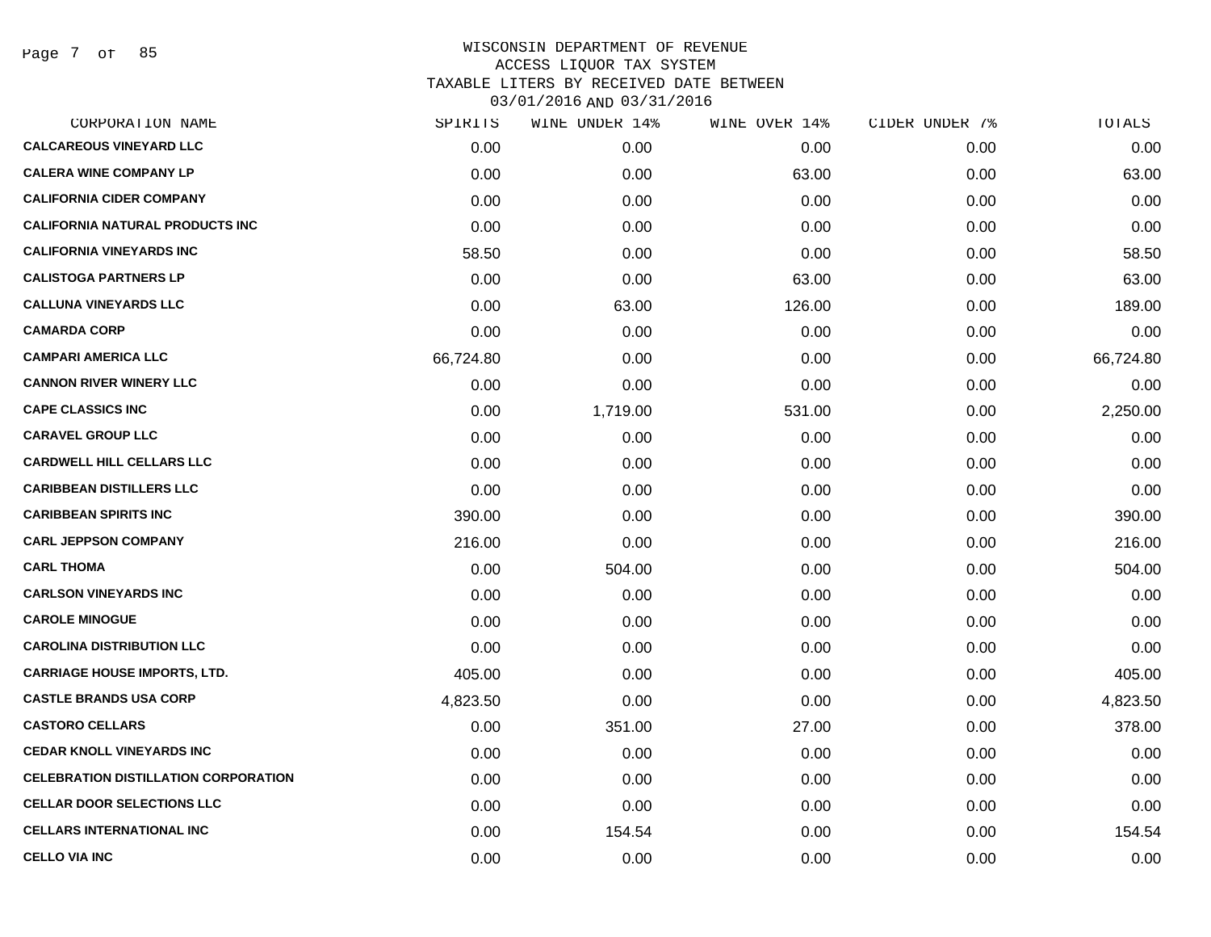# WISCONSIN DEPARTMENT OF REVENUE
## ACCESS LIQUOR TAX SYSTEM
### TAXABLE LITERS BY RECEIVED DATE BETWEEN 03/01/2016 AND 03/31/2016

| CORPORATION NAME | SPIRITS | WINE UNDER 14% | WINE OVER 14% | CIDER UNDER 7% | TOTALS |
|---|---|---|---|---|---|
| CALCAREOUS VINEYARD LLC | 0.00 | 0.00 | 0.00 | 0.00 | 0.00 |
| CALERA WINE COMPANY LP | 0.00 | 0.00 | 63.00 | 0.00 | 63.00 |
| CALIFORNIA CIDER COMPANY | 0.00 | 0.00 | 0.00 | 0.00 | 0.00 |
| CALIFORNIA NATURAL PRODUCTS INC | 0.00 | 0.00 | 0.00 | 0.00 | 0.00 |
| CALIFORNIA VINEYARDS INC | 58.50 | 0.00 | 0.00 | 0.00 | 58.50 |
| CALISTOGA PARTNERS LP | 0.00 | 0.00 | 63.00 | 0.00 | 63.00 |
| CALLUNA VINEYARDS LLC | 0.00 | 63.00 | 126.00 | 0.00 | 189.00 |
| CAMARDA CORP | 0.00 | 0.00 | 0.00 | 0.00 | 0.00 |
| CAMPARI AMERICA LLC | 66,724.80 | 0.00 | 0.00 | 0.00 | 66,724.80 |
| CANNON RIVER WINERY LLC | 0.00 | 0.00 | 0.00 | 0.00 | 0.00 |
| CAPE CLASSICS INC | 0.00 | 1,719.00 | 531.00 | 0.00 | 2,250.00 |
| CARAVEL GROUP LLC | 0.00 | 0.00 | 0.00 | 0.00 | 0.00 |
| CARDWELL HILL CELLARS LLC | 0.00 | 0.00 | 0.00 | 0.00 | 0.00 |
| CARIBBEAN DISTILLERS LLC | 0.00 | 0.00 | 0.00 | 0.00 | 0.00 |
| CARIBBEAN SPIRITS INC | 390.00 | 0.00 | 0.00 | 0.00 | 390.00 |
| CARL JEPPSON COMPANY | 216.00 | 0.00 | 0.00 | 0.00 | 216.00 |
| CARL THOMA | 0.00 | 504.00 | 0.00 | 0.00 | 504.00 |
| CARLSON VINEYARDS INC | 0.00 | 0.00 | 0.00 | 0.00 | 0.00 |
| CAROLE MINOGUE | 0.00 | 0.00 | 0.00 | 0.00 | 0.00 |
| CAROLINA DISTRIBUTION LLC | 0.00 | 0.00 | 0.00 | 0.00 | 0.00 |
| CARRIAGE HOUSE IMPORTS, LTD. | 405.00 | 0.00 | 0.00 | 0.00 | 405.00 |
| CASTLE BRANDS USA CORP | 4,823.50 | 0.00 | 0.00 | 0.00 | 4,823.50 |
| CASTORO CELLARS | 0.00 | 351.00 | 27.00 | 0.00 | 378.00 |
| CEDAR KNOLL VINEYARDS INC | 0.00 | 0.00 | 0.00 | 0.00 | 0.00 |
| CELEBRATION DISTILLATION CORPORATION | 0.00 | 0.00 | 0.00 | 0.00 | 0.00 |
| CELLAR DOOR SELECTIONS LLC | 0.00 | 0.00 | 0.00 | 0.00 | 0.00 |
| CELLARS INTERNATIONAL INC | 0.00 | 154.54 | 0.00 | 0.00 | 154.54 |
| CELLO VIA INC | 0.00 | 0.00 | 0.00 | 0.00 | 0.00 |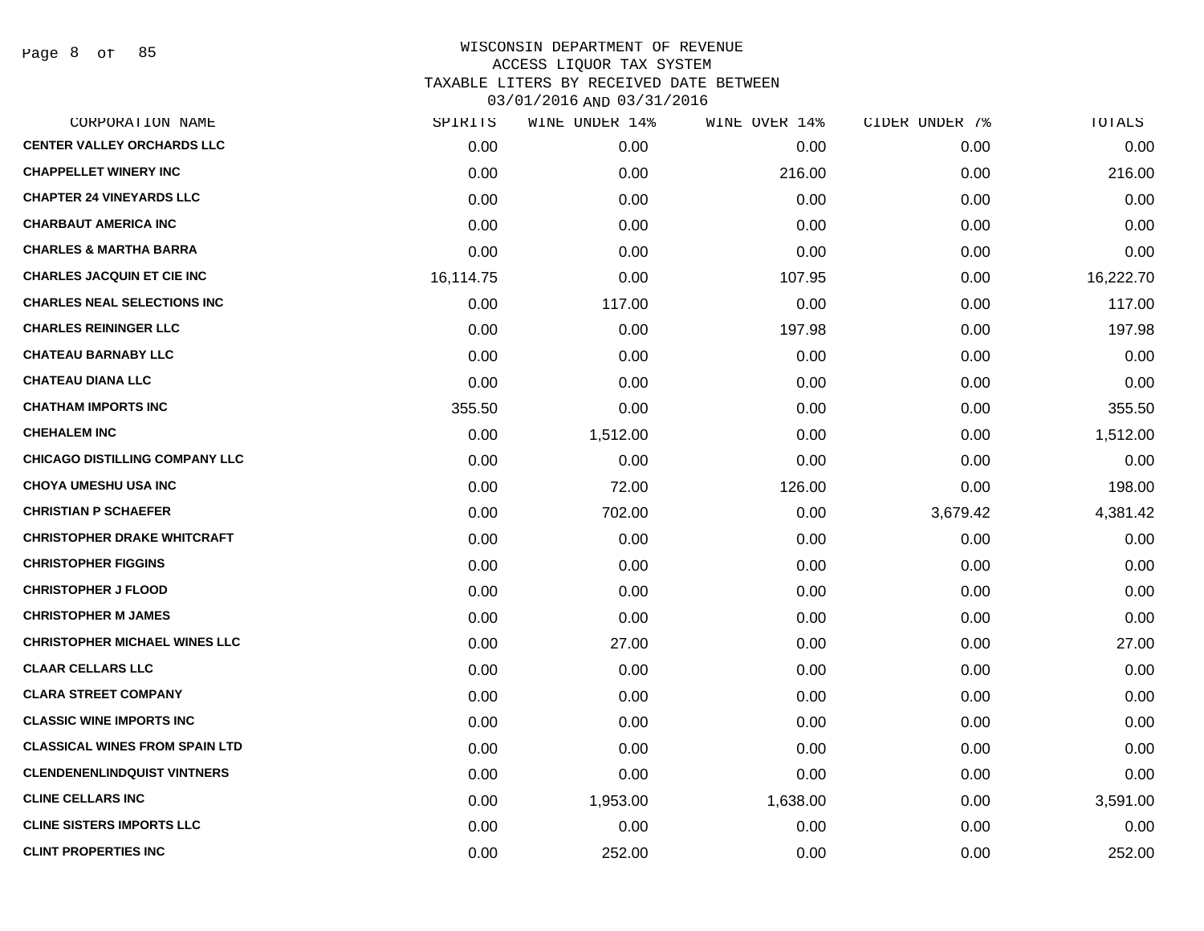WISCONSIN DEPARTMENT OF REVENUE
ACCESS LIQUOR TAX SYSTEM
TAXABLE LITERS BY RECEIVED DATE BETWEEN
03/01/2016 AND 03/31/2016

| CORPORATION NAME | SPIRITS | WINE UNDER 14% | WINE OVER 14% | CIDER UNDER 7% | TOTALS |
|---|---|---|---|---|---|
| CENTER VALLEY ORCHARDS LLC | 0.00 | 0.00 | 0.00 | 0.00 | 0.00 |
| CHAPPELLET WINERY INC | 0.00 | 0.00 | 216.00 | 0.00 | 216.00 |
| CHAPTER 24 VINEYARDS LLC | 0.00 | 0.00 | 0.00 | 0.00 | 0.00 |
| CHARBAUT AMERICA INC | 0.00 | 0.00 | 0.00 | 0.00 | 0.00 |
| CHARLES & MARTHA BARRA | 0.00 | 0.00 | 0.00 | 0.00 | 0.00 |
| CHARLES JACQUIN ET CIE INC | 16,114.75 | 0.00 | 107.95 | 0.00 | 16,222.70 |
| CHARLES NEAL SELECTIONS INC | 0.00 | 117.00 | 0.00 | 0.00 | 117.00 |
| CHARLES REININGER LLC | 0.00 | 0.00 | 197.98 | 0.00 | 197.98 |
| CHATEAU BARNABY LLC | 0.00 | 0.00 | 0.00 | 0.00 | 0.00 |
| CHATEAU DIANA LLC | 0.00 | 0.00 | 0.00 | 0.00 | 0.00 |
| CHATHAM IMPORTS INC | 355.50 | 0.00 | 0.00 | 0.00 | 355.50 |
| CHEHALEM INC | 0.00 | 1,512.00 | 0.00 | 0.00 | 1,512.00 |
| CHICAGO DISTILLING COMPANY LLC | 0.00 | 0.00 | 0.00 | 0.00 | 0.00 |
| CHOYA UMESHU USA INC | 0.00 | 72.00 | 126.00 | 0.00 | 198.00 |
| CHRISTIAN P SCHAEFER | 0.00 | 702.00 | 0.00 | 3,679.42 | 4,381.42 |
| CHRISTOPHER DRAKE WHITCRAFT | 0.00 | 0.00 | 0.00 | 0.00 | 0.00 |
| CHRISTOPHER FIGGINS | 0.00 | 0.00 | 0.00 | 0.00 | 0.00 |
| CHRISTOPHER J FLOOD | 0.00 | 0.00 | 0.00 | 0.00 | 0.00 |
| CHRISTOPHER M JAMES | 0.00 | 0.00 | 0.00 | 0.00 | 0.00 |
| CHRISTOPHER MICHAEL WINES LLC | 0.00 | 27.00 | 0.00 | 0.00 | 27.00 |
| CLAAR CELLARS LLC | 0.00 | 0.00 | 0.00 | 0.00 | 0.00 |
| CLARA STREET COMPANY | 0.00 | 0.00 | 0.00 | 0.00 | 0.00 |
| CLASSIC WINE IMPORTS INC | 0.00 | 0.00 | 0.00 | 0.00 | 0.00 |
| CLASSICAL WINES FROM SPAIN LTD | 0.00 | 0.00 | 0.00 | 0.00 | 0.00 |
| CLENDENENLINDQUIST VINTNERS | 0.00 | 0.00 | 0.00 | 0.00 | 0.00 |
| CLINE CELLARS INC | 0.00 | 1,953.00 | 1,638.00 | 0.00 | 3,591.00 |
| CLINE SISTERS IMPORTS LLC | 0.00 | 0.00 | 0.00 | 0.00 | 0.00 |
| CLINT PROPERTIES INC | 0.00 | 252.00 | 0.00 | 0.00 | 252.00 |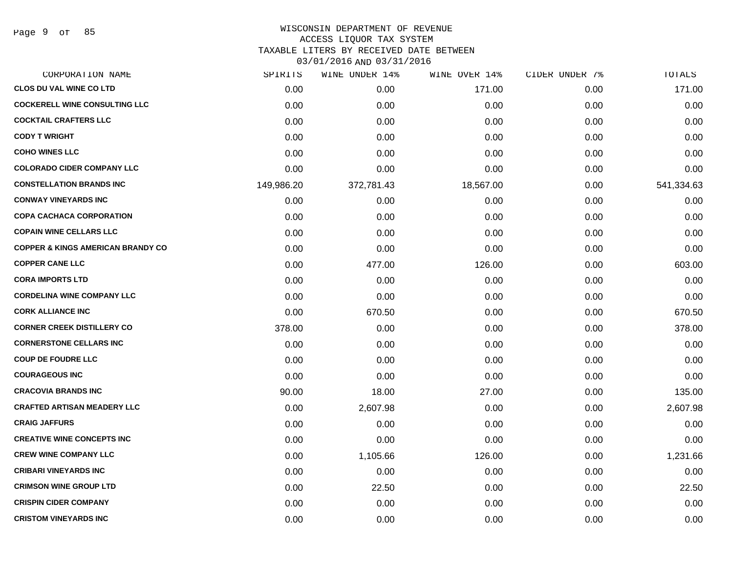WISCONSIN DEPARTMENT OF REVENUE
ACCESS LIQUOR TAX SYSTEM
TAXABLE LITERS BY RECEIVED DATE BETWEEN
03/01/2016 AND 03/31/2016

| CORPORATION NAME | SPIRITS | WINE UNDER 14% | WINE OVER 14% | CIDER UNDER 7% | TOTALS |
|---|---|---|---|---|---|
| CLOS DU VAL WINE CO LTD | 0.00 | 0.00 | 171.00 | 0.00 | 171.00 |
| COCKERELL WINE CONSULTING LLC | 0.00 | 0.00 | 0.00 | 0.00 | 0.00 |
| COCKTAIL CRAFTERS LLC | 0.00 | 0.00 | 0.00 | 0.00 | 0.00 |
| CODY T WRIGHT | 0.00 | 0.00 | 0.00 | 0.00 | 0.00 |
| COHO WINES LLC | 0.00 | 0.00 | 0.00 | 0.00 | 0.00 |
| COLORADO CIDER COMPANY LLC | 0.00 | 0.00 | 0.00 | 0.00 | 0.00 |
| CONSTELLATION BRANDS INC | 149,986.20 | 372,781.43 | 18,567.00 | 0.00 | 541,334.63 |
| CONWAY VINEYARDS INC | 0.00 | 0.00 | 0.00 | 0.00 | 0.00 |
| COPA CACHACA CORPORATION | 0.00 | 0.00 | 0.00 | 0.00 | 0.00 |
| COPAIN WINE CELLARS LLC | 0.00 | 0.00 | 0.00 | 0.00 | 0.00 |
| COPPER & KINGS AMERICAN BRANDY CO | 0.00 | 0.00 | 0.00 | 0.00 | 0.00 |
| COPPER CANE LLC | 0.00 | 477.00 | 126.00 | 0.00 | 603.00 |
| CORA IMPORTS LTD | 0.00 | 0.00 | 0.00 | 0.00 | 0.00 |
| CORDELINA WINE COMPANY LLC | 0.00 | 0.00 | 0.00 | 0.00 | 0.00 |
| CORK ALLIANCE INC | 0.00 | 670.50 | 0.00 | 0.00 | 670.50 |
| CORNER CREEK DISTILLERY CO | 378.00 | 0.00 | 0.00 | 0.00 | 378.00 |
| CORNERSTONE CELLARS INC | 0.00 | 0.00 | 0.00 | 0.00 | 0.00 |
| COUP DE FOUDRE LLC | 0.00 | 0.00 | 0.00 | 0.00 | 0.00 |
| COURAGEOUS INC | 0.00 | 0.00 | 0.00 | 0.00 | 0.00 |
| CRACOVIA BRANDS INC | 90.00 | 18.00 | 27.00 | 0.00 | 135.00 |
| CRAFTED ARTISAN MEADERY LLC | 0.00 | 2,607.98 | 0.00 | 0.00 | 2,607.98 |
| CRAIG JAFFURS | 0.00 | 0.00 | 0.00 | 0.00 | 0.00 |
| CREATIVE WINE CONCEPTS INC | 0.00 | 0.00 | 0.00 | 0.00 | 0.00 |
| CREW WINE COMPANY LLC | 0.00 | 1,105.66 | 126.00 | 0.00 | 1,231.66 |
| CRIBARI VINEYARDS INC | 0.00 | 0.00 | 0.00 | 0.00 | 0.00 |
| CRIMSON WINE GROUP LTD | 0.00 | 22.50 | 0.00 | 0.00 | 22.50 |
| CRISPIN CIDER COMPANY | 0.00 | 0.00 | 0.00 | 0.00 | 0.00 |
| CRISTOM VINEYARDS INC | 0.00 | 0.00 | 0.00 | 0.00 | 0.00 |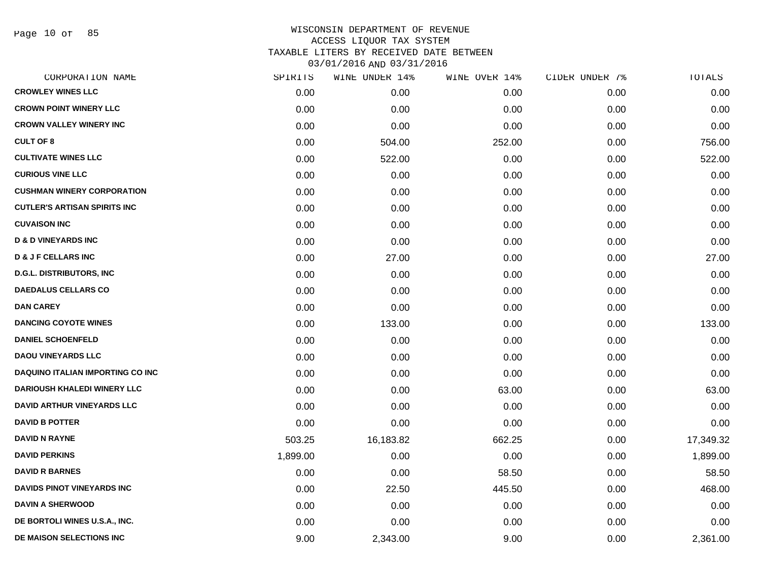# WISCONSIN DEPARTMENT OF REVENUE
## ACCESS LIQUOR TAX SYSTEM
### TAXABLE LITERS BY RECEIVED DATE BETWEEN 03/01/2016 AND 03/31/2016

| CORPORATION NAME | SPIRITS | WINE UNDER 14% | WINE OVER 14% | CIDER UNDER 7% | TOTALS |
|---|---|---|---|---|---|
| CROWLEY WINES LLC | 0.00 | 0.00 | 0.00 | 0.00 | 0.00 |
| CROWN POINT WINERY LLC | 0.00 | 0.00 | 0.00 | 0.00 | 0.00 |
| CROWN VALLEY WINERY INC | 0.00 | 0.00 | 0.00 | 0.00 | 0.00 |
| CULT OF 8 | 0.00 | 504.00 | 252.00 | 0.00 | 756.00 |
| CULTIVATE WINES LLC | 0.00 | 522.00 | 0.00 | 0.00 | 522.00 |
| CURIOUS VINE LLC | 0.00 | 0.00 | 0.00 | 0.00 | 0.00 |
| CUSHMAN WINERY CORPORATION | 0.00 | 0.00 | 0.00 | 0.00 | 0.00 |
| CUTLER'S ARTISAN SPIRITS INC | 0.00 | 0.00 | 0.00 | 0.00 | 0.00 |
| CUVAISON INC | 0.00 | 0.00 | 0.00 | 0.00 | 0.00 |
| D & D VINEYARDS INC | 0.00 | 0.00 | 0.00 | 0.00 | 0.00 |
| D & J F CELLARS INC | 0.00 | 27.00 | 0.00 | 0.00 | 27.00 |
| D.G.L. DISTRIBUTORS, INC | 0.00 | 0.00 | 0.00 | 0.00 | 0.00 |
| DAEDALUS CELLARS CO | 0.00 | 0.00 | 0.00 | 0.00 | 0.00 |
| DAN CAREY | 0.00 | 0.00 | 0.00 | 0.00 | 0.00 |
| DANCING COYOTE WINES | 0.00 | 133.00 | 0.00 | 0.00 | 133.00 |
| DANIEL SCHOENFELD | 0.00 | 0.00 | 0.00 | 0.00 | 0.00 |
| DAOU VINEYARDS LLC | 0.00 | 0.00 | 0.00 | 0.00 | 0.00 |
| DAQUINO ITALIAN IMPORTING CO INC | 0.00 | 0.00 | 0.00 | 0.00 | 0.00 |
| DARIOUSH KHALEDI WINERY LLC | 0.00 | 0.00 | 63.00 | 0.00 | 63.00 |
| DAVID ARTHUR VINEYARDS LLC | 0.00 | 0.00 | 0.00 | 0.00 | 0.00 |
| DAVID B POTTER | 0.00 | 0.00 | 0.00 | 0.00 | 0.00 |
| DAVID N RAYNE | 503.25 | 16,183.82 | 662.25 | 0.00 | 17,349.32 |
| DAVID PERKINS | 1,899.00 | 0.00 | 0.00 | 0.00 | 1,899.00 |
| DAVID R BARNES | 0.00 | 0.00 | 58.50 | 0.00 | 58.50 |
| DAVIDS PINOT VINEYARDS INC | 0.00 | 22.50 | 445.50 | 0.00 | 468.00 |
| DAVIN A SHERWOOD | 0.00 | 0.00 | 0.00 | 0.00 | 0.00 |
| DE BORTOLI WINES U.S.A., INC. | 0.00 | 0.00 | 0.00 | 0.00 | 0.00 |
| DE MAISON SELECTIONS INC | 9.00 | 2,343.00 | 9.00 | 0.00 | 2,361.00 |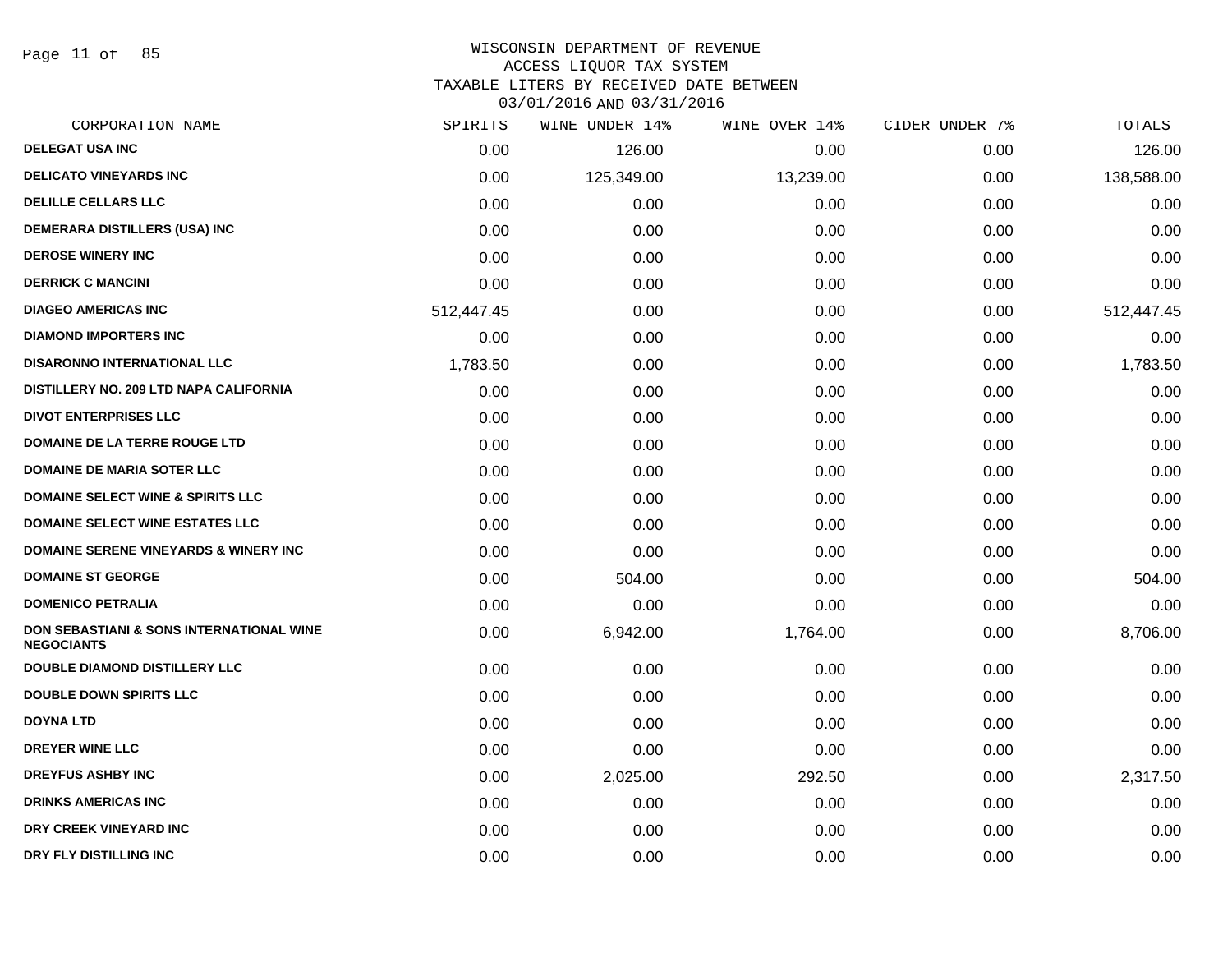WISCONSIN DEPARTMENT OF REVENUE
ACCESS LIQUOR TAX SYSTEM
TAXABLE LITERS BY RECEIVED DATE BETWEEN
03/01/2016 AND 03/31/2016

| CORPORATION NAME | SPIRITS | WINE UNDER 14% | WINE OVER 14% | CIDER UNDER 7% | TOTALS |
|---|---|---|---|---|---|
| DELEGAT USA INC | 0.00 | 126.00 | 0.00 | 0.00 | 126.00 |
| DELICATO VINEYARDS INC | 0.00 | 125,349.00 | 13,239.00 | 0.00 | 138,588.00 |
| DELILLE CELLARS LLC | 0.00 | 0.00 | 0.00 | 0.00 | 0.00 |
| DEMERARA DISTILLERS (USA) INC | 0.00 | 0.00 | 0.00 | 0.00 | 0.00 |
| DEROSE WINERY INC | 0.00 | 0.00 | 0.00 | 0.00 | 0.00 |
| DERRICK C MANCINI | 0.00 | 0.00 | 0.00 | 0.00 | 0.00 |
| DIAGEO AMERICAS INC | 512,447.45 | 0.00 | 0.00 | 0.00 | 512,447.45 |
| DIAMOND IMPORTERS INC | 0.00 | 0.00 | 0.00 | 0.00 | 0.00 |
| DISARONNO INTERNATIONAL LLC | 1,783.50 | 0.00 | 0.00 | 0.00 | 1,783.50 |
| DISTILLERY NO. 209 LTD NAPA CALIFORNIA | 0.00 | 0.00 | 0.00 | 0.00 | 0.00 |
| DIVOT ENTERPRISES LLC | 0.00 | 0.00 | 0.00 | 0.00 | 0.00 |
| DOMAINE DE LA TERRE ROUGE LTD | 0.00 | 0.00 | 0.00 | 0.00 | 0.00 |
| DOMAINE DE MARIA SOTER LLC | 0.00 | 0.00 | 0.00 | 0.00 | 0.00 |
| DOMAINE SELECT WINE & SPIRITS LLC | 0.00 | 0.00 | 0.00 | 0.00 | 0.00 |
| DOMAINE SELECT WINE ESTATES LLC | 0.00 | 0.00 | 0.00 | 0.00 | 0.00 |
| DOMAINE SERENE VINEYARDS & WINERY INC | 0.00 | 0.00 | 0.00 | 0.00 | 0.00 |
| DOMAINE ST GEORGE | 0.00 | 504.00 | 0.00 | 0.00 | 504.00 |
| DOMENICO PETRALIA | 0.00 | 0.00 | 0.00 | 0.00 | 0.00 |
| DON SEBASTIANI & SONS INTERNATIONAL WINE NEGOCIANTS | 0.00 | 6,942.00 | 1,764.00 | 0.00 | 8,706.00 |
| DOUBLE DIAMOND DISTILLERY LLC | 0.00 | 0.00 | 0.00 | 0.00 | 0.00 |
| DOUBLE DOWN SPIRITS LLC | 0.00 | 0.00 | 0.00 | 0.00 | 0.00 |
| DOYNA LTD | 0.00 | 0.00 | 0.00 | 0.00 | 0.00 |
| DREYER WINE LLC | 0.00 | 0.00 | 0.00 | 0.00 | 0.00 |
| DREYFUS ASHBY INC | 0.00 | 2,025.00 | 292.50 | 0.00 | 2,317.50 |
| DRINKS AMERICAS INC | 0.00 | 0.00 | 0.00 | 0.00 | 0.00 |
| DRY CREEK VINEYARD INC | 0.00 | 0.00 | 0.00 | 0.00 | 0.00 |
| DRY FLY DISTILLING INC | 0.00 | 0.00 | 0.00 | 0.00 | 0.00 |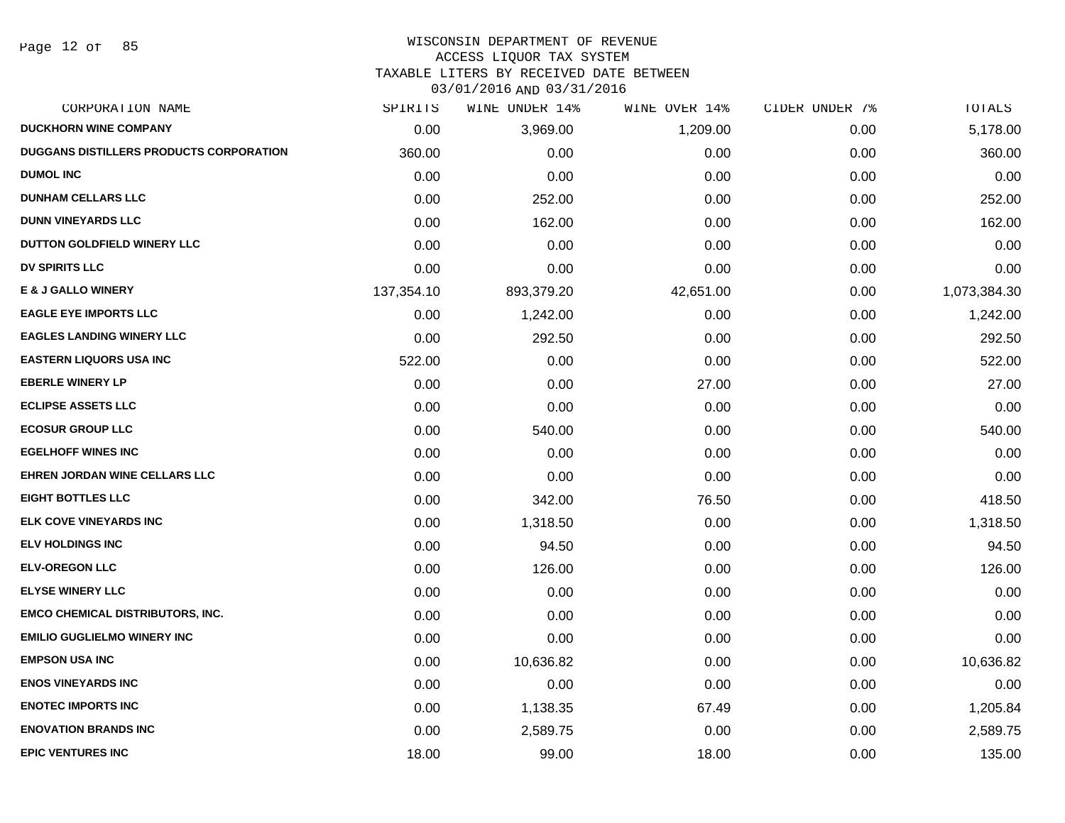WISCONSIN DEPARTMENT OF REVENUE
ACCESS LIQUOR TAX SYSTEM
TAXABLE LITERS BY RECEIVED DATE BETWEEN
03/01/2016 AND 03/31/2016

| CORPORATION NAME | SPIRITS | WINE UNDER 14% | WINE OVER 14% | CIDER UNDER 7% | TOTALS |
|---|---|---|---|---|---|
| DUCKHORN WINE COMPANY | 0.00 | 3,969.00 | 1,209.00 | 0.00 | 5,178.00 |
| DUGGANS DISTILLERS PRODUCTS CORPORATION | 360.00 | 0.00 | 0.00 | 0.00 | 360.00 |
| DUMOL INC | 0.00 | 0.00 | 0.00 | 0.00 | 0.00 |
| DUNHAM CELLARS LLC | 0.00 | 252.00 | 0.00 | 0.00 | 252.00 |
| DUNN VINEYARDS LLC | 0.00 | 162.00 | 0.00 | 0.00 | 162.00 |
| DUTTON GOLDFIELD WINERY LLC | 0.00 | 0.00 | 0.00 | 0.00 | 0.00 |
| DV SPIRITS LLC | 0.00 | 0.00 | 0.00 | 0.00 | 0.00 |
| E & J GALLO WINERY | 137,354.10 | 893,379.20 | 42,651.00 | 0.00 | 1,073,384.30 |
| EAGLE EYE IMPORTS LLC | 0.00 | 1,242.00 | 0.00 | 0.00 | 1,242.00 |
| EAGLES LANDING WINERY LLC | 0.00 | 292.50 | 0.00 | 0.00 | 292.50 |
| EASTERN LIQUORS USA INC | 522.00 | 0.00 | 0.00 | 0.00 | 522.00 |
| EBERLE WINERY LP | 0.00 | 0.00 | 27.00 | 0.00 | 27.00 |
| ECLIPSE ASSETS LLC | 0.00 | 0.00 | 0.00 | 0.00 | 0.00 |
| ECOSUR GROUP LLC | 0.00 | 540.00 | 0.00 | 0.00 | 540.00 |
| EGELHOFF WINES INC | 0.00 | 0.00 | 0.00 | 0.00 | 0.00 |
| EHREN JORDAN WINE CELLARS LLC | 0.00 | 0.00 | 0.00 | 0.00 | 0.00 |
| EIGHT BOTTLES LLC | 0.00 | 342.00 | 76.50 | 0.00 | 418.50 |
| ELK COVE VINEYARDS INC | 0.00 | 1,318.50 | 0.00 | 0.00 | 1,318.50 |
| ELV HOLDINGS INC | 0.00 | 94.50 | 0.00 | 0.00 | 94.50 |
| ELV-OREGON LLC | 0.00 | 126.00 | 0.00 | 0.00 | 126.00 |
| ELYSE WINERY LLC | 0.00 | 0.00 | 0.00 | 0.00 | 0.00 |
| EMCO CHEMICAL DISTRIBUTORS, INC. | 0.00 | 0.00 | 0.00 | 0.00 | 0.00 |
| EMILIO GUGLIELMO WINERY INC | 0.00 | 0.00 | 0.00 | 0.00 | 0.00 |
| EMPSON USA INC | 0.00 | 10,636.82 | 0.00 | 0.00 | 10,636.82 |
| ENOS VINEYARDS INC | 0.00 | 0.00 | 0.00 | 0.00 | 0.00 |
| ENOTEC IMPORTS INC | 0.00 | 1,138.35 | 67.49 | 0.00 | 1,205.84 |
| ENOVATION BRANDS INC | 0.00 | 2,589.75 | 0.00 | 0.00 | 2,589.75 |
| EPIC VENTURES INC | 18.00 | 99.00 | 18.00 | 0.00 | 135.00 |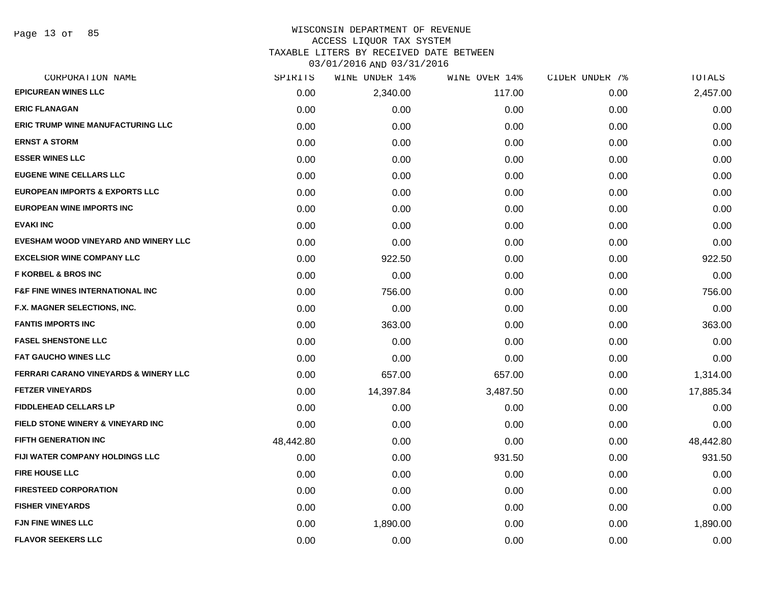WISCONSIN DEPARTMENT OF REVENUE
ACCESS LIQUOR TAX SYSTEM
TAXABLE LITERS BY RECEIVED DATE BETWEEN
03/01/2016 AND 03/31/2016

| CORPORATION NAME | SPIRITS | WINE UNDER 14% | WINE OVER 14% | CIDER UNDER 7% | TOTALS |
|---|---|---|---|---|---|
| EPICUREAN WINES LLC | 0.00 | 2,340.00 | 117.00 | 0.00 | 2,457.00 |
| ERIC FLANAGAN | 0.00 | 0.00 | 0.00 | 0.00 | 0.00 |
| ERIC TRUMP WINE MANUFACTURING LLC | 0.00 | 0.00 | 0.00 | 0.00 | 0.00 |
| ERNST A STORM | 0.00 | 0.00 | 0.00 | 0.00 | 0.00 |
| ESSER WINES LLC | 0.00 | 0.00 | 0.00 | 0.00 | 0.00 |
| EUGENE WINE CELLARS LLC | 0.00 | 0.00 | 0.00 | 0.00 | 0.00 |
| EUROPEAN IMPORTS & EXPORTS LLC | 0.00 | 0.00 | 0.00 | 0.00 | 0.00 |
| EUROPEAN WINE IMPORTS INC | 0.00 | 0.00 | 0.00 | 0.00 | 0.00 |
| EVAKI INC | 0.00 | 0.00 | 0.00 | 0.00 | 0.00 |
| EVESHAM WOOD VINEYARD AND WINERY LLC | 0.00 | 0.00 | 0.00 | 0.00 | 0.00 |
| EXCELSIOR WINE COMPANY LLC | 0.00 | 922.50 | 0.00 | 0.00 | 922.50 |
| F KORBEL & BROS INC | 0.00 | 0.00 | 0.00 | 0.00 | 0.00 |
| F&F FINE WINES INTERNATIONAL INC | 0.00 | 756.00 | 0.00 | 0.00 | 756.00 |
| F.X. MAGNER SELECTIONS, INC. | 0.00 | 0.00 | 0.00 | 0.00 | 0.00 |
| FANTIS IMPORTS INC | 0.00 | 363.00 | 0.00 | 0.00 | 363.00 |
| FASEL SHENSTONE LLC | 0.00 | 0.00 | 0.00 | 0.00 | 0.00 |
| FAT GAUCHO WINES LLC | 0.00 | 0.00 | 0.00 | 0.00 | 0.00 |
| FERRARI CARANO VINEYARDS & WINERY LLC | 0.00 | 657.00 | 657.00 | 0.00 | 1,314.00 |
| FETZER VINEYARDS | 0.00 | 14,397.84 | 3,487.50 | 0.00 | 17,885.34 |
| FIDDLEHEAD CELLARS LP | 0.00 | 0.00 | 0.00 | 0.00 | 0.00 |
| FIELD STONE WINERY & VINEYARD INC | 0.00 | 0.00 | 0.00 | 0.00 | 0.00 |
| FIFTH GENERATION INC | 48,442.80 | 0.00 | 0.00 | 0.00 | 48,442.80 |
| FIJI WATER COMPANY HOLDINGS LLC | 0.00 | 0.00 | 931.50 | 0.00 | 931.50 |
| FIRE HOUSE LLC | 0.00 | 0.00 | 0.00 | 0.00 | 0.00 |
| FIRESTEED CORPORATION | 0.00 | 0.00 | 0.00 | 0.00 | 0.00 |
| FISHER VINEYARDS | 0.00 | 0.00 | 0.00 | 0.00 | 0.00 |
| FJN FINE WINES LLC | 0.00 | 1,890.00 | 0.00 | 0.00 | 1,890.00 |
| FLAVOR SEEKERS LLC | 0.00 | 0.00 | 0.00 | 0.00 | 0.00 |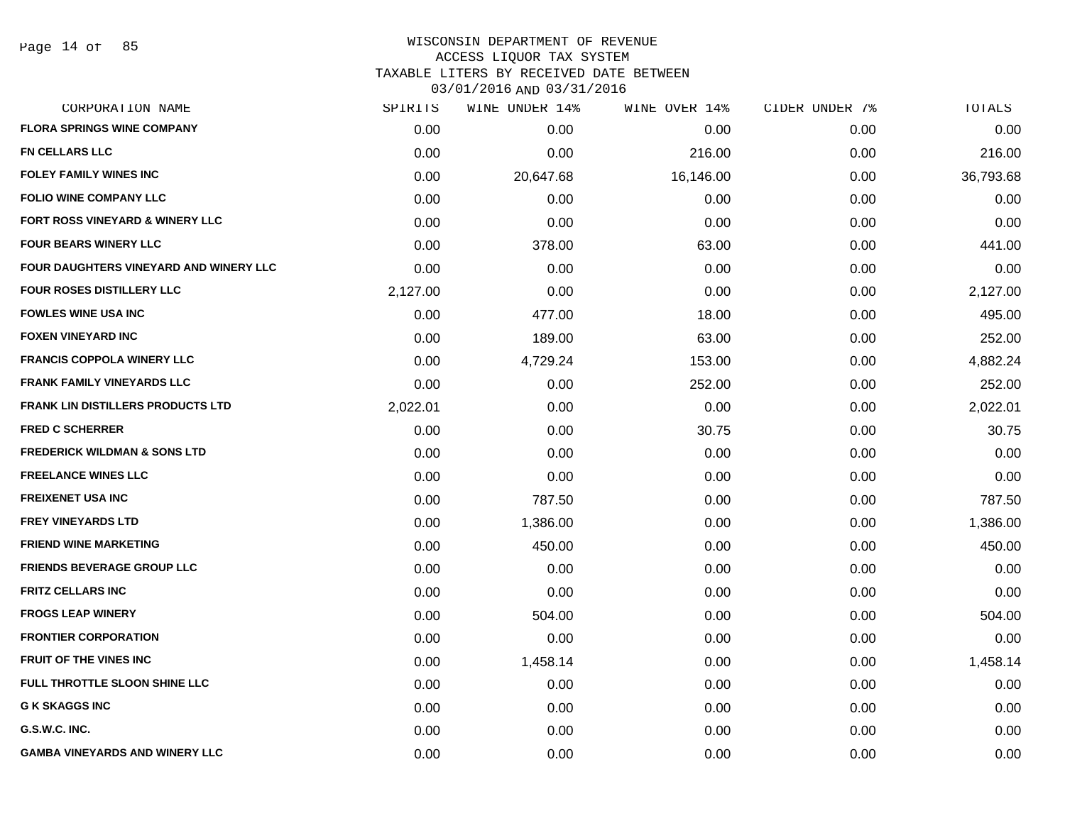WISCONSIN DEPARTMENT OF REVENUE
ACCESS LIQUOR TAX SYSTEM
TAXABLE LITERS BY RECEIVED DATE BETWEEN
03/01/2016 AND 03/31/2016

| CORPORATION NAME | SPIRITS | WINE UNDER 14% | WINE OVER 14% | CIDER UNDER 7% | TOTALS |
|---|---|---|---|---|---|
| FLORA SPRINGS WINE COMPANY | 0.00 | 0.00 | 0.00 | 0.00 | 0.00 |
| FN CELLARS LLC | 0.00 | 0.00 | 216.00 | 0.00 | 216.00 |
| FOLEY FAMILY WINES INC | 0.00 | 20,647.68 | 16,146.00 | 0.00 | 36,793.68 |
| FOLIO WINE COMPANY LLC | 0.00 | 0.00 | 0.00 | 0.00 | 0.00 |
| FORT ROSS VINEYARD & WINERY LLC | 0.00 | 0.00 | 0.00 | 0.00 | 0.00 |
| FOUR BEARS WINERY LLC | 0.00 | 378.00 | 63.00 | 0.00 | 441.00 |
| FOUR DAUGHTERS VINEYARD AND WINERY LLC | 0.00 | 0.00 | 0.00 | 0.00 | 0.00 |
| FOUR ROSES DISTILLERY LLC | 2,127.00 | 0.00 | 0.00 | 0.00 | 2,127.00 |
| FOWLES WINE USA INC | 0.00 | 477.00 | 18.00 | 0.00 | 495.00 |
| FOXEN VINEYARD INC | 0.00 | 189.00 | 63.00 | 0.00 | 252.00 |
| FRANCIS COPPOLA WINERY LLC | 0.00 | 4,729.24 | 153.00 | 0.00 | 4,882.24 |
| FRANK FAMILY VINEYARDS LLC | 0.00 | 0.00 | 252.00 | 0.00 | 252.00 |
| FRANK LIN DISTILLERS PRODUCTS LTD | 2,022.01 | 0.00 | 0.00 | 0.00 | 2,022.01 |
| FRED C SCHERRER | 0.00 | 0.00 | 30.75 | 0.00 | 30.75 |
| FREDERICK WILDMAN & SONS LTD | 0.00 | 0.00 | 0.00 | 0.00 | 0.00 |
| FREELANCE WINES LLC | 0.00 | 0.00 | 0.00 | 0.00 | 0.00 |
| FREIXENET USA INC | 0.00 | 787.50 | 0.00 | 0.00 | 787.50 |
| FREY VINEYARDS LTD | 0.00 | 1,386.00 | 0.00 | 0.00 | 1,386.00 |
| FRIEND WINE MARKETING | 0.00 | 450.00 | 0.00 | 0.00 | 450.00 |
| FRIENDS BEVERAGE GROUP LLC | 0.00 | 0.00 | 0.00 | 0.00 | 0.00 |
| FRITZ CELLARS INC | 0.00 | 0.00 | 0.00 | 0.00 | 0.00 |
| FROGS LEAP WINERY | 0.00 | 504.00 | 0.00 | 0.00 | 504.00 |
| FRONTIER CORPORATION | 0.00 | 0.00 | 0.00 | 0.00 | 0.00 |
| FRUIT OF THE VINES INC | 0.00 | 1,458.14 | 0.00 | 0.00 | 1,458.14 |
| FULL THROTTLE SLOON SHINE LLC | 0.00 | 0.00 | 0.00 | 0.00 | 0.00 |
| G K SKAGGS INC | 0.00 | 0.00 | 0.00 | 0.00 | 0.00 |
| G.S.W.C. INC. | 0.00 | 0.00 | 0.00 | 0.00 | 0.00 |
| GAMBA VINEYARDS AND WINERY LLC | 0.00 | 0.00 | 0.00 | 0.00 | 0.00 |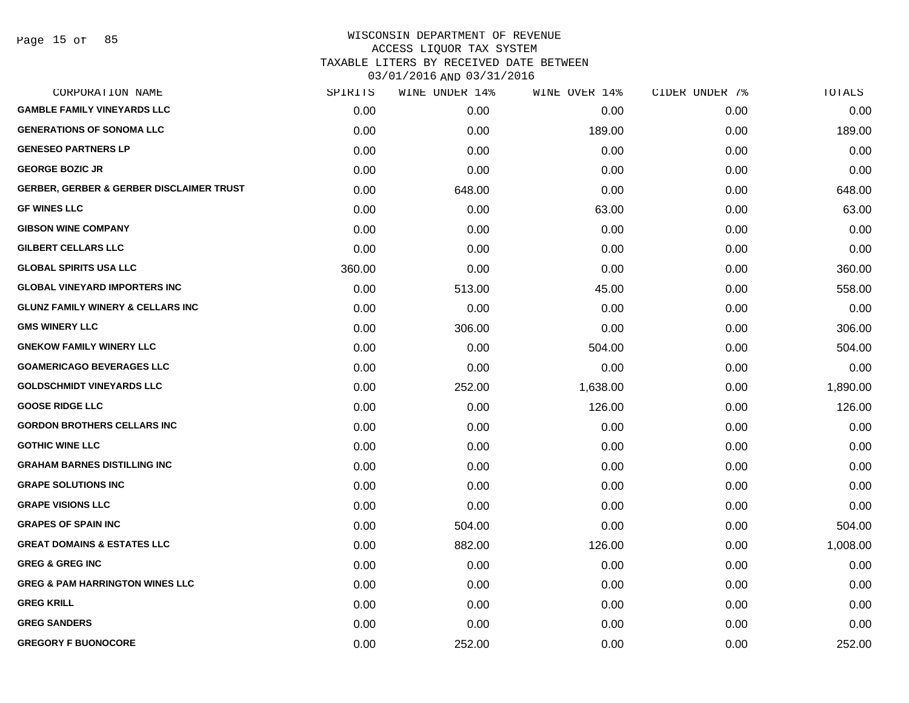WISCONSIN DEPARTMENT OF REVENUE
ACCESS LIQUOR TAX SYSTEM
TAXABLE LITERS BY RECEIVED DATE BETWEEN
03/01/2016 AND 03/31/2016

| CORPORATION NAME | SPIRITS | WINE UNDER 14% | WINE OVER 14% | CIDER UNDER 7% | TOTALS |
|---|---|---|---|---|---|
| GAMBLE FAMILY VINEYARDS LLC | 0.00 | 0.00 | 0.00 | 0.00 | 0.00 |
| GENERATIONS OF SONOMA LLC | 0.00 | 0.00 | 189.00 | 0.00 | 189.00 |
| GENESEO PARTNERS LP | 0.00 | 0.00 | 0.00 | 0.00 | 0.00 |
| GEORGE BOZIC JR | 0.00 | 0.00 | 0.00 | 0.00 | 0.00 |
| GERBER, GERBER & GERBER DISCLAIMER TRUST | 0.00 | 648.00 | 0.00 | 0.00 | 648.00 |
| GF WINES LLC | 0.00 | 0.00 | 63.00 | 0.00 | 63.00 |
| GIBSON WINE COMPANY | 0.00 | 0.00 | 0.00 | 0.00 | 0.00 |
| GILBERT CELLARS LLC | 0.00 | 0.00 | 0.00 | 0.00 | 0.00 |
| GLOBAL SPIRITS USA LLC | 360.00 | 0.00 | 0.00 | 0.00 | 360.00 |
| GLOBAL VINEYARD IMPORTERS INC | 0.00 | 513.00 | 45.00 | 0.00 | 558.00 |
| GLUNZ FAMILY WINERY & CELLARS INC | 0.00 | 0.00 | 0.00 | 0.00 | 0.00 |
| GMS WINERY LLC | 0.00 | 306.00 | 0.00 | 0.00 | 306.00 |
| GNEKOW FAMILY WINERY LLC | 0.00 | 0.00 | 504.00 | 0.00 | 504.00 |
| GOAMERICAGO BEVERAGES LLC | 0.00 | 0.00 | 0.00 | 0.00 | 0.00 |
| GOLDSCHMIDT VINEYARDS LLC | 0.00 | 252.00 | 1,638.00 | 0.00 | 1,890.00 |
| GOOSE RIDGE LLC | 0.00 | 0.00 | 126.00 | 0.00 | 126.00 |
| GORDON BROTHERS CELLARS INC | 0.00 | 0.00 | 0.00 | 0.00 | 0.00 |
| GOTHIC WINE LLC | 0.00 | 0.00 | 0.00 | 0.00 | 0.00 |
| GRAHAM BARNES DISTILLING INC | 0.00 | 0.00 | 0.00 | 0.00 | 0.00 |
| GRAPE SOLUTIONS INC | 0.00 | 0.00 | 0.00 | 0.00 | 0.00 |
| GRAPE VISIONS LLC | 0.00 | 0.00 | 0.00 | 0.00 | 0.00 |
| GRAPES OF SPAIN INC | 0.00 | 504.00 | 0.00 | 0.00 | 504.00 |
| GREAT DOMAINS & ESTATES LLC | 0.00 | 882.00 | 126.00 | 0.00 | 1,008.00 |
| GREG & GREG INC | 0.00 | 0.00 | 0.00 | 0.00 | 0.00 |
| GREG & PAM HARRINGTON WINES LLC | 0.00 | 0.00 | 0.00 | 0.00 | 0.00 |
| GREG KRILL | 0.00 | 0.00 | 0.00 | 0.00 | 0.00 |
| GREG SANDERS | 0.00 | 0.00 | 0.00 | 0.00 | 0.00 |
| GREGORY F BUONOCORE | 0.00 | 252.00 | 0.00 | 0.00 | 252.00 |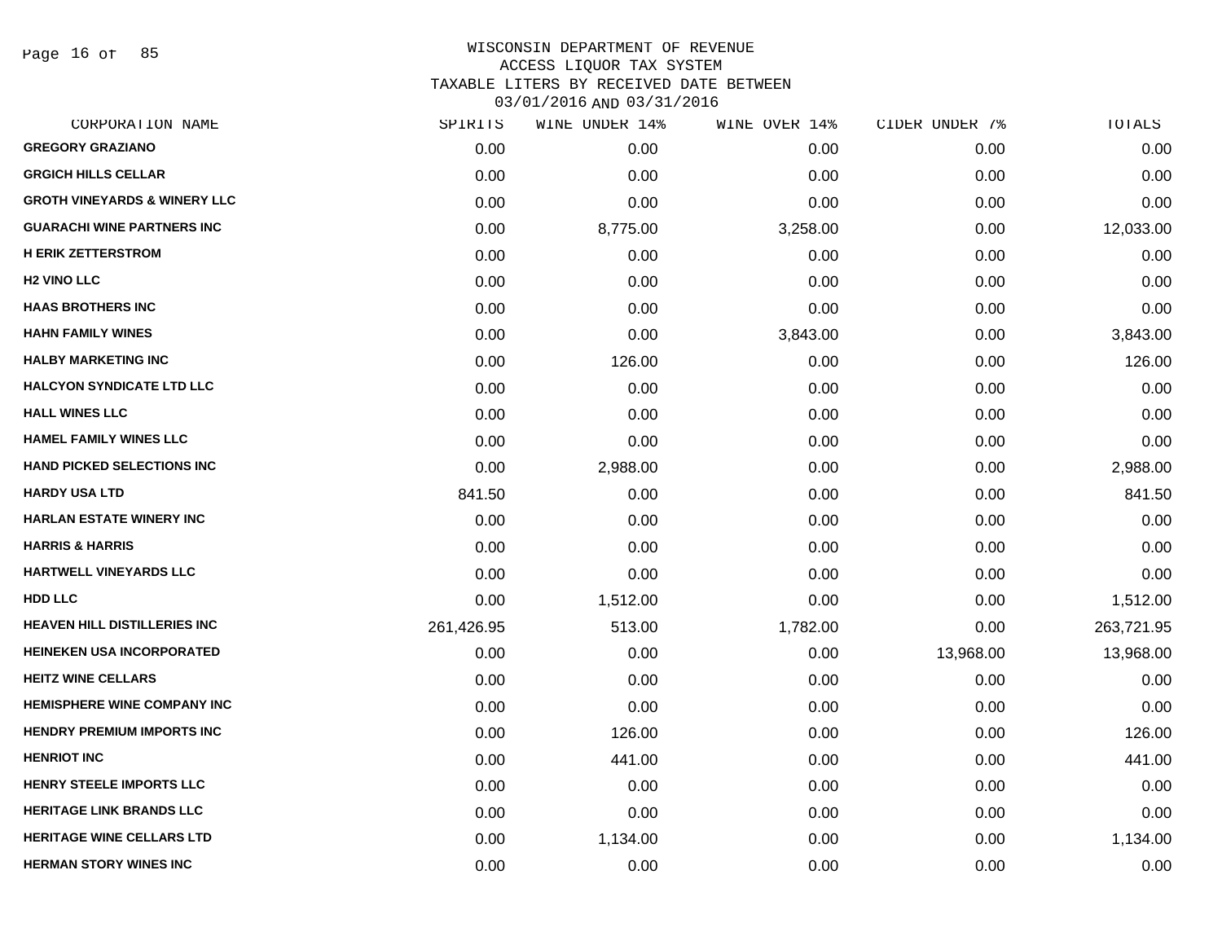WISCONSIN DEPARTMENT OF REVENUE
ACCESS LIQUOR TAX SYSTEM
TAXABLE LITERS BY RECEIVED DATE BETWEEN
03/01/2016 AND 03/31/2016

| CORPORATION NAME | SPIRITS | WINE UNDER 14% | WINE OVER 14% | CIDER UNDER 7% | TOTALS |
|---|---|---|---|---|---|
| GREGORY GRAZIANO | 0.00 | 0.00 | 0.00 | 0.00 | 0.00 |
| GRGICH HILLS CELLAR | 0.00 | 0.00 | 0.00 | 0.00 | 0.00 |
| GROTH VINEYARDS & WINERY LLC | 0.00 | 0.00 | 0.00 | 0.00 | 0.00 |
| GUARACHI WINE PARTNERS INC | 0.00 | 8,775.00 | 3,258.00 | 0.00 | 12,033.00 |
| H ERIK ZETTERSTROM | 0.00 | 0.00 | 0.00 | 0.00 | 0.00 |
| H2 VINO LLC | 0.00 | 0.00 | 0.00 | 0.00 | 0.00 |
| HAAS BROTHERS INC | 0.00 | 0.00 | 0.00 | 0.00 | 0.00 |
| HAHN FAMILY WINES | 0.00 | 0.00 | 3,843.00 | 0.00 | 3,843.00 |
| HALBY MARKETING INC | 0.00 | 126.00 | 0.00 | 0.00 | 126.00 |
| HALCYON SYNDICATE LTD LLC | 0.00 | 0.00 | 0.00 | 0.00 | 0.00 |
| HALL WINES LLC | 0.00 | 0.00 | 0.00 | 0.00 | 0.00 |
| HAMEL FAMILY WINES LLC | 0.00 | 0.00 | 0.00 | 0.00 | 0.00 |
| HAND PICKED SELECTIONS INC | 0.00 | 2,988.00 | 0.00 | 0.00 | 2,988.00 |
| HARDY USA LTD | 841.50 | 0.00 | 0.00 | 0.00 | 841.50 |
| HARLAN ESTATE WINERY INC | 0.00 | 0.00 | 0.00 | 0.00 | 0.00 |
| HARRIS & HARRIS | 0.00 | 0.00 | 0.00 | 0.00 | 0.00 |
| HARTWELL VINEYARDS LLC | 0.00 | 0.00 | 0.00 | 0.00 | 0.00 |
| HDD LLC | 0.00 | 1,512.00 | 0.00 | 0.00 | 1,512.00 |
| HEAVEN HILL DISTILLERIES INC | 261,426.95 | 513.00 | 1,782.00 | 0.00 | 263,721.95 |
| HEINEKEN USA INCORPORATED | 0.00 | 0.00 | 0.00 | 13,968.00 | 13,968.00 |
| HEITZ WINE CELLARS | 0.00 | 0.00 | 0.00 | 0.00 | 0.00 |
| HEMISPHERE WINE COMPANY INC | 0.00 | 0.00 | 0.00 | 0.00 | 0.00 |
| HENDRY PREMIUM IMPORTS INC | 0.00 | 126.00 | 0.00 | 0.00 | 126.00 |
| HENRIOT INC | 0.00 | 441.00 | 0.00 | 0.00 | 441.00 |
| HENRY STEELE IMPORTS LLC | 0.00 | 0.00 | 0.00 | 0.00 | 0.00 |
| HERITAGE LINK BRANDS LLC | 0.00 | 0.00 | 0.00 | 0.00 | 0.00 |
| HERITAGE WINE CELLARS LTD | 0.00 | 1,134.00 | 0.00 | 0.00 | 1,134.00 |
| HERMAN STORY WINES INC | 0.00 | 0.00 | 0.00 | 0.00 | 0.00 |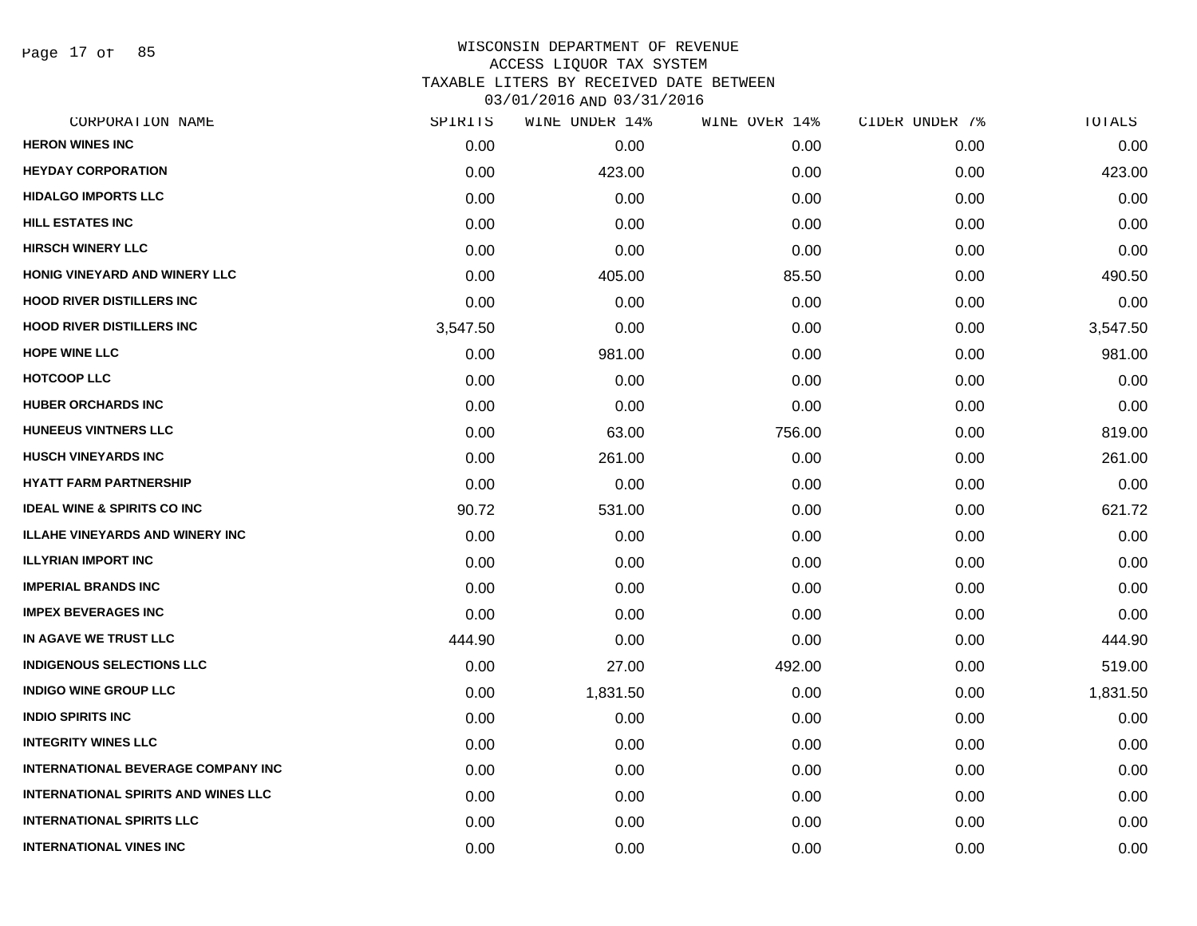# WISCONSIN DEPARTMENT OF REVENUE
## ACCESS LIQUOR TAX SYSTEM
### TAXABLE LITERS BY RECEIVED DATE BETWEEN 03/01/2016 AND 03/31/2016

| CORPORATION NAME | SPIRITS | WINE UNDER 14% | WINE OVER 14% | CIDER UNDER 7% | TOTALS |
|---|---|---|---|---|---|
| HERON WINES INC | 0.00 | 0.00 | 0.00 | 0.00 | 0.00 |
| HEYDAY CORPORATION | 0.00 | 423.00 | 0.00 | 0.00 | 423.00 |
| HIDALGO IMPORTS LLC | 0.00 | 0.00 | 0.00 | 0.00 | 0.00 |
| HILL ESTATES INC | 0.00 | 0.00 | 0.00 | 0.00 | 0.00 |
| HIRSCH WINERY LLC | 0.00 | 0.00 | 0.00 | 0.00 | 0.00 |
| HONIG VINEYARD AND WINERY LLC | 0.00 | 405.00 | 85.50 | 0.00 | 490.50 |
| HOOD RIVER DISTILLERS INC | 0.00 | 0.00 | 0.00 | 0.00 | 0.00 |
| HOOD RIVER DISTILLERS INC | 3,547.50 | 0.00 | 0.00 | 0.00 | 3,547.50 |
| HOPE WINE LLC | 0.00 | 981.00 | 0.00 | 0.00 | 981.00 |
| HOTCOOP LLC | 0.00 | 0.00 | 0.00 | 0.00 | 0.00 |
| HUBER ORCHARDS INC | 0.00 | 0.00 | 0.00 | 0.00 | 0.00 |
| HUNEEUS VINTNERS LLC | 0.00 | 63.00 | 756.00 | 0.00 | 819.00 |
| HUSCH VINEYARDS INC | 0.00 | 261.00 | 0.00 | 0.00 | 261.00 |
| HYATT FARM PARTNERSHIP | 0.00 | 0.00 | 0.00 | 0.00 | 0.00 |
| IDEAL WINE & SPIRITS CO INC | 90.72 | 531.00 | 0.00 | 0.00 | 621.72 |
| ILLAHE VINEYARDS AND WINERY INC | 0.00 | 0.00 | 0.00 | 0.00 | 0.00 |
| ILLYRIAN IMPORT INC | 0.00 | 0.00 | 0.00 | 0.00 | 0.00 |
| IMPERIAL BRANDS INC | 0.00 | 0.00 | 0.00 | 0.00 | 0.00 |
| IMPEX BEVERAGES INC | 0.00 | 0.00 | 0.00 | 0.00 | 0.00 |
| IN AGAVE WE TRUST LLC | 444.90 | 0.00 | 0.00 | 0.00 | 444.90 |
| INDIGENOUS SELECTIONS LLC | 0.00 | 27.00 | 492.00 | 0.00 | 519.00 |
| INDIGO WINE GROUP LLC | 0.00 | 1,831.50 | 0.00 | 0.00 | 1,831.50 |
| INDIO SPIRITS INC | 0.00 | 0.00 | 0.00 | 0.00 | 0.00 |
| INTEGRITY WINES LLC | 0.00 | 0.00 | 0.00 | 0.00 | 0.00 |
| INTERNATIONAL BEVERAGE COMPANY INC | 0.00 | 0.00 | 0.00 | 0.00 | 0.00 |
| INTERNATIONAL SPIRITS AND WINES LLC | 0.00 | 0.00 | 0.00 | 0.00 | 0.00 |
| INTERNATIONAL SPIRITS LLC | 0.00 | 0.00 | 0.00 | 0.00 | 0.00 |
| INTERNATIONAL VINES INC | 0.00 | 0.00 | 0.00 | 0.00 | 0.00 |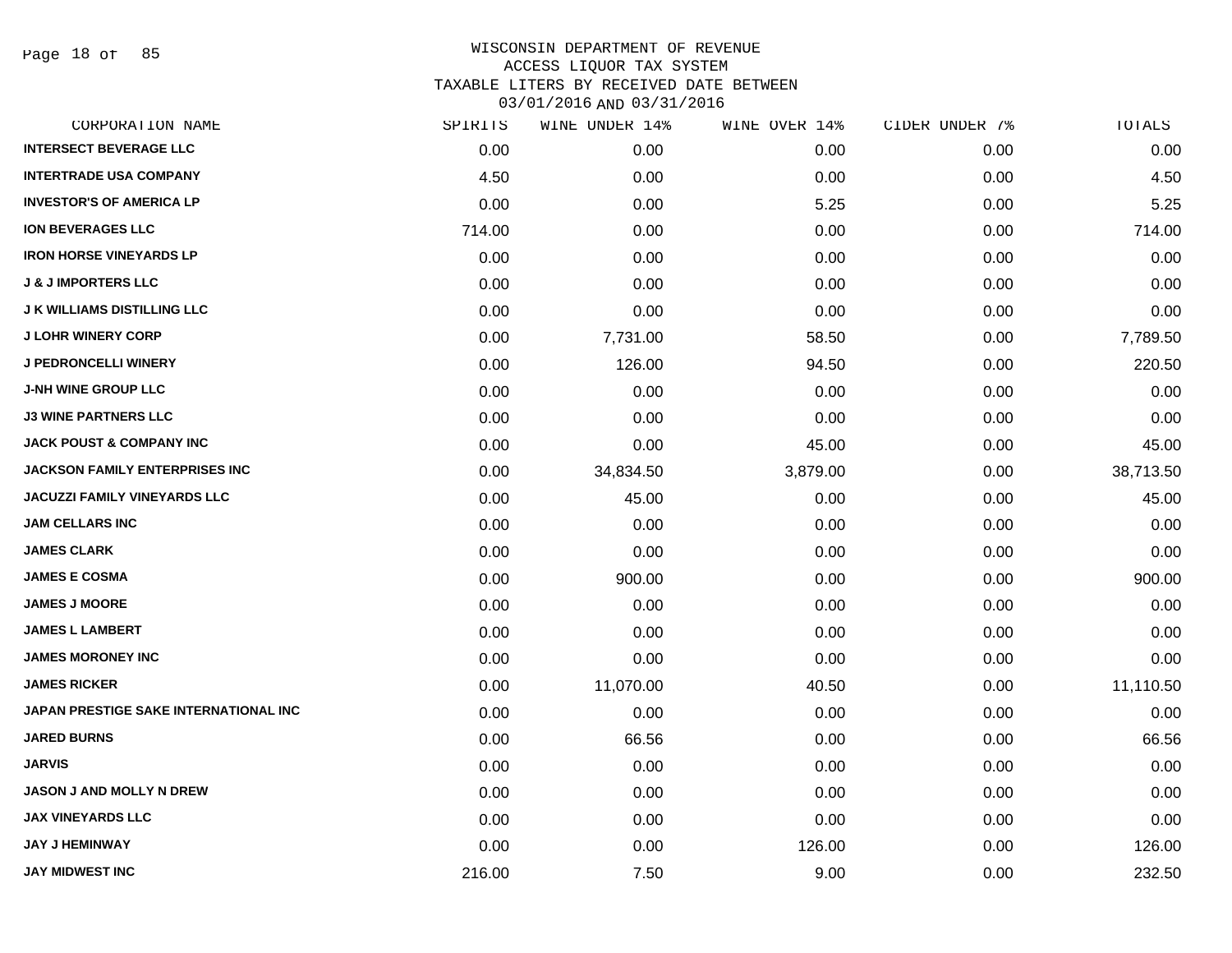WISCONSIN DEPARTMENT OF REVENUE
ACCESS LIQUOR TAX SYSTEM
TAXABLE LITERS BY RECEIVED DATE BETWEEN
03/01/2016 AND 03/31/2016

| CORPORATION NAME | SPIRITS | WINE UNDER 14% | WINE OVER 14% | CIDER UNDER 7% | TOTALS |
|---|---|---|---|---|---|
| INTERSECT BEVERAGE LLC | 0.00 | 0.00 | 0.00 | 0.00 | 0.00 |
| INTERTRADE USA COMPANY | 4.50 | 0.00 | 0.00 | 0.00 | 4.50 |
| INVESTOR'S OF AMERICA LP | 0.00 | 0.00 | 5.25 | 0.00 | 5.25 |
| ION BEVERAGES LLC | 714.00 | 0.00 | 0.00 | 0.00 | 714.00 |
| IRON HORSE VINEYARDS LP | 0.00 | 0.00 | 0.00 | 0.00 | 0.00 |
| J & J IMPORTERS LLC | 0.00 | 0.00 | 0.00 | 0.00 | 0.00 |
| J K WILLIAMS DISTILLING LLC | 0.00 | 0.00 | 0.00 | 0.00 | 0.00 |
| J LOHR WINERY CORP | 0.00 | 7,731.00 | 58.50 | 0.00 | 7,789.50 |
| J PEDRONCELLI WINERY | 0.00 | 126.00 | 94.50 | 0.00 | 220.50 |
| J-NH WINE GROUP LLC | 0.00 | 0.00 | 0.00 | 0.00 | 0.00 |
| J3 WINE PARTNERS LLC | 0.00 | 0.00 | 0.00 | 0.00 | 0.00 |
| JACK POUST & COMPANY INC | 0.00 | 0.00 | 45.00 | 0.00 | 45.00 |
| JACKSON FAMILY ENTERPRISES INC | 0.00 | 34,834.50 | 3,879.00 | 0.00 | 38,713.50 |
| JACUZZI FAMILY VINEYARDS LLC | 0.00 | 45.00 | 0.00 | 0.00 | 45.00 |
| JAM CELLARS INC | 0.00 | 0.00 | 0.00 | 0.00 | 0.00 |
| JAMES CLARK | 0.00 | 0.00 | 0.00 | 0.00 | 0.00 |
| JAMES E COSMA | 0.00 | 900.00 | 0.00 | 0.00 | 900.00 |
| JAMES J MOORE | 0.00 | 0.00 | 0.00 | 0.00 | 0.00 |
| JAMES L LAMBERT | 0.00 | 0.00 | 0.00 | 0.00 | 0.00 |
| JAMES MORONEY INC | 0.00 | 0.00 | 0.00 | 0.00 | 0.00 |
| JAMES RICKER | 0.00 | 11,070.00 | 40.50 | 0.00 | 11,110.50 |
| JAPAN PRESTIGE SAKE INTERNATIONAL INC | 0.00 | 0.00 | 0.00 | 0.00 | 0.00 |
| JARED BURNS | 0.00 | 66.56 | 0.00 | 0.00 | 66.56 |
| JARVIS | 0.00 | 0.00 | 0.00 | 0.00 | 0.00 |
| JASON J AND MOLLY N DREW | 0.00 | 0.00 | 0.00 | 0.00 | 0.00 |
| JAX VINEYARDS LLC | 0.00 | 0.00 | 0.00 | 0.00 | 0.00 |
| JAY J HEMINWAY | 0.00 | 0.00 | 126.00 | 0.00 | 126.00 |
| JAY MIDWEST INC | 216.00 | 7.50 | 9.00 | 0.00 | 232.50 |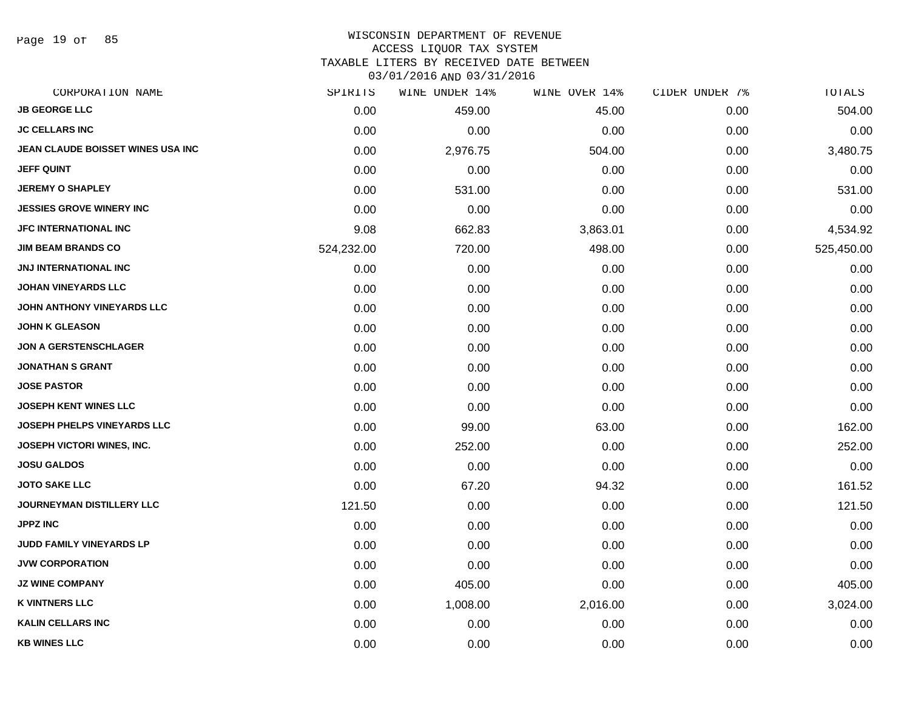# WISCONSIN DEPARTMENT OF REVENUE
## ACCESS LIQUOR TAX SYSTEM
## TAXABLE LITERS BY RECEIVED DATE BETWEEN 03/01/2016 AND 03/31/2016

| CORPORATION NAME | SPIRITS | WINE UNDER 14% | WINE OVER 14% | CIDER UNDER 7% | TOTALS |
|---|---|---|---|---|---|
| JB GEORGE LLC | 0.00 | 459.00 | 45.00 | 0.00 | 504.00 |
| JC CELLARS INC | 0.00 | 0.00 | 0.00 | 0.00 | 0.00 |
| JEAN CLAUDE BOISSET WINES USA INC | 0.00 | 2,976.75 | 504.00 | 0.00 | 3,480.75 |
| JEFF QUINT | 0.00 | 0.00 | 0.00 | 0.00 | 0.00 |
| JEREMY O SHAPLEY | 0.00 | 531.00 | 0.00 | 0.00 | 531.00 |
| JESSIES GROVE WINERY INC | 0.00 | 0.00 | 0.00 | 0.00 | 0.00 |
| JFC INTERNATIONAL INC | 9.08 | 662.83 | 3,863.01 | 0.00 | 4,534.92 |
| JIM BEAM BRANDS CO | 524,232.00 | 720.00 | 498.00 | 0.00 | 525,450.00 |
| JNJ INTERNATIONAL INC | 0.00 | 0.00 | 0.00 | 0.00 | 0.00 |
| JOHAN VINEYARDS LLC | 0.00 | 0.00 | 0.00 | 0.00 | 0.00 |
| JOHN ANTHONY VINEYARDS LLC | 0.00 | 0.00 | 0.00 | 0.00 | 0.00 |
| JOHN K GLEASON | 0.00 | 0.00 | 0.00 | 0.00 | 0.00 |
| JON A GERSTENSCHLAGER | 0.00 | 0.00 | 0.00 | 0.00 | 0.00 |
| JONATHAN S GRANT | 0.00 | 0.00 | 0.00 | 0.00 | 0.00 |
| JOSE PASTOR | 0.00 | 0.00 | 0.00 | 0.00 | 0.00 |
| JOSEPH KENT WINES LLC | 0.00 | 0.00 | 0.00 | 0.00 | 0.00 |
| JOSEPH PHELPS VINEYARDS LLC | 0.00 | 99.00 | 63.00 | 0.00 | 162.00 |
| JOSEPH VICTORI WINES, INC. | 0.00 | 252.00 | 0.00 | 0.00 | 252.00 |
| JOSU GALDOS | 0.00 | 0.00 | 0.00 | 0.00 | 0.00 |
| JOTO SAKE LLC | 0.00 | 67.20 | 94.32 | 0.00 | 161.52 |
| JOURNEYMAN DISTILLERY LLC | 121.50 | 0.00 | 0.00 | 0.00 | 121.50 |
| JPPZ INC | 0.00 | 0.00 | 0.00 | 0.00 | 0.00 |
| JUDD FAMILY VINEYARDS LP | 0.00 | 0.00 | 0.00 | 0.00 | 0.00 |
| JVW CORPORATION | 0.00 | 0.00 | 0.00 | 0.00 | 0.00 |
| JZ WINE COMPANY | 0.00 | 405.00 | 0.00 | 0.00 | 405.00 |
| K VINTNERS LLC | 0.00 | 1,008.00 | 2,016.00 | 0.00 | 3,024.00 |
| KALIN CELLARS INC | 0.00 | 0.00 | 0.00 | 0.00 | 0.00 |
| KB WINES LLC | 0.00 | 0.00 | 0.00 | 0.00 | 0.00 |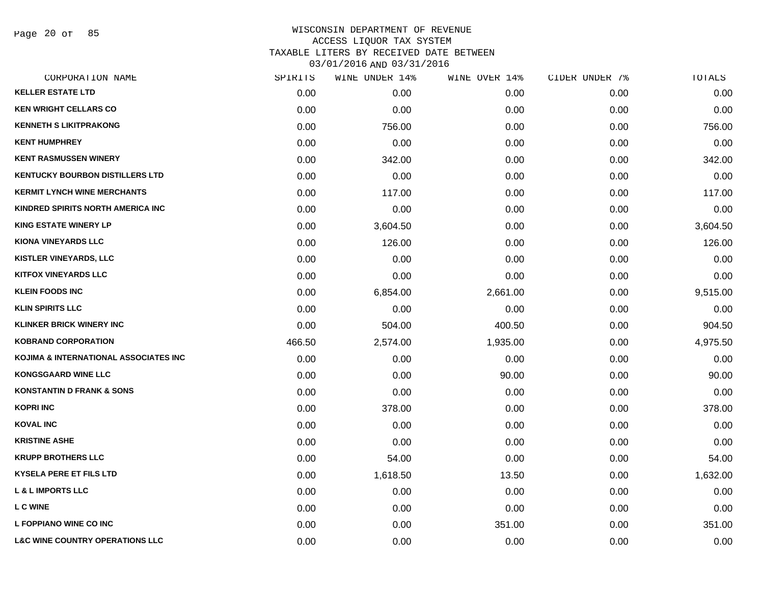# WISCONSIN DEPARTMENT OF REVENUE
## ACCESS LIQUOR TAX SYSTEM
## TAXABLE LITERS BY RECEIVED DATE BETWEEN 03/01/2016 AND 03/31/2016

| CORPORATION NAME | SPIRITS | WINE UNDER 14% | WINE OVER 14% | CIDER UNDER 7% | TOTALS |
|---|---|---|---|---|---|
| KELLER ESTATE LTD | 0.00 | 0.00 | 0.00 | 0.00 | 0.00 |
| KEN WRIGHT CELLARS CO | 0.00 | 0.00 | 0.00 | 0.00 | 0.00 |
| KENNETH S LIKITPRAKONG | 0.00 | 756.00 | 0.00 | 0.00 | 756.00 |
| KENT HUMPHREY | 0.00 | 0.00 | 0.00 | 0.00 | 0.00 |
| KENT RASMUSSEN WINERY | 0.00 | 342.00 | 0.00 | 0.00 | 342.00 |
| KENTUCKY BOURBON DISTILLERS LTD | 0.00 | 0.00 | 0.00 | 0.00 | 0.00 |
| KERMIT LYNCH WINE MERCHANTS | 0.00 | 117.00 | 0.00 | 0.00 | 117.00 |
| KINDRED SPIRITS NORTH AMERICA INC | 0.00 | 0.00 | 0.00 | 0.00 | 0.00 |
| KING ESTATE WINERY LP | 0.00 | 3,604.50 | 0.00 | 0.00 | 3,604.50 |
| KIONA VINEYARDS LLC | 0.00 | 126.00 | 0.00 | 0.00 | 126.00 |
| KISTLER VINEYARDS, LLC | 0.00 | 0.00 | 0.00 | 0.00 | 0.00 |
| KITFOX VINEYARDS LLC | 0.00 | 0.00 | 0.00 | 0.00 | 0.00 |
| KLEIN FOODS INC | 0.00 | 6,854.00 | 2,661.00 | 0.00 | 9,515.00 |
| KLIN SPIRITS LLC | 0.00 | 0.00 | 0.00 | 0.00 | 0.00 |
| KLINKER BRICK WINERY INC | 0.00 | 504.00 | 400.50 | 0.00 | 904.50 |
| KOBRAND CORPORATION | 466.50 | 2,574.00 | 1,935.00 | 0.00 | 4,975.50 |
| KOJIMA & INTERNATIONAL ASSOCIATES INC | 0.00 | 0.00 | 0.00 | 0.00 | 0.00 |
| KONGSGAARD WINE LLC | 0.00 | 0.00 | 90.00 | 0.00 | 90.00 |
| KONSTANTIN D FRANK & SONS | 0.00 | 0.00 | 0.00 | 0.00 | 0.00 |
| KOPRI INC | 0.00 | 378.00 | 0.00 | 0.00 | 378.00 |
| KOVAL INC | 0.00 | 0.00 | 0.00 | 0.00 | 0.00 |
| KRISTINE ASHE | 0.00 | 0.00 | 0.00 | 0.00 | 0.00 |
| KRUPP BROTHERS LLC | 0.00 | 54.00 | 0.00 | 0.00 | 54.00 |
| KYSELA PERE ET FILS LTD | 0.00 | 1,618.50 | 13.50 | 0.00 | 1,632.00 |
| L & L IMPORTS LLC | 0.00 | 0.00 | 0.00 | 0.00 | 0.00 |
| L C WINE | 0.00 | 0.00 | 0.00 | 0.00 | 0.00 |
| L FOPPIANO WINE CO INC | 0.00 | 0.00 | 351.00 | 0.00 | 351.00 |
| L&C WINE COUNTRY OPERATIONS LLC | 0.00 | 0.00 | 0.00 | 0.00 | 0.00 |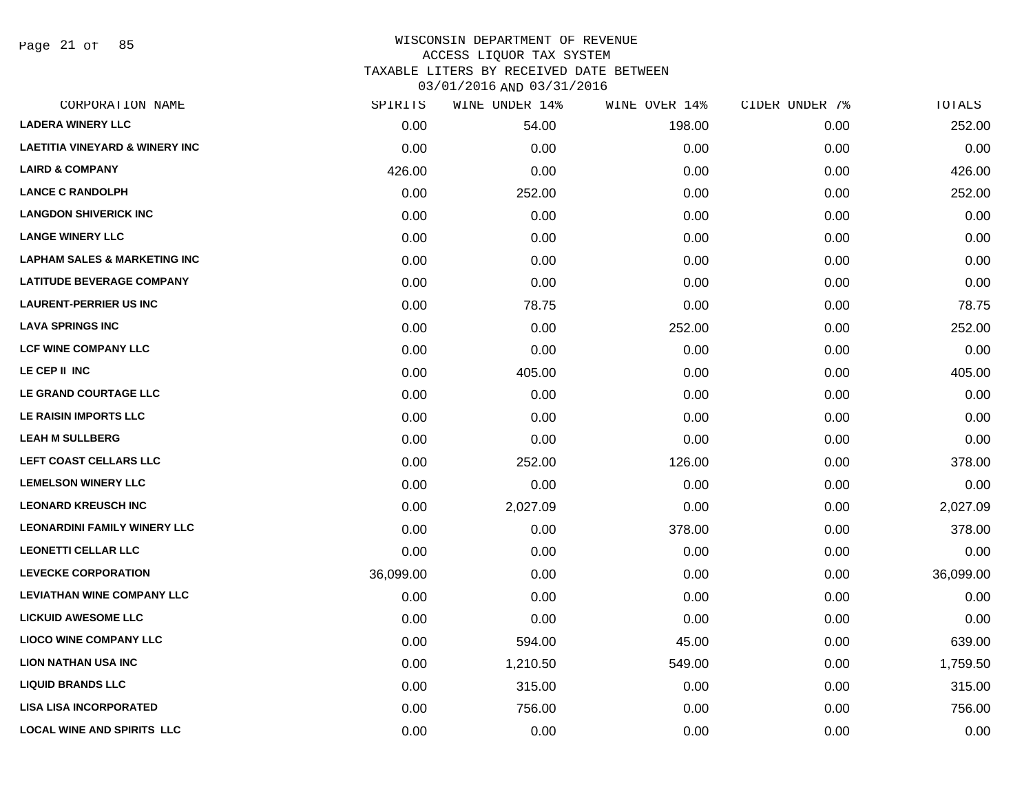# WISCONSIN DEPARTMENT OF REVENUE
## ACCESS LIQUOR TAX SYSTEM
## TAXABLE LITERS BY RECEIVED DATE BETWEEN 03/01/2016 AND 03/31/2016

| CORPORATION NAME | SPIRITS | WINE UNDER 14% | WINE OVER 14% | CIDER UNDER 7% | TOTALS |
|---|---|---|---|---|---|
| LADERA WINERY LLC | 0.00 | 54.00 | 198.00 | 0.00 | 252.00 |
| LAETITIA VINEYARD & WINERY INC | 0.00 | 0.00 | 0.00 | 0.00 | 0.00 |
| LAIRD & COMPANY | 426.00 | 0.00 | 0.00 | 0.00 | 426.00 |
| LANCE C RANDOLPH | 0.00 | 252.00 | 0.00 | 0.00 | 252.00 |
| LANGDON SHIVERICK INC | 0.00 | 0.00 | 0.00 | 0.00 | 0.00 |
| LANGE WINERY LLC | 0.00 | 0.00 | 0.00 | 0.00 | 0.00 |
| LAPHAM SALES & MARKETING INC | 0.00 | 0.00 | 0.00 | 0.00 | 0.00 |
| LATITUDE BEVERAGE COMPANY | 0.00 | 0.00 | 0.00 | 0.00 | 0.00 |
| LAURENT-PERRIER US INC | 0.00 | 78.75 | 0.00 | 0.00 | 78.75 |
| LAVA SPRINGS INC | 0.00 | 0.00 | 252.00 | 0.00 | 252.00 |
| LCF WINE COMPANY LLC | 0.00 | 0.00 | 0.00 | 0.00 | 0.00 |
| LE CEP II INC | 0.00 | 405.00 | 0.00 | 0.00 | 405.00 |
| LE GRAND COURTAGE LLC | 0.00 | 0.00 | 0.00 | 0.00 | 0.00 |
| LE RAISIN IMPORTS LLC | 0.00 | 0.00 | 0.00 | 0.00 | 0.00 |
| LEAH M SULLBERG | 0.00 | 0.00 | 0.00 | 0.00 | 0.00 |
| LEFT COAST CELLARS LLC | 0.00 | 252.00 | 126.00 | 0.00 | 378.00 |
| LEMELSON WINERY LLC | 0.00 | 0.00 | 0.00 | 0.00 | 0.00 |
| LEONARD KREUSCH INC | 0.00 | 2,027.09 | 0.00 | 0.00 | 2,027.09 |
| LEONARDINI FAMILY WINERY LLC | 0.00 | 0.00 | 378.00 | 0.00 | 378.00 |
| LEONETTI CELLAR LLC | 0.00 | 0.00 | 0.00 | 0.00 | 0.00 |
| LEVECKE CORPORATION | 36,099.00 | 0.00 | 0.00 | 0.00 | 36,099.00 |
| LEVIATHAN WINE COMPANY LLC | 0.00 | 0.00 | 0.00 | 0.00 | 0.00 |
| LICKUID AWESOME LLC | 0.00 | 0.00 | 0.00 | 0.00 | 0.00 |
| LIOCO WINE COMPANY LLC | 0.00 | 594.00 | 45.00 | 0.00 | 639.00 |
| LION NATHAN USA INC | 0.00 | 1,210.50 | 549.00 | 0.00 | 1,759.50 |
| LIQUID BRANDS LLC | 0.00 | 315.00 | 0.00 | 0.00 | 315.00 |
| LISA LISA INCORPORATED | 0.00 | 756.00 | 0.00 | 0.00 | 756.00 |
| LOCAL WINE AND SPIRITS LLC | 0.00 | 0.00 | 0.00 | 0.00 | 0.00 |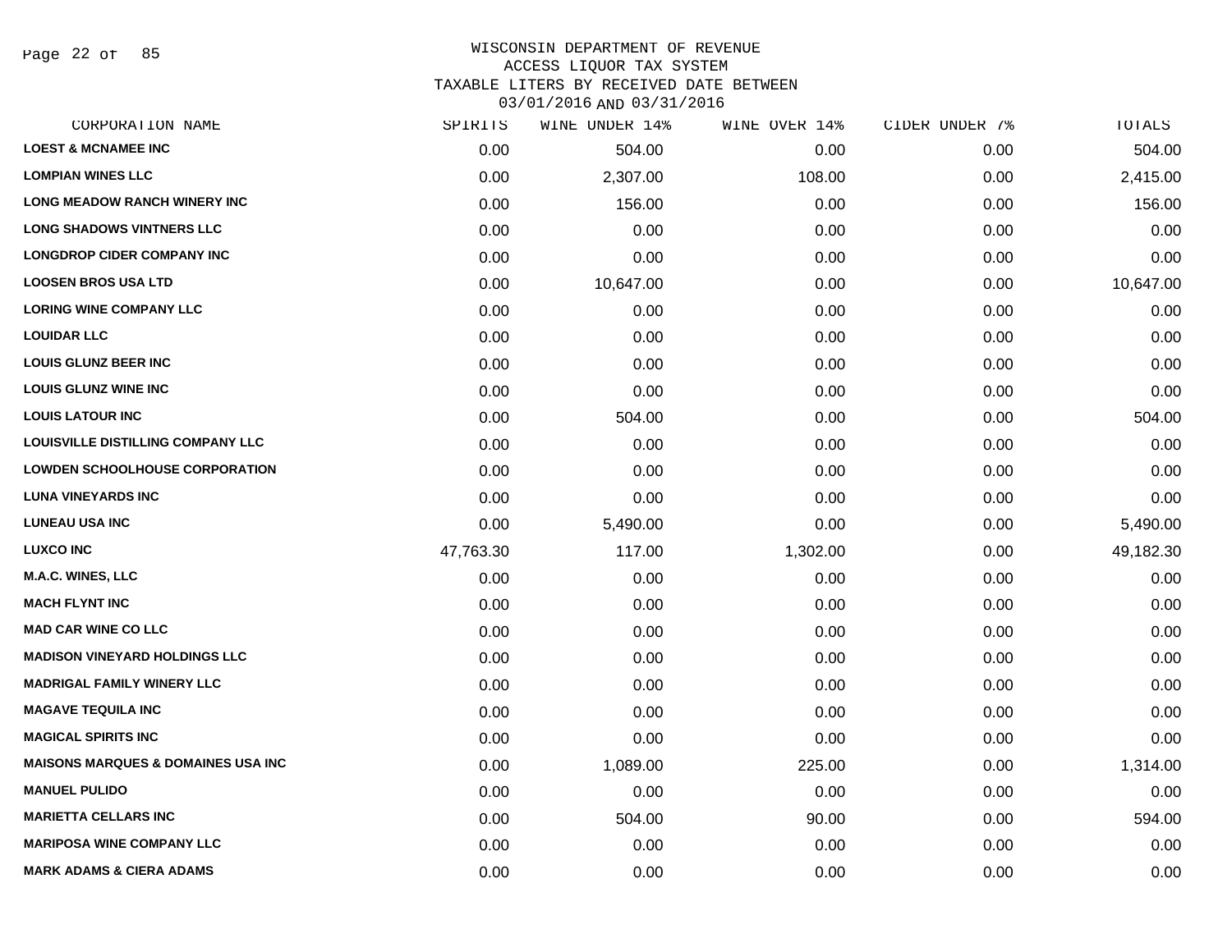# WISCONSIN DEPARTMENT OF REVENUE
## ACCESS LIQUOR TAX SYSTEM
### TAXABLE LITERS BY RECEIVED DATE BETWEEN 03/01/2016 AND 03/31/2016

| CORPORATION NAME | SPIRITS | WINE UNDER 14% | WINE OVER 14% | CIDER UNDER 7% | TOTALS |
|---|---|---|---|---|---|
| LOEST & MCNAMEE INC | 0.00 | 504.00 | 0.00 | 0.00 | 504.00 |
| LOMPIAN WINES LLC | 0.00 | 2,307.00 | 108.00 | 0.00 | 2,415.00 |
| LONG MEADOW RANCH WINERY INC | 0.00 | 156.00 | 0.00 | 0.00 | 156.00 |
| LONG SHADOWS VINTNERS LLC | 0.00 | 0.00 | 0.00 | 0.00 | 0.00 |
| LONGDROP CIDER COMPANY INC | 0.00 | 0.00 | 0.00 | 0.00 | 0.00 |
| LOOSEN BROS USA LTD | 0.00 | 10,647.00 | 0.00 | 0.00 | 10,647.00 |
| LORING WINE COMPANY LLC | 0.00 | 0.00 | 0.00 | 0.00 | 0.00 |
| LOUIDAR LLC | 0.00 | 0.00 | 0.00 | 0.00 | 0.00 |
| LOUIS GLUNZ BEER INC | 0.00 | 0.00 | 0.00 | 0.00 | 0.00 |
| LOUIS GLUNZ WINE INC | 0.00 | 0.00 | 0.00 | 0.00 | 0.00 |
| LOUIS LATOUR INC | 0.00 | 504.00 | 0.00 | 0.00 | 504.00 |
| LOUISVILLE DISTILLING COMPANY LLC | 0.00 | 0.00 | 0.00 | 0.00 | 0.00 |
| LOWDEN SCHOOLHOUSE CORPORATION | 0.00 | 0.00 | 0.00 | 0.00 | 0.00 |
| LUNA VINEYARDS INC | 0.00 | 0.00 | 0.00 | 0.00 | 0.00 |
| LUNEAU USA INC | 0.00 | 5,490.00 | 0.00 | 0.00 | 5,490.00 |
| LUXCO INC | 47,763.30 | 117.00 | 1,302.00 | 0.00 | 49,182.30 |
| M.A.C. WINES, LLC | 0.00 | 0.00 | 0.00 | 0.00 | 0.00 |
| MACH FLYNT INC | 0.00 | 0.00 | 0.00 | 0.00 | 0.00 |
| MAD CAR WINE CO LLC | 0.00 | 0.00 | 0.00 | 0.00 | 0.00 |
| MADISON VINEYARD HOLDINGS LLC | 0.00 | 0.00 | 0.00 | 0.00 | 0.00 |
| MADRIGAL FAMILY WINERY LLC | 0.00 | 0.00 | 0.00 | 0.00 | 0.00 |
| MAGAVE TEQUILA INC | 0.00 | 0.00 | 0.00 | 0.00 | 0.00 |
| MAGICAL SPIRITS INC | 0.00 | 0.00 | 0.00 | 0.00 | 0.00 |
| MAISONS MARQUES & DOMAINES USA INC | 0.00 | 1,089.00 | 225.00 | 0.00 | 1,314.00 |
| MANUEL PULIDO | 0.00 | 0.00 | 0.00 | 0.00 | 0.00 |
| MARIETTA CELLARS INC | 0.00 | 504.00 | 90.00 | 0.00 | 594.00 |
| MARIPOSA WINE COMPANY LLC | 0.00 | 0.00 | 0.00 | 0.00 | 0.00 |
| MARK ADAMS & CIERA ADAMS | 0.00 | 0.00 | 0.00 | 0.00 | 0.00 |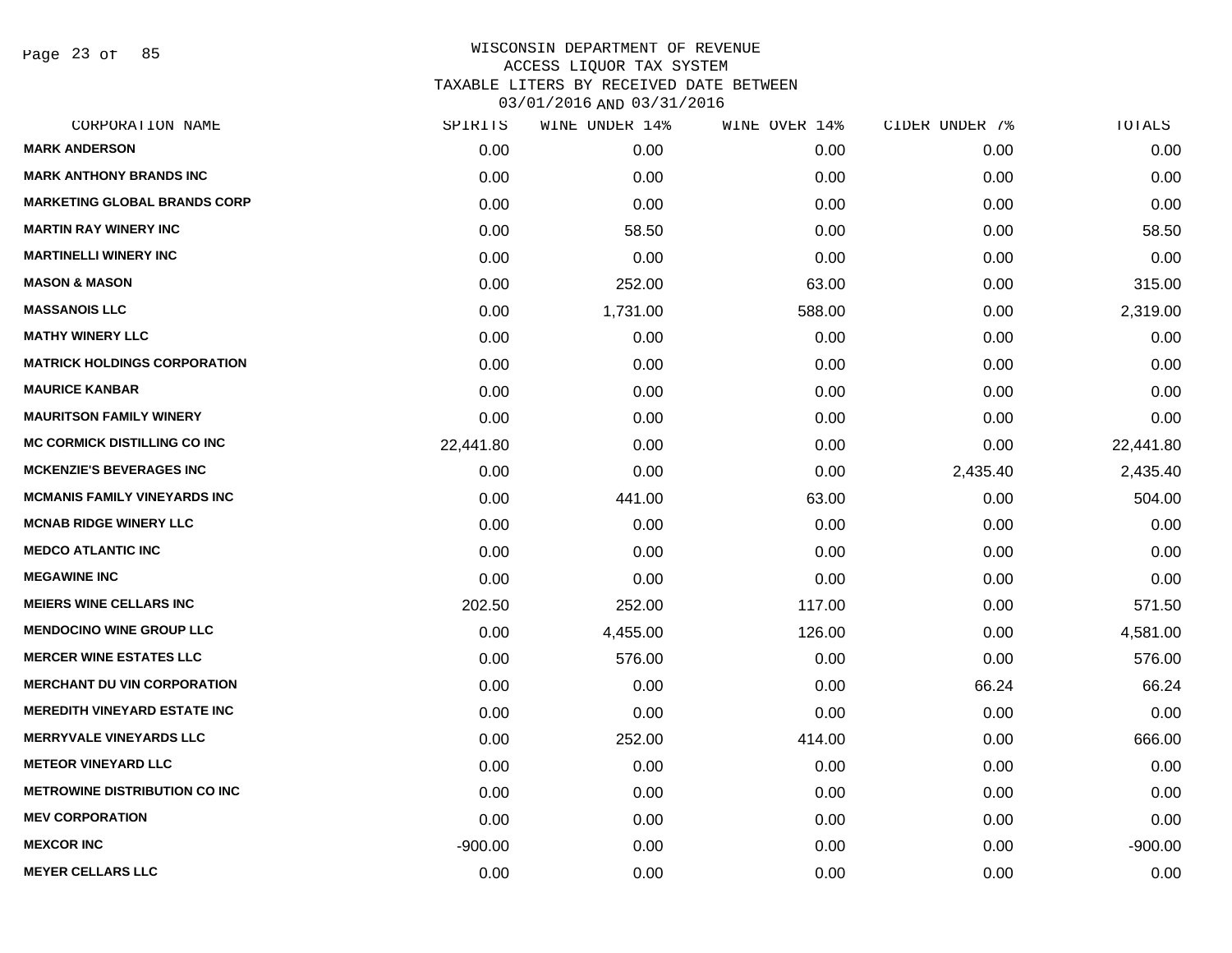WISCONSIN DEPARTMENT OF REVENUE
ACCESS LIQUOR TAX SYSTEM
TAXABLE LITERS BY RECEIVED DATE BETWEEN
03/01/2016 AND 03/31/2016

| CORPORATION NAME | SPIRITS | WINE UNDER 14% | WINE OVER 14% | CIDER UNDER 7% | TOTALS |
|---|---|---|---|---|---|
| MARK ANDERSON | 0.00 | 0.00 | 0.00 | 0.00 | 0.00 |
| MARK ANTHONY BRANDS INC | 0.00 | 0.00 | 0.00 | 0.00 | 0.00 |
| MARKETING GLOBAL BRANDS CORP | 0.00 | 0.00 | 0.00 | 0.00 | 0.00 |
| MARTIN RAY WINERY INC | 0.00 | 58.50 | 0.00 | 0.00 | 58.50 |
| MARTINELLI WINERY INC | 0.00 | 0.00 | 0.00 | 0.00 | 0.00 |
| MASON & MASON | 0.00 | 252.00 | 63.00 | 0.00 | 315.00 |
| MASSANOIS LLC | 0.00 | 1,731.00 | 588.00 | 0.00 | 2,319.00 |
| MATHY WINERY LLC | 0.00 | 0.00 | 0.00 | 0.00 | 0.00 |
| MATRICK HOLDINGS CORPORATION | 0.00 | 0.00 | 0.00 | 0.00 | 0.00 |
| MAURICE KANBAR | 0.00 | 0.00 | 0.00 | 0.00 | 0.00 |
| MAURITSON FAMILY WINERY | 0.00 | 0.00 | 0.00 | 0.00 | 0.00 |
| MC CORMICK DISTILLING CO INC | 22,441.80 | 0.00 | 0.00 | 0.00 | 22,441.80 |
| MCKENZIE'S BEVERAGES INC | 0.00 | 0.00 | 0.00 | 2,435.40 | 2,435.40 |
| MCMANIS FAMILY VINEYARDS INC | 0.00 | 441.00 | 63.00 | 0.00 | 504.00 |
| MCNAB RIDGE WINERY LLC | 0.00 | 0.00 | 0.00 | 0.00 | 0.00 |
| MEDCO ATLANTIC INC | 0.00 | 0.00 | 0.00 | 0.00 | 0.00 |
| MEGAWINE INC | 0.00 | 0.00 | 0.00 | 0.00 | 0.00 |
| MEIERS WINE CELLARS INC | 202.50 | 252.00 | 117.00 | 0.00 | 571.50 |
| MENDOCINO WINE GROUP LLC | 0.00 | 4,455.00 | 126.00 | 0.00 | 4,581.00 |
| MERCER WINE ESTATES LLC | 0.00 | 576.00 | 0.00 | 0.00 | 576.00 |
| MERCHANT DU VIN CORPORATION | 0.00 | 0.00 | 0.00 | 66.24 | 66.24 |
| MEREDITH VINEYARD ESTATE INC | 0.00 | 0.00 | 0.00 | 0.00 | 0.00 |
| MERRYVALE VINEYARDS LLC | 0.00 | 252.00 | 414.00 | 0.00 | 666.00 |
| METEOR VINEYARD LLC | 0.00 | 0.00 | 0.00 | 0.00 | 0.00 |
| METROWINE DISTRIBUTION CO INC | 0.00 | 0.00 | 0.00 | 0.00 | 0.00 |
| MEV CORPORATION | 0.00 | 0.00 | 0.00 | 0.00 | 0.00 |
| MEXCOR INC | -900.00 | 0.00 | 0.00 | 0.00 | -900.00 |
| MEYER CELLARS LLC | 0.00 | 0.00 | 0.00 | 0.00 | 0.00 |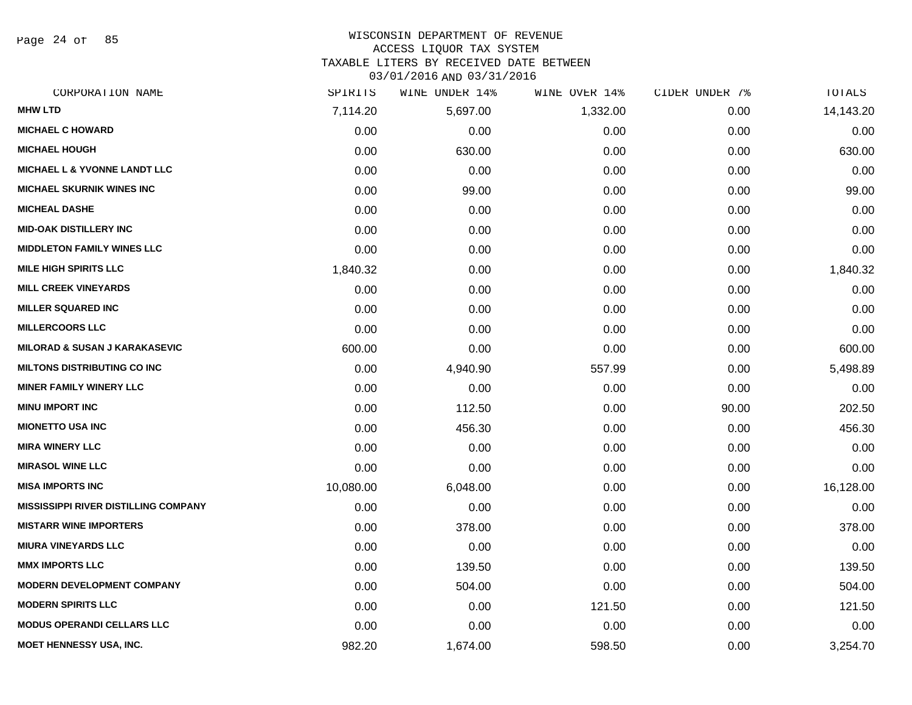WISCONSIN DEPARTMENT OF REVENUE
ACCESS LIQUOR TAX SYSTEM
TAXABLE LITERS BY RECEIVED DATE BETWEEN
03/01/2016 AND 03/31/2016

| CORPORATION NAME | SPIRITS | WINE UNDER 14% | WINE OVER 14% | CIDER UNDER 7% | TOTALS |
|---|---|---|---|---|---|
| MHW LTD | 7,114.20 | 5,697.00 | 1,332.00 | 0.00 | 14,143.20 |
| MICHAEL C HOWARD | 0.00 | 0.00 | 0.00 | 0.00 | 0.00 |
| MICHAEL HOUGH | 0.00 | 630.00 | 0.00 | 0.00 | 630.00 |
| MICHAEL L & YVONNE LANDT LLC | 0.00 | 0.00 | 0.00 | 0.00 | 0.00 |
| MICHAEL SKURNIK WINES INC | 0.00 | 99.00 | 0.00 | 0.00 | 99.00 |
| MICHEAL DASHE | 0.00 | 0.00 | 0.00 | 0.00 | 0.00 |
| MID-OAK DISTILLERY INC | 0.00 | 0.00 | 0.00 | 0.00 | 0.00 |
| MIDDLETON FAMILY WINES LLC | 0.00 | 0.00 | 0.00 | 0.00 | 0.00 |
| MILE HIGH SPIRITS LLC | 1,840.32 | 0.00 | 0.00 | 0.00 | 1,840.32 |
| MILL CREEK VINEYARDS | 0.00 | 0.00 | 0.00 | 0.00 | 0.00 |
| MILLER SQUARED INC | 0.00 | 0.00 | 0.00 | 0.00 | 0.00 |
| MILLERCOORS LLC | 0.00 | 0.00 | 0.00 | 0.00 | 0.00 |
| MILORAD & SUSAN J KARAKASEVIC | 600.00 | 0.00 | 0.00 | 0.00 | 600.00 |
| MILTONS DISTRIBUTING CO INC | 0.00 | 4,940.90 | 557.99 | 0.00 | 5,498.89 |
| MINER FAMILY WINERY LLC | 0.00 | 0.00 | 0.00 | 0.00 | 0.00 |
| MINU IMPORT INC | 0.00 | 112.50 | 0.00 | 90.00 | 202.50 |
| MIONETTO USA INC | 0.00 | 456.30 | 0.00 | 0.00 | 456.30 |
| MIRA WINERY LLC | 0.00 | 0.00 | 0.00 | 0.00 | 0.00 |
| MIRASOL WINE LLC | 0.00 | 0.00 | 0.00 | 0.00 | 0.00 |
| MISA IMPORTS INC | 10,080.00 | 6,048.00 | 0.00 | 0.00 | 16,128.00 |
| MISSISSIPPI RIVER DISTILLING COMPANY | 0.00 | 0.00 | 0.00 | 0.00 | 0.00 |
| MISTARR WINE IMPORTERS | 0.00 | 378.00 | 0.00 | 0.00 | 378.00 |
| MIURA VINEYARDS LLC | 0.00 | 0.00 | 0.00 | 0.00 | 0.00 |
| MMX IMPORTS LLC | 0.00 | 139.50 | 0.00 | 0.00 | 139.50 |
| MODERN DEVELOPMENT COMPANY | 0.00 | 504.00 | 0.00 | 0.00 | 504.00 |
| MODERN SPIRITS LLC | 0.00 | 0.00 | 121.50 | 0.00 | 121.50 |
| MODUS OPERANDI CELLARS LLC | 0.00 | 0.00 | 0.00 | 0.00 | 0.00 |
| MOET HENNESSY USA, INC. | 982.20 | 1,674.00 | 598.50 | 0.00 | 3,254.70 |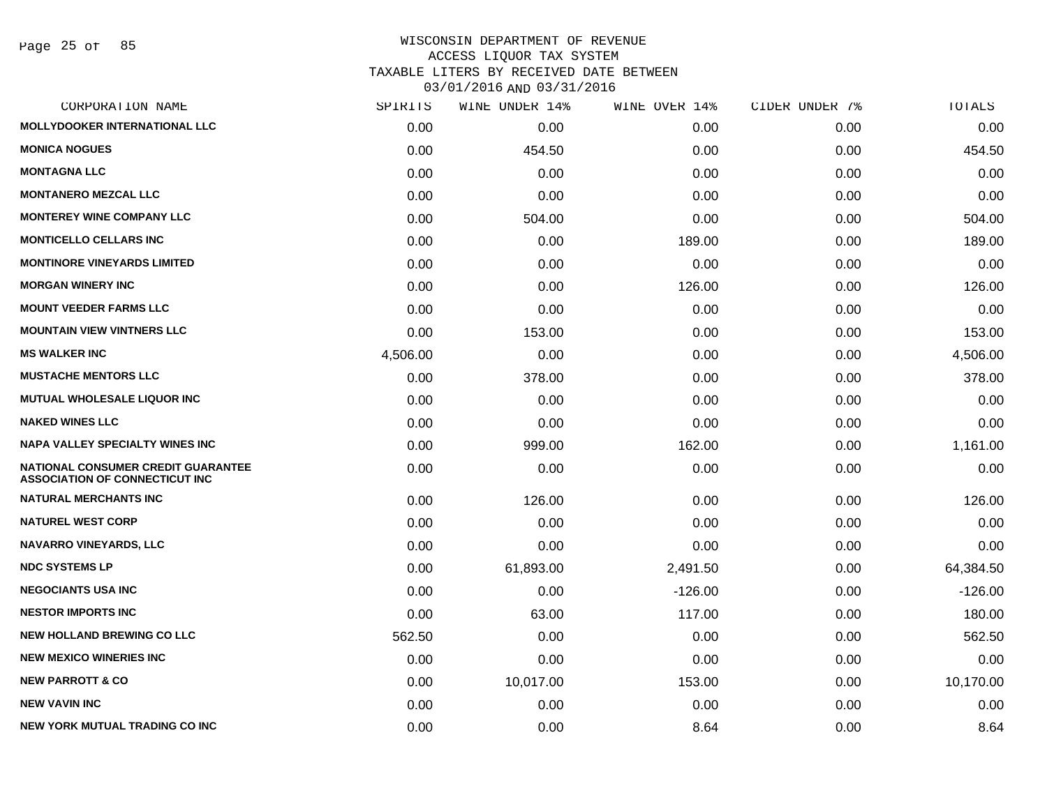# WISCONSIN DEPARTMENT OF REVENUE
## ACCESS LIQUOR TAX SYSTEM
### TAXABLE LITERS BY RECEIVED DATE BETWEEN 03/01/2016 AND 03/31/2016

| CORPORATION NAME | SPIRITS | WINE UNDER 14% | WINE OVER 14% | CIDER UNDER 7% | TOTALS |
|---|---|---|---|---|---|
| MOLLYDOOKER INTERNATIONAL LLC | 0.00 | 0.00 | 0.00 | 0.00 | 0.00 |
| MONICA NOGUES | 0.00 | 454.50 | 0.00 | 0.00 | 454.50 |
| MONTAGNA LLC | 0.00 | 0.00 | 0.00 | 0.00 | 0.00 |
| MONTANERO MEZCAL LLC | 0.00 | 0.00 | 0.00 | 0.00 | 0.00 |
| MONTEREY WINE COMPANY LLC | 0.00 | 504.00 | 0.00 | 0.00 | 504.00 |
| MONTICELLO CELLARS INC | 0.00 | 0.00 | 189.00 | 0.00 | 189.00 |
| MONTINORE VINEYARDS LIMITED | 0.00 | 0.00 | 0.00 | 0.00 | 0.00 |
| MORGAN WINERY INC | 0.00 | 0.00 | 126.00 | 0.00 | 126.00 |
| MOUNT VEEDER FARMS LLC | 0.00 | 0.00 | 0.00 | 0.00 | 0.00 |
| MOUNTAIN VIEW VINTNERS LLC | 0.00 | 153.00 | 0.00 | 0.00 | 153.00 |
| MS WALKER INC | 4,506.00 | 0.00 | 0.00 | 0.00 | 4,506.00 |
| MUSTACHE MENTORS LLC | 0.00 | 378.00 | 0.00 | 0.00 | 378.00 |
| MUTUAL WHOLESALE LIQUOR INC | 0.00 | 0.00 | 0.00 | 0.00 | 0.00 |
| NAKED WINES LLC | 0.00 | 0.00 | 0.00 | 0.00 | 0.00 |
| NAPA VALLEY SPECIALTY WINES INC | 0.00 | 999.00 | 162.00 | 0.00 | 1,161.00 |
| NATIONAL CONSUMER CREDIT GUARANTEE ASSOCIATION OF CONNECTICUT INC | 0.00 | 0.00 | 0.00 | 0.00 | 0.00 |
| NATURAL MERCHANTS INC | 0.00 | 126.00 | 0.00 | 0.00 | 126.00 |
| NATUREL WEST CORP | 0.00 | 0.00 | 0.00 | 0.00 | 0.00 |
| NAVARRO VINEYARDS, LLC | 0.00 | 0.00 | 0.00 | 0.00 | 0.00 |
| NDC SYSTEMS LP | 0.00 | 61,893.00 | 2,491.50 | 0.00 | 64,384.50 |
| NEGOCIANTS USA INC | 0.00 | 0.00 | -126.00 | 0.00 | -126.00 |
| NESTOR IMPORTS INC | 0.00 | 63.00 | 117.00 | 0.00 | 180.00 |
| NEW HOLLAND BREWING CO LLC | 562.50 | 0.00 | 0.00 | 0.00 | 562.50 |
| NEW MEXICO WINERIES INC | 0.00 | 0.00 | 0.00 | 0.00 | 0.00 |
| NEW PARROTT & CO | 0.00 | 10,017.00 | 153.00 | 0.00 | 10,170.00 |
| NEW VAVIN INC | 0.00 | 0.00 | 0.00 | 0.00 | 0.00 |
| NEW YORK MUTUAL TRADING CO INC | 0.00 | 0.00 | 8.64 | 0.00 | 8.64 |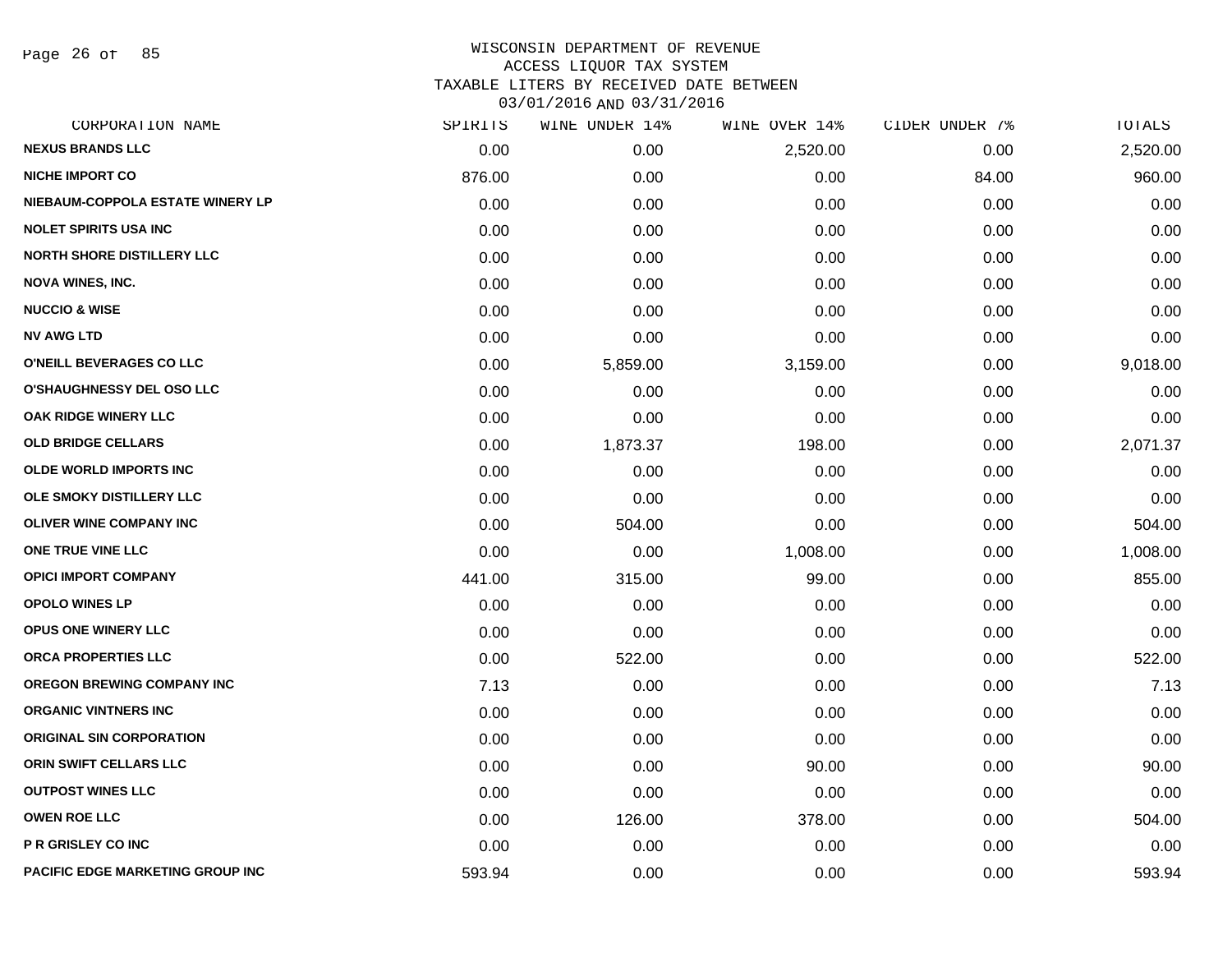# WISCONSIN DEPARTMENT OF REVENUE
## ACCESS LIQUOR TAX SYSTEM
## TAXABLE LITERS BY RECEIVED DATE BETWEEN 03/01/2016 AND 03/31/2016

| CORPORATION NAME | SPIRITS | WINE UNDER 14% | WINE OVER 14% | CIDER UNDER 7% | TOTALS |
|---|---|---|---|---|---|
| NEXUS BRANDS LLC | 0.00 | 0.00 | 2,520.00 | 0.00 | 2,520.00 |
| NICHE IMPORT CO | 876.00 | 0.00 | 0.00 | 84.00 | 960.00 |
| NIEBAUM-COPPOLA ESTATE WINERY LP | 0.00 | 0.00 | 0.00 | 0.00 | 0.00 |
| NOLET SPIRITS USA INC | 0.00 | 0.00 | 0.00 | 0.00 | 0.00 |
| NORTH SHORE DISTILLERY LLC | 0.00 | 0.00 | 0.00 | 0.00 | 0.00 |
| NOVA WINES, INC. | 0.00 | 0.00 | 0.00 | 0.00 | 0.00 |
| NUCCIO & WISE | 0.00 | 0.00 | 0.00 | 0.00 | 0.00 |
| NV AWG LTD | 0.00 | 0.00 | 0.00 | 0.00 | 0.00 |
| O'NEILL BEVERAGES CO LLC | 0.00 | 5,859.00 | 3,159.00 | 0.00 | 9,018.00 |
| O'SHAUGHNESSY DEL OSO LLC | 0.00 | 0.00 | 0.00 | 0.00 | 0.00 |
| OAK RIDGE WINERY LLC | 0.00 | 0.00 | 0.00 | 0.00 | 0.00 |
| OLD BRIDGE CELLARS | 0.00 | 1,873.37 | 198.00 | 0.00 | 2,071.37 |
| OLDE WORLD IMPORTS INC | 0.00 | 0.00 | 0.00 | 0.00 | 0.00 |
| OLE SMOKY DISTILLERY LLC | 0.00 | 0.00 | 0.00 | 0.00 | 0.00 |
| OLIVER WINE COMPANY INC | 0.00 | 504.00 | 0.00 | 0.00 | 504.00 |
| ONE TRUE VINE LLC | 0.00 | 0.00 | 1,008.00 | 0.00 | 1,008.00 |
| OPICI IMPORT COMPANY | 441.00 | 315.00 | 99.00 | 0.00 | 855.00 |
| OPOLO WINES LP | 0.00 | 0.00 | 0.00 | 0.00 | 0.00 |
| OPUS ONE WINERY LLC | 0.00 | 0.00 | 0.00 | 0.00 | 0.00 |
| ORCA PROPERTIES LLC | 0.00 | 522.00 | 0.00 | 0.00 | 522.00 |
| OREGON BREWING COMPANY INC | 7.13 | 0.00 | 0.00 | 0.00 | 7.13 |
| ORGANIC VINTNERS INC | 0.00 | 0.00 | 0.00 | 0.00 | 0.00 |
| ORIGINAL SIN CORPORATION | 0.00 | 0.00 | 0.00 | 0.00 | 0.00 |
| ORIN SWIFT CELLARS LLC | 0.00 | 0.00 | 90.00 | 0.00 | 90.00 |
| OUTPOST WINES LLC | 0.00 | 0.00 | 0.00 | 0.00 | 0.00 |
| OWEN ROE LLC | 0.00 | 126.00 | 378.00 | 0.00 | 504.00 |
| P R GRISLEY CO INC | 0.00 | 0.00 | 0.00 | 0.00 | 0.00 |
| PACIFIC EDGE MARKETING GROUP INC | 593.94 | 0.00 | 0.00 | 0.00 | 593.94 |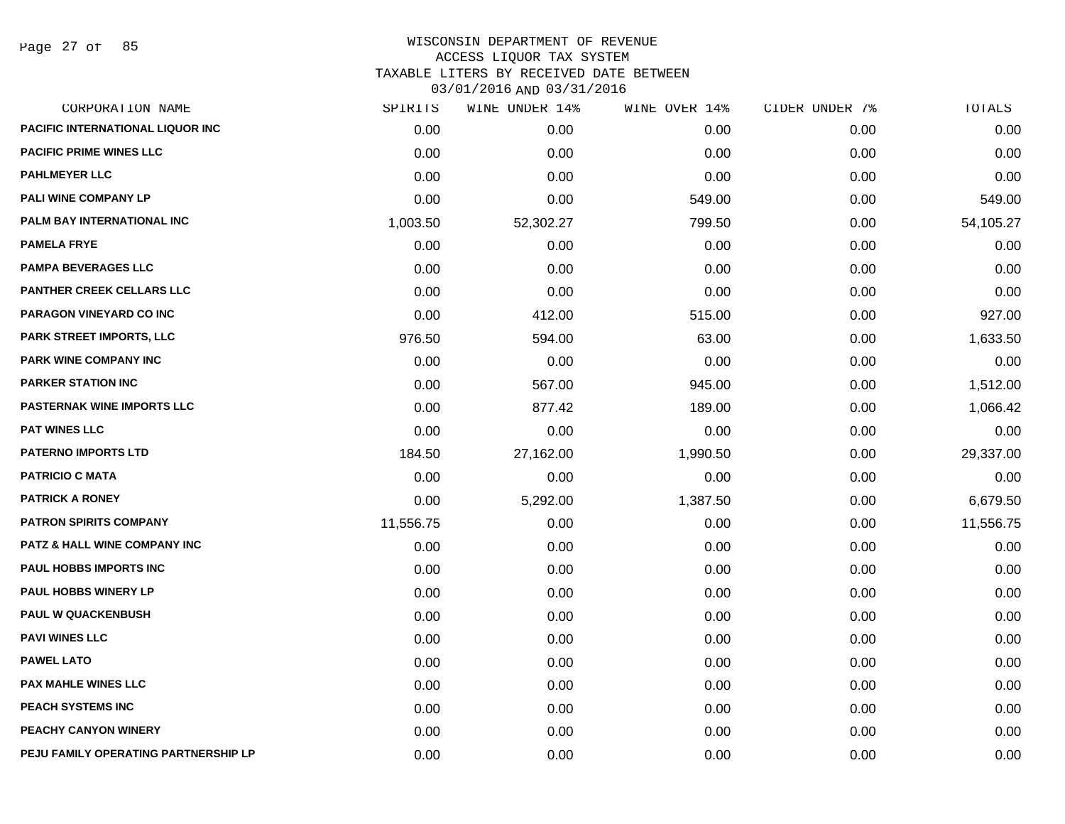# WISCONSIN DEPARTMENT OF REVENUE
## ACCESS LIQUOR TAX SYSTEM
### TAXABLE LITERS BY RECEIVED DATE BETWEEN 03/01/2016 AND 03/31/2016

| CORPORATION NAME | SPIRITS | WINE UNDER 14% | WINE OVER 14% | CIDER UNDER 7% | TOTALS |
|---|---|---|---|---|---|
| PACIFIC INTERNATIONAL LIQUOR INC | 0.00 | 0.00 | 0.00 | 0.00 | 0.00 |
| PACIFIC PRIME WINES LLC | 0.00 | 0.00 | 0.00 | 0.00 | 0.00 |
| PAHLMEYER LLC | 0.00 | 0.00 | 0.00 | 0.00 | 0.00 |
| PALI WINE COMPANY LP | 0.00 | 0.00 | 549.00 | 0.00 | 549.00 |
| PALM BAY INTERNATIONAL INC | 1,003.50 | 52,302.27 | 799.50 | 0.00 | 54,105.27 |
| PAMELA FRYE | 0.00 | 0.00 | 0.00 | 0.00 | 0.00 |
| PAMPA BEVERAGES LLC | 0.00 | 0.00 | 0.00 | 0.00 | 0.00 |
| PANTHER CREEK CELLARS LLC | 0.00 | 0.00 | 0.00 | 0.00 | 0.00 |
| PARAGON VINEYARD CO INC | 0.00 | 412.00 | 515.00 | 0.00 | 927.00 |
| PARK STREET IMPORTS, LLC | 976.50 | 594.00 | 63.00 | 0.00 | 1,633.50 |
| PARK WINE COMPANY INC | 0.00 | 0.00 | 0.00 | 0.00 | 0.00 |
| PARKER STATION INC | 0.00 | 567.00 | 945.00 | 0.00 | 1,512.00 |
| PASTERNAK WINE IMPORTS LLC | 0.00 | 877.42 | 189.00 | 0.00 | 1,066.42 |
| PAT WINES LLC | 0.00 | 0.00 | 0.00 | 0.00 | 0.00 |
| PATERNO IMPORTS LTD | 184.50 | 27,162.00 | 1,990.50 | 0.00 | 29,337.00 |
| PATRICIO C MATA | 0.00 | 0.00 | 0.00 | 0.00 | 0.00 |
| PATRICK A RONEY | 0.00 | 5,292.00 | 1,387.50 | 0.00 | 6,679.50 |
| PATRON SPIRITS COMPANY | 11,556.75 | 0.00 | 0.00 | 0.00 | 11,556.75 |
| PATZ & HALL WINE COMPANY INC | 0.00 | 0.00 | 0.00 | 0.00 | 0.00 |
| PAUL HOBBS IMPORTS INC | 0.00 | 0.00 | 0.00 | 0.00 | 0.00 |
| PAUL HOBBS WINERY LP | 0.00 | 0.00 | 0.00 | 0.00 | 0.00 |
| PAUL W QUACKENBUSH | 0.00 | 0.00 | 0.00 | 0.00 | 0.00 |
| PAVI WINES LLC | 0.00 | 0.00 | 0.00 | 0.00 | 0.00 |
| PAWEL LATO | 0.00 | 0.00 | 0.00 | 0.00 | 0.00 |
| PAX MAHLE WINES LLC | 0.00 | 0.00 | 0.00 | 0.00 | 0.00 |
| PEACH SYSTEMS INC | 0.00 | 0.00 | 0.00 | 0.00 | 0.00 |
| PEACHY CANYON WINERY | 0.00 | 0.00 | 0.00 | 0.00 | 0.00 |
| PEJU FAMILY OPERATING PARTNERSHIP LP | 0.00 | 0.00 | 0.00 | 0.00 | 0.00 |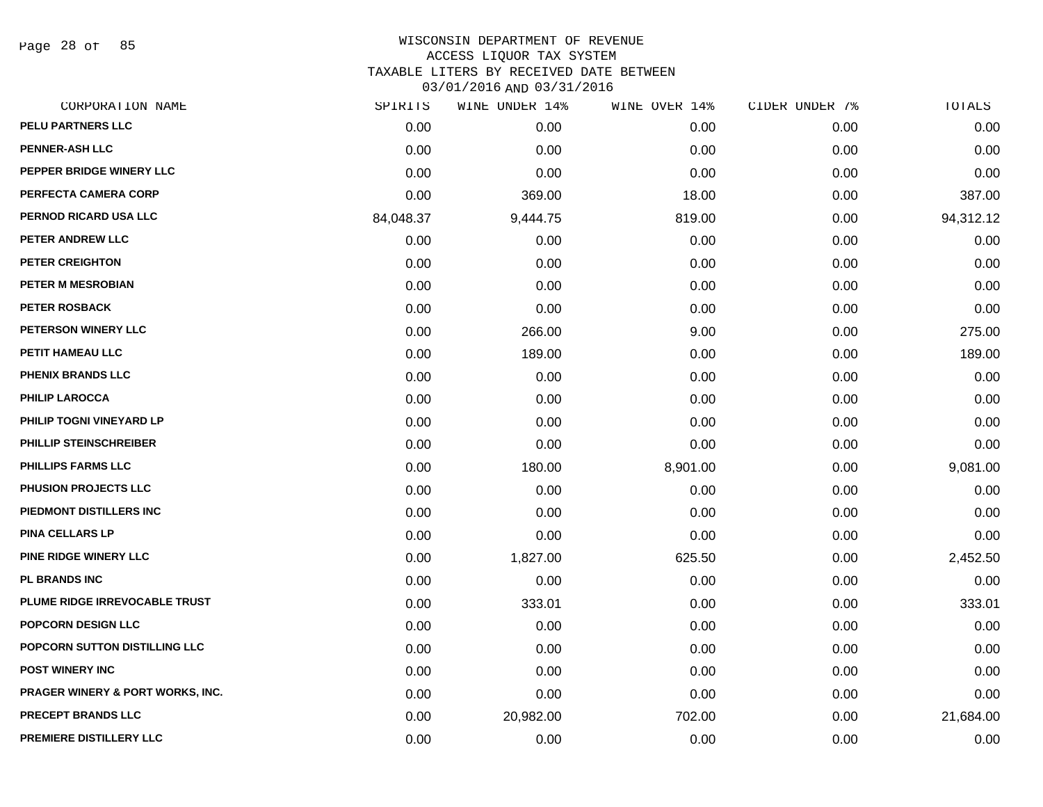# WISCONSIN DEPARTMENT OF REVENUE
## ACCESS LIQUOR TAX SYSTEM
### TAXABLE LITERS BY RECEIVED DATE BETWEEN 03/01/2016 AND 03/31/2016

| CORPORATION NAME | SPIRITS | WINE UNDER 14% | WINE OVER 14% | CIDER UNDER 7% | TOTALS |
|---|---|---|---|---|---|
| PELU PARTNERS LLC | 0.00 | 0.00 | 0.00 | 0.00 | 0.00 |
| PENNER-ASH LLC | 0.00 | 0.00 | 0.00 | 0.00 | 0.00 |
| PEPPER BRIDGE WINERY LLC | 0.00 | 0.00 | 0.00 | 0.00 | 0.00 |
| PERFECTA CAMERA CORP | 0.00 | 369.00 | 18.00 | 0.00 | 387.00 |
| PERNOD RICARD USA LLC | 84,048.37 | 9,444.75 | 819.00 | 0.00 | 94,312.12 |
| PETER ANDREW LLC | 0.00 | 0.00 | 0.00 | 0.00 | 0.00 |
| PETER CREIGHTON | 0.00 | 0.00 | 0.00 | 0.00 | 0.00 |
| PETER M MESROBIAN | 0.00 | 0.00 | 0.00 | 0.00 | 0.00 |
| PETER ROSBACK | 0.00 | 0.00 | 0.00 | 0.00 | 0.00 |
| PETERSON WINERY LLC | 0.00 | 266.00 | 9.00 | 0.00 | 275.00 |
| PETIT HAMEAU LLC | 0.00 | 189.00 | 0.00 | 0.00 | 189.00 |
| PHENIX BRANDS LLC | 0.00 | 0.00 | 0.00 | 0.00 | 0.00 |
| PHILIP LAROCCA | 0.00 | 0.00 | 0.00 | 0.00 | 0.00 |
| PHILIP TOGNI VINEYARD LP | 0.00 | 0.00 | 0.00 | 0.00 | 0.00 |
| PHILLIP STEINSCHREIBER | 0.00 | 0.00 | 0.00 | 0.00 | 0.00 |
| PHILLIPS FARMS LLC | 0.00 | 180.00 | 8,901.00 | 0.00 | 9,081.00 |
| PHUSION PROJECTS LLC | 0.00 | 0.00 | 0.00 | 0.00 | 0.00 |
| PIEDMONT DISTILLERS INC | 0.00 | 0.00 | 0.00 | 0.00 | 0.00 |
| PINA CELLARS LP | 0.00 | 0.00 | 0.00 | 0.00 | 0.00 |
| PINE RIDGE WINERY LLC | 0.00 | 1,827.00 | 625.50 | 0.00 | 2,452.50 |
| PL BRANDS INC | 0.00 | 0.00 | 0.00 | 0.00 | 0.00 |
| PLUME RIDGE IRREVOCABLE TRUST | 0.00 | 333.01 | 0.00 | 0.00 | 333.01 |
| POPCORN DESIGN LLC | 0.00 | 0.00 | 0.00 | 0.00 | 0.00 |
| POPCORN SUTTON DISTILLING LLC | 0.00 | 0.00 | 0.00 | 0.00 | 0.00 |
| POST WINERY INC | 0.00 | 0.00 | 0.00 | 0.00 | 0.00 |
| PRAGER WINERY & PORT WORKS, INC. | 0.00 | 0.00 | 0.00 | 0.00 | 0.00 |
| PRECEPT BRANDS LLC | 0.00 | 20,982.00 | 702.00 | 0.00 | 21,684.00 |
| PREMIERE DISTILLERY LLC | 0.00 | 0.00 | 0.00 | 0.00 | 0.00 |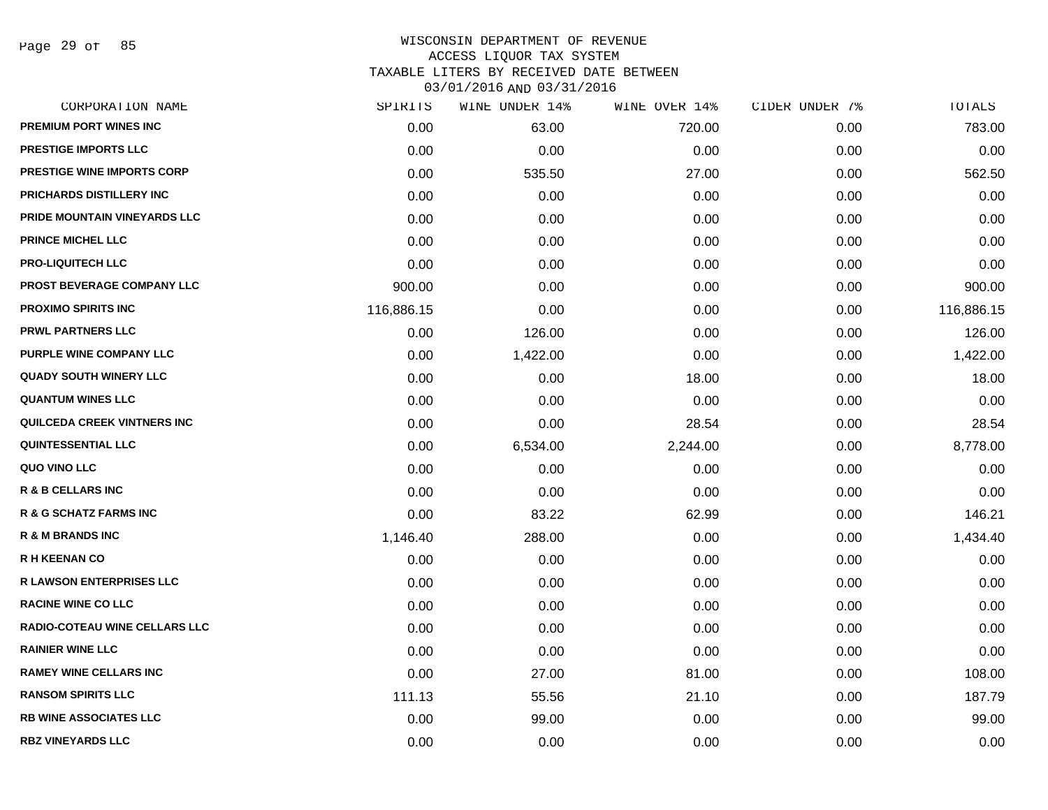# WISCONSIN DEPARTMENT OF REVENUE
## ACCESS LIQUOR TAX SYSTEM
## TAXABLE LITERS BY RECEIVED DATE BETWEEN 03/01/2016 AND 03/31/2016

| CORPORATION NAME | SPIRITS | WINE UNDER 14% | WINE OVER 14% | CIDER UNDER 7% | TOTALS |
|---|---|---|---|---|---|
| PREMIUM PORT WINES INC | 0.00 | 63.00 | 720.00 | 0.00 | 783.00 |
| PRESTIGE IMPORTS LLC | 0.00 | 0.00 | 0.00 | 0.00 | 0.00 |
| PRESTIGE WINE IMPORTS CORP | 0.00 | 535.50 | 27.00 | 0.00 | 562.50 |
| PRICHARDS DISTILLERY INC | 0.00 | 0.00 | 0.00 | 0.00 | 0.00 |
| PRIDE MOUNTAIN VINEYARDS LLC | 0.00 | 0.00 | 0.00 | 0.00 | 0.00 |
| PRINCE MICHEL LLC | 0.00 | 0.00 | 0.00 | 0.00 | 0.00 |
| PRO-LIQUITECH LLC | 0.00 | 0.00 | 0.00 | 0.00 | 0.00 |
| PROST BEVERAGE COMPANY LLC | 900.00 | 0.00 | 0.00 | 0.00 | 900.00 |
| PROXIMO SPIRITS INC | 116,886.15 | 0.00 | 0.00 | 0.00 | 116,886.15 |
| PRWL PARTNERS LLC | 0.00 | 126.00 | 0.00 | 0.00 | 126.00 |
| PURPLE WINE COMPANY LLC | 0.00 | 1,422.00 | 0.00 | 0.00 | 1,422.00 |
| QUADY SOUTH WINERY LLC | 0.00 | 0.00 | 18.00 | 0.00 | 18.00 |
| QUANTUM WINES LLC | 0.00 | 0.00 | 0.00 | 0.00 | 0.00 |
| QUILCEDA CREEK VINTNERS INC | 0.00 | 0.00 | 28.54 | 0.00 | 28.54 |
| QUINTESSENTIAL LLC | 0.00 | 6,534.00 | 2,244.00 | 0.00 | 8,778.00 |
| QUO VINO LLC | 0.00 | 0.00 | 0.00 | 0.00 | 0.00 |
| R & B CELLARS INC | 0.00 | 0.00 | 0.00 | 0.00 | 0.00 |
| R & G SCHATZ FARMS INC | 0.00 | 83.22 | 62.99 | 0.00 | 146.21 |
| R & M BRANDS INC | 1,146.40 | 288.00 | 0.00 | 0.00 | 1,434.40 |
| R H KEENAN CO | 0.00 | 0.00 | 0.00 | 0.00 | 0.00 |
| R LAWSON ENTERPRISES LLC | 0.00 | 0.00 | 0.00 | 0.00 | 0.00 |
| RACINE WINE CO LLC | 0.00 | 0.00 | 0.00 | 0.00 | 0.00 |
| RADIO-COTEAU WINE CELLARS LLC | 0.00 | 0.00 | 0.00 | 0.00 | 0.00 |
| RAINIER WINE LLC | 0.00 | 0.00 | 0.00 | 0.00 | 0.00 |
| RAMEY WINE CELLARS INC | 0.00 | 27.00 | 81.00 | 0.00 | 108.00 |
| RANSOM SPIRITS LLC | 111.13 | 55.56 | 21.10 | 0.00 | 187.79 |
| RB WINE ASSOCIATES LLC | 0.00 | 99.00 | 0.00 | 0.00 | 99.00 |
| RBZ VINEYARDS LLC | 0.00 | 0.00 | 0.00 | 0.00 | 0.00 |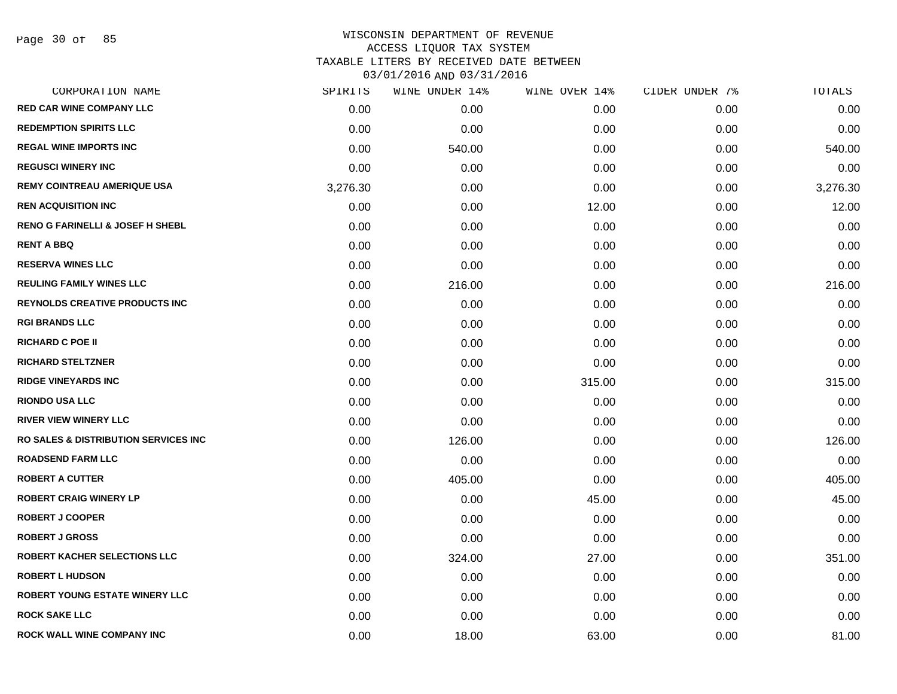# WISCONSIN DEPARTMENT OF REVENUE
## ACCESS LIQUOR TAX SYSTEM
## TAXABLE LITERS BY RECEIVED DATE BETWEEN 03/01/2016 AND 03/31/2016

| CORPORATION NAME | SPIRITS | WINE UNDER 14% | WINE OVER 14% | CIDER UNDER 7% | TOTALS |
|---|---|---|---|---|---|
| RED CAR WINE COMPANY LLC | 0.00 | 0.00 | 0.00 | 0.00 | 0.00 |
| REDEMPTION SPIRITS LLC | 0.00 | 0.00 | 0.00 | 0.00 | 0.00 |
| REGAL WINE IMPORTS INC | 0.00 | 540.00 | 0.00 | 0.00 | 540.00 |
| REGUSCI WINERY INC | 0.00 | 0.00 | 0.00 | 0.00 | 0.00 |
| REMY COINTREAU AMERIQUE USA | 3,276.30 | 0.00 | 0.00 | 0.00 | 3,276.30 |
| REN ACQUISITION INC | 0.00 | 0.00 | 12.00 | 0.00 | 12.00 |
| RENO G FARINELLI & JOSEF H SHEBL | 0.00 | 0.00 | 0.00 | 0.00 | 0.00 |
| RENT A BBQ | 0.00 | 0.00 | 0.00 | 0.00 | 0.00 |
| RESERVA WINES LLC | 0.00 | 0.00 | 0.00 | 0.00 | 0.00 |
| REULING FAMILY WINES LLC | 0.00 | 216.00 | 0.00 | 0.00 | 216.00 |
| REYNOLDS CREATIVE PRODUCTS INC | 0.00 | 0.00 | 0.00 | 0.00 | 0.00 |
| RGI BRANDS LLC | 0.00 | 0.00 | 0.00 | 0.00 | 0.00 |
| RICHARD C POE II | 0.00 | 0.00 | 0.00 | 0.00 | 0.00 |
| RICHARD STELTZNER | 0.00 | 0.00 | 0.00 | 0.00 | 0.00 |
| RIDGE VINEYARDS INC | 0.00 | 0.00 | 315.00 | 0.00 | 315.00 |
| RIONDO USA LLC | 0.00 | 0.00 | 0.00 | 0.00 | 0.00 |
| RIVER VIEW WINERY LLC | 0.00 | 0.00 | 0.00 | 0.00 | 0.00 |
| RO SALES & DISTRIBUTION SERVICES INC | 0.00 | 126.00 | 0.00 | 0.00 | 126.00 |
| ROADSEND FARM LLC | 0.00 | 0.00 | 0.00 | 0.00 | 0.00 |
| ROBERT A CUTTER | 0.00 | 405.00 | 0.00 | 0.00 | 405.00 |
| ROBERT CRAIG WINERY LP | 0.00 | 0.00 | 45.00 | 0.00 | 45.00 |
| ROBERT J COOPER | 0.00 | 0.00 | 0.00 | 0.00 | 0.00 |
| ROBERT J GROSS | 0.00 | 0.00 | 0.00 | 0.00 | 0.00 |
| ROBERT KACHER SELECTIONS LLC | 0.00 | 324.00 | 27.00 | 0.00 | 351.00 |
| ROBERT L HUDSON | 0.00 | 0.00 | 0.00 | 0.00 | 0.00 |
| ROBERT YOUNG ESTATE WINERY LLC | 0.00 | 0.00 | 0.00 | 0.00 | 0.00 |
| ROCK SAKE LLC | 0.00 | 0.00 | 0.00 | 0.00 | 0.00 |
| ROCK WALL WINE COMPANY INC | 0.00 | 18.00 | 63.00 | 0.00 | 81.00 |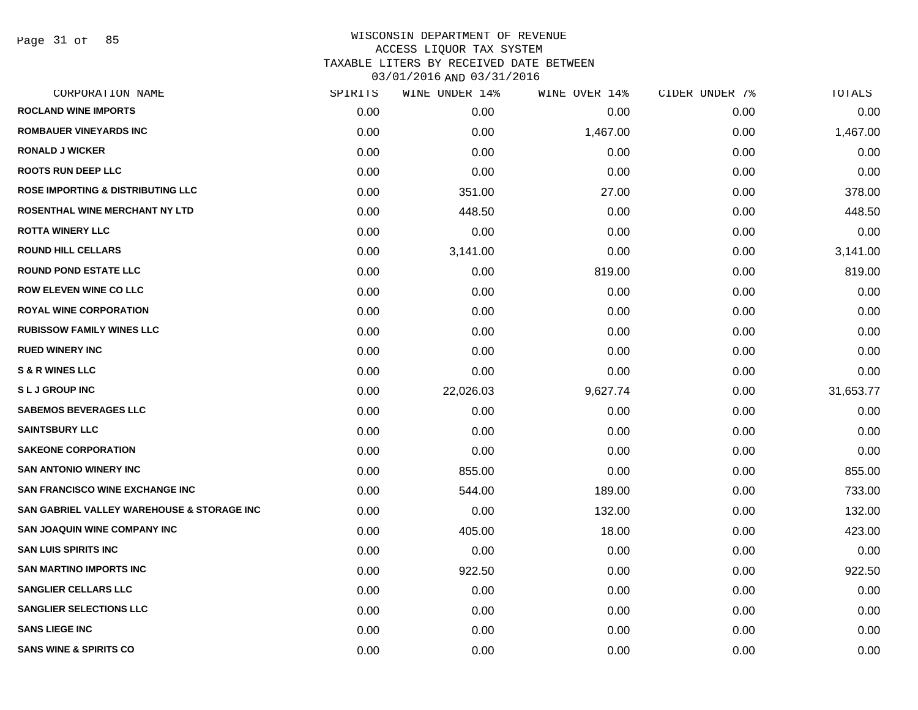WISCONSIN DEPARTMENT OF REVENUE
ACCESS LIQUOR TAX SYSTEM
TAXABLE LITERS BY RECEIVED DATE BETWEEN
03/01/2016 AND 03/31/2016

| CORPORATION NAME | SPIRITS | WINE UNDER 14% | WINE OVER 14% | CIDER UNDER 7% | TOTALS |
|---|---|---|---|---|---|
| ROCLAND WINE IMPORTS | 0.00 | 0.00 | 0.00 | 0.00 | 0.00 |
| ROMBAUER VINEYARDS INC | 0.00 | 0.00 | 1,467.00 | 0.00 | 1,467.00 |
| RONALD J WICKER | 0.00 | 0.00 | 0.00 | 0.00 | 0.00 |
| ROOTS RUN DEEP LLC | 0.00 | 0.00 | 0.00 | 0.00 | 0.00 |
| ROSE IMPORTING & DISTRIBUTING LLC | 0.00 | 351.00 | 27.00 | 0.00 | 378.00 |
| ROSENTHAL WINE MERCHANT NY LTD | 0.00 | 448.50 | 0.00 | 0.00 | 448.50 |
| ROTTA WINERY LLC | 0.00 | 0.00 | 0.00 | 0.00 | 0.00 |
| ROUND HILL CELLARS | 0.00 | 3,141.00 | 0.00 | 0.00 | 3,141.00 |
| ROUND POND ESTATE LLC | 0.00 | 0.00 | 819.00 | 0.00 | 819.00 |
| ROW ELEVEN WINE CO LLC | 0.00 | 0.00 | 0.00 | 0.00 | 0.00 |
| ROYAL WINE CORPORATION | 0.00 | 0.00 | 0.00 | 0.00 | 0.00 |
| RUBISSOW FAMILY WINES LLC | 0.00 | 0.00 | 0.00 | 0.00 | 0.00 |
| RUED WINERY INC | 0.00 | 0.00 | 0.00 | 0.00 | 0.00 |
| S & R WINES LLC | 0.00 | 0.00 | 0.00 | 0.00 | 0.00 |
| S L J GROUP INC | 0.00 | 22,026.03 | 9,627.74 | 0.00 | 31,653.77 |
| SABEMOS BEVERAGES LLC | 0.00 | 0.00 | 0.00 | 0.00 | 0.00 |
| SAINTSBURY LLC | 0.00 | 0.00 | 0.00 | 0.00 | 0.00 |
| SAKEONE CORPORATION | 0.00 | 0.00 | 0.00 | 0.00 | 0.00 |
| SAN ANTONIO WINERY INC | 0.00 | 855.00 | 0.00 | 0.00 | 855.00 |
| SAN FRANCISCO WINE EXCHANGE INC | 0.00 | 544.00 | 189.00 | 0.00 | 733.00 |
| SAN GABRIEL VALLEY WAREHOUSE & STORAGE INC | 0.00 | 0.00 | 132.00 | 0.00 | 132.00 |
| SAN JOAQUIN WINE COMPANY INC | 0.00 | 405.00 | 18.00 | 0.00 | 423.00 |
| SAN LUIS SPIRITS INC | 0.00 | 0.00 | 0.00 | 0.00 | 0.00 |
| SAN MARTINO IMPORTS INC | 0.00 | 922.50 | 0.00 | 0.00 | 922.50 |
| SANGLIER CELLARS LLC | 0.00 | 0.00 | 0.00 | 0.00 | 0.00 |
| SANGLIER SELECTIONS LLC | 0.00 | 0.00 | 0.00 | 0.00 | 0.00 |
| SANS LIEGE INC | 0.00 | 0.00 | 0.00 | 0.00 | 0.00 |
| SANS WINE & SPIRITS CO | 0.00 | 0.00 | 0.00 | 0.00 | 0.00 |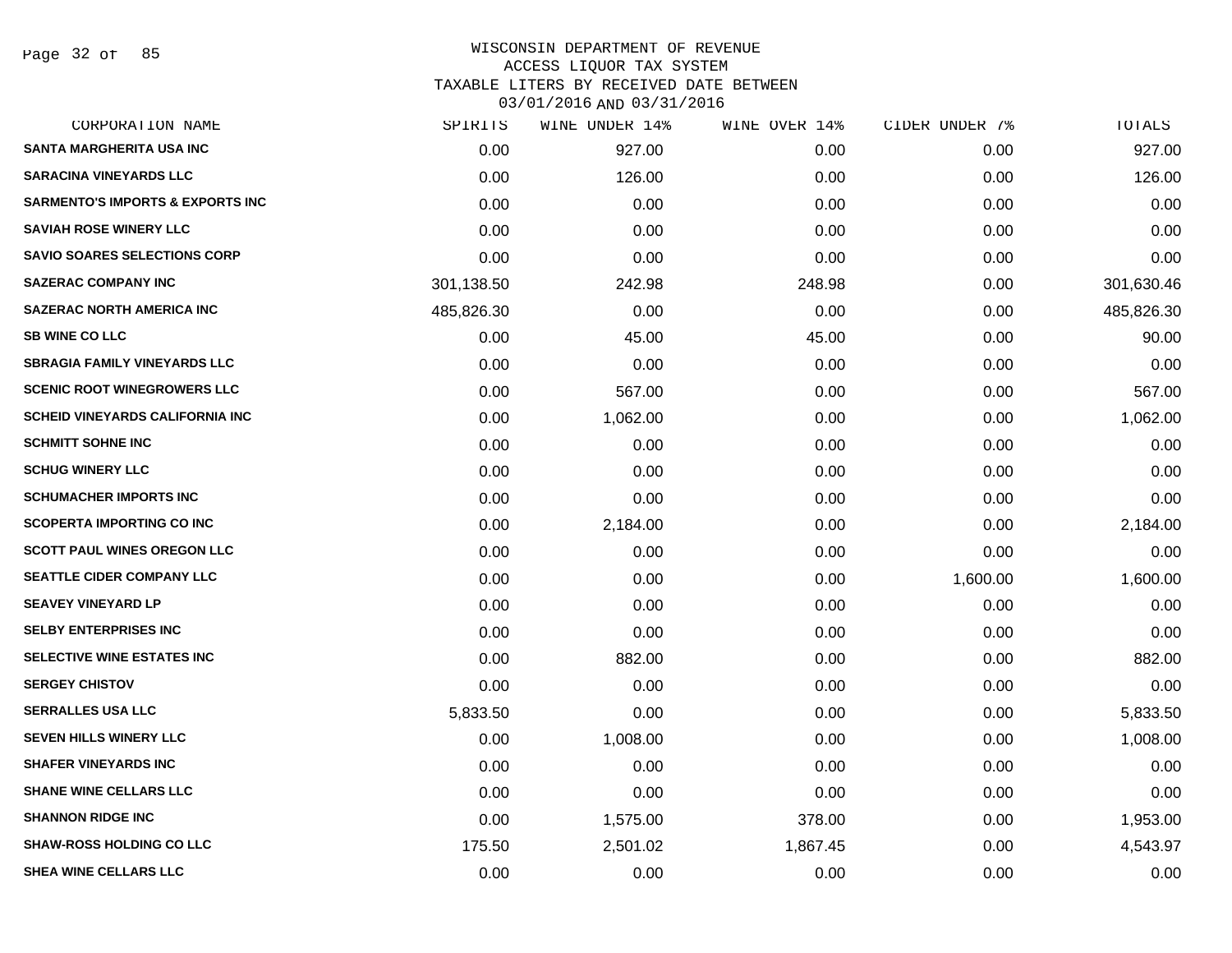WISCONSIN DEPARTMENT OF REVENUE
ACCESS LIQUOR TAX SYSTEM
TAXABLE LITERS BY RECEIVED DATE BETWEEN
03/01/2016 AND 03/31/2016

| CORPORATION NAME | SPIRITS | WINE UNDER 14% | WINE OVER 14% | CIDER UNDER 7% | TOTALS |
|---|---|---|---|---|---|
| SANTA MARGHERITA USA INC | 0.00 | 927.00 | 0.00 | 0.00 | 927.00 |
| SARACINA VINEYARDS LLC | 0.00 | 126.00 | 0.00 | 0.00 | 126.00 |
| SARMENTO'S IMPORTS & EXPORTS INC | 0.00 | 0.00 | 0.00 | 0.00 | 0.00 |
| SAVIAH ROSE WINERY LLC | 0.00 | 0.00 | 0.00 | 0.00 | 0.00 |
| SAVIO SOARES SELECTIONS CORP | 0.00 | 0.00 | 0.00 | 0.00 | 0.00 |
| SAZERAC COMPANY INC | 301,138.50 | 242.98 | 248.98 | 0.00 | 301,630.46 |
| SAZERAC NORTH AMERICA INC | 485,826.30 | 0.00 | 0.00 | 0.00 | 485,826.30 |
| SB WINE CO LLC | 0.00 | 45.00 | 45.00 | 0.00 | 90.00 |
| SBRAGIA FAMILY VINEYARDS LLC | 0.00 | 0.00 | 0.00 | 0.00 | 0.00 |
| SCENIC ROOT WINEGROWERS LLC | 0.00 | 567.00 | 0.00 | 0.00 | 567.00 |
| SCHEID VINEYARDS CALIFORNIA INC | 0.00 | 1,062.00 | 0.00 | 0.00 | 1,062.00 |
| SCHMITT SOHNE INC | 0.00 | 0.00 | 0.00 | 0.00 | 0.00 |
| SCHUG WINERY LLC | 0.00 | 0.00 | 0.00 | 0.00 | 0.00 |
| SCHUMACHER IMPORTS INC | 0.00 | 0.00 | 0.00 | 0.00 | 0.00 |
| SCOPERTA IMPORTING CO INC | 0.00 | 2,184.00 | 0.00 | 0.00 | 2,184.00 |
| SCOTT PAUL WINES OREGON LLC | 0.00 | 0.00 | 0.00 | 0.00 | 0.00 |
| SEATTLE CIDER COMPANY LLC | 0.00 | 0.00 | 0.00 | 1,600.00 | 1,600.00 |
| SEAVEY VINEYARD LP | 0.00 | 0.00 | 0.00 | 0.00 | 0.00 |
| SELBY ENTERPRISES INC | 0.00 | 0.00 | 0.00 | 0.00 | 0.00 |
| SELECTIVE WINE ESTATES INC | 0.00 | 882.00 | 0.00 | 0.00 | 882.00 |
| SERGEY CHISTOV | 0.00 | 0.00 | 0.00 | 0.00 | 0.00 |
| SERRALLES USA LLC | 5,833.50 | 0.00 | 0.00 | 0.00 | 5,833.50 |
| SEVEN HILLS WINERY LLC | 0.00 | 1,008.00 | 0.00 | 0.00 | 1,008.00 |
| SHAFER VINEYARDS INC | 0.00 | 0.00 | 0.00 | 0.00 | 0.00 |
| SHANE WINE CELLARS LLC | 0.00 | 0.00 | 0.00 | 0.00 | 0.00 |
| SHANNON RIDGE INC | 0.00 | 1,575.00 | 378.00 | 0.00 | 1,953.00 |
| SHAW-ROSS HOLDING CO LLC | 175.50 | 2,501.02 | 1,867.45 | 0.00 | 4,543.97 |
| SHEA WINE CELLARS LLC | 0.00 | 0.00 | 0.00 | 0.00 | 0.00 |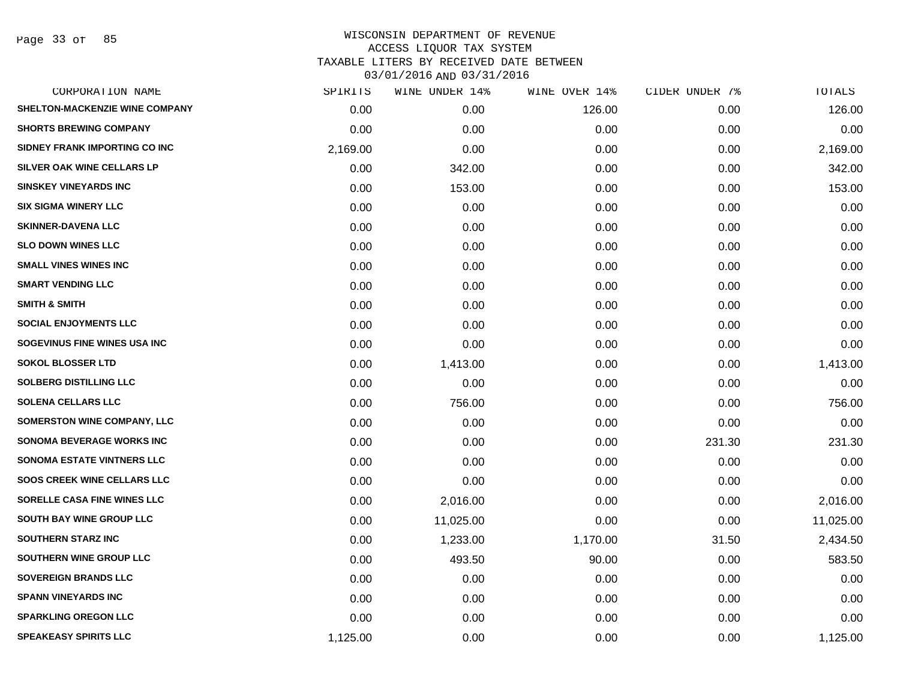WISCONSIN DEPARTMENT OF REVENUE
ACCESS LIQUOR TAX SYSTEM
TAXABLE LITERS BY RECEIVED DATE BETWEEN
03/01/2016 AND 03/31/2016

| CORPORATION NAME | SPIRITS | WINE UNDER 14% | WINE OVER 14% | CIDER UNDER 7% | TOTALS |
|---|---|---|---|---|---|
| SHELTON-MACKENZIE WINE COMPANY | 0.00 | 0.00 | 126.00 | 0.00 | 126.00 |
| SHORTS BREWING COMPANY | 0.00 | 0.00 | 0.00 | 0.00 | 0.00 |
| SIDNEY FRANK IMPORTING CO INC | 2,169.00 | 0.00 | 0.00 | 0.00 | 2,169.00 |
| SILVER OAK WINE CELLARS LP | 0.00 | 342.00 | 0.00 | 0.00 | 342.00 |
| SINSKEY VINEYARDS INC | 0.00 | 153.00 | 0.00 | 0.00 | 153.00 |
| SIX SIGMA WINERY LLC | 0.00 | 0.00 | 0.00 | 0.00 | 0.00 |
| SKINNER-DAVENA LLC | 0.00 | 0.00 | 0.00 | 0.00 | 0.00 |
| SLO DOWN WINES LLC | 0.00 | 0.00 | 0.00 | 0.00 | 0.00 |
| SMALL VINES WINES INC | 0.00 | 0.00 | 0.00 | 0.00 | 0.00 |
| SMART VENDING LLC | 0.00 | 0.00 | 0.00 | 0.00 | 0.00 |
| SMITH & SMITH | 0.00 | 0.00 | 0.00 | 0.00 | 0.00 |
| SOCIAL ENJOYMENTS LLC | 0.00 | 0.00 | 0.00 | 0.00 | 0.00 |
| SOGEVINUS FINE WINES USA INC | 0.00 | 0.00 | 0.00 | 0.00 | 0.00 |
| SOKOL BLOSSER LTD | 0.00 | 1,413.00 | 0.00 | 0.00 | 1,413.00 |
| SOLBERG DISTILLING LLC | 0.00 | 0.00 | 0.00 | 0.00 | 0.00 |
| SOLENA CELLARS LLC | 0.00 | 756.00 | 0.00 | 0.00 | 756.00 |
| SOMERSTON WINE COMPANY, LLC | 0.00 | 0.00 | 0.00 | 0.00 | 0.00 |
| SONOMA BEVERAGE WORKS INC | 0.00 | 0.00 | 0.00 | 231.30 | 231.30 |
| SONOMA ESTATE VINTNERS LLC | 0.00 | 0.00 | 0.00 | 0.00 | 0.00 |
| SOOS CREEK WINE CELLARS LLC | 0.00 | 0.00 | 0.00 | 0.00 | 0.00 |
| SORELLE CASA FINE WINES LLC | 0.00 | 2,016.00 | 0.00 | 0.00 | 2,016.00 |
| SOUTH BAY WINE GROUP LLC | 0.00 | 11,025.00 | 0.00 | 0.00 | 11,025.00 |
| SOUTHERN STARZ INC | 0.00 | 1,233.00 | 1,170.00 | 31.50 | 2,434.50 |
| SOUTHERN WINE GROUP LLC | 0.00 | 493.50 | 90.00 | 0.00 | 583.50 |
| SOVEREIGN BRANDS LLC | 0.00 | 0.00 | 0.00 | 0.00 | 0.00 |
| SPANN VINEYARDS INC | 0.00 | 0.00 | 0.00 | 0.00 | 0.00 |
| SPARKLING OREGON LLC | 0.00 | 0.00 | 0.00 | 0.00 | 0.00 |
| SPEAKEASY SPIRITS LLC | 1,125.00 | 0.00 | 0.00 | 0.00 | 1,125.00 |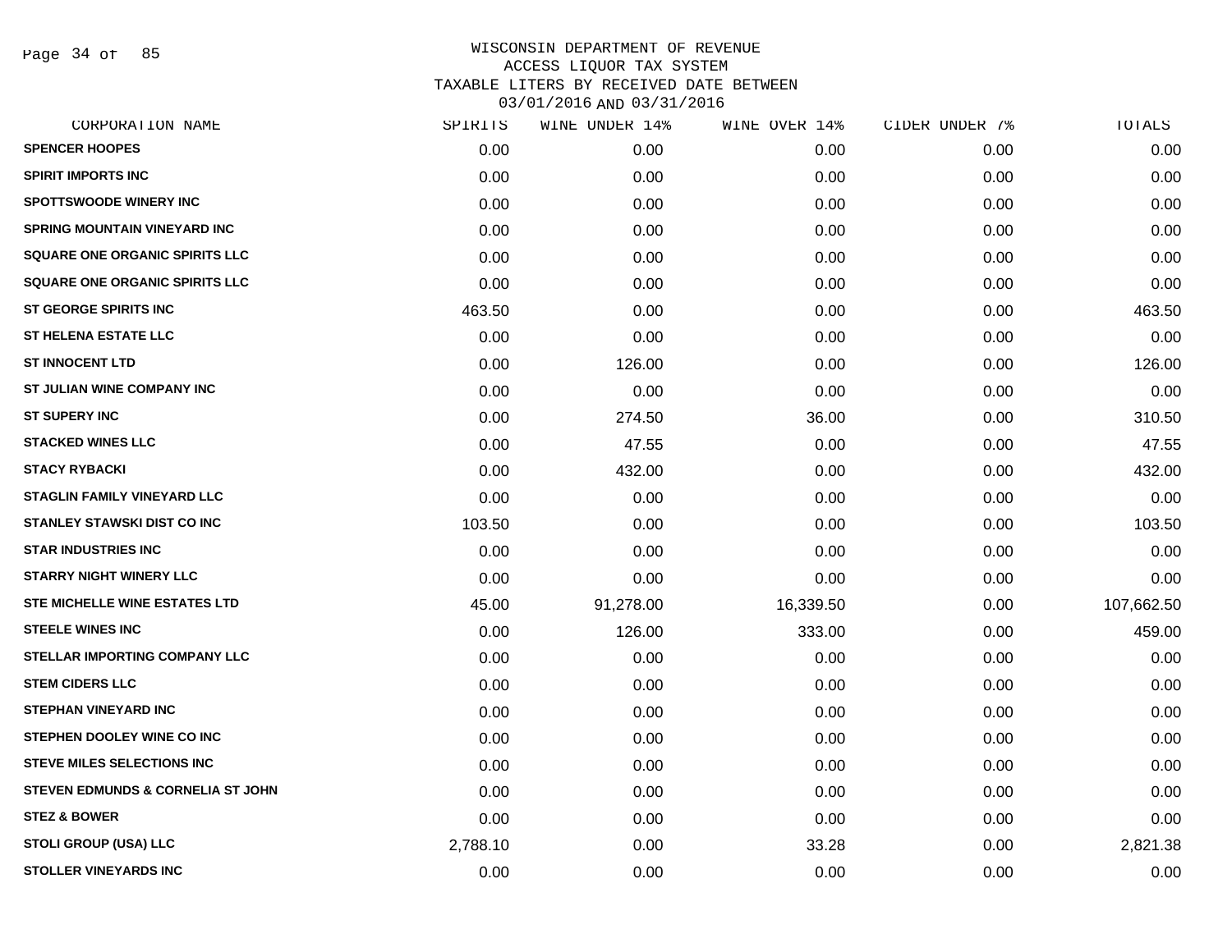WISCONSIN DEPARTMENT OF REVENUE
ACCESS LIQUOR TAX SYSTEM
TAXABLE LITERS BY RECEIVED DATE BETWEEN
03/01/2016 AND 03/31/2016

| CORPORATION NAME | SPIRITS | WINE UNDER 14% | WINE OVER 14% | CIDER UNDER 7% | TOTALS |
|---|---|---|---|---|---|
| SPENCER HOOPES | 0.00 | 0.00 | 0.00 | 0.00 | 0.00 |
| SPIRIT IMPORTS INC | 0.00 | 0.00 | 0.00 | 0.00 | 0.00 |
| SPOTTSWOODE WINERY INC | 0.00 | 0.00 | 0.00 | 0.00 | 0.00 |
| SPRING MOUNTAIN VINEYARD INC | 0.00 | 0.00 | 0.00 | 0.00 | 0.00 |
| SQUARE ONE ORGANIC SPIRITS LLC | 0.00 | 0.00 | 0.00 | 0.00 | 0.00 |
| SQUARE ONE ORGANIC SPIRITS LLC | 0.00 | 0.00 | 0.00 | 0.00 | 0.00 |
| ST GEORGE SPIRITS INC | 463.50 | 0.00 | 0.00 | 0.00 | 463.50 |
| ST HELENA ESTATE LLC | 0.00 | 0.00 | 0.00 | 0.00 | 0.00 |
| ST INNOCENT LTD | 0.00 | 126.00 | 0.00 | 0.00 | 126.00 |
| ST JULIAN WINE COMPANY INC | 0.00 | 0.00 | 0.00 | 0.00 | 0.00 |
| ST SUPERY INC | 0.00 | 274.50 | 36.00 | 0.00 | 310.50 |
| STACKED WINES LLC | 0.00 | 47.55 | 0.00 | 0.00 | 47.55 |
| STACY RYBACKI | 0.00 | 432.00 | 0.00 | 0.00 | 432.00 |
| STAGLIN FAMILY VINEYARD LLC | 0.00 | 0.00 | 0.00 | 0.00 | 0.00 |
| STANLEY STAWSKI DIST CO INC | 103.50 | 0.00 | 0.00 | 0.00 | 103.50 |
| STAR INDUSTRIES INC | 0.00 | 0.00 | 0.00 | 0.00 | 0.00 |
| STARRY NIGHT WINERY LLC | 0.00 | 0.00 | 0.00 | 0.00 | 0.00 |
| STE MICHELLE WINE ESTATES LTD | 45.00 | 91,278.00 | 16,339.50 | 0.00 | 107,662.50 |
| STEELE WINES INC | 0.00 | 126.00 | 333.00 | 0.00 | 459.00 |
| STELLAR IMPORTING COMPANY LLC | 0.00 | 0.00 | 0.00 | 0.00 | 0.00 |
| STEM CIDERS LLC | 0.00 | 0.00 | 0.00 | 0.00 | 0.00 |
| STEPHAN VINEYARD INC | 0.00 | 0.00 | 0.00 | 0.00 | 0.00 |
| STEPHEN DOOLEY WINE CO INC | 0.00 | 0.00 | 0.00 | 0.00 | 0.00 |
| STEVE MILES SELECTIONS INC | 0.00 | 0.00 | 0.00 | 0.00 | 0.00 |
| STEVEN EDMUNDS & CORNELIA ST JOHN | 0.00 | 0.00 | 0.00 | 0.00 | 0.00 |
| STEZ & BOWER | 0.00 | 0.00 | 0.00 | 0.00 | 0.00 |
| STOLI GROUP (USA) LLC | 2,788.10 | 0.00 | 33.28 | 0.00 | 2,821.38 |
| STOLLER VINEYARDS INC | 0.00 | 0.00 | 0.00 | 0.00 | 0.00 |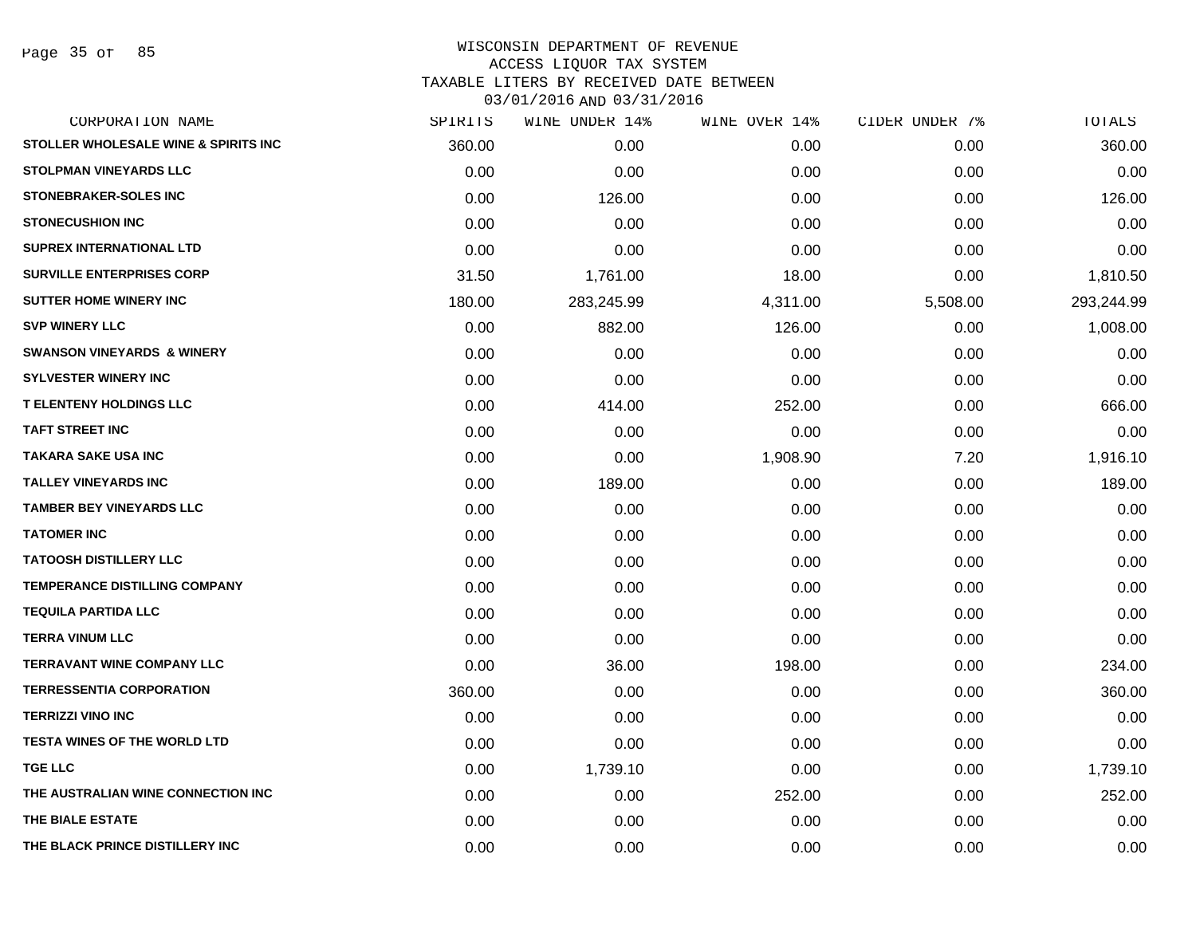WISCONSIN DEPARTMENT OF REVENUE
ACCESS LIQUOR TAX SYSTEM
TAXABLE LITERS BY RECEIVED DATE BETWEEN
03/01/2016 AND 03/31/2016

| CORPORATION NAME | SPIRITS | WINE UNDER 14% | WINE OVER 14% | CIDER UNDER 7% | TOTALS |
|---|---|---|---|---|---|
| STOLLER WHOLESALE WINE & SPIRITS INC | 360.00 | 0.00 | 0.00 | 0.00 | 360.00 |
| STOLPMAN VINEYARDS LLC | 0.00 | 0.00 | 0.00 | 0.00 | 0.00 |
| STONEBRAKER-SOLES INC | 0.00 | 126.00 | 0.00 | 0.00 | 126.00 |
| STONECUSHION INC | 0.00 | 0.00 | 0.00 | 0.00 | 0.00 |
| SUPREX INTERNATIONAL LTD | 0.00 | 0.00 | 0.00 | 0.00 | 0.00 |
| SURVILLE ENTERPRISES CORP | 31.50 | 1,761.00 | 18.00 | 0.00 | 1,810.50 |
| SUTTER HOME WINERY INC | 180.00 | 283,245.99 | 4,311.00 | 5,508.00 | 293,244.99 |
| SVP WINERY LLC | 0.00 | 882.00 | 126.00 | 0.00 | 1,008.00 |
| SWANSON VINEYARDS & WINERY | 0.00 | 0.00 | 0.00 | 0.00 | 0.00 |
| SYLVESTER WINERY INC | 0.00 | 0.00 | 0.00 | 0.00 | 0.00 |
| T ELENTENY HOLDINGS LLC | 0.00 | 414.00 | 252.00 | 0.00 | 666.00 |
| TAFT STREET INC | 0.00 | 0.00 | 0.00 | 0.00 | 0.00 |
| TAKARA SAKE USA INC | 0.00 | 0.00 | 1,908.90 | 7.20 | 1,916.10 |
| TALLEY VINEYARDS INC | 0.00 | 189.00 | 0.00 | 0.00 | 189.00 |
| TAMBER BEY VINEYARDS LLC | 0.00 | 0.00 | 0.00 | 0.00 | 0.00 |
| TATOMER INC | 0.00 | 0.00 | 0.00 | 0.00 | 0.00 |
| TATOOSH DISTILLERY LLC | 0.00 | 0.00 | 0.00 | 0.00 | 0.00 |
| TEMPERANCE DISTILLING COMPANY | 0.00 | 0.00 | 0.00 | 0.00 | 0.00 |
| TEQUILA PARTIDA LLC | 0.00 | 0.00 | 0.00 | 0.00 | 0.00 |
| TERRA VINUM LLC | 0.00 | 0.00 | 0.00 | 0.00 | 0.00 |
| TERRAVANT WINE COMPANY LLC | 0.00 | 36.00 | 198.00 | 0.00 | 234.00 |
| TERRESSENTIA CORPORATION | 360.00 | 0.00 | 0.00 | 0.00 | 360.00 |
| TERRIZZI VINO INC | 0.00 | 0.00 | 0.00 | 0.00 | 0.00 |
| TESTA WINES OF THE WORLD LTD | 0.00 | 0.00 | 0.00 | 0.00 | 0.00 |
| TGE LLC | 0.00 | 1,739.10 | 0.00 | 0.00 | 1,739.10 |
| THE AUSTRALIAN WINE CONNECTION INC | 0.00 | 0.00 | 252.00 | 0.00 | 252.00 |
| THE BIALE ESTATE | 0.00 | 0.00 | 0.00 | 0.00 | 0.00 |
| THE BLACK PRINCE DISTILLERY INC | 0.00 | 0.00 | 0.00 | 0.00 | 0.00 |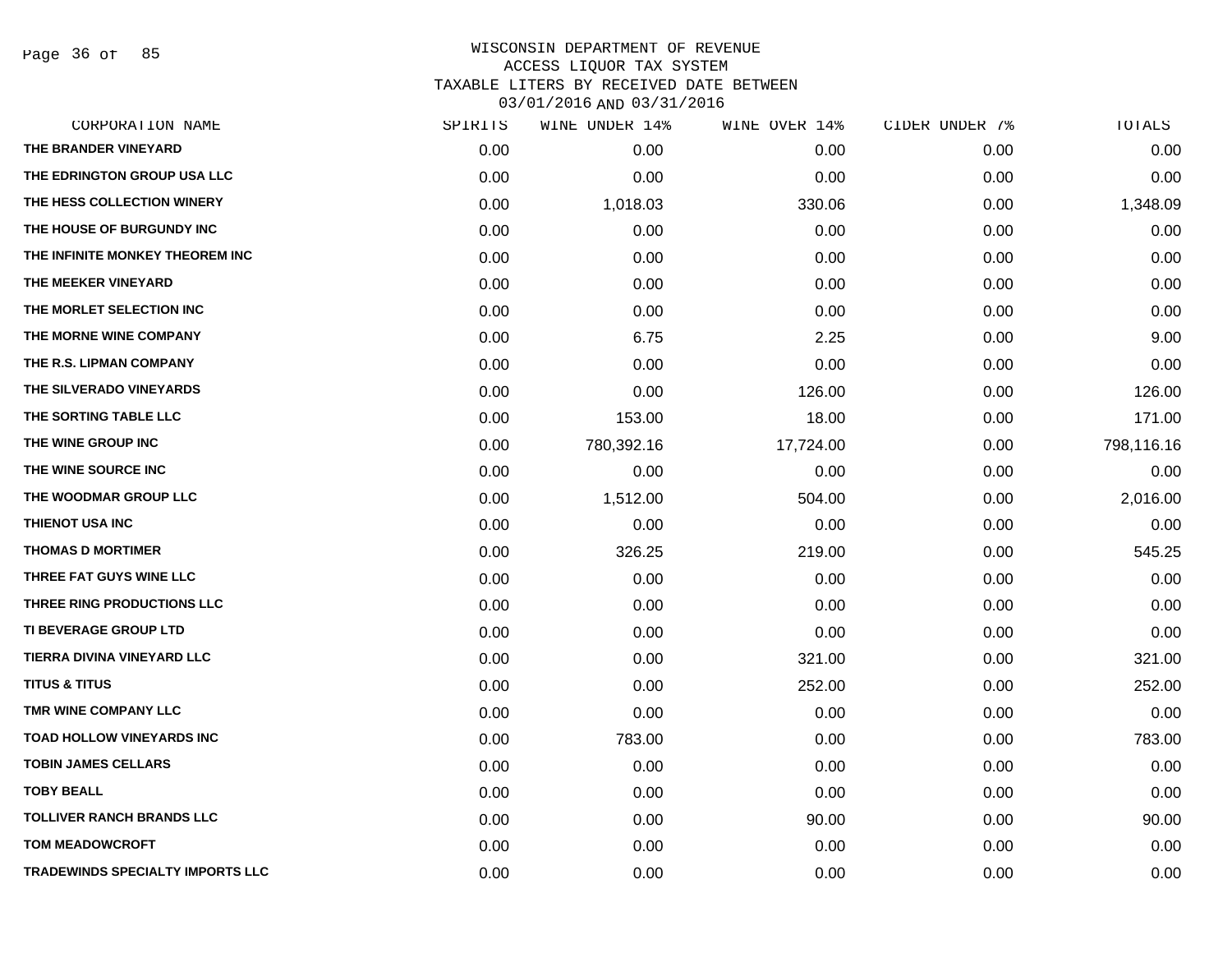WISCONSIN DEPARTMENT OF REVENUE
ACCESS LIQUOR TAX SYSTEM
TAXABLE LITERS BY RECEIVED DATE BETWEEN
03/01/2016 AND 03/31/2016

| CORPORATION NAME | SPIRITS | WINE UNDER 14% | WINE OVER 14% | CIDER UNDER 7% | TOTALS |
|---|---|---|---|---|---|
| THE BRANDER VINEYARD | 0.00 | 0.00 | 0.00 | 0.00 | 0.00 |
| THE EDRINGTON GROUP USA LLC | 0.00 | 0.00 | 0.00 | 0.00 | 0.00 |
| THE HESS COLLECTION WINERY | 0.00 | 1,018.03 | 330.06 | 0.00 | 1,348.09 |
| THE HOUSE OF BURGUNDY INC | 0.00 | 0.00 | 0.00 | 0.00 | 0.00 |
| THE INFINITE MONKEY THEOREM INC | 0.00 | 0.00 | 0.00 | 0.00 | 0.00 |
| THE MEEKER VINEYARD | 0.00 | 0.00 | 0.00 | 0.00 | 0.00 |
| THE MORLET SELECTION INC | 0.00 | 0.00 | 0.00 | 0.00 | 0.00 |
| THE MORNE WINE COMPANY | 0.00 | 6.75 | 2.25 | 0.00 | 9.00 |
| THE R.S. LIPMAN COMPANY | 0.00 | 0.00 | 0.00 | 0.00 | 0.00 |
| THE SILVERADO VINEYARDS | 0.00 | 0.00 | 126.00 | 0.00 | 126.00 |
| THE SORTING TABLE LLC | 0.00 | 153.00 | 18.00 | 0.00 | 171.00 |
| THE WINE GROUP INC | 0.00 | 780,392.16 | 17,724.00 | 0.00 | 798,116.16 |
| THE WINE SOURCE INC | 0.00 | 0.00 | 0.00 | 0.00 | 0.00 |
| THE WOODMAR GROUP LLC | 0.00 | 1,512.00 | 504.00 | 0.00 | 2,016.00 |
| THIENOT USA INC | 0.00 | 0.00 | 0.00 | 0.00 | 0.00 |
| THOMAS D MORTIMER | 0.00 | 326.25 | 219.00 | 0.00 | 545.25 |
| THREE FAT GUYS WINE LLC | 0.00 | 0.00 | 0.00 | 0.00 | 0.00 |
| THREE RING PRODUCTIONS LLC | 0.00 | 0.00 | 0.00 | 0.00 | 0.00 |
| TI BEVERAGE GROUP LTD | 0.00 | 0.00 | 0.00 | 0.00 | 0.00 |
| TIERRA DIVINA VINEYARD LLC | 0.00 | 0.00 | 321.00 | 0.00 | 321.00 |
| TITUS & TITUS | 0.00 | 0.00 | 252.00 | 0.00 | 252.00 |
| TMR WINE COMPANY LLC | 0.00 | 0.00 | 0.00 | 0.00 | 0.00 |
| TOAD HOLLOW VINEYARDS INC | 0.00 | 783.00 | 0.00 | 0.00 | 783.00 |
| TOBIN JAMES CELLARS | 0.00 | 0.00 | 0.00 | 0.00 | 0.00 |
| TOBY BEALL | 0.00 | 0.00 | 0.00 | 0.00 | 0.00 |
| TOLLIVER RANCH BRANDS LLC | 0.00 | 0.00 | 90.00 | 0.00 | 90.00 |
| TOM MEADOWCROFT | 0.00 | 0.00 | 0.00 | 0.00 | 0.00 |
| TRADEWINDS SPECIALTY IMPORTS LLC | 0.00 | 0.00 | 0.00 | 0.00 | 0.00 |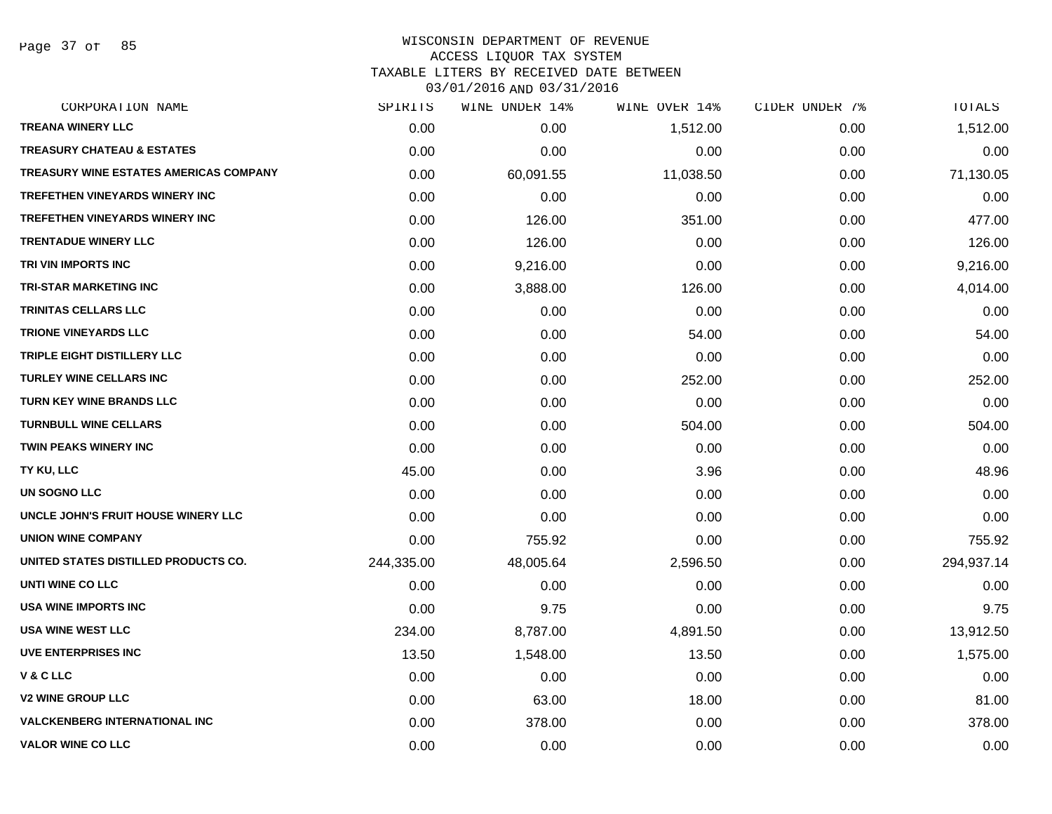WISCONSIN DEPARTMENT OF REVENUE
ACCESS LIQUOR TAX SYSTEM
TAXABLE LITERS BY RECEIVED DATE BETWEEN
03/01/2016 AND 03/31/2016

| CORPORATION NAME | SPIRITS | WINE UNDER 14% | WINE OVER 14% | CIDER UNDER 7% | TOTALS |
|---|---|---|---|---|---|
| TREANA WINERY LLC | 0.00 | 0.00 | 1,512.00 | 0.00 | 1,512.00 |
| TREASURY CHATEAU & ESTATES | 0.00 | 0.00 | 0.00 | 0.00 | 0.00 |
| TREASURY WINE ESTATES AMERICAS COMPANY | 0.00 | 60,091.55 | 11,038.50 | 0.00 | 71,130.05 |
| TREFETHEN VINEYARDS WINERY INC | 0.00 | 0.00 | 0.00 | 0.00 | 0.00 |
| TREFETHEN VINEYARDS WINERY INC | 0.00 | 126.00 | 351.00 | 0.00 | 477.00 |
| TRENTADUE WINERY LLC | 0.00 | 126.00 | 0.00 | 0.00 | 126.00 |
| TRI VIN IMPORTS INC | 0.00 | 9,216.00 | 0.00 | 0.00 | 9,216.00 |
| TRI-STAR MARKETING INC | 0.00 | 3,888.00 | 126.00 | 0.00 | 4,014.00 |
| TRINITAS CELLARS LLC | 0.00 | 0.00 | 0.00 | 0.00 | 0.00 |
| TRIONE VINEYARDS LLC | 0.00 | 0.00 | 54.00 | 0.00 | 54.00 |
| TRIPLE EIGHT DISTILLERY LLC | 0.00 | 0.00 | 0.00 | 0.00 | 0.00 |
| TURLEY WINE CELLARS INC | 0.00 | 0.00 | 252.00 | 0.00 | 252.00 |
| TURN KEY WINE BRANDS LLC | 0.00 | 0.00 | 0.00 | 0.00 | 0.00 |
| TURNBULL WINE CELLARS | 0.00 | 0.00 | 504.00 | 0.00 | 504.00 |
| TWIN PEAKS WINERY INC | 0.00 | 0.00 | 0.00 | 0.00 | 0.00 |
| TY KU, LLC | 45.00 | 0.00 | 3.96 | 0.00 | 48.96 |
| UN SOGNO LLC | 0.00 | 0.00 | 0.00 | 0.00 | 0.00 |
| UNCLE JOHN'S FRUIT HOUSE WINERY LLC | 0.00 | 0.00 | 0.00 | 0.00 | 0.00 |
| UNION WINE COMPANY | 0.00 | 755.92 | 0.00 | 0.00 | 755.92 |
| UNITED STATES DISTILLED PRODUCTS CO. | 244,335.00 | 48,005.64 | 2,596.50 | 0.00 | 294,937.14 |
| UNTI WINE CO LLC | 0.00 | 0.00 | 0.00 | 0.00 | 0.00 |
| USA WINE IMPORTS INC | 0.00 | 9.75 | 0.00 | 0.00 | 9.75 |
| USA WINE WEST LLC | 234.00 | 8,787.00 | 4,891.50 | 0.00 | 13,912.50 |
| UVE ENTERPRISES INC | 13.50 | 1,548.00 | 13.50 | 0.00 | 1,575.00 |
| V & C LLC | 0.00 | 0.00 | 0.00 | 0.00 | 0.00 |
| V2 WINE GROUP LLC | 0.00 | 63.00 | 18.00 | 0.00 | 81.00 |
| VALCKENBERG INTERNATIONAL INC | 0.00 | 378.00 | 0.00 | 0.00 | 378.00 |
| VALOR WINE CO LLC | 0.00 | 0.00 | 0.00 | 0.00 | 0.00 |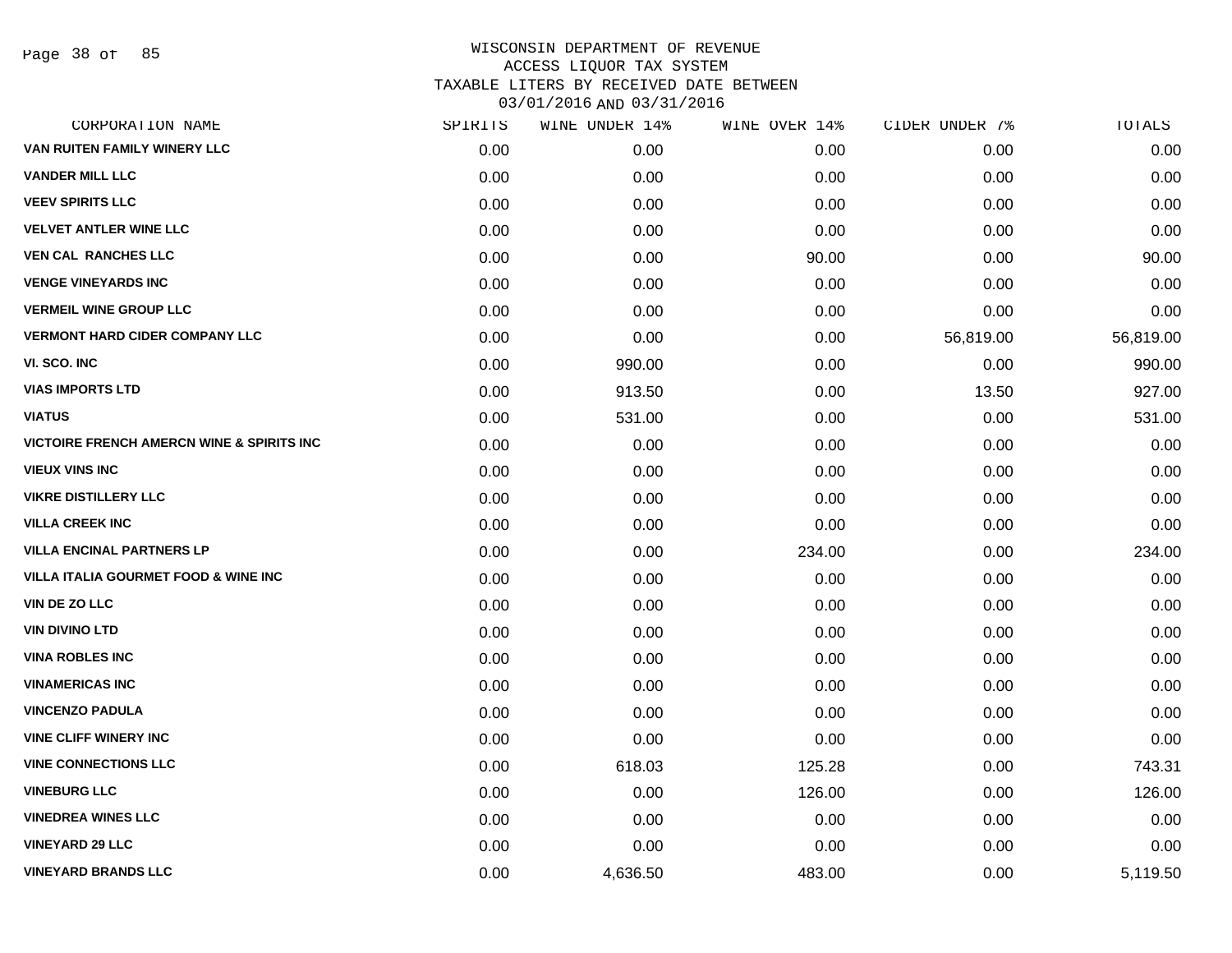WISCONSIN DEPARTMENT OF REVENUE
ACCESS LIQUOR TAX SYSTEM
TAXABLE LITERS BY RECEIVED DATE BETWEEN
03/01/2016 AND 03/31/2016

| CORPORATION NAME | SPIRITS | WINE UNDER 14% | WINE OVER 14% | CIDER UNDER 7% | TOTALS |
|---|---|---|---|---|---|
| VAN RUITEN FAMILY WINERY LLC | 0.00 | 0.00 | 0.00 | 0.00 | 0.00 |
| VANDER MILL LLC | 0.00 | 0.00 | 0.00 | 0.00 | 0.00 |
| VEEV SPIRITS LLC | 0.00 | 0.00 | 0.00 | 0.00 | 0.00 |
| VELVET ANTLER WINE LLC | 0.00 | 0.00 | 0.00 | 0.00 | 0.00 |
| VEN CAL RANCHES LLC | 0.00 | 0.00 | 90.00 | 0.00 | 90.00 |
| VENGE VINEYARDS INC | 0.00 | 0.00 | 0.00 | 0.00 | 0.00 |
| VERMEIL WINE GROUP LLC | 0.00 | 0.00 | 0.00 | 0.00 | 0.00 |
| VERMONT HARD CIDER COMPANY LLC | 0.00 | 0.00 | 0.00 | 56,819.00 | 56,819.00 |
| VI. SCO. INC | 0.00 | 990.00 | 0.00 | 0.00 | 990.00 |
| VIAS IMPORTS LTD | 0.00 | 913.50 | 0.00 | 13.50 | 927.00 |
| VIATUS | 0.00 | 531.00 | 0.00 | 0.00 | 531.00 |
| VICTOIRE FRENCH AMERCN WINE & SPIRITS INC | 0.00 | 0.00 | 0.00 | 0.00 | 0.00 |
| VIEUX VINS INC | 0.00 | 0.00 | 0.00 | 0.00 | 0.00 |
| VIKRE DISTILLERY LLC | 0.00 | 0.00 | 0.00 | 0.00 | 0.00 |
| VILLA CREEK INC | 0.00 | 0.00 | 0.00 | 0.00 | 0.00 |
| VILLA ENCINAL PARTNERS LP | 0.00 | 0.00 | 234.00 | 0.00 | 234.00 |
| VILLA ITALIA GOURMET FOOD & WINE INC | 0.00 | 0.00 | 0.00 | 0.00 | 0.00 |
| VIN DE ZO LLC | 0.00 | 0.00 | 0.00 | 0.00 | 0.00 |
| VIN DIVINO LTD | 0.00 | 0.00 | 0.00 | 0.00 | 0.00 |
| VINA ROBLES INC | 0.00 | 0.00 | 0.00 | 0.00 | 0.00 |
| VINAMERICAS INC | 0.00 | 0.00 | 0.00 | 0.00 | 0.00 |
| VINCENZO PADULA | 0.00 | 0.00 | 0.00 | 0.00 | 0.00 |
| VINE CLIFF WINERY INC | 0.00 | 0.00 | 0.00 | 0.00 | 0.00 |
| VINE CONNECTIONS LLC | 0.00 | 618.03 | 125.28 | 0.00 | 743.31 |
| VINEBURG LLC | 0.00 | 0.00 | 126.00 | 0.00 | 126.00 |
| VINEDREA WINES LLC | 0.00 | 0.00 | 0.00 | 0.00 | 0.00 |
| VINEYARD 29 LLC | 0.00 | 0.00 | 0.00 | 0.00 | 0.00 |
| VINEYARD BRANDS LLC | 0.00 | 4,636.50 | 483.00 | 0.00 | 5,119.50 |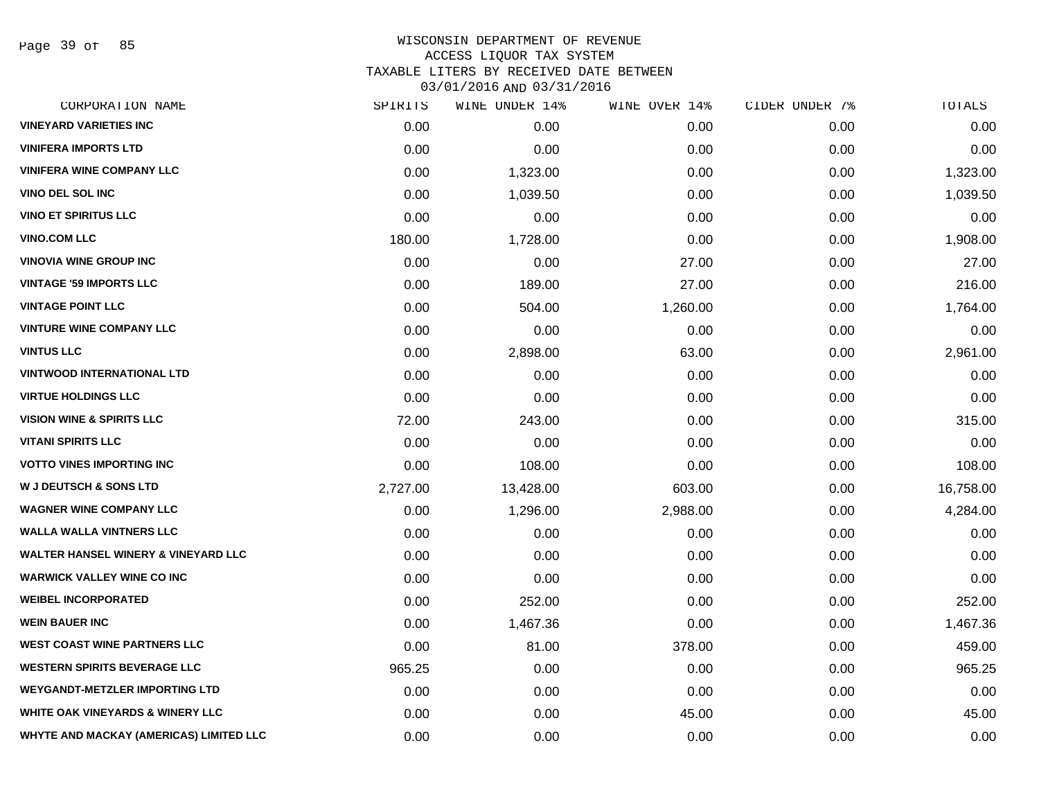WISCONSIN DEPARTMENT OF REVENUE
ACCESS LIQUOR TAX SYSTEM
TAXABLE LITERS BY RECEIVED DATE BETWEEN
03/01/2016 AND 03/31/2016

| CORPORATION NAME | SPIRITS | WINE UNDER 14% | WINE OVER 14% | CIDER UNDER 7% | TOTALS |
|---|---|---|---|---|---|
| VINEYARD VARIETIES INC | 0.00 | 0.00 | 0.00 | 0.00 | 0.00 |
| VINIFERA IMPORTS LTD | 0.00 | 0.00 | 0.00 | 0.00 | 0.00 |
| VINIFERA WINE COMPANY LLC | 0.00 | 1,323.00 | 0.00 | 0.00 | 1,323.00 |
| VINO DEL SOL INC | 0.00 | 1,039.50 | 0.00 | 0.00 | 1,039.50 |
| VINO ET SPIRITUS LLC | 0.00 | 0.00 | 0.00 | 0.00 | 0.00 |
| VINO.COM LLC | 180.00 | 1,728.00 | 0.00 | 0.00 | 1,908.00 |
| VINOVIA WINE GROUP INC | 0.00 | 0.00 | 27.00 | 0.00 | 27.00 |
| VINTAGE '59 IMPORTS LLC | 0.00 | 189.00 | 27.00 | 0.00 | 216.00 |
| VINTAGE POINT LLC | 0.00 | 504.00 | 1,260.00 | 0.00 | 1,764.00 |
| VINTURE WINE COMPANY LLC | 0.00 | 0.00 | 0.00 | 0.00 | 0.00 |
| VINTUS LLC | 0.00 | 2,898.00 | 63.00 | 0.00 | 2,961.00 |
| VINTWOOD INTERNATIONAL LTD | 0.00 | 0.00 | 0.00 | 0.00 | 0.00 |
| VIRTUE HOLDINGS LLC | 0.00 | 0.00 | 0.00 | 0.00 | 0.00 |
| VISION WINE & SPIRITS LLC | 72.00 | 243.00 | 0.00 | 0.00 | 315.00 |
| VITANI SPIRITS LLC | 0.00 | 0.00 | 0.00 | 0.00 | 0.00 |
| VOTTO VINES IMPORTING INC | 0.00 | 108.00 | 0.00 | 0.00 | 108.00 |
| W J DEUTSCH & SONS LTD | 2,727.00 | 13,428.00 | 603.00 | 0.00 | 16,758.00 |
| WAGNER WINE COMPANY LLC | 0.00 | 1,296.00 | 2,988.00 | 0.00 | 4,284.00 |
| WALLA WALLA VINTNERS LLC | 0.00 | 0.00 | 0.00 | 0.00 | 0.00 |
| WALTER HANSEL WINERY & VINEYARD LLC | 0.00 | 0.00 | 0.00 | 0.00 | 0.00 |
| WARWICK VALLEY WINE CO INC | 0.00 | 0.00 | 0.00 | 0.00 | 0.00 |
| WEIBEL INCORPORATED | 0.00 | 252.00 | 0.00 | 0.00 | 252.00 |
| WEIN BAUER INC | 0.00 | 1,467.36 | 0.00 | 0.00 | 1,467.36 |
| WEST COAST WINE PARTNERS LLC | 0.00 | 81.00 | 378.00 | 0.00 | 459.00 |
| WESTERN SPIRITS BEVERAGE LLC | 965.25 | 0.00 | 0.00 | 0.00 | 965.25 |
| WEYGANDT-METZLER IMPORTING LTD | 0.00 | 0.00 | 0.00 | 0.00 | 0.00 |
| WHITE OAK VINEYARDS & WINERY LLC | 0.00 | 0.00 | 45.00 | 0.00 | 45.00 |
| WHYTE AND MACKAY (AMERICAS) LIMITED LLC | 0.00 | 0.00 | 0.00 | 0.00 | 0.00 |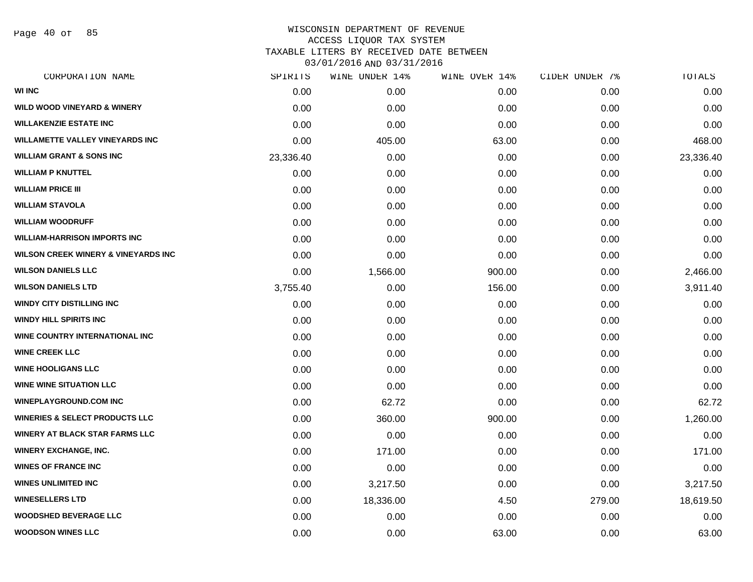WISCONSIN DEPARTMENT OF REVENUE
ACCESS LIQUOR TAX SYSTEM
TAXABLE LITERS BY RECEIVED DATE BETWEEN
03/01/2016 AND 03/31/2016

| CORPORATION NAME | SPIRITS | WINE UNDER 14% | WINE OVER 14% | CIDER UNDER 7% | TOTALS |
|---|---|---|---|---|---|
| WI INC | 0.00 | 0.00 | 0.00 | 0.00 | 0.00 |
| WILD WOOD VINEYARD & WINERY | 0.00 | 0.00 | 0.00 | 0.00 | 0.00 |
| WILLAKENZIE ESTATE INC | 0.00 | 0.00 | 0.00 | 0.00 | 0.00 |
| WILLAMETTE VALLEY VINEYARDS INC | 0.00 | 405.00 | 63.00 | 0.00 | 468.00 |
| WILLIAM GRANT & SONS INC | 23,336.40 | 0.00 | 0.00 | 0.00 | 23,336.40 |
| WILLIAM P KNUTTEL | 0.00 | 0.00 | 0.00 | 0.00 | 0.00 |
| WILLIAM PRICE III | 0.00 | 0.00 | 0.00 | 0.00 | 0.00 |
| WILLIAM STAVOLA | 0.00 | 0.00 | 0.00 | 0.00 | 0.00 |
| WILLIAM WOODRUFF | 0.00 | 0.00 | 0.00 | 0.00 | 0.00 |
| WILLIAM-HARRISON IMPORTS INC | 0.00 | 0.00 | 0.00 | 0.00 | 0.00 |
| WILSON CREEK WINERY & VINEYARDS INC | 0.00 | 0.00 | 0.00 | 0.00 | 0.00 |
| WILSON DANIELS LLC | 0.00 | 1,566.00 | 900.00 | 0.00 | 2,466.00 |
| WILSON DANIELS LTD | 3,755.40 | 0.00 | 156.00 | 0.00 | 3,911.40 |
| WINDY CITY DISTILLING INC | 0.00 | 0.00 | 0.00 | 0.00 | 0.00 |
| WINDY HILL SPIRITS INC | 0.00 | 0.00 | 0.00 | 0.00 | 0.00 |
| WINE COUNTRY INTERNATIONAL INC | 0.00 | 0.00 | 0.00 | 0.00 | 0.00 |
| WINE CREEK LLC | 0.00 | 0.00 | 0.00 | 0.00 | 0.00 |
| WINE HOOLIGANS LLC | 0.00 | 0.00 | 0.00 | 0.00 | 0.00 |
| WINE WINE SITUATION LLC | 0.00 | 0.00 | 0.00 | 0.00 | 0.00 |
| WINEPLAYGROUND.COM INC | 0.00 | 62.72 | 0.00 | 0.00 | 62.72 |
| WINERIES & SELECT PRODUCTS LLC | 0.00 | 360.00 | 900.00 | 0.00 | 1,260.00 |
| WINERY AT BLACK STAR FARMS LLC | 0.00 | 0.00 | 0.00 | 0.00 | 0.00 |
| WINERY EXCHANGE, INC. | 0.00 | 171.00 | 0.00 | 0.00 | 171.00 |
| WINES OF FRANCE INC | 0.00 | 0.00 | 0.00 | 0.00 | 0.00 |
| WINES UNLIMITED INC | 0.00 | 3,217.50 | 0.00 | 0.00 | 3,217.50 |
| WINESELLERS LTD | 0.00 | 18,336.00 | 4.50 | 279.00 | 18,619.50 |
| WOODSHED BEVERAGE LLC | 0.00 | 0.00 | 0.00 | 0.00 | 0.00 |
| WOODSON WINES LLC | 0.00 | 0.00 | 63.00 | 0.00 | 63.00 |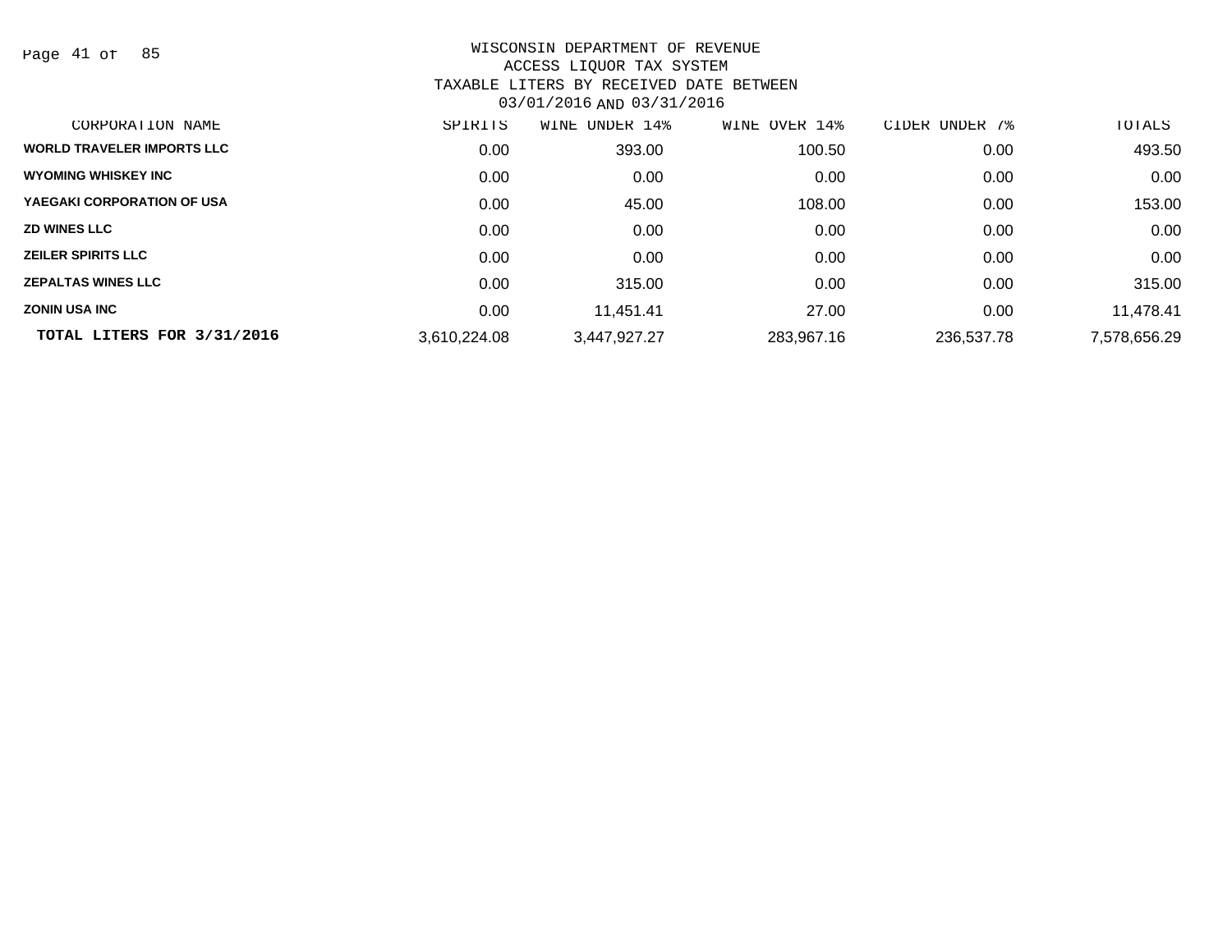# WISCONSIN DEPARTMENT OF REVENUE
## ACCESS LIQUOR TAX SYSTEM
### TAXABLE LITERS BY RECEIVED DATE BETWEEN 03/01/2016 AND 03/31/2016

| CORPORATION NAME | SPIRITS | WINE UNDER 14% | WINE OVER 14% | CIDER UNDER 7% | TOTALS |
|---|---|---|---|---|---|
| WORLD TRAVELER IMPORTS LLC | 0.00 | 393.00 | 100.50 | 0.00 | 493.50 |
| WYOMING WHISKEY INC | 0.00 | 0.00 | 0.00 | 0.00 | 0.00 |
| YAEGAKI CORPORATION OF USA | 0.00 | 45.00 | 108.00 | 0.00 | 153.00 |
| ZD WINES LLC | 0.00 | 0.00 | 0.00 | 0.00 | 0.00 |
| ZEILER SPIRITS LLC | 0.00 | 0.00 | 0.00 | 0.00 | 0.00 |
| ZEPALTAS WINES LLC | 0.00 | 315.00 | 0.00 | 0.00 | 315.00 |
| ZONIN USA INC | 0.00 | 11,451.41 | 27.00 | 0.00 | 11,478.41 |
| **TOTAL LITERS FOR 3/31/2016** | 3,610,224.08 | 3,447,927.27 | 283,967.16 | 236,537.78 | 7,578,656.29 |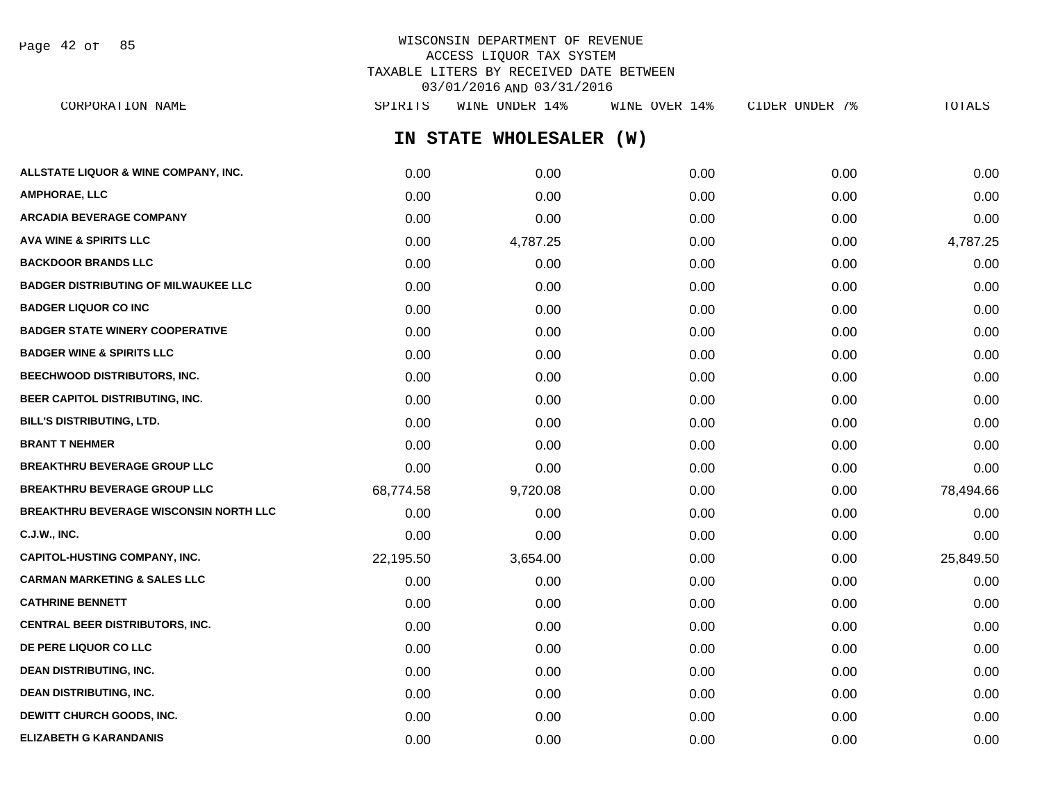WISCONSIN DEPARTMENT OF REVENUE
ACCESS LIQUOR TAX SYSTEM
TAXABLE LITERS BY RECEIVED DATE BETWEEN
03/01/2016 AND 03/31/2016

## IN STATE WHOLESALER (W)

| CORPORATION NAME | SPIRITS | WINE UNDER 14% | WINE OVER 14% | CIDER UNDER 7% | TOTALS |
|---|---|---|---|---|---|
| ALLSTATE LIQUOR & WINE COMPANY, INC. | 0.00 | 0.00 | 0.00 | 0.00 | 0.00 |
| AMPHORAE, LLC | 0.00 | 0.00 | 0.00 | 0.00 | 0.00 |
| ARCADIA BEVERAGE COMPANY | 0.00 | 0.00 | 0.00 | 0.00 | 0.00 |
| AVA WINE & SPIRITS LLC | 0.00 | 4,787.25 | 0.00 | 0.00 | 4,787.25 |
| BACKDOOR BRANDS LLC | 0.00 | 0.00 | 0.00 | 0.00 | 0.00 |
| BADGER DISTRIBUTING OF MILWAUKEE LLC | 0.00 | 0.00 | 0.00 | 0.00 | 0.00 |
| BADGER LIQUOR CO INC | 0.00 | 0.00 | 0.00 | 0.00 | 0.00 |
| BADGER STATE WINERY COOPERATIVE | 0.00 | 0.00 | 0.00 | 0.00 | 0.00 |
| BADGER WINE & SPIRITS LLC | 0.00 | 0.00 | 0.00 | 0.00 | 0.00 |
| BEECHWOOD DISTRIBUTORS, INC. | 0.00 | 0.00 | 0.00 | 0.00 | 0.00 |
| BEER CAPITOL DISTRIBUTING, INC. | 0.00 | 0.00 | 0.00 | 0.00 | 0.00 |
| BILL'S DISTRIBUTING, LTD. | 0.00 | 0.00 | 0.00 | 0.00 | 0.00 |
| BRANT T NEHMER | 0.00 | 0.00 | 0.00 | 0.00 | 0.00 |
| BREAKTHRU BEVERAGE GROUP LLC | 0.00 | 0.00 | 0.00 | 0.00 | 0.00 |
| BREAKTHRU BEVERAGE GROUP LLC | 68,774.58 | 9,720.08 | 0.00 | 0.00 | 78,494.66 |
| BREAKTHRU BEVERAGE WISCONSIN NORTH LLC | 0.00 | 0.00 | 0.00 | 0.00 | 0.00 |
| C.J.W., INC. | 0.00 | 0.00 | 0.00 | 0.00 | 0.00 |
| CAPITOL-HUSTING COMPANY, INC. | 22,195.50 | 3,654.00 | 0.00 | 0.00 | 25,849.50 |
| CARMAN MARKETING & SALES LLC | 0.00 | 0.00 | 0.00 | 0.00 | 0.00 |
| CATHRINE BENNETT | 0.00 | 0.00 | 0.00 | 0.00 | 0.00 |
| CENTRAL BEER DISTRIBUTORS, INC. | 0.00 | 0.00 | 0.00 | 0.00 | 0.00 |
| DE PERE LIQUOR CO LLC | 0.00 | 0.00 | 0.00 | 0.00 | 0.00 |
| DEAN DISTRIBUTING, INC. | 0.00 | 0.00 | 0.00 | 0.00 | 0.00 |
| DEAN DISTRIBUTING, INC. | 0.00 | 0.00 | 0.00 | 0.00 | 0.00 |
| DEWITT CHURCH GOODS, INC. | 0.00 | 0.00 | 0.00 | 0.00 | 0.00 |
| ELIZABETH G KARANDANIS | 0.00 | 0.00 | 0.00 | 0.00 | 0.00 |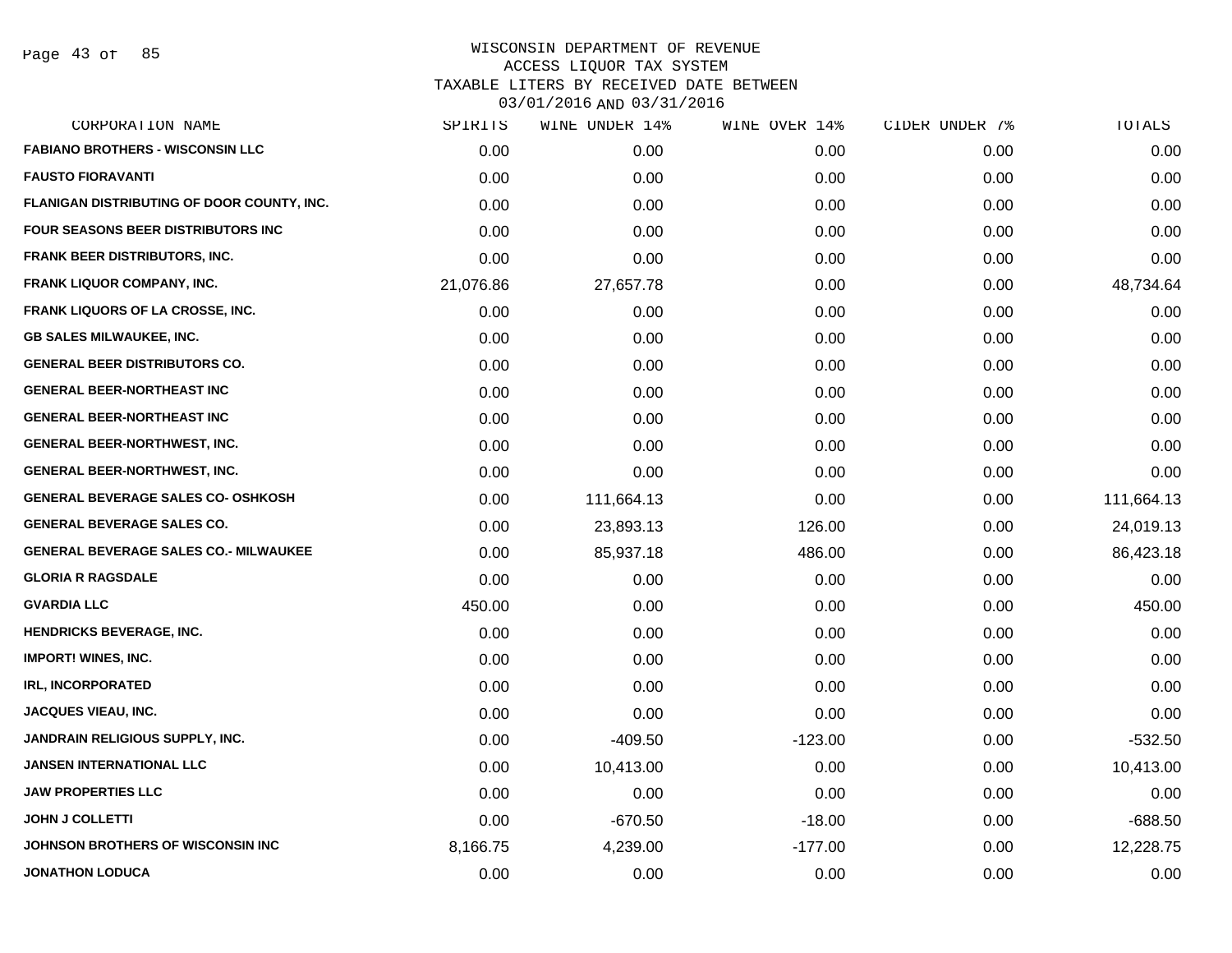WISCONSIN DEPARTMENT OF REVENUE
ACCESS LIQUOR TAX SYSTEM
TAXABLE LITERS BY RECEIVED DATE BETWEEN
03/01/2016 AND 03/31/2016

| CORPORATION NAME | SPIRITS | WINE UNDER 14% | WINE OVER 14% | CIDER UNDER 7% | TOTALS |
|---|---|---|---|---|---|
| FABIANO BROTHERS - WISCONSIN LLC | 0.00 | 0.00 | 0.00 | 0.00 | 0.00 |
| FAUSTO FIORAVANTI | 0.00 | 0.00 | 0.00 | 0.00 | 0.00 |
| FLANIGAN DISTRIBUTING OF DOOR COUNTY, INC. | 0.00 | 0.00 | 0.00 | 0.00 | 0.00 |
| FOUR SEASONS BEER DISTRIBUTORS INC | 0.00 | 0.00 | 0.00 | 0.00 | 0.00 |
| FRANK BEER DISTRIBUTORS, INC. | 0.00 | 0.00 | 0.00 | 0.00 | 0.00 |
| FRANK LIQUOR COMPANY, INC. | 21,076.86 | 27,657.78 | 0.00 | 0.00 | 48,734.64 |
| FRANK LIQUORS OF LA CROSSE, INC. | 0.00 | 0.00 | 0.00 | 0.00 | 0.00 |
| GB SALES MILWAUKEE, INC. | 0.00 | 0.00 | 0.00 | 0.00 | 0.00 |
| GENERAL BEER DISTRIBUTORS CO. | 0.00 | 0.00 | 0.00 | 0.00 | 0.00 |
| GENERAL BEER-NORTHEAST INC | 0.00 | 0.00 | 0.00 | 0.00 | 0.00 |
| GENERAL BEER-NORTHEAST INC | 0.00 | 0.00 | 0.00 | 0.00 | 0.00 |
| GENERAL BEER-NORTHWEST, INC. | 0.00 | 0.00 | 0.00 | 0.00 | 0.00 |
| GENERAL BEER-NORTHWEST, INC. | 0.00 | 0.00 | 0.00 | 0.00 | 0.00 |
| GENERAL BEVERAGE SALES CO- OSHKOSH | 0.00 | 111,664.13 | 0.00 | 0.00 | 111,664.13 |
| GENERAL BEVERAGE SALES CO. | 0.00 | 23,893.13 | 126.00 | 0.00 | 24,019.13 |
| GENERAL BEVERAGE SALES CO.- MILWAUKEE | 0.00 | 85,937.18 | 486.00 | 0.00 | 86,423.18 |
| GLORIA R RAGSDALE | 0.00 | 0.00 | 0.00 | 0.00 | 0.00 |
| GVARDIA LLC | 450.00 | 0.00 | 0.00 | 0.00 | 450.00 |
| HENDRICKS BEVERAGE, INC. | 0.00 | 0.00 | 0.00 | 0.00 | 0.00 |
| IMPORT! WINES, INC. | 0.00 | 0.00 | 0.00 | 0.00 | 0.00 |
| IRL, INCORPORATED | 0.00 | 0.00 | 0.00 | 0.00 | 0.00 |
| JACQUES VIEAU, INC. | 0.00 | 0.00 | 0.00 | 0.00 | 0.00 |
| JANDRAIN RELIGIOUS SUPPLY, INC. | 0.00 | -409.50 | -123.00 | 0.00 | -532.50 |
| JANSEN INTERNATIONAL LLC | 0.00 | 10,413.00 | 0.00 | 0.00 | 10,413.00 |
| JAW PROPERTIES LLC | 0.00 | 0.00 | 0.00 | 0.00 | 0.00 |
| JOHN J COLLETTI | 0.00 | -670.50 | -18.00 | 0.00 | -688.50 |
| JOHNSON BROTHERS OF WISCONSIN INC | 8,166.75 | 4,239.00 | -177.00 | 0.00 | 12,228.75 |
| JONATHON LODUCA | 0.00 | 0.00 | 0.00 | 0.00 | 0.00 |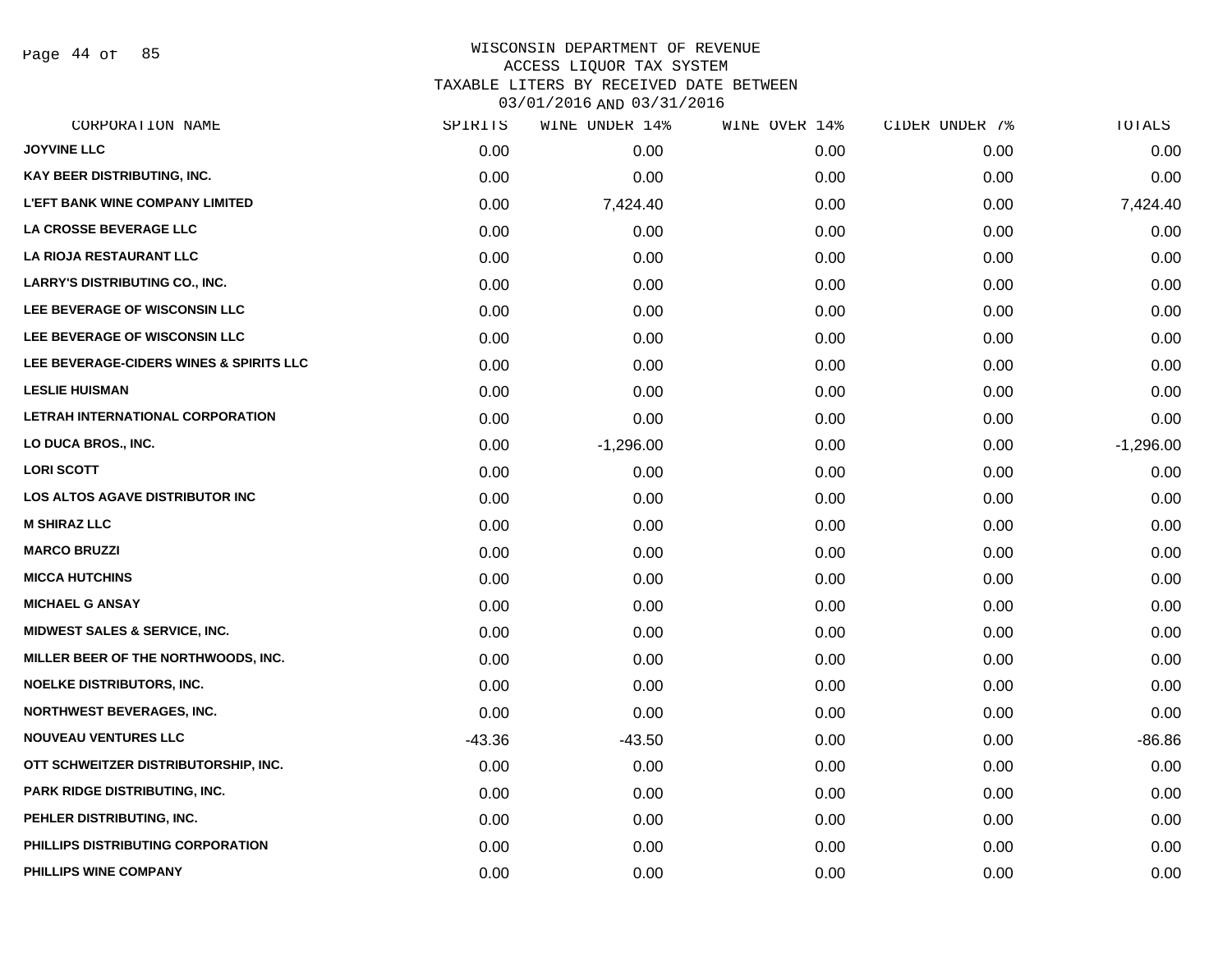WISCONSIN DEPARTMENT OF REVENUE
ACCESS LIQUOR TAX SYSTEM
TAXABLE LITERS BY RECEIVED DATE BETWEEN
03/01/2016 AND 03/31/2016

| CORPORATION NAME | SPIRITS | WINE UNDER 14% | WINE OVER 14% | CIDER UNDER 7% | TOTALS |
|---|---|---|---|---|---|
| JOYVINE LLC | 0.00 | 0.00 | 0.00 | 0.00 | 0.00 |
| KAY BEER DISTRIBUTING, INC. | 0.00 | 0.00 | 0.00 | 0.00 | 0.00 |
| L'EFT BANK WINE COMPANY LIMITED | 0.00 | 7,424.40 | 0.00 | 0.00 | 7,424.40 |
| LA CROSSE BEVERAGE LLC | 0.00 | 0.00 | 0.00 | 0.00 | 0.00 |
| LA RIOJA RESTAURANT LLC | 0.00 | 0.00 | 0.00 | 0.00 | 0.00 |
| LARRY'S DISTRIBUTING CO., INC. | 0.00 | 0.00 | 0.00 | 0.00 | 0.00 |
| LEE BEVERAGE OF WISCONSIN LLC | 0.00 | 0.00 | 0.00 | 0.00 | 0.00 |
| LEE BEVERAGE OF WISCONSIN LLC | 0.00 | 0.00 | 0.00 | 0.00 | 0.00 |
| LEE BEVERAGE-CIDERS WINES & SPIRITS LLC | 0.00 | 0.00 | 0.00 | 0.00 | 0.00 |
| LESLIE HUISMAN | 0.00 | 0.00 | 0.00 | 0.00 | 0.00 |
| LETRAH INTERNATIONAL CORPORATION | 0.00 | 0.00 | 0.00 | 0.00 | 0.00 |
| LO DUCA BROS., INC. | 0.00 | -1,296.00 | 0.00 | 0.00 | -1,296.00 |
| LORI SCOTT | 0.00 | 0.00 | 0.00 | 0.00 | 0.00 |
| LOS ALTOS AGAVE DISTRIBUTOR INC | 0.00 | 0.00 | 0.00 | 0.00 | 0.00 |
| M SHIRAZ LLC | 0.00 | 0.00 | 0.00 | 0.00 | 0.00 |
| MARCO BRUZZI | 0.00 | 0.00 | 0.00 | 0.00 | 0.00 |
| MICCA HUTCHINS | 0.00 | 0.00 | 0.00 | 0.00 | 0.00 |
| MICHAEL G ANSAY | 0.00 | 0.00 | 0.00 | 0.00 | 0.00 |
| MIDWEST SALES & SERVICE, INC. | 0.00 | 0.00 | 0.00 | 0.00 | 0.00 |
| MILLER BEER OF THE NORTHWOODS, INC. | 0.00 | 0.00 | 0.00 | 0.00 | 0.00 |
| NOELKE DISTRIBUTORS, INC. | 0.00 | 0.00 | 0.00 | 0.00 | 0.00 |
| NORTHWEST BEVERAGES, INC. | 0.00 | 0.00 | 0.00 | 0.00 | 0.00 |
| NOUVEAU VENTURES LLC | -43.36 | -43.50 | 0.00 | 0.00 | -86.86 |
| OTT SCHWEITZER DISTRIBUTORSHIP, INC. | 0.00 | 0.00 | 0.00 | 0.00 | 0.00 |
| PARK RIDGE DISTRIBUTING, INC. | 0.00 | 0.00 | 0.00 | 0.00 | 0.00 |
| PEHLER DISTRIBUTING, INC. | 0.00 | 0.00 | 0.00 | 0.00 | 0.00 |
| PHILLIPS DISTRIBUTING CORPORATION | 0.00 | 0.00 | 0.00 | 0.00 | 0.00 |
| PHILLIPS WINE COMPANY | 0.00 | 0.00 | 0.00 | 0.00 | 0.00 |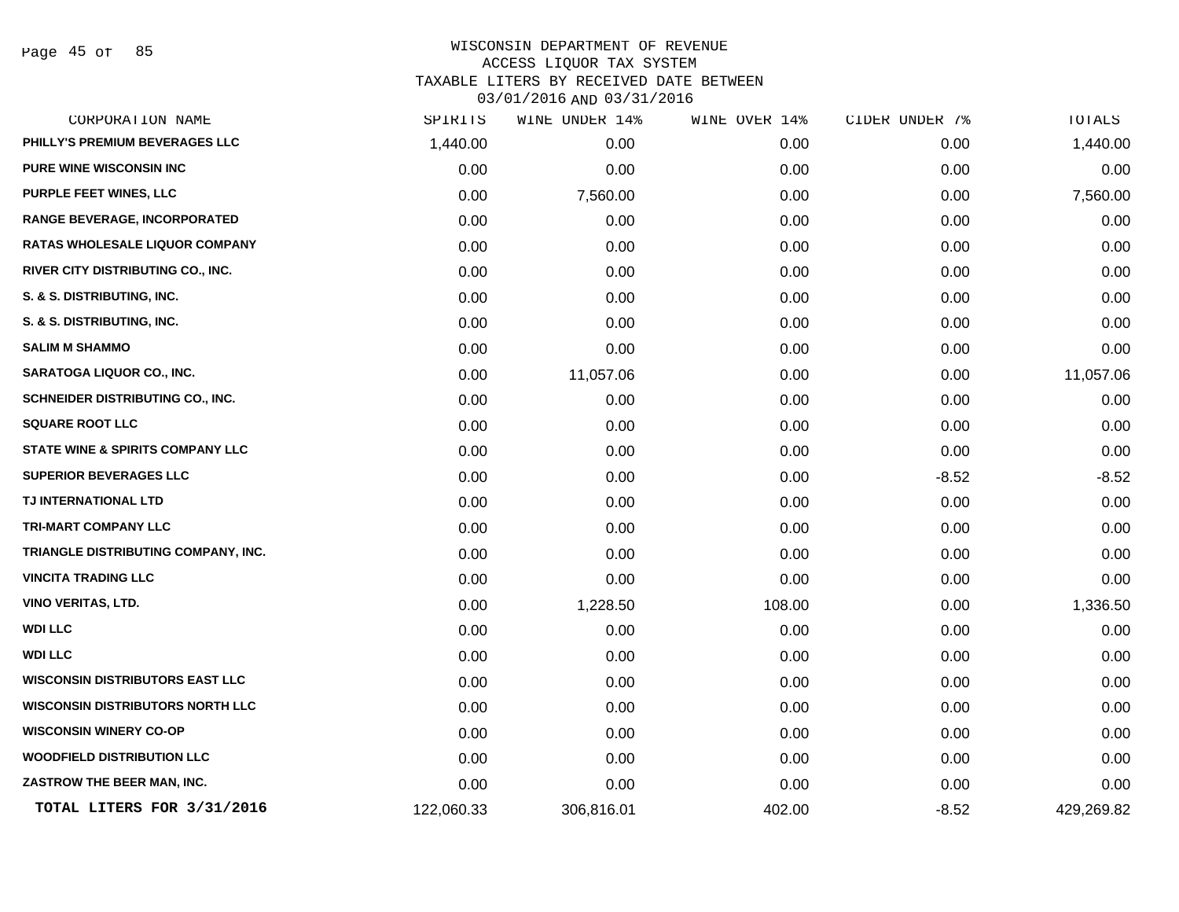# WISCONSIN DEPARTMENT OF REVENUE
## ACCESS LIQUOR TAX SYSTEM
### TAXABLE LITERS BY RECEIVED DATE BETWEEN 03/01/2016 AND 03/31/2016

| CORPORATION NAME | SPIRITS | WINE UNDER 14% | WINE OVER 14% | CIDER UNDER 7% | TOTALS |
|---|---|---|---|---|---|
| PHILLY'S PREMIUM BEVERAGES LLC | 1,440.00 | 0.00 | 0.00 | 0.00 | 1,440.00 |
| PURE WINE WISCONSIN INC | 0.00 | 0.00 | 0.00 | 0.00 | 0.00 |
| PURPLE FEET WINES, LLC | 0.00 | 7,560.00 | 0.00 | 0.00 | 7,560.00 |
| RANGE BEVERAGE, INCORPORATED | 0.00 | 0.00 | 0.00 | 0.00 | 0.00 |
| RATAS WHOLESALE LIQUOR COMPANY | 0.00 | 0.00 | 0.00 | 0.00 | 0.00 |
| RIVER CITY DISTRIBUTING CO., INC. | 0.00 | 0.00 | 0.00 | 0.00 | 0.00 |
| S. & S. DISTRIBUTING, INC. | 0.00 | 0.00 | 0.00 | 0.00 | 0.00 |
| S. & S. DISTRIBUTING, INC. | 0.00 | 0.00 | 0.00 | 0.00 | 0.00 |
| SALIM M SHAMMO | 0.00 | 0.00 | 0.00 | 0.00 | 0.00 |
| SARATOGA LIQUOR CO., INC. | 0.00 | 11,057.06 | 0.00 | 0.00 | 11,057.06 |
| SCHNEIDER DISTRIBUTING CO., INC. | 0.00 | 0.00 | 0.00 | 0.00 | 0.00 |
| SQUARE ROOT LLC | 0.00 | 0.00 | 0.00 | 0.00 | 0.00 |
| STATE WINE & SPIRITS COMPANY LLC | 0.00 | 0.00 | 0.00 | 0.00 | 0.00 |
| SUPERIOR BEVERAGES LLC | 0.00 | 0.00 | 0.00 | -8.52 | -8.52 |
| TJ INTERNATIONAL LTD | 0.00 | 0.00 | 0.00 | 0.00 | 0.00 |
| TRI-MART COMPANY LLC | 0.00 | 0.00 | 0.00 | 0.00 | 0.00 |
| TRIANGLE DISTRIBUTING COMPANY, INC. | 0.00 | 0.00 | 0.00 | 0.00 | 0.00 |
| VINCITA TRADING LLC | 0.00 | 0.00 | 0.00 | 0.00 | 0.00 |
| VINO VERITAS, LTD. | 0.00 | 1,228.50 | 108.00 | 0.00 | 1,336.50 |
| WDI LLC | 0.00 | 0.00 | 0.00 | 0.00 | 0.00 |
| WDI LLC | 0.00 | 0.00 | 0.00 | 0.00 | 0.00 |
| WISCONSIN DISTRIBUTORS EAST LLC | 0.00 | 0.00 | 0.00 | 0.00 | 0.00 |
| WISCONSIN DISTRIBUTORS NORTH LLC | 0.00 | 0.00 | 0.00 | 0.00 | 0.00 |
| WISCONSIN WINERY CO-OP | 0.00 | 0.00 | 0.00 | 0.00 | 0.00 |
| WOODFIELD DISTRIBUTION LLC | 0.00 | 0.00 | 0.00 | 0.00 | 0.00 |
| ZASTROW THE BEER MAN, INC. | 0.00 | 0.00 | 0.00 | 0.00 | 0.00 |
| **TOTAL LITERS FOR 3/31/2016** | 122,060.33 | 306,816.01 | 402.00 | -8.52 | 429,269.82 |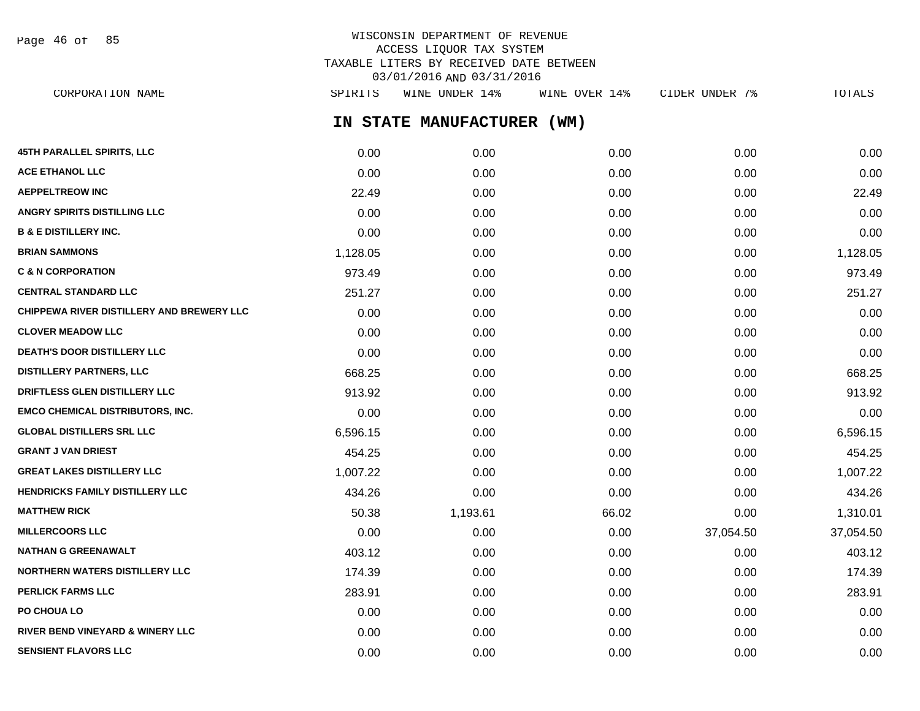WISCONSIN DEPARTMENT OF REVENUE
ACCESS LIQUOR TAX SYSTEM
TAXABLE LITERS BY RECEIVED DATE BETWEEN
03/01/2016 AND 03/31/2016

## IN STATE MANUFACTURER (WM)

| CORPORATION NAME | SPIRITS | WINE UNDER 14% | WINE OVER 14% | CIDER UNDER 7% | TOTALS |
|---|---|---|---|---|---|
| 45TH PARALLEL SPIRITS, LLC | 0.00 | 0.00 | 0.00 | 0.00 | 0.00 |
| ACE ETHANOL LLC | 0.00 | 0.00 | 0.00 | 0.00 | 0.00 |
| AEPPELTREOW INC | 22.49 | 0.00 | 0.00 | 0.00 | 22.49 |
| ANGRY SPIRITS DISTILLING LLC | 0.00 | 0.00 | 0.00 | 0.00 | 0.00 |
| B & E DISTILLERY INC. | 0.00 | 0.00 | 0.00 | 0.00 | 0.00 |
| BRIAN SAMMONS | 1,128.05 | 0.00 | 0.00 | 0.00 | 1,128.05 |
| C & N CORPORATION | 973.49 | 0.00 | 0.00 | 0.00 | 973.49 |
| CENTRAL STANDARD LLC | 251.27 | 0.00 | 0.00 | 0.00 | 251.27 |
| CHIPPEWA RIVER DISTILLERY AND BREWERY LLC | 0.00 | 0.00 | 0.00 | 0.00 | 0.00 |
| CLOVER MEADOW LLC | 0.00 | 0.00 | 0.00 | 0.00 | 0.00 |
| DEATH'S DOOR DISTILLERY LLC | 0.00 | 0.00 | 0.00 | 0.00 | 0.00 |
| DISTILLERY PARTNERS, LLC | 668.25 | 0.00 | 0.00 | 0.00 | 668.25 |
| DRIFTLESS GLEN DISTILLERY LLC | 913.92 | 0.00 | 0.00 | 0.00 | 913.92 |
| EMCO CHEMICAL DISTRIBUTORS, INC. | 0.00 | 0.00 | 0.00 | 0.00 | 0.00 |
| GLOBAL DISTILLERS SRL LLC | 6,596.15 | 0.00 | 0.00 | 0.00 | 6,596.15 |
| GRANT J VAN DRIEST | 454.25 | 0.00 | 0.00 | 0.00 | 454.25 |
| GREAT LAKES DISTILLERY LLC | 1,007.22 | 0.00 | 0.00 | 0.00 | 1,007.22 |
| HENDRICKS FAMILY DISTILLERY LLC | 434.26 | 0.00 | 0.00 | 0.00 | 434.26 |
| MATTHEW RICK | 50.38 | 1,193.61 | 66.02 | 0.00 | 1,310.01 |
| MILLERCOORS LLC | 0.00 | 0.00 | 0.00 | 37,054.50 | 37,054.50 |
| NATHAN G GREENAWALT | 403.12 | 0.00 | 0.00 | 0.00 | 403.12 |
| NORTHERN WATERS DISTILLERY LLC | 174.39 | 0.00 | 0.00 | 0.00 | 174.39 |
| PERLICK FARMS LLC | 283.91 | 0.00 | 0.00 | 0.00 | 283.91 |
| PO CHOUA LO | 0.00 | 0.00 | 0.00 | 0.00 | 0.00 |
| RIVER BEND VINEYARD & WINERY LLC | 0.00 | 0.00 | 0.00 | 0.00 | 0.00 |
| SENSIENT FLAVORS LLC | 0.00 | 0.00 | 0.00 | 0.00 | 0.00 |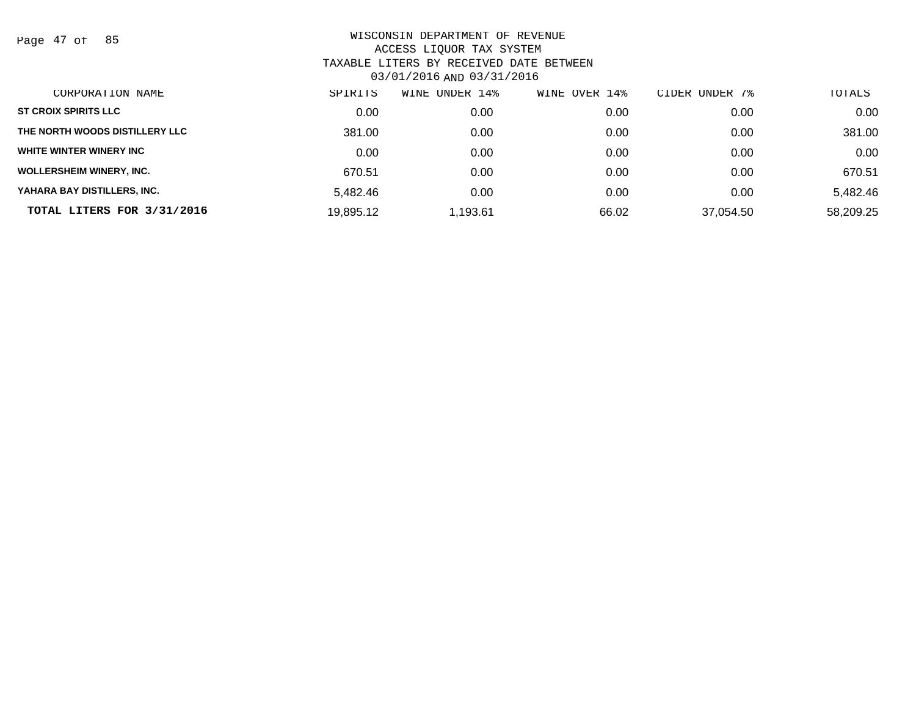WISCONSIN DEPARTMENT OF REVENUE
ACCESS LIQUOR TAX SYSTEM
TAXABLE LITERS BY RECEIVED DATE BETWEEN
03/01/2016 AND 03/31/2016

| CORPORATION NAME | SPIRITS | WINE UNDER 14% | WINE OVER 14% | CIDER UNDER 7% | TOTALS |
|---|---|---|---|---|---|
| ST CROIX SPIRITS LLC | 0.00 | 0.00 | 0.00 | 0.00 | 0.00 |
| THE NORTH WOODS DISTILLERY LLC | 381.00 | 0.00 | 0.00 | 0.00 | 381.00 |
| WHITE WINTER WINERY INC | 0.00 | 0.00 | 0.00 | 0.00 | 0.00 |
| WOLLERSHEIM WINERY, INC. | 670.51 | 0.00 | 0.00 | 0.00 | 670.51 |
| YAHARA BAY DISTILLERS, INC. | 5,482.46 | 0.00 | 0.00 | 0.00 | 5,482.46 |
| **TOTAL LITERS FOR 3/31/2016** | 19,895.12 | 1,193.61 | 66.02 | 37,054.50 | 58,209.25 |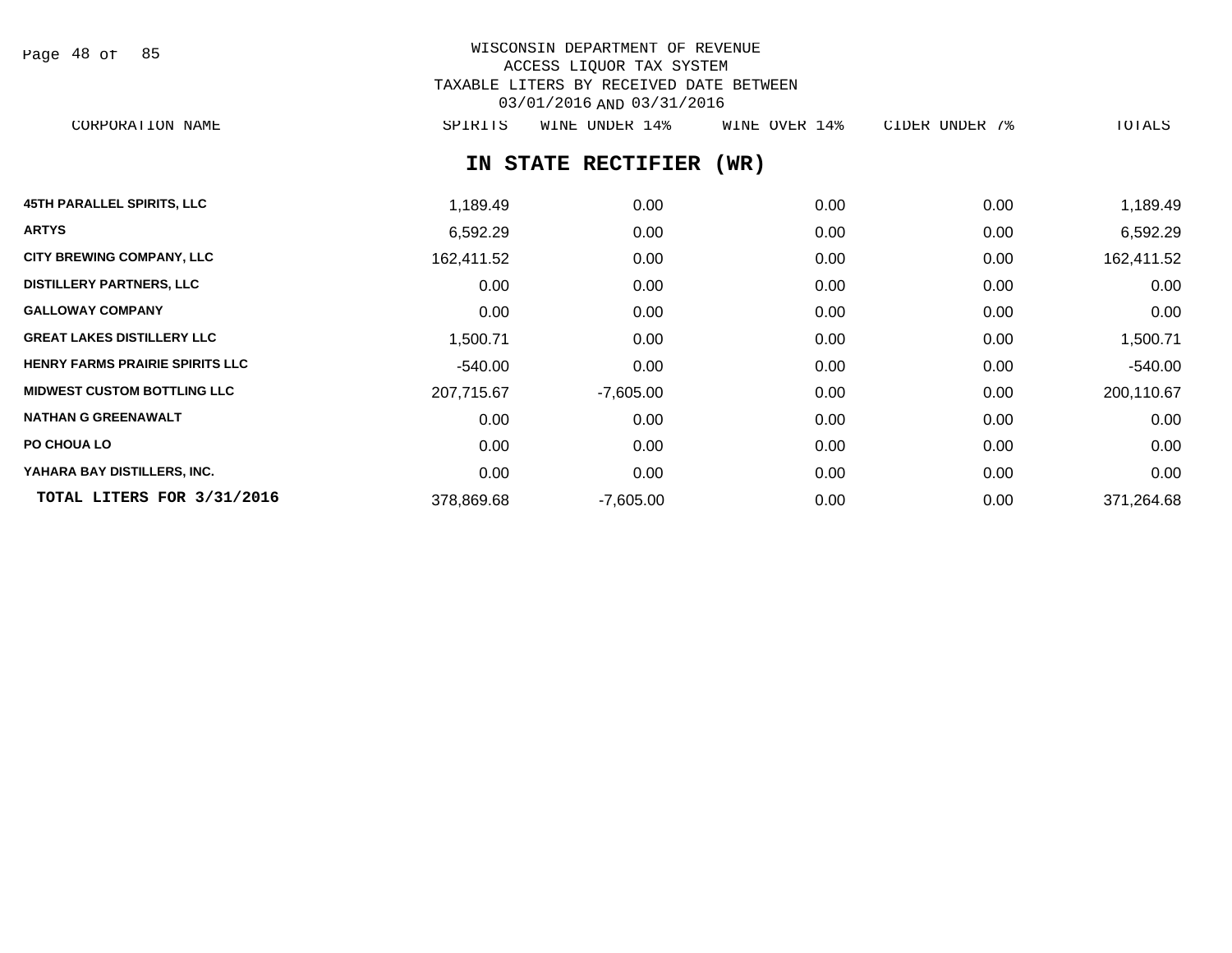WISCONSIN DEPARTMENT OF REVENUE
ACCESS LIQUOR TAX SYSTEM
TAXABLE LITERS BY RECEIVED DATE BETWEEN
03/01/2016 AND 03/31/2016

## IN STATE RECTIFIER (WR)

| CORPORATION NAME | SPIRITS | WINE UNDER 14% | WINE OVER 14% | CIDER UNDER 7% | TOTALS |
|---|---|---|---|---|---|
| 45TH PARALLEL SPIRITS, LLC | 1,189.49 | 0.00 | 0.00 | 0.00 | 1,189.49 |
| ARTYS | 6,592.29 | 0.00 | 0.00 | 0.00 | 6,592.29 |
| CITY BREWING COMPANY, LLC | 162,411.52 | 0.00 | 0.00 | 0.00 | 162,411.52 |
| DISTILLERY PARTNERS, LLC | 0.00 | 0.00 | 0.00 | 0.00 | 0.00 |
| GALLOWAY COMPANY | 0.00 | 0.00 | 0.00 | 0.00 | 0.00 |
| GREAT LAKES DISTILLERY LLC | 1,500.71 | 0.00 | 0.00 | 0.00 | 1,500.71 |
| HENRY FARMS PRAIRIE SPIRITS LLC | -540.00 | 0.00 | 0.00 | 0.00 | -540.00 |
| MIDWEST CUSTOM BOTTLING LLC | 207,715.67 | -7,605.00 | 0.00 | 0.00 | 200,110.67 |
| NATHAN G GREENAWALT | 0.00 | 0.00 | 0.00 | 0.00 | 0.00 |
| PO CHOUA LO | 0.00 | 0.00 | 0.00 | 0.00 | 0.00 |
| YAHARA BAY DISTILLERS, INC. | 0.00 | 0.00 | 0.00 | 0.00 | 0.00 |
| **TOTAL LITERS FOR 3/31/2016** | 378,869.68 | -7,605.00 | 0.00 | 0.00 | 371,264.68 |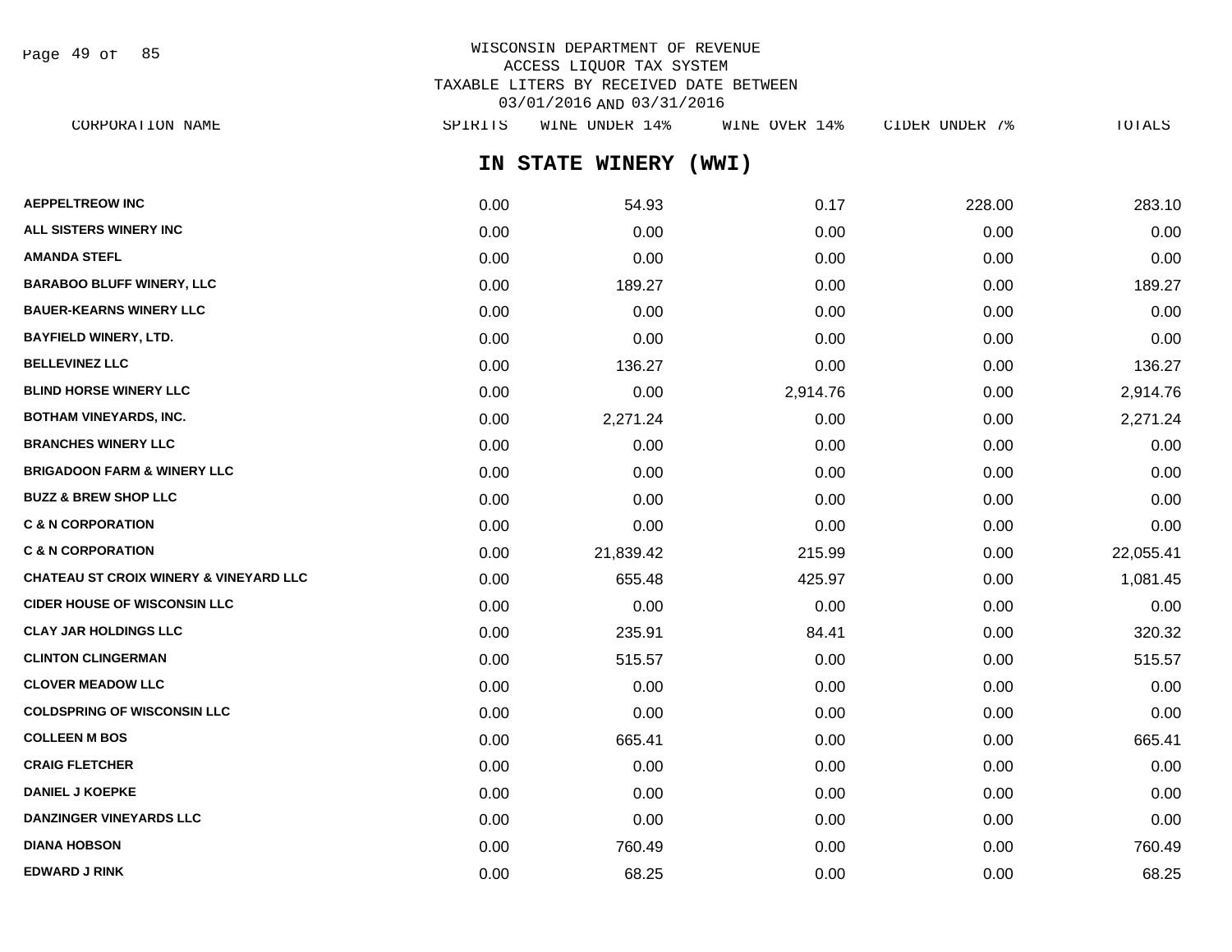WISCONSIN DEPARTMENT OF REVENUE
ACCESS LIQUOR TAX SYSTEM
TAXABLE LITERS BY RECEIVED DATE BETWEEN
03/01/2016 AND 03/31/2016

## IN STATE WINERY (WWI)

| CORPORATION NAME | SPIRITS | WINE UNDER 14% | WINE OVER 14% | CIDER UNDER 7% | TOTALS |
|---|---|---|---|---|---|
| AEPPELTREOW INC | 0.00 | 54.93 | 0.17 | 228.00 | 283.10 |
| ALL SISTERS WINERY INC | 0.00 | 0.00 | 0.00 | 0.00 | 0.00 |
| AMANDA STEFL | 0.00 | 0.00 | 0.00 | 0.00 | 0.00 |
| BARABOO BLUFF WINERY, LLC | 0.00 | 189.27 | 0.00 | 0.00 | 189.27 |
| BAUER-KEARNS WINERY LLC | 0.00 | 0.00 | 0.00 | 0.00 | 0.00 |
| BAYFIELD WINERY, LTD. | 0.00 | 0.00 | 0.00 | 0.00 | 0.00 |
| BELLEVINEZ LLC | 0.00 | 136.27 | 0.00 | 0.00 | 136.27 |
| BLIND HORSE WINERY LLC | 0.00 | 0.00 | 2,914.76 | 0.00 | 2,914.76 |
| BOTHAM VINEYARDS, INC. | 0.00 | 2,271.24 | 0.00 | 0.00 | 2,271.24 |
| BRANCHES WINERY LLC | 0.00 | 0.00 | 0.00 | 0.00 | 0.00 |
| BRIGADOON FARM & WINERY LLC | 0.00 | 0.00 | 0.00 | 0.00 | 0.00 |
| BUZZ & BREW SHOP LLC | 0.00 | 0.00 | 0.00 | 0.00 | 0.00 |
| C & N CORPORATION | 0.00 | 0.00 | 0.00 | 0.00 | 0.00 |
| C & N CORPORATION | 0.00 | 21,839.42 | 215.99 | 0.00 | 22,055.41 |
| CHATEAU ST CROIX WINERY & VINEYARD LLC | 0.00 | 655.48 | 425.97 | 0.00 | 1,081.45 |
| CIDER HOUSE OF WISCONSIN LLC | 0.00 | 0.00 | 0.00 | 0.00 | 0.00 |
| CLAY JAR HOLDINGS LLC | 0.00 | 235.91 | 84.41 | 0.00 | 320.32 |
| CLINTON CLINGERMAN | 0.00 | 515.57 | 0.00 | 0.00 | 515.57 |
| CLOVER MEADOW LLC | 0.00 | 0.00 | 0.00 | 0.00 | 0.00 |
| COLDSPRING OF WISCONSIN LLC | 0.00 | 0.00 | 0.00 | 0.00 | 0.00 |
| COLLEEN M BOS | 0.00 | 665.41 | 0.00 | 0.00 | 665.41 |
| CRAIG FLETCHER | 0.00 | 0.00 | 0.00 | 0.00 | 0.00 |
| DANIEL J KOEPKE | 0.00 | 0.00 | 0.00 | 0.00 | 0.00 |
| DANZINGER VINEYARDS LLC | 0.00 | 0.00 | 0.00 | 0.00 | 0.00 |
| DIANA HOBSON | 0.00 | 760.49 | 0.00 | 0.00 | 760.49 |
| EDWARD J RINK | 0.00 | 68.25 | 0.00 | 0.00 | 68.25 |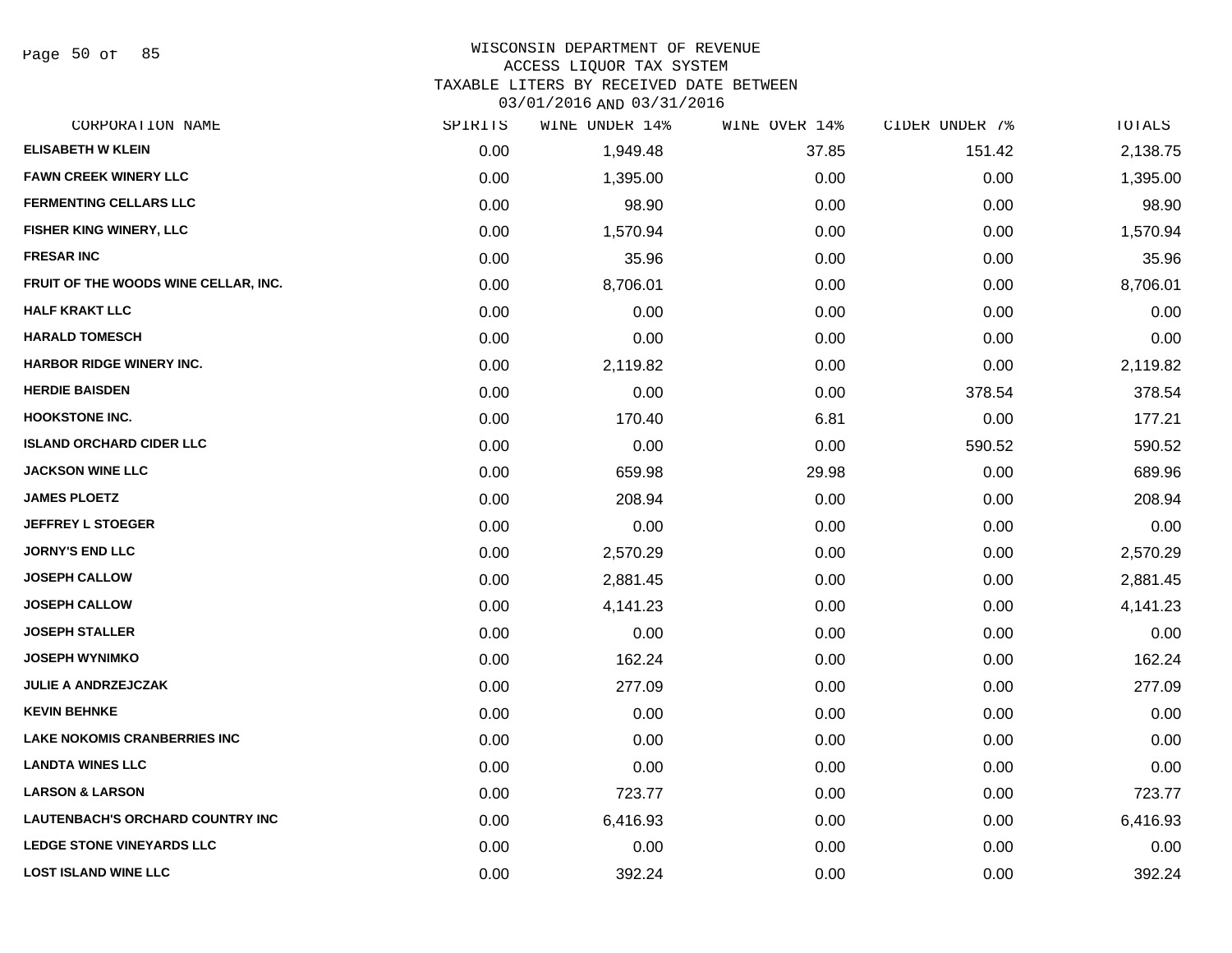WISCONSIN DEPARTMENT OF REVENUE
ACCESS LIQUOR TAX SYSTEM
TAXABLE LITERS BY RECEIVED DATE BETWEEN
03/01/2016 AND 03/31/2016

| CORPORATION NAME | SPIRITS | WINE UNDER 14% | WINE OVER 14% | CIDER UNDER 7% | TOTALS |
|---|---|---|---|---|---|
| ELISABETH W KLEIN | 0.00 | 1,949.48 | 37.85 | 151.42 | 2,138.75 |
| FAWN CREEK WINERY LLC | 0.00 | 1,395.00 | 0.00 | 0.00 | 1,395.00 |
| FERMENTING CELLARS LLC | 0.00 | 98.90 | 0.00 | 0.00 | 98.90 |
| FISHER KING WINERY, LLC | 0.00 | 1,570.94 | 0.00 | 0.00 | 1,570.94 |
| FRESAR INC | 0.00 | 35.96 | 0.00 | 0.00 | 35.96 |
| FRUIT OF THE WOODS WINE CELLAR, INC. | 0.00 | 8,706.01 | 0.00 | 0.00 | 8,706.01 |
| HALF KRAKT LLC | 0.00 | 0.00 | 0.00 | 0.00 | 0.00 |
| HARALD TOMESCH | 0.00 | 0.00 | 0.00 | 0.00 | 0.00 |
| HARBOR RIDGE WINERY INC. | 0.00 | 2,119.82 | 0.00 | 0.00 | 2,119.82 |
| HERDIE BAISDEN | 0.00 | 0.00 | 0.00 | 378.54 | 378.54 |
| HOOKSTONE INC. | 0.00 | 170.40 | 6.81 | 0.00 | 177.21 |
| ISLAND ORCHARD CIDER LLC | 0.00 | 0.00 | 0.00 | 590.52 | 590.52 |
| JACKSON WINE LLC | 0.00 | 659.98 | 29.98 | 0.00 | 689.96 |
| JAMES PLOETZ | 0.00 | 208.94 | 0.00 | 0.00 | 208.94 |
| JEFFREY L STOEGER | 0.00 | 0.00 | 0.00 | 0.00 | 0.00 |
| JORNY'S END LLC | 0.00 | 2,570.29 | 0.00 | 0.00 | 2,570.29 |
| JOSEPH CALLOW | 0.00 | 2,881.45 | 0.00 | 0.00 | 2,881.45 |
| JOSEPH CALLOW | 0.00 | 4,141.23 | 0.00 | 0.00 | 4,141.23 |
| JOSEPH STALLER | 0.00 | 0.00 | 0.00 | 0.00 | 0.00 |
| JOSEPH WYNIMKO | 0.00 | 162.24 | 0.00 | 0.00 | 162.24 |
| JULIE A ANDRZEJCZAK | 0.00 | 277.09 | 0.00 | 0.00 | 277.09 |
| KEVIN BEHNKE | 0.00 | 0.00 | 0.00 | 0.00 | 0.00 |
| LAKE NOKOMIS CRANBERRIES INC | 0.00 | 0.00 | 0.00 | 0.00 | 0.00 |
| LANDTA WINES LLC | 0.00 | 0.00 | 0.00 | 0.00 | 0.00 |
| LARSON & LARSON | 0.00 | 723.77 | 0.00 | 0.00 | 723.77 |
| LAUTENBACH'S ORCHARD COUNTRY INC | 0.00 | 6,416.93 | 0.00 | 0.00 | 6,416.93 |
| LEDGE STONE VINEYARDS LLC | 0.00 | 0.00 | 0.00 | 0.00 | 0.00 |
| LOST ISLAND WINE LLC | 0.00 | 392.24 | 0.00 | 0.00 | 392.24 |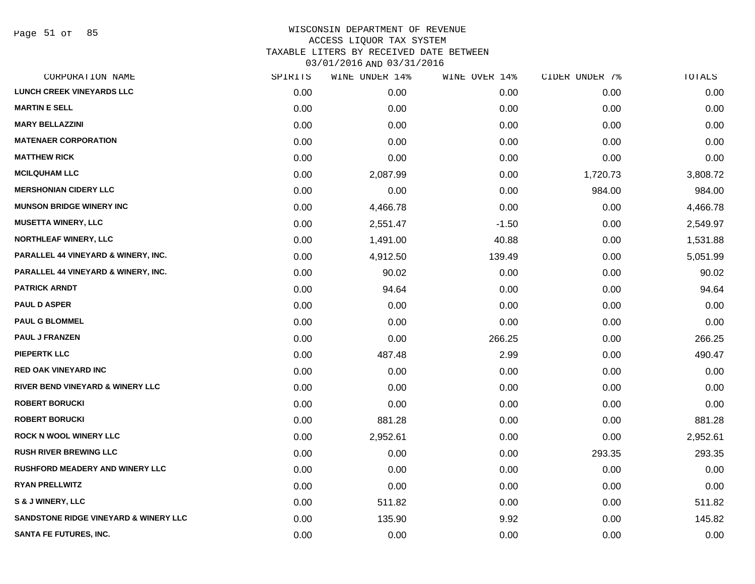WISCONSIN DEPARTMENT OF REVENUE
ACCESS LIQUOR TAX SYSTEM
TAXABLE LITERS BY RECEIVED DATE BETWEEN
03/01/2016 AND 03/31/2016

| CORPORATION NAME | SPIRITS | WINE UNDER 14% | WINE OVER 14% | CIDER UNDER 7% | TOTALS |
|---|---|---|---|---|---|
| LUNCH CREEK VINEYARDS LLC | 0.00 | 0.00 | 0.00 | 0.00 | 0.00 |
| MARTIN E SELL | 0.00 | 0.00 | 0.00 | 0.00 | 0.00 |
| MARY BELLAZZINI | 0.00 | 0.00 | 0.00 | 0.00 | 0.00 |
| MATENAER CORPORATION | 0.00 | 0.00 | 0.00 | 0.00 | 0.00 |
| MATTHEW RICK | 0.00 | 0.00 | 0.00 | 0.00 | 0.00 |
| MCILQUHAM LLC | 0.00 | 2,087.99 | 0.00 | 1,720.73 | 3,808.72 |
| MERSHONIAN CIDERY LLC | 0.00 | 0.00 | 0.00 | 984.00 | 984.00 |
| MUNSON BRIDGE WINERY INC | 0.00 | 4,466.78 | 0.00 | 0.00 | 4,466.78 |
| MUSETTA WINERY, LLC | 0.00 | 2,551.47 | -1.50 | 0.00 | 2,549.97 |
| NORTHLEAF WINERY, LLC | 0.00 | 1,491.00 | 40.88 | 0.00 | 1,531.88 |
| PARALLEL 44 VINEYARD & WINERY, INC. | 0.00 | 4,912.50 | 139.49 | 0.00 | 5,051.99 |
| PARALLEL 44 VINEYARD & WINERY, INC. | 0.00 | 90.02 | 0.00 | 0.00 | 90.02 |
| PATRICK ARNDT | 0.00 | 94.64 | 0.00 | 0.00 | 94.64 |
| PAUL D ASPER | 0.00 | 0.00 | 0.00 | 0.00 | 0.00 |
| PAUL G BLOMMEL | 0.00 | 0.00 | 0.00 | 0.00 | 0.00 |
| PAUL J FRANZEN | 0.00 | 0.00 | 266.25 | 0.00 | 266.25 |
| PIEPERTK LLC | 0.00 | 487.48 | 2.99 | 0.00 | 490.47 |
| RED OAK VINEYARD INC | 0.00 | 0.00 | 0.00 | 0.00 | 0.00 |
| RIVER BEND VINEYARD & WINERY LLC | 0.00 | 0.00 | 0.00 | 0.00 | 0.00 |
| ROBERT BORUCKI | 0.00 | 0.00 | 0.00 | 0.00 | 0.00 |
| ROBERT BORUCKI | 0.00 | 881.28 | 0.00 | 0.00 | 881.28 |
| ROCK N WOOL WINERY LLC | 0.00 | 2,952.61 | 0.00 | 0.00 | 2,952.61 |
| RUSH RIVER BREWING LLC | 0.00 | 0.00 | 0.00 | 293.35 | 293.35 |
| RUSHFORD MEADERY AND WINERY LLC | 0.00 | 0.00 | 0.00 | 0.00 | 0.00 |
| RYAN PRELLWITZ | 0.00 | 0.00 | 0.00 | 0.00 | 0.00 |
| S & J WINERY, LLC | 0.00 | 511.82 | 0.00 | 0.00 | 511.82 |
| SANDSTONE RIDGE VINEYARD & WINERY LLC | 0.00 | 135.90 | 9.92 | 0.00 | 145.82 |
| SANTA FE FUTURES, INC. | 0.00 | 0.00 | 0.00 | 0.00 | 0.00 |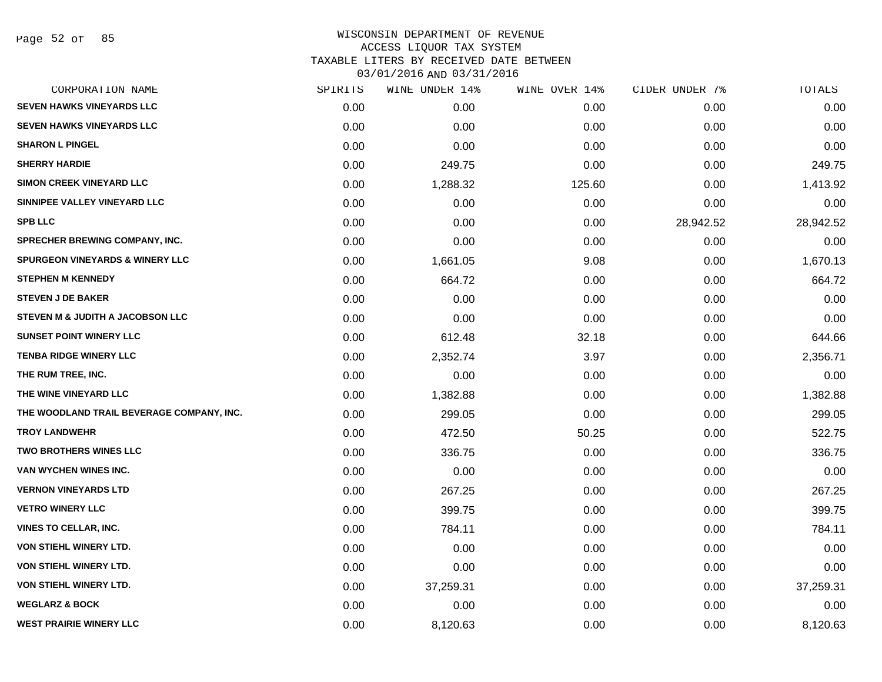WISCONSIN DEPARTMENT OF REVENUE
ACCESS LIQUOR TAX SYSTEM
TAXABLE LITERS BY RECEIVED DATE BETWEEN
03/01/2016 AND 03/31/2016

| CORPORATION NAME | SPIRITS | WINE UNDER 14% | WINE OVER 14% | CIDER UNDER 7% | TOTALS |
|---|---|---|---|---|---|
| SEVEN HAWKS VINEYARDS LLC | 0.00 | 0.00 | 0.00 | 0.00 | 0.00 |
| SEVEN HAWKS VINEYARDS LLC | 0.00 | 0.00 | 0.00 | 0.00 | 0.00 |
| SHARON L PINGEL | 0.00 | 0.00 | 0.00 | 0.00 | 0.00 |
| SHERRY HARDIE | 0.00 | 249.75 | 0.00 | 0.00 | 249.75 |
| SIMON CREEK VINEYARD LLC | 0.00 | 1,288.32 | 125.60 | 0.00 | 1,413.92 |
| SINNIPEE VALLEY VINEYARD LLC | 0.00 | 0.00 | 0.00 | 0.00 | 0.00 |
| SPB LLC | 0.00 | 0.00 | 0.00 | 28,942.52 | 28,942.52 |
| SPRECHER BREWING COMPANY, INC. | 0.00 | 0.00 | 0.00 | 0.00 | 0.00 |
| SPURGEON VINEYARDS & WINERY LLC | 0.00 | 1,661.05 | 9.08 | 0.00 | 1,670.13 |
| STEPHEN M KENNEDY | 0.00 | 664.72 | 0.00 | 0.00 | 664.72 |
| STEVEN J DE BAKER | 0.00 | 0.00 | 0.00 | 0.00 | 0.00 |
| STEVEN M & JUDITH A JACOBSON LLC | 0.00 | 0.00 | 0.00 | 0.00 | 0.00 |
| SUNSET POINT WINERY LLC | 0.00 | 612.48 | 32.18 | 0.00 | 644.66 |
| TENBA RIDGE WINERY LLC | 0.00 | 2,352.74 | 3.97 | 0.00 | 2,356.71 |
| THE RUM TREE, INC. | 0.00 | 0.00 | 0.00 | 0.00 | 0.00 |
| THE WINE VINEYARD LLC | 0.00 | 1,382.88 | 0.00 | 0.00 | 1,382.88 |
| THE WOODLAND TRAIL BEVERAGE COMPANY, INC. | 0.00 | 299.05 | 0.00 | 0.00 | 299.05 |
| TROY LANDWEHR | 0.00 | 472.50 | 50.25 | 0.00 | 522.75 |
| TWO BROTHERS WINES LLC | 0.00 | 336.75 | 0.00 | 0.00 | 336.75 |
| VAN WYCHEN WINES INC. | 0.00 | 0.00 | 0.00 | 0.00 | 0.00 |
| VERNON VINEYARDS LTD | 0.00 | 267.25 | 0.00 | 0.00 | 267.25 |
| VETRO WINERY LLC | 0.00 | 399.75 | 0.00 | 0.00 | 399.75 |
| VINES TO CELLAR, INC. | 0.00 | 784.11 | 0.00 | 0.00 | 784.11 |
| VON STIEHL WINERY LTD. | 0.00 | 0.00 | 0.00 | 0.00 | 0.00 |
| VON STIEHL WINERY LTD. | 0.00 | 0.00 | 0.00 | 0.00 | 0.00 |
| VON STIEHL WINERY LTD. | 0.00 | 37,259.31 | 0.00 | 0.00 | 37,259.31 |
| WEGLARZ & BOCK | 0.00 | 0.00 | 0.00 | 0.00 | 0.00 |
| WEST PRAIRIE WINERY LLC | 0.00 | 8,120.63 | 0.00 | 0.00 | 8,120.63 |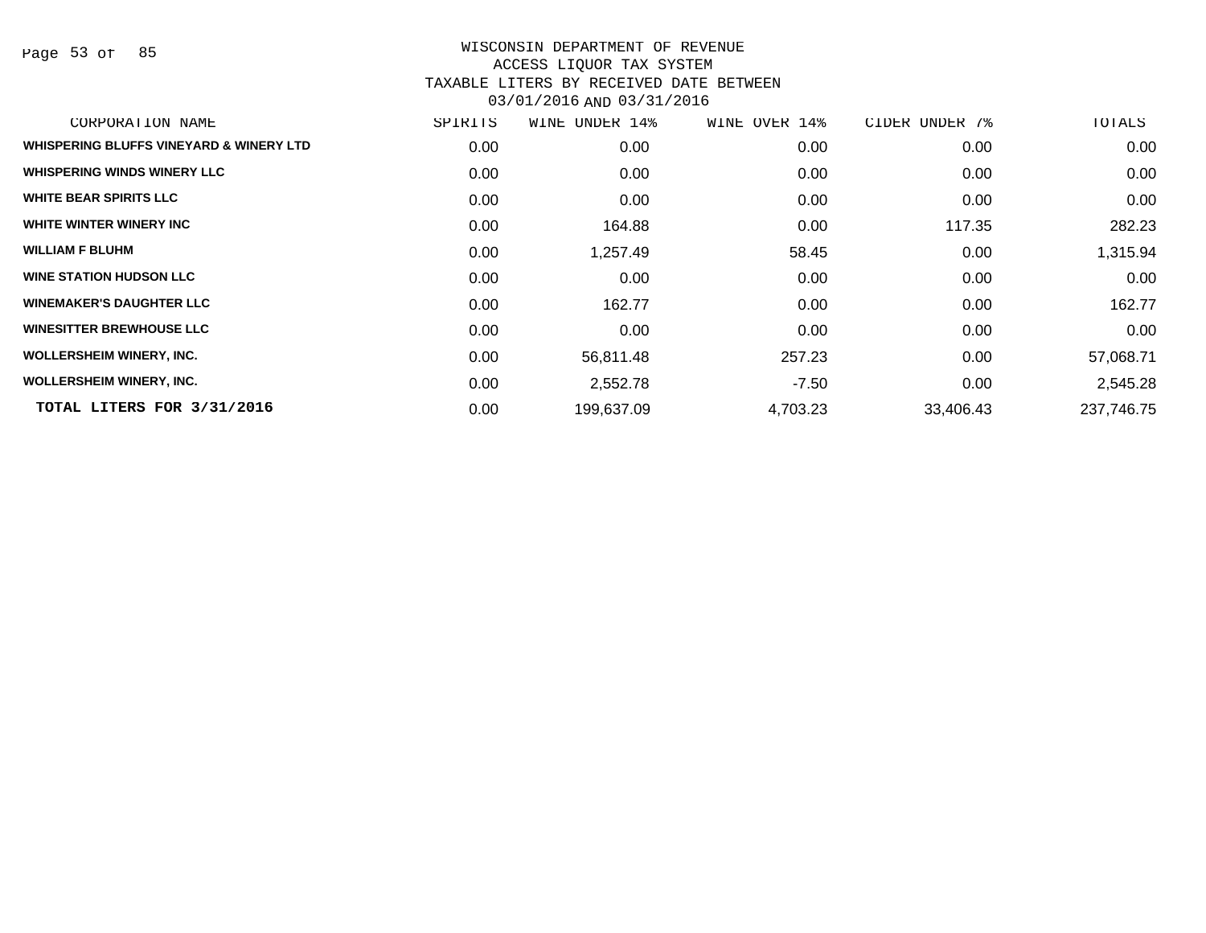# WISCONSIN DEPARTMENT OF REVENUE
## ACCESS LIQUOR TAX SYSTEM
## TAXABLE LITERS BY RECEIVED DATE BETWEEN 03/01/2016 AND 03/31/2016

| CORPORATION NAME | SPIRITS | WINE UNDER 14% | WINE OVER 14% | CIDER UNDER 7% | TOTALS |
|---|---|---|---|---|---|
| WHISPERING BLUFFS VINEYARD & WINERY LTD | 0.00 | 0.00 | 0.00 | 0.00 | 0.00 |
| WHISPERING WINDS WINERY LLC | 0.00 | 0.00 | 0.00 | 0.00 | 0.00 |
| WHITE BEAR SPIRITS LLC | 0.00 | 0.00 | 0.00 | 0.00 | 0.00 |
| WHITE WINTER WINERY INC | 0.00 | 164.88 | 0.00 | 117.35 | 282.23 |
| WILLIAM F BLUHM | 0.00 | 1,257.49 | 58.45 | 0.00 | 1,315.94 |
| WINE STATION HUDSON LLC | 0.00 | 0.00 | 0.00 | 0.00 | 0.00 |
| WINEMAKER'S DAUGHTER LLC | 0.00 | 162.77 | 0.00 | 0.00 | 162.77 |
| WINESITTER BREWHOUSE LLC | 0.00 | 0.00 | 0.00 | 0.00 | 0.00 |
| WOLLERSHEIM WINERY, INC. | 0.00 | 56,811.48 | 257.23 | 0.00 | 57,068.71 |
| WOLLERSHEIM WINERY, INC. | 0.00 | 2,552.78 | -7.50 | 0.00 | 2,545.28 |
| **TOTAL LITERS FOR 3/31/2016** | 0.00 | 199,637.09 | 4,703.23 | 33,406.43 | 237,746.75 |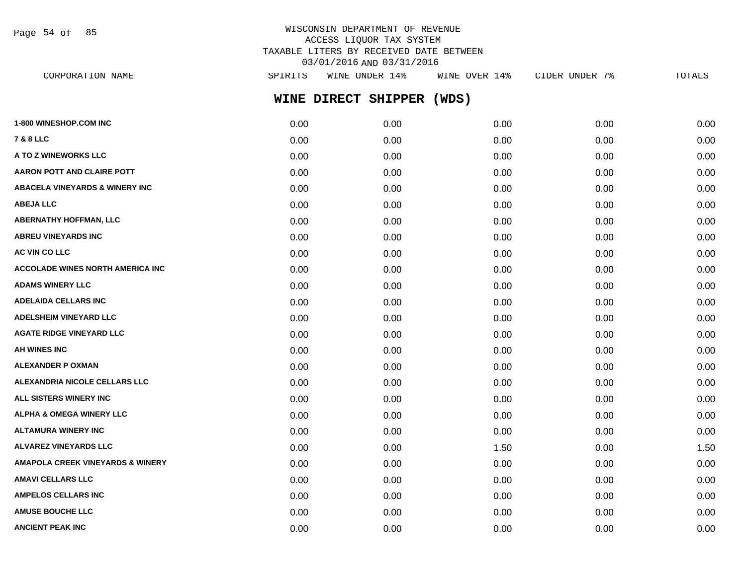WISCONSIN DEPARTMENT OF REVENUE
ACCESS LIQUOR TAX SYSTEM
TAXABLE LITERS BY RECEIVED DATE BETWEEN
03/01/2016 AND 03/31/2016

## WINE DIRECT SHIPPER (WDS)

| CORPORATION NAME | SPIRITS | WINE UNDER 14% | WINE OVER 14% | CIDER UNDER 7% | TOTALS |
|---|---|---|---|---|---|
| 1-800 WINESHOP.COM INC | 0.00 | 0.00 | 0.00 | 0.00 | 0.00 |
| 7 & 8 LLC | 0.00 | 0.00 | 0.00 | 0.00 | 0.00 |
| A TO Z WINEWORKS LLC | 0.00 | 0.00 | 0.00 | 0.00 | 0.00 |
| AARON POTT AND CLAIRE POTT | 0.00 | 0.00 | 0.00 | 0.00 | 0.00 |
| ABACELA VINEYARDS & WINERY INC | 0.00 | 0.00 | 0.00 | 0.00 | 0.00 |
| ABEJA LLC | 0.00 | 0.00 | 0.00 | 0.00 | 0.00 |
| ABERNATHY HOFFMAN, LLC | 0.00 | 0.00 | 0.00 | 0.00 | 0.00 |
| ABREU VINEYARDS INC | 0.00 | 0.00 | 0.00 | 0.00 | 0.00 |
| AC VIN CO LLC | 0.00 | 0.00 | 0.00 | 0.00 | 0.00 |
| ACCOLADE WINES NORTH AMERICA INC | 0.00 | 0.00 | 0.00 | 0.00 | 0.00 |
| ADAMS WINERY LLC | 0.00 | 0.00 | 0.00 | 0.00 | 0.00 |
| ADELAIDA CELLARS INC | 0.00 | 0.00 | 0.00 | 0.00 | 0.00 |
| ADELSHEIM VINEYARD LLC | 0.00 | 0.00 | 0.00 | 0.00 | 0.00 |
| AGATE RIDGE VINEYARD LLC | 0.00 | 0.00 | 0.00 | 0.00 | 0.00 |
| AH WINES INC | 0.00 | 0.00 | 0.00 | 0.00 | 0.00 |
| ALEXANDER P OXMAN | 0.00 | 0.00 | 0.00 | 0.00 | 0.00 |
| ALEXANDRIA NICOLE CELLARS LLC | 0.00 | 0.00 | 0.00 | 0.00 | 0.00 |
| ALL SISTERS WINERY INC | 0.00 | 0.00 | 0.00 | 0.00 | 0.00 |
| ALPHA & OMEGA WINERY LLC | 0.00 | 0.00 | 0.00 | 0.00 | 0.00 |
| ALTAMURA WINERY INC | 0.00 | 0.00 | 0.00 | 0.00 | 0.00 |
| ALVAREZ VINEYARDS LLC | 0.00 | 0.00 | 1.50 | 0.00 | 1.50 |
| AMAPOLA CREEK VINEYARDS & WINERY | 0.00 | 0.00 | 0.00 | 0.00 | 0.00 |
| AMAVI CELLARS LLC | 0.00 | 0.00 | 0.00 | 0.00 | 0.00 |
| AMPELOS CELLARS INC | 0.00 | 0.00 | 0.00 | 0.00 | 0.00 |
| AMUSE BOUCHE LLC | 0.00 | 0.00 | 0.00 | 0.00 | 0.00 |
| ANCIENT PEAK INC | 0.00 | 0.00 | 0.00 | 0.00 | 0.00 |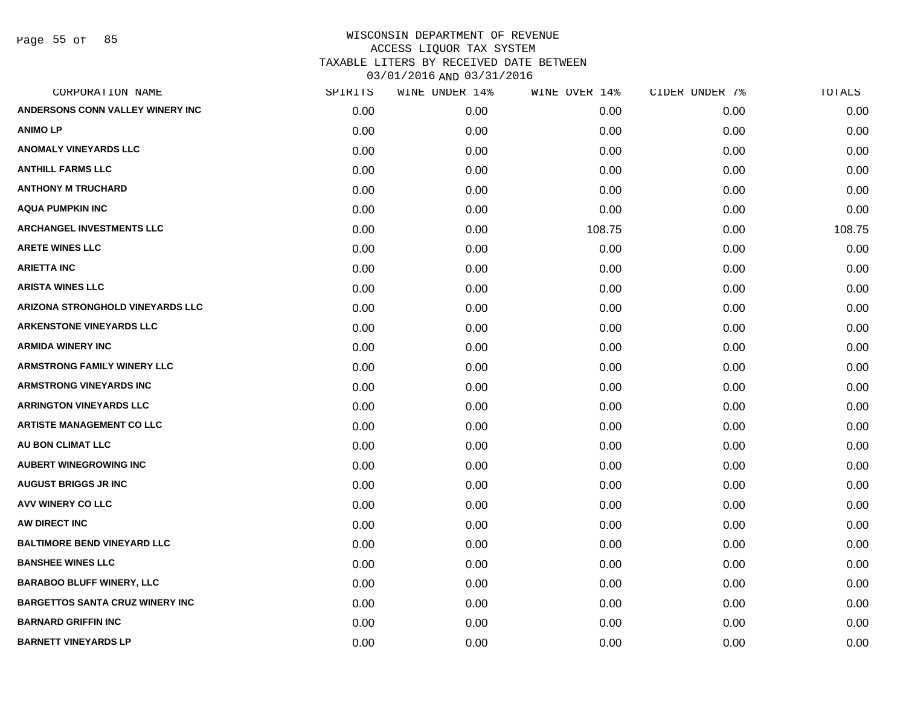# WISCONSIN DEPARTMENT OF REVENUE
## ACCESS LIQUOR TAX SYSTEM
## TAXABLE LITERS BY RECEIVED DATE BETWEEN 03/01/2016 AND 03/31/2016

| CORPORATION NAME | SPIRITS | WINE UNDER 14% | WINE OVER 14% | CIDER UNDER 7% | TOTALS |
|---|---|---|---|---|---|
| ANDERSONS CONN VALLEY WINERY INC | 0.00 | 0.00 | 0.00 | 0.00 | 0.00 |
| ANIMO LP | 0.00 | 0.00 | 0.00 | 0.00 | 0.00 |
| ANOMALY VINEYARDS LLC | 0.00 | 0.00 | 0.00 | 0.00 | 0.00 |
| ANTHILL FARMS LLC | 0.00 | 0.00 | 0.00 | 0.00 | 0.00 |
| ANTHONY M TRUCHARD | 0.00 | 0.00 | 0.00 | 0.00 | 0.00 |
| AQUA PUMPKIN INC | 0.00 | 0.00 | 0.00 | 0.00 | 0.00 |
| ARCHANGEL INVESTMENTS LLC | 0.00 | 0.00 | 108.75 | 0.00 | 108.75 |
| ARETE WINES LLC | 0.00 | 0.00 | 0.00 | 0.00 | 0.00 |
| ARIETTA INC | 0.00 | 0.00 | 0.00 | 0.00 | 0.00 |
| ARISTA WINES LLC | 0.00 | 0.00 | 0.00 | 0.00 | 0.00 |
| ARIZONA STRONGHOLD VINEYARDS LLC | 0.00 | 0.00 | 0.00 | 0.00 | 0.00 |
| ARKENSTONE VINEYARDS LLC | 0.00 | 0.00 | 0.00 | 0.00 | 0.00 |
| ARMIDA WINERY INC | 0.00 | 0.00 | 0.00 | 0.00 | 0.00 |
| ARMSTRONG FAMILY WINERY LLC | 0.00 | 0.00 | 0.00 | 0.00 | 0.00 |
| ARMSTRONG VINEYARDS INC | 0.00 | 0.00 | 0.00 | 0.00 | 0.00 |
| ARRINGTON VINEYARDS LLC | 0.00 | 0.00 | 0.00 | 0.00 | 0.00 |
| ARTISTE MANAGEMENT CO LLC | 0.00 | 0.00 | 0.00 | 0.00 | 0.00 |
| AU BON CLIMAT LLC | 0.00 | 0.00 | 0.00 | 0.00 | 0.00 |
| AUBERT WINEGROWING INC | 0.00 | 0.00 | 0.00 | 0.00 | 0.00 |
| AUGUST BRIGGS JR INC | 0.00 | 0.00 | 0.00 | 0.00 | 0.00 |
| AVV WINERY CO LLC | 0.00 | 0.00 | 0.00 | 0.00 | 0.00 |
| AW DIRECT INC | 0.00 | 0.00 | 0.00 | 0.00 | 0.00 |
| BALTIMORE BEND VINEYARD LLC | 0.00 | 0.00 | 0.00 | 0.00 | 0.00 |
| BANSHEE WINES LLC | 0.00 | 0.00 | 0.00 | 0.00 | 0.00 |
| BARABOO BLUFF WINERY, LLC | 0.00 | 0.00 | 0.00 | 0.00 | 0.00 |
| BARGETTOS SANTA CRUZ WINERY INC | 0.00 | 0.00 | 0.00 | 0.00 | 0.00 |
| BARNARD GRIFFIN INC | 0.00 | 0.00 | 0.00 | 0.00 | 0.00 |
| BARNETT VINEYARDS LP | 0.00 | 0.00 | 0.00 | 0.00 | 0.00 |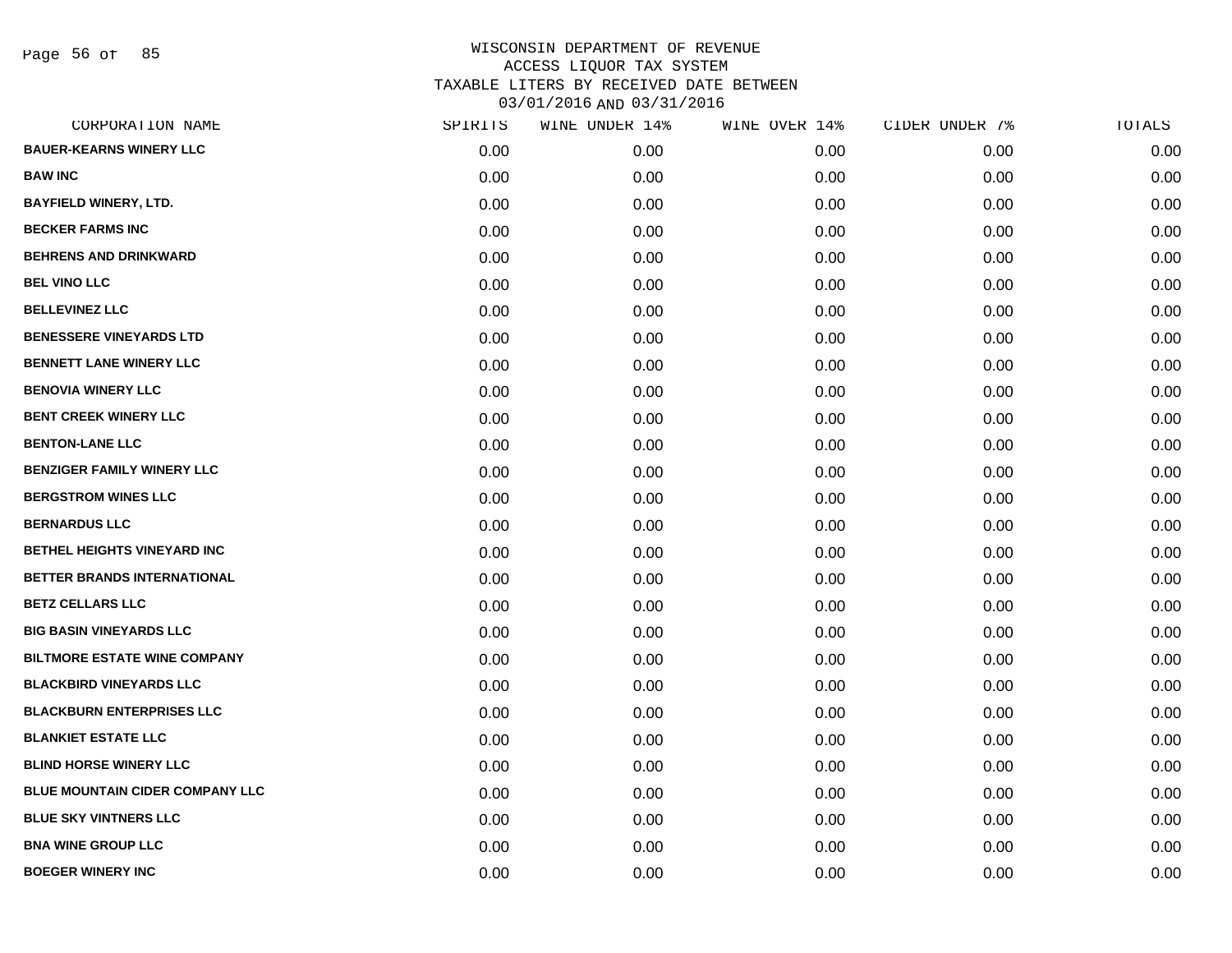WISCONSIN DEPARTMENT OF REVENUE
ACCESS LIQUOR TAX SYSTEM
TAXABLE LITERS BY RECEIVED DATE BETWEEN
03/01/2016 AND 03/31/2016

| CORPORATION NAME | SPIRITS | WINE UNDER 14% | WINE OVER 14% | CIDER UNDER 7% | TOTALS |
|---|---|---|---|---|---|
| BAUER-KEARNS WINERY LLC | 0.00 | 0.00 | 0.00 | 0.00 | 0.00 |
| BAW INC | 0.00 | 0.00 | 0.00 | 0.00 | 0.00 |
| BAYFIELD WINERY, LTD. | 0.00 | 0.00 | 0.00 | 0.00 | 0.00 |
| BECKER FARMS INC | 0.00 | 0.00 | 0.00 | 0.00 | 0.00 |
| BEHRENS AND DRINKWARD | 0.00 | 0.00 | 0.00 | 0.00 | 0.00 |
| BEL VINO LLC | 0.00 | 0.00 | 0.00 | 0.00 | 0.00 |
| BELLEVINEZ LLC | 0.00 | 0.00 | 0.00 | 0.00 | 0.00 |
| BENESSERE VINEYARDS LTD | 0.00 | 0.00 | 0.00 | 0.00 | 0.00 |
| BENNETT LANE WINERY LLC | 0.00 | 0.00 | 0.00 | 0.00 | 0.00 |
| BENOVIA WINERY LLC | 0.00 | 0.00 | 0.00 | 0.00 | 0.00 |
| BENT CREEK WINERY LLC | 0.00 | 0.00 | 0.00 | 0.00 | 0.00 |
| BENTON-LANE LLC | 0.00 | 0.00 | 0.00 | 0.00 | 0.00 |
| BENZIGER FAMILY WINERY LLC | 0.00 | 0.00 | 0.00 | 0.00 | 0.00 |
| BERGSTROM WINES LLC | 0.00 | 0.00 | 0.00 | 0.00 | 0.00 |
| BERNARDUS LLC | 0.00 | 0.00 | 0.00 | 0.00 | 0.00 |
| BETHEL HEIGHTS VINEYARD INC | 0.00 | 0.00 | 0.00 | 0.00 | 0.00 |
| BETTER BRANDS INTERNATIONAL | 0.00 | 0.00 | 0.00 | 0.00 | 0.00 |
| BETZ CELLARS LLC | 0.00 | 0.00 | 0.00 | 0.00 | 0.00 |
| BIG BASIN VINEYARDS LLC | 0.00 | 0.00 | 0.00 | 0.00 | 0.00 |
| BILTMORE ESTATE WINE COMPANY | 0.00 | 0.00 | 0.00 | 0.00 | 0.00 |
| BLACKBIRD VINEYARDS LLC | 0.00 | 0.00 | 0.00 | 0.00 | 0.00 |
| BLACKBURN ENTERPRISES LLC | 0.00 | 0.00 | 0.00 | 0.00 | 0.00 |
| BLANKIET ESTATE LLC | 0.00 | 0.00 | 0.00 | 0.00 | 0.00 |
| BLIND HORSE WINERY LLC | 0.00 | 0.00 | 0.00 | 0.00 | 0.00 |
| BLUE MOUNTAIN CIDER COMPANY LLC | 0.00 | 0.00 | 0.00 | 0.00 | 0.00 |
| BLUE SKY VINTNERS LLC | 0.00 | 0.00 | 0.00 | 0.00 | 0.00 |
| BNA WINE GROUP LLC | 0.00 | 0.00 | 0.00 | 0.00 | 0.00 |
| BOEGER WINERY INC | 0.00 | 0.00 | 0.00 | 0.00 | 0.00 |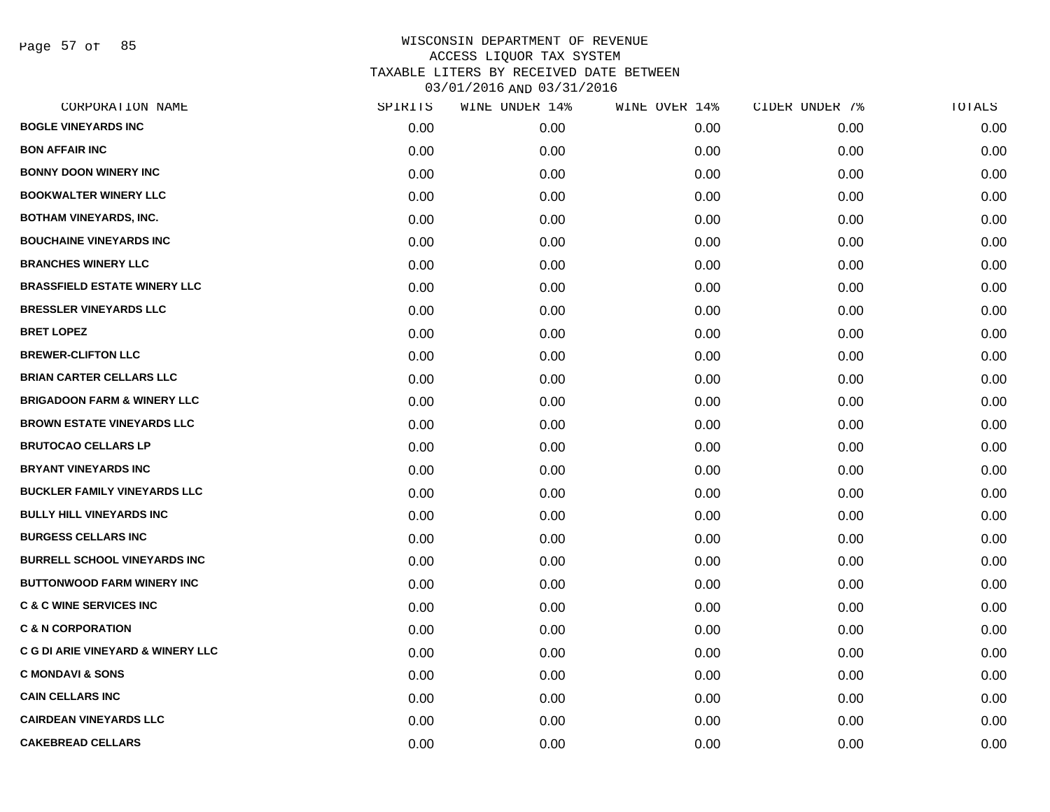WISCONSIN DEPARTMENT OF REVENUE
ACCESS LIQUOR TAX SYSTEM
TAXABLE LITERS BY RECEIVED DATE BETWEEN
03/01/2016 AND 03/31/2016

| CORPORATION NAME | SPIRITS | WINE UNDER 14% | WINE OVER 14% | CIDER UNDER 7% | TOTALS |
|---|---|---|---|---|---|
| BOGLE VINEYARDS INC | 0.00 | 0.00 | 0.00 | 0.00 | 0.00 |
| BON AFFAIR INC | 0.00 | 0.00 | 0.00 | 0.00 | 0.00 |
| BONNY DOON WINERY INC | 0.00 | 0.00 | 0.00 | 0.00 | 0.00 |
| BOOKWALTER WINERY LLC | 0.00 | 0.00 | 0.00 | 0.00 | 0.00 |
| BOTHAM VINEYARDS, INC. | 0.00 | 0.00 | 0.00 | 0.00 | 0.00 |
| BOUCHAINE VINEYARDS INC | 0.00 | 0.00 | 0.00 | 0.00 | 0.00 |
| BRANCHES WINERY LLC | 0.00 | 0.00 | 0.00 | 0.00 | 0.00 |
| BRASSFIELD ESTATE WINERY LLC | 0.00 | 0.00 | 0.00 | 0.00 | 0.00 |
| BRESSLER VINEYARDS LLC | 0.00 | 0.00 | 0.00 | 0.00 | 0.00 |
| BRET LOPEZ | 0.00 | 0.00 | 0.00 | 0.00 | 0.00 |
| BREWER-CLIFTON LLC | 0.00 | 0.00 | 0.00 | 0.00 | 0.00 |
| BRIAN CARTER CELLARS LLC | 0.00 | 0.00 | 0.00 | 0.00 | 0.00 |
| BRIGADOON FARM & WINERY LLC | 0.00 | 0.00 | 0.00 | 0.00 | 0.00 |
| BROWN ESTATE VINEYARDS LLC | 0.00 | 0.00 | 0.00 | 0.00 | 0.00 |
| BRUTOCAO CELLARS LP | 0.00 | 0.00 | 0.00 | 0.00 | 0.00 |
| BRYANT VINEYARDS INC | 0.00 | 0.00 | 0.00 | 0.00 | 0.00 |
| BUCKLER FAMILY VINEYARDS LLC | 0.00 | 0.00 | 0.00 | 0.00 | 0.00 |
| BULLY HILL VINEYARDS INC | 0.00 | 0.00 | 0.00 | 0.00 | 0.00 |
| BURGESS CELLARS INC | 0.00 | 0.00 | 0.00 | 0.00 | 0.00 |
| BURRELL SCHOOL VINEYARDS INC | 0.00 | 0.00 | 0.00 | 0.00 | 0.00 |
| BUTTONWOOD FARM WINERY INC | 0.00 | 0.00 | 0.00 | 0.00 | 0.00 |
| C & C WINE SERVICES INC | 0.00 | 0.00 | 0.00 | 0.00 | 0.00 |
| C & N CORPORATION | 0.00 | 0.00 | 0.00 | 0.00 | 0.00 |
| C G DI ARIE VINEYARD & WINERY LLC | 0.00 | 0.00 | 0.00 | 0.00 | 0.00 |
| C MONDAVI & SONS | 0.00 | 0.00 | 0.00 | 0.00 | 0.00 |
| CAIN CELLARS INC | 0.00 | 0.00 | 0.00 | 0.00 | 0.00 |
| CAIRDEAN VINEYARDS LLC | 0.00 | 0.00 | 0.00 | 0.00 | 0.00 |
| CAKEBREAD CELLARS | 0.00 | 0.00 | 0.00 | 0.00 | 0.00 |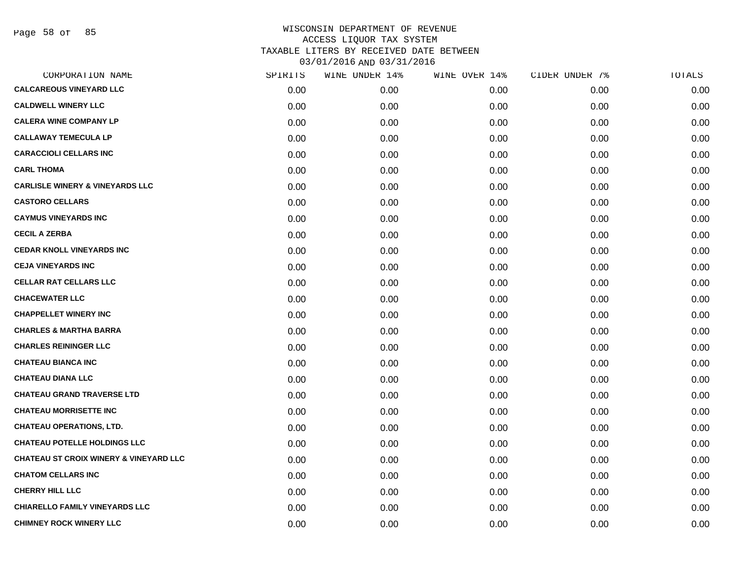# WISCONSIN DEPARTMENT OF REVENUE
## ACCESS LIQUOR TAX SYSTEM
## TAXABLE LITERS BY RECEIVED DATE BETWEEN 03/01/2016 AND 03/31/2016

| CORPORATION NAME | SPIRITS | WINE UNDER 14% | WINE OVER 14% | CIDER UNDER 7% | TOTALS |
|---|---|---|---|---|---|
| **CALCAREOUS VINEYARD LLC** | 0.00 | 0.00 | 0.00 | 0.00 | 0.00 |
| **CALDWELL WINERY LLC** | 0.00 | 0.00 | 0.00 | 0.00 | 0.00 |
| **CALERA WINE COMPANY LP** | 0.00 | 0.00 | 0.00 | 0.00 | 0.00 |
| **CALLAWAY TEMECULA LP** | 0.00 | 0.00 | 0.00 | 0.00 | 0.00 |
| **CARACCIOLI CELLARS INC** | 0.00 | 0.00 | 0.00 | 0.00 | 0.00 |
| **CARL THOMA** | 0.00 | 0.00 | 0.00 | 0.00 | 0.00 |
| **CARLISLE WINERY & VINEYARDS LLC** | 0.00 | 0.00 | 0.00 | 0.00 | 0.00 |
| **CASTORO CELLARS** | 0.00 | 0.00 | 0.00 | 0.00 | 0.00 |
| **CAYMUS VINEYARDS INC** | 0.00 | 0.00 | 0.00 | 0.00 | 0.00 |
| **CECIL A ZERBA** | 0.00 | 0.00 | 0.00 | 0.00 | 0.00 |
| **CEDAR KNOLL VINEYARDS INC** | 0.00 | 0.00 | 0.00 | 0.00 | 0.00 |
| **CEJA VINEYARDS INC** | 0.00 | 0.00 | 0.00 | 0.00 | 0.00 |
| **CELLAR RAT CELLARS LLC** | 0.00 | 0.00 | 0.00 | 0.00 | 0.00 |
| **CHACEWATER LLC** | 0.00 | 0.00 | 0.00 | 0.00 | 0.00 |
| **CHAPPELLET WINERY INC** | 0.00 | 0.00 | 0.00 | 0.00 | 0.00 |
| **CHARLES & MARTHA BARRA** | 0.00 | 0.00 | 0.00 | 0.00 | 0.00 |
| **CHARLES REININGER LLC** | 0.00 | 0.00 | 0.00 | 0.00 | 0.00 |
| **CHATEAU BIANCA INC** | 0.00 | 0.00 | 0.00 | 0.00 | 0.00 |
| **CHATEAU DIANA LLC** | 0.00 | 0.00 | 0.00 | 0.00 | 0.00 |
| **CHATEAU GRAND TRAVERSE LTD** | 0.00 | 0.00 | 0.00 | 0.00 | 0.00 |
| **CHATEAU MORRISETTE INC** | 0.00 | 0.00 | 0.00 | 0.00 | 0.00 |
| **CHATEAU OPERATIONS, LTD.** | 0.00 | 0.00 | 0.00 | 0.00 | 0.00 |
| **CHATEAU POTELLE HOLDINGS LLC** | 0.00 | 0.00 | 0.00 | 0.00 | 0.00 |
| **CHATEAU ST CROIX WINERY & VINEYARD LLC** | 0.00 | 0.00 | 0.00 | 0.00 | 0.00 |
| **CHATOM CELLARS INC** | 0.00 | 0.00 | 0.00 | 0.00 | 0.00 |
| **CHERRY HILL LLC** | 0.00 | 0.00 | 0.00 | 0.00 | 0.00 |
| **CHIARELLO FAMILY VINEYARDS LLC** | 0.00 | 0.00 | 0.00 | 0.00 | 0.00 |
| **CHIMNEY ROCK WINERY LLC** | 0.00 | 0.00 | 0.00 | 0.00 | 0.00 |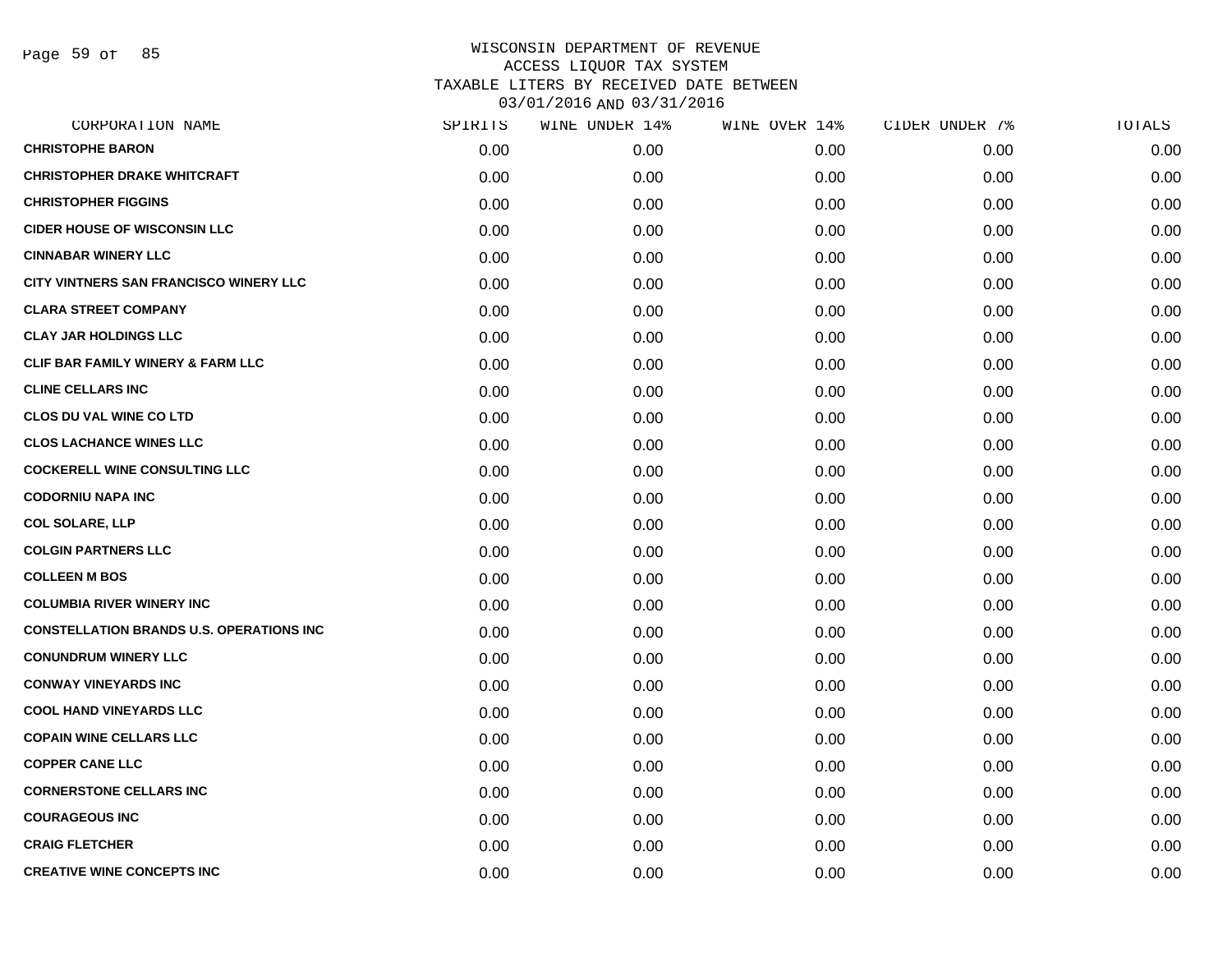WISCONSIN DEPARTMENT OF REVENUE
ACCESS LIQUOR TAX SYSTEM
TAXABLE LITERS BY RECEIVED DATE BETWEEN
03/01/2016 AND 03/31/2016

| CORPORATION NAME | SPIRITS | WINE UNDER 14% | WINE OVER 14% | CIDER UNDER 7% | TOTALS |
|---|---|---|---|---|---|
| CHRISTOPHE BARON | 0.00 | 0.00 | 0.00 | 0.00 | 0.00 |
| CHRISTOPHER DRAKE WHITCRAFT | 0.00 | 0.00 | 0.00 | 0.00 | 0.00 |
| CHRISTOPHER FIGGINS | 0.00 | 0.00 | 0.00 | 0.00 | 0.00 |
| CIDER HOUSE OF WISCONSIN LLC | 0.00 | 0.00 | 0.00 | 0.00 | 0.00 |
| CINNABAR WINERY LLC | 0.00 | 0.00 | 0.00 | 0.00 | 0.00 |
| CITY VINTNERS SAN FRANCISCO WINERY LLC | 0.00 | 0.00 | 0.00 | 0.00 | 0.00 |
| CLARA STREET COMPANY | 0.00 | 0.00 | 0.00 | 0.00 | 0.00 |
| CLAY JAR HOLDINGS LLC | 0.00 | 0.00 | 0.00 | 0.00 | 0.00 |
| CLIF BAR FAMILY WINERY & FARM LLC | 0.00 | 0.00 | 0.00 | 0.00 | 0.00 |
| CLINE CELLARS INC | 0.00 | 0.00 | 0.00 | 0.00 | 0.00 |
| CLOS DU VAL WINE CO LTD | 0.00 | 0.00 | 0.00 | 0.00 | 0.00 |
| CLOS LACHANCE WINES LLC | 0.00 | 0.00 | 0.00 | 0.00 | 0.00 |
| COCKERELL WINE CONSULTING LLC | 0.00 | 0.00 | 0.00 | 0.00 | 0.00 |
| CODORNIU NAPA INC | 0.00 | 0.00 | 0.00 | 0.00 | 0.00 |
| COL SOLARE, LLP | 0.00 | 0.00 | 0.00 | 0.00 | 0.00 |
| COLGIN PARTNERS LLC | 0.00 | 0.00 | 0.00 | 0.00 | 0.00 |
| COLLEEN M BOS | 0.00 | 0.00 | 0.00 | 0.00 | 0.00 |
| COLUMBIA RIVER WINERY INC | 0.00 | 0.00 | 0.00 | 0.00 | 0.00 |
| CONSTELLATION BRANDS U.S. OPERATIONS INC | 0.00 | 0.00 | 0.00 | 0.00 | 0.00 |
| CONUNDRUM WINERY LLC | 0.00 | 0.00 | 0.00 | 0.00 | 0.00 |
| CONWAY VINEYARDS INC | 0.00 | 0.00 | 0.00 | 0.00 | 0.00 |
| COOL HAND VINEYARDS LLC | 0.00 | 0.00 | 0.00 | 0.00 | 0.00 |
| COPAIN WINE CELLARS LLC | 0.00 | 0.00 | 0.00 | 0.00 | 0.00 |
| COPPER CANE LLC | 0.00 | 0.00 | 0.00 | 0.00 | 0.00 |
| CORNERSTONE CELLARS INC | 0.00 | 0.00 | 0.00 | 0.00 | 0.00 |
| COURAGEOUS INC | 0.00 | 0.00 | 0.00 | 0.00 | 0.00 |
| CRAIG FLETCHER | 0.00 | 0.00 | 0.00 | 0.00 | 0.00 |
| CREATIVE WINE CONCEPTS INC | 0.00 | 0.00 | 0.00 | 0.00 | 0.00 |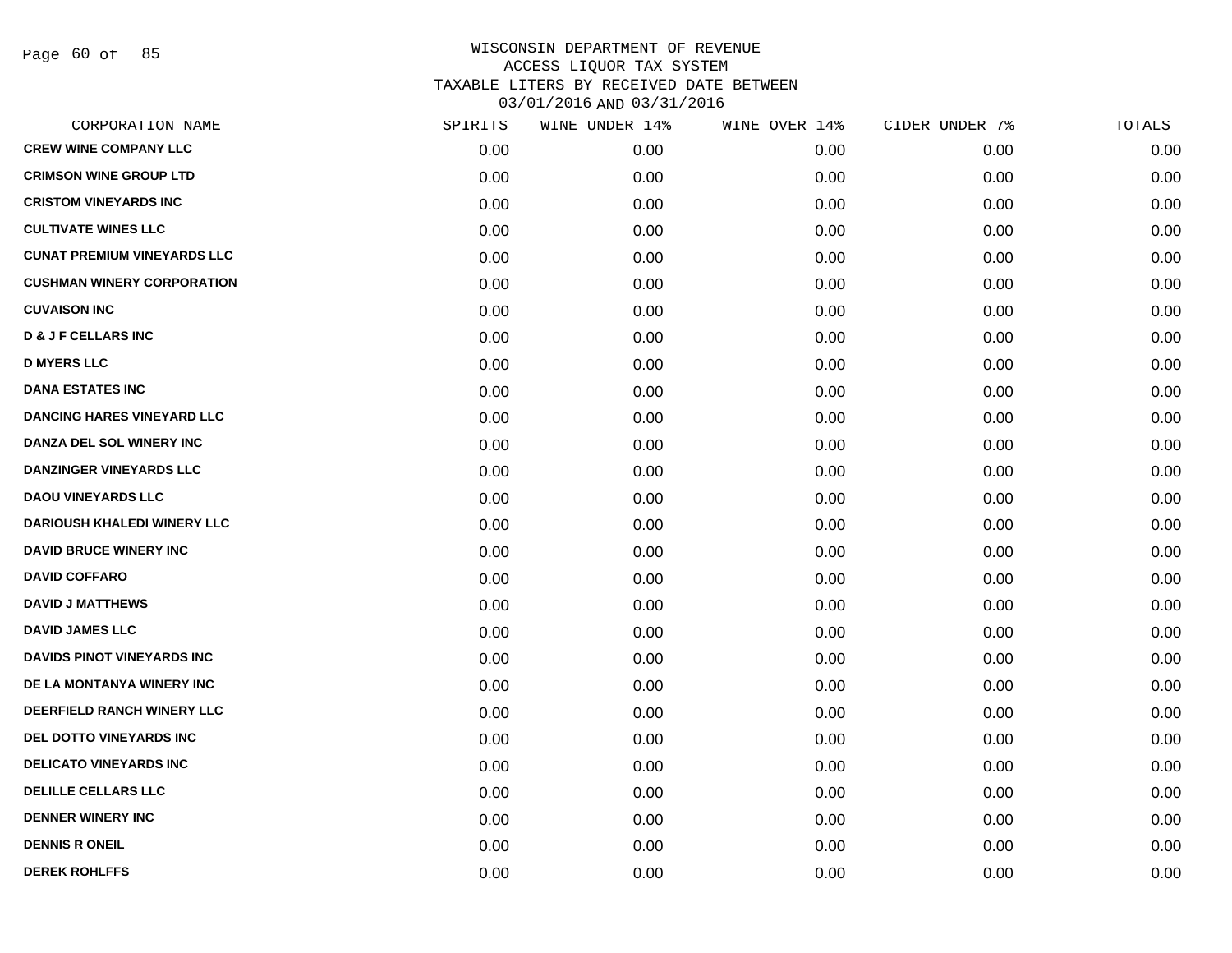WISCONSIN DEPARTMENT OF REVENUE
ACCESS LIQUOR TAX SYSTEM
TAXABLE LITERS BY RECEIVED DATE BETWEEN
03/01/2016 AND 03/31/2016

| CORPORATION NAME | SPIRITS | WINE UNDER 14% | WINE OVER 14% | CIDER UNDER 7% | TOTALS |
|---|---|---|---|---|---|
| CREW WINE COMPANY LLC | 0.00 | 0.00 | 0.00 | 0.00 | 0.00 |
| CRIMSON WINE GROUP LTD | 0.00 | 0.00 | 0.00 | 0.00 | 0.00 |
| CRISTOM VINEYARDS INC | 0.00 | 0.00 | 0.00 | 0.00 | 0.00 |
| CULTIVATE WINES LLC | 0.00 | 0.00 | 0.00 | 0.00 | 0.00 |
| CUNAT PREMIUM VINEYARDS LLC | 0.00 | 0.00 | 0.00 | 0.00 | 0.00 |
| CUSHMAN WINERY CORPORATION | 0.00 | 0.00 | 0.00 | 0.00 | 0.00 |
| CUVAISON INC | 0.00 | 0.00 | 0.00 | 0.00 | 0.00 |
| D & J F CELLARS INC | 0.00 | 0.00 | 0.00 | 0.00 | 0.00 |
| D MYERS LLC | 0.00 | 0.00 | 0.00 | 0.00 | 0.00 |
| DANA ESTATES INC | 0.00 | 0.00 | 0.00 | 0.00 | 0.00 |
| DANCING HARES VINEYARD LLC | 0.00 | 0.00 | 0.00 | 0.00 | 0.00 |
| DANZA DEL SOL WINERY INC | 0.00 | 0.00 | 0.00 | 0.00 | 0.00 |
| DANZINGER VINEYARDS LLC | 0.00 | 0.00 | 0.00 | 0.00 | 0.00 |
| DAOU VINEYARDS LLC | 0.00 | 0.00 | 0.00 | 0.00 | 0.00 |
| DARIOUSH KHALEDI WINERY LLC | 0.00 | 0.00 | 0.00 | 0.00 | 0.00 |
| DAVID BRUCE WINERY INC | 0.00 | 0.00 | 0.00 | 0.00 | 0.00 |
| DAVID COFFARO | 0.00 | 0.00 | 0.00 | 0.00 | 0.00 |
| DAVID J MATTHEWS | 0.00 | 0.00 | 0.00 | 0.00 | 0.00 |
| DAVID JAMES LLC | 0.00 | 0.00 | 0.00 | 0.00 | 0.00 |
| DAVIDS PINOT VINEYARDS INC | 0.00 | 0.00 | 0.00 | 0.00 | 0.00 |
| DE LA MONTANYA WINERY INC | 0.00 | 0.00 | 0.00 | 0.00 | 0.00 |
| DEERFIELD RANCH WINERY LLC | 0.00 | 0.00 | 0.00 | 0.00 | 0.00 |
| DEL DOTTO VINEYARDS INC | 0.00 | 0.00 | 0.00 | 0.00 | 0.00 |
| DELICATO VINEYARDS INC | 0.00 | 0.00 | 0.00 | 0.00 | 0.00 |
| DELILLE CELLARS LLC | 0.00 | 0.00 | 0.00 | 0.00 | 0.00 |
| DENNER WINERY INC | 0.00 | 0.00 | 0.00 | 0.00 | 0.00 |
| DENNIS R ONEIL | 0.00 | 0.00 | 0.00 | 0.00 | 0.00 |
| DEREK ROHLFFS | 0.00 | 0.00 | 0.00 | 0.00 | 0.00 |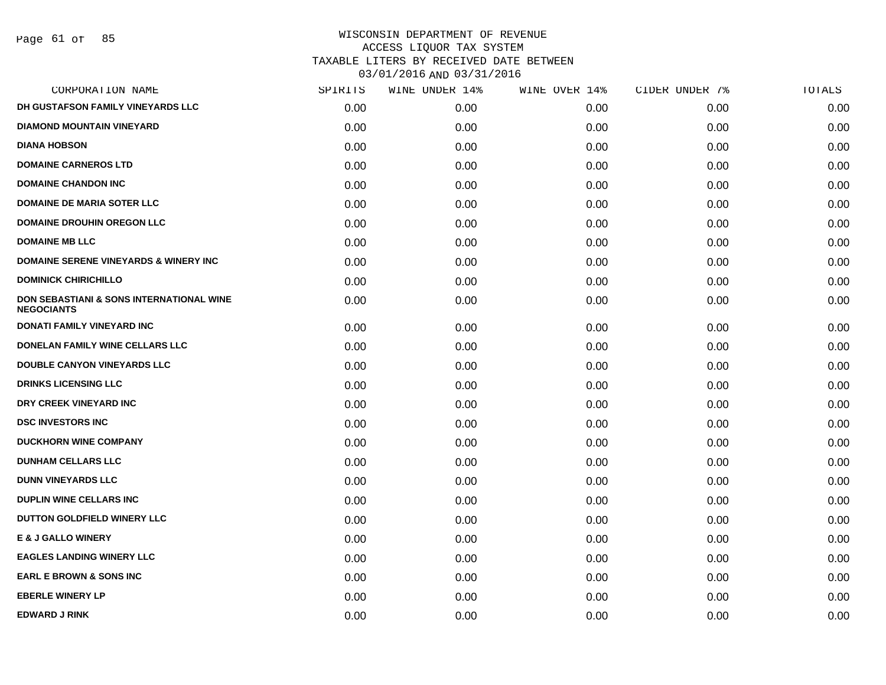# WISCONSIN DEPARTMENT OF REVENUE
## ACCESS LIQUOR TAX SYSTEM
## TAXABLE LITERS BY RECEIVED DATE BETWEEN 03/01/2016 AND 03/31/2016

| CORPORATION NAME | SPIRITS | WINE UNDER 14% | WINE OVER 14% | CIDER UNDER 7% | TOTALS |
|---|---|---|---|---|---|
| DH GUSTAFSON FAMILY VINEYARDS LLC | 0.00 | 0.00 | 0.00 | 0.00 | 0.00 |
| DIAMOND MOUNTAIN VINEYARD | 0.00 | 0.00 | 0.00 | 0.00 | 0.00 |
| DIANA HOBSON | 0.00 | 0.00 | 0.00 | 0.00 | 0.00 |
| DOMAINE CARNEROS LTD | 0.00 | 0.00 | 0.00 | 0.00 | 0.00 |
| DOMAINE CHANDON INC | 0.00 | 0.00 | 0.00 | 0.00 | 0.00 |
| DOMAINE DE MARIA SOTER LLC | 0.00 | 0.00 | 0.00 | 0.00 | 0.00 |
| DOMAINE DROUHIN OREGON LLC | 0.00 | 0.00 | 0.00 | 0.00 | 0.00 |
| DOMAINE MB LLC | 0.00 | 0.00 | 0.00 | 0.00 | 0.00 |
| DOMAINE SERENE VINEYARDS & WINERY INC | 0.00 | 0.00 | 0.00 | 0.00 | 0.00 |
| DOMINICK CHIRICHILLO | 0.00 | 0.00 | 0.00 | 0.00 | 0.00 |
| DON SEBASTIANI & SONS INTERNATIONAL WINE NEGOCIANTS | 0.00 | 0.00 | 0.00 | 0.00 | 0.00 |
| DONATI FAMILY VINEYARD INC | 0.00 | 0.00 | 0.00 | 0.00 | 0.00 |
| DONELAN FAMILY WINE CELLARS LLC | 0.00 | 0.00 | 0.00 | 0.00 | 0.00 |
| DOUBLE CANYON VINEYARDS LLC | 0.00 | 0.00 | 0.00 | 0.00 | 0.00 |
| DRINKS LICENSING LLC | 0.00 | 0.00 | 0.00 | 0.00 | 0.00 |
| DRY CREEK VINEYARD INC | 0.00 | 0.00 | 0.00 | 0.00 | 0.00 |
| DSC INVESTORS INC | 0.00 | 0.00 | 0.00 | 0.00 | 0.00 |
| DUCKHORN WINE COMPANY | 0.00 | 0.00 | 0.00 | 0.00 | 0.00 |
| DUNHAM CELLARS LLC | 0.00 | 0.00 | 0.00 | 0.00 | 0.00 |
| DUNN VINEYARDS LLC | 0.00 | 0.00 | 0.00 | 0.00 | 0.00 |
| DUPLIN WINE CELLARS INC | 0.00 | 0.00 | 0.00 | 0.00 | 0.00 |
| DUTTON GOLDFIELD WINERY LLC | 0.00 | 0.00 | 0.00 | 0.00 | 0.00 |
| E & J GALLO WINERY | 0.00 | 0.00 | 0.00 | 0.00 | 0.00 |
| EAGLES LANDING WINERY LLC | 0.00 | 0.00 | 0.00 | 0.00 | 0.00 |
| EARL E BROWN & SONS INC | 0.00 | 0.00 | 0.00 | 0.00 | 0.00 |
| EBERLE WINERY LP | 0.00 | 0.00 | 0.00 | 0.00 | 0.00 |
| EDWARD J RINK | 0.00 | 0.00 | 0.00 | 0.00 | 0.00 |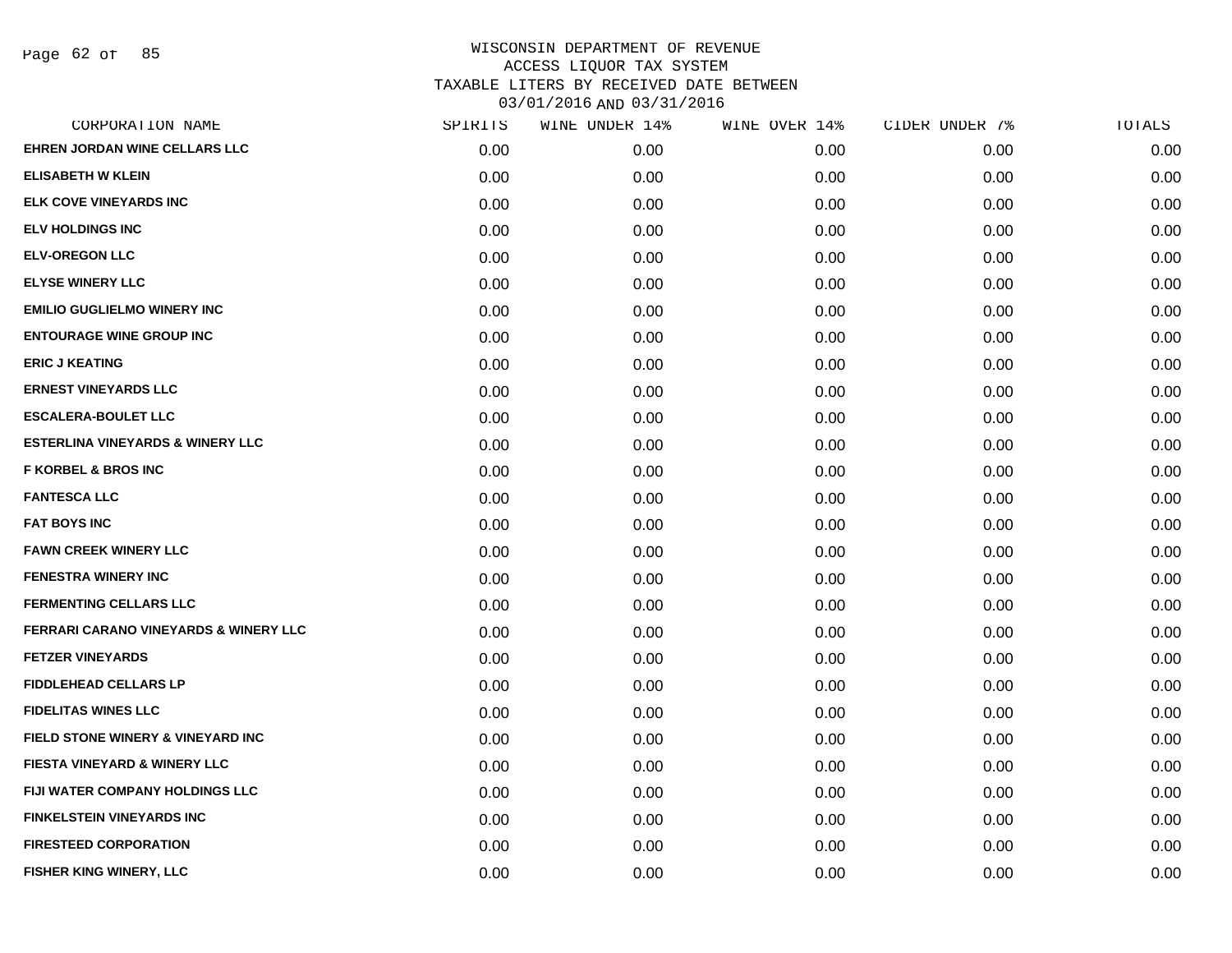WISCONSIN DEPARTMENT OF REVENUE
ACCESS LIQUOR TAX SYSTEM
TAXABLE LITERS BY RECEIVED DATE BETWEEN
03/01/2016 AND 03/31/2016

| CORPORATION NAME | SPIRITS | WINE UNDER 14% | WINE OVER 14% | CIDER UNDER 7% | TOTALS |
|---|---|---|---|---|---|
| EHREN JORDAN WINE CELLARS LLC | 0.00 | 0.00 | 0.00 | 0.00 | 0.00 |
| ELISABETH W KLEIN | 0.00 | 0.00 | 0.00 | 0.00 | 0.00 |
| ELK COVE VINEYARDS INC | 0.00 | 0.00 | 0.00 | 0.00 | 0.00 |
| ELV HOLDINGS INC | 0.00 | 0.00 | 0.00 | 0.00 | 0.00 |
| ELV-OREGON LLC | 0.00 | 0.00 | 0.00 | 0.00 | 0.00 |
| ELYSE WINERY LLC | 0.00 | 0.00 | 0.00 | 0.00 | 0.00 |
| EMILIO GUGLIELMO WINERY INC | 0.00 | 0.00 | 0.00 | 0.00 | 0.00 |
| ENTOURAGE WINE GROUP INC | 0.00 | 0.00 | 0.00 | 0.00 | 0.00 |
| ERIC J KEATING | 0.00 | 0.00 | 0.00 | 0.00 | 0.00 |
| ERNEST VINEYARDS LLC | 0.00 | 0.00 | 0.00 | 0.00 | 0.00 |
| ESCALERA-BOULET LLC | 0.00 | 0.00 | 0.00 | 0.00 | 0.00 |
| ESTERLINA VINEYARDS & WINERY LLC | 0.00 | 0.00 | 0.00 | 0.00 | 0.00 |
| F KORBEL & BROS INC | 0.00 | 0.00 | 0.00 | 0.00 | 0.00 |
| FANTESCA LLC | 0.00 | 0.00 | 0.00 | 0.00 | 0.00 |
| FAT BOYS INC | 0.00 | 0.00 | 0.00 | 0.00 | 0.00 |
| FAWN CREEK WINERY LLC | 0.00 | 0.00 | 0.00 | 0.00 | 0.00 |
| FENESTRA WINERY INC | 0.00 | 0.00 | 0.00 | 0.00 | 0.00 |
| FERMENTING CELLARS LLC | 0.00 | 0.00 | 0.00 | 0.00 | 0.00 |
| FERRARI CARANO VINEYARDS & WINERY LLC | 0.00 | 0.00 | 0.00 | 0.00 | 0.00 |
| FETZER VINEYARDS | 0.00 | 0.00 | 0.00 | 0.00 | 0.00 |
| FIDDLEHEAD CELLARS LP | 0.00 | 0.00 | 0.00 | 0.00 | 0.00 |
| FIDELITAS WINES LLC | 0.00 | 0.00 | 0.00 | 0.00 | 0.00 |
| FIELD STONE WINERY & VINEYARD INC | 0.00 | 0.00 | 0.00 | 0.00 | 0.00 |
| FIESTA VINEYARD & WINERY LLC | 0.00 | 0.00 | 0.00 | 0.00 | 0.00 |
| FIJI WATER COMPANY HOLDINGS LLC | 0.00 | 0.00 | 0.00 | 0.00 | 0.00 |
| FINKELSTEIN VINEYARDS INC | 0.00 | 0.00 | 0.00 | 0.00 | 0.00 |
| FIRESTEED CORPORATION | 0.00 | 0.00 | 0.00 | 0.00 | 0.00 |
| FISHER KING WINERY, LLC | 0.00 | 0.00 | 0.00 | 0.00 | 0.00 |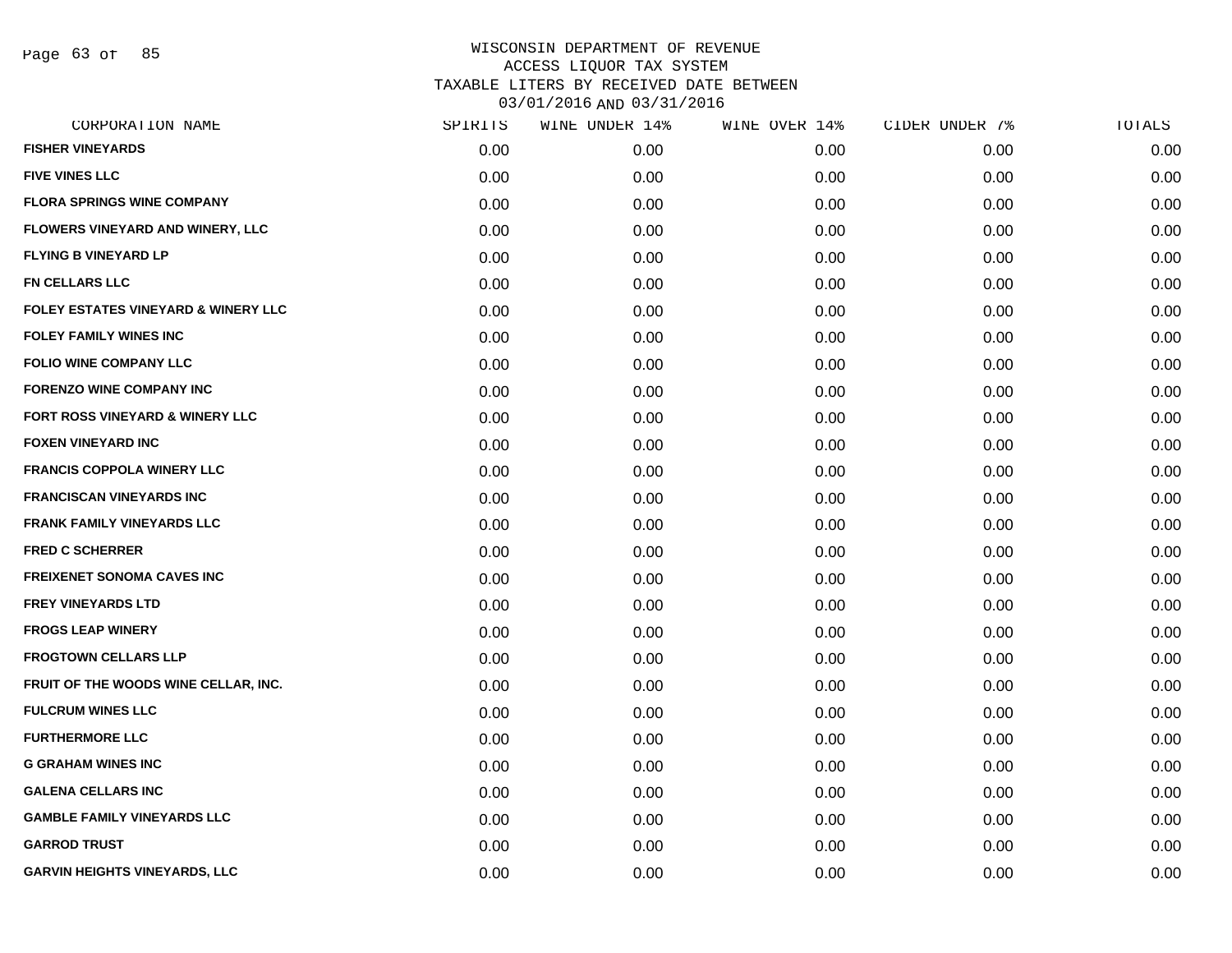WISCONSIN DEPARTMENT OF REVENUE
ACCESS LIQUOR TAX SYSTEM
TAXABLE LITERS BY RECEIVED DATE BETWEEN
03/01/2016 AND 03/31/2016

| CORPORATION NAME | SPIRITS | WINE UNDER 14% | WINE OVER 14% | CIDER UNDER 7% | TOTALS |
|---|---|---|---|---|---|
| FISHER VINEYARDS | 0.00 | 0.00 | 0.00 | 0.00 | 0.00 |
| FIVE VINES LLC | 0.00 | 0.00 | 0.00 | 0.00 | 0.00 |
| FLORA SPRINGS WINE COMPANY | 0.00 | 0.00 | 0.00 | 0.00 | 0.00 |
| FLOWERS VINEYARD AND WINERY, LLC | 0.00 | 0.00 | 0.00 | 0.00 | 0.00 |
| FLYING B VINEYARD LP | 0.00 | 0.00 | 0.00 | 0.00 | 0.00 |
| FN CELLARS LLC | 0.00 | 0.00 | 0.00 | 0.00 | 0.00 |
| FOLEY ESTATES VINEYARD & WINERY LLC | 0.00 | 0.00 | 0.00 | 0.00 | 0.00 |
| FOLEY FAMILY WINES INC | 0.00 | 0.00 | 0.00 | 0.00 | 0.00 |
| FOLIO WINE COMPANY LLC | 0.00 | 0.00 | 0.00 | 0.00 | 0.00 |
| FORENZO WINE COMPANY INC | 0.00 | 0.00 | 0.00 | 0.00 | 0.00 |
| FORT ROSS VINEYARD & WINERY LLC | 0.00 | 0.00 | 0.00 | 0.00 | 0.00 |
| FOXEN VINEYARD INC | 0.00 | 0.00 | 0.00 | 0.00 | 0.00 |
| FRANCIS COPPOLA WINERY LLC | 0.00 | 0.00 | 0.00 | 0.00 | 0.00 |
| FRANCISCAN VINEYARDS INC | 0.00 | 0.00 | 0.00 | 0.00 | 0.00 |
| FRANK FAMILY VINEYARDS LLC | 0.00 | 0.00 | 0.00 | 0.00 | 0.00 |
| FRED C SCHERRER | 0.00 | 0.00 | 0.00 | 0.00 | 0.00 |
| FREIXENET SONOMA CAVES INC | 0.00 | 0.00 | 0.00 | 0.00 | 0.00 |
| FREY VINEYARDS LTD | 0.00 | 0.00 | 0.00 | 0.00 | 0.00 |
| FROGS LEAP WINERY | 0.00 | 0.00 | 0.00 | 0.00 | 0.00 |
| FROGTOWN CELLARS LLP | 0.00 | 0.00 | 0.00 | 0.00 | 0.00 |
| FRUIT OF THE WOODS WINE CELLAR, INC. | 0.00 | 0.00 | 0.00 | 0.00 | 0.00 |
| FULCRUM WINES LLC | 0.00 | 0.00 | 0.00 | 0.00 | 0.00 |
| FURTHERMORE LLC | 0.00 | 0.00 | 0.00 | 0.00 | 0.00 |
| G GRAHAM WINES INC | 0.00 | 0.00 | 0.00 | 0.00 | 0.00 |
| GALENA CELLARS INC | 0.00 | 0.00 | 0.00 | 0.00 | 0.00 |
| GAMBLE FAMILY VINEYARDS LLC | 0.00 | 0.00 | 0.00 | 0.00 | 0.00 |
| GARROD TRUST | 0.00 | 0.00 | 0.00 | 0.00 | 0.00 |
| GARVIN HEIGHTS VINEYARDS, LLC | 0.00 | 0.00 | 0.00 | 0.00 | 0.00 |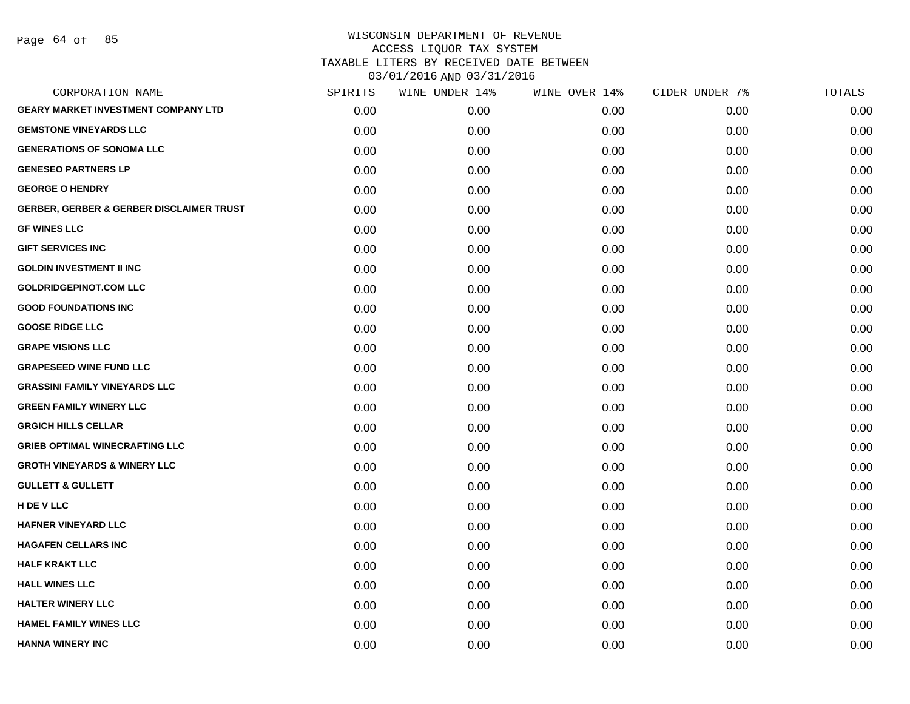WISCONSIN DEPARTMENT OF REVENUE
ACCESS LIQUOR TAX SYSTEM
TAXABLE LITERS BY RECEIVED DATE BETWEEN
03/01/2016 AND 03/31/2016

| CORPORATION NAME | SPIRITS | WINE UNDER 14% | WINE OVER 14% | CIDER UNDER 7% | TOTALS |
|---|---|---|---|---|---|
| GEARY MARKET INVESTMENT COMPANY LTD | 0.00 | 0.00 | 0.00 | 0.00 | 0.00 |
| GEMSTONE VINEYARDS LLC | 0.00 | 0.00 | 0.00 | 0.00 | 0.00 |
| GENERATIONS OF SONOMA LLC | 0.00 | 0.00 | 0.00 | 0.00 | 0.00 |
| GENESEO PARTNERS LP | 0.00 | 0.00 | 0.00 | 0.00 | 0.00 |
| GEORGE O HENDRY | 0.00 | 0.00 | 0.00 | 0.00 | 0.00 |
| GERBER, GERBER & GERBER DISCLAIMER TRUST | 0.00 | 0.00 | 0.00 | 0.00 | 0.00 |
| GF WINES LLC | 0.00 | 0.00 | 0.00 | 0.00 | 0.00 |
| GIFT SERVICES INC | 0.00 | 0.00 | 0.00 | 0.00 | 0.00 |
| GOLDIN INVESTMENT II INC | 0.00 | 0.00 | 0.00 | 0.00 | 0.00 |
| GOLDRIDGEPINOT.COM LLC | 0.00 | 0.00 | 0.00 | 0.00 | 0.00 |
| GOOD FOUNDATIONS INC | 0.00 | 0.00 | 0.00 | 0.00 | 0.00 |
| GOOSE RIDGE LLC | 0.00 | 0.00 | 0.00 | 0.00 | 0.00 |
| GRAPE VISIONS LLC | 0.00 | 0.00 | 0.00 | 0.00 | 0.00 |
| GRAPESEED WINE FUND LLC | 0.00 | 0.00 | 0.00 | 0.00 | 0.00 |
| GRASSINI FAMILY VINEYARDS LLC | 0.00 | 0.00 | 0.00 | 0.00 | 0.00 |
| GREEN FAMILY WINERY LLC | 0.00 | 0.00 | 0.00 | 0.00 | 0.00 |
| GRGICH HILLS CELLAR | 0.00 | 0.00 | 0.00 | 0.00 | 0.00 |
| GRIEB OPTIMAL WINECRAFTING LLC | 0.00 | 0.00 | 0.00 | 0.00 | 0.00 |
| GROTH VINEYARDS & WINERY LLC | 0.00 | 0.00 | 0.00 | 0.00 | 0.00 |
| GULLETT & GULLETT | 0.00 | 0.00 | 0.00 | 0.00 | 0.00 |
| H DE V LLC | 0.00 | 0.00 | 0.00 | 0.00 | 0.00 |
| HAFNER VINEYARD LLC | 0.00 | 0.00 | 0.00 | 0.00 | 0.00 |
| HAGAFEN CELLARS INC | 0.00 | 0.00 | 0.00 | 0.00 | 0.00 |
| HALF KRAKT LLC | 0.00 | 0.00 | 0.00 | 0.00 | 0.00 |
| HALL WINES LLC | 0.00 | 0.00 | 0.00 | 0.00 | 0.00 |
| HALTER WINERY LLC | 0.00 | 0.00 | 0.00 | 0.00 | 0.00 |
| HAMEL FAMILY WINES LLC | 0.00 | 0.00 | 0.00 | 0.00 | 0.00 |
| HANNA WINERY INC | 0.00 | 0.00 | 0.00 | 0.00 | 0.00 |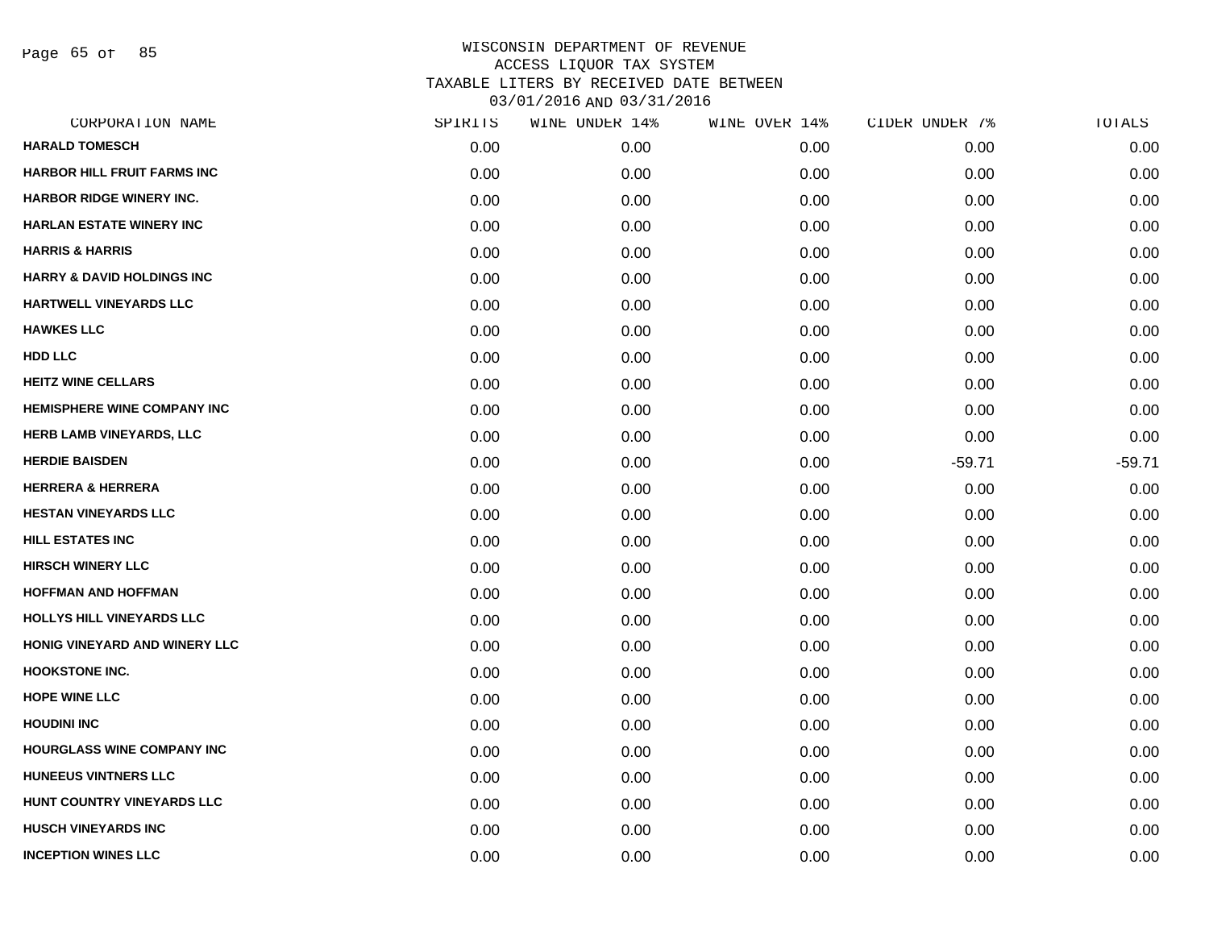# WISCONSIN DEPARTMENT OF REVENUE
## ACCESS LIQUOR TAX SYSTEM
## TAXABLE LITERS BY RECEIVED DATE BETWEEN 03/01/2016 AND 03/31/2016

| CORPORATION NAME | SPIRITS | WINE UNDER 14% | WINE OVER 14% | CIDER UNDER 7% | TOTALS |
|---|---|---|---|---|---|
| HARALD TOMESCH | 0.00 | 0.00 | 0.00 | 0.00 | 0.00 |
| HARBOR HILL FRUIT FARMS INC | 0.00 | 0.00 | 0.00 | 0.00 | 0.00 |
| HARBOR RIDGE WINERY INC. | 0.00 | 0.00 | 0.00 | 0.00 | 0.00 |
| HARLAN ESTATE WINERY INC | 0.00 | 0.00 | 0.00 | 0.00 | 0.00 |
| HARRIS & HARRIS | 0.00 | 0.00 | 0.00 | 0.00 | 0.00 |
| HARRY & DAVID HOLDINGS INC | 0.00 | 0.00 | 0.00 | 0.00 | 0.00 |
| HARTWELL VINEYARDS LLC | 0.00 | 0.00 | 0.00 | 0.00 | 0.00 |
| HAWKES LLC | 0.00 | 0.00 | 0.00 | 0.00 | 0.00 |
| HDD LLC | 0.00 | 0.00 | 0.00 | 0.00 | 0.00 |
| HEITZ WINE CELLARS | 0.00 | 0.00 | 0.00 | 0.00 | 0.00 |
| HEMISPHERE WINE COMPANY INC | 0.00 | 0.00 | 0.00 | 0.00 | 0.00 |
| HERB LAMB VINEYARDS, LLC | 0.00 | 0.00 | 0.00 | 0.00 | 0.00 |
| HERDIE BAISDEN | 0.00 | 0.00 | 0.00 | -59.71 | -59.71 |
| HERRERA & HERRERA | 0.00 | 0.00 | 0.00 | 0.00 | 0.00 |
| HESTAN VINEYARDS LLC | 0.00 | 0.00 | 0.00 | 0.00 | 0.00 |
| HILL ESTATES INC | 0.00 | 0.00 | 0.00 | 0.00 | 0.00 |
| HIRSCH WINERY LLC | 0.00 | 0.00 | 0.00 | 0.00 | 0.00 |
| HOFFMAN AND HOFFMAN | 0.00 | 0.00 | 0.00 | 0.00 | 0.00 |
| HOLLYS HILL VINEYARDS LLC | 0.00 | 0.00 | 0.00 | 0.00 | 0.00 |
| HONIG VINEYARD AND WINERY LLC | 0.00 | 0.00 | 0.00 | 0.00 | 0.00 |
| HOOKSTONE INC. | 0.00 | 0.00 | 0.00 | 0.00 | 0.00 |
| HOPE WINE LLC | 0.00 | 0.00 | 0.00 | 0.00 | 0.00 |
| HOUDINI INC | 0.00 | 0.00 | 0.00 | 0.00 | 0.00 |
| HOURGLASS WINE COMPANY INC | 0.00 | 0.00 | 0.00 | 0.00 | 0.00 |
| HUNEEUS VINTNERS LLC | 0.00 | 0.00 | 0.00 | 0.00 | 0.00 |
| HUNT COUNTRY VINEYARDS LLC | 0.00 | 0.00 | 0.00 | 0.00 | 0.00 |
| HUSCH VINEYARDS INC | 0.00 | 0.00 | 0.00 | 0.00 | 0.00 |
| INCEPTION WINES LLC | 0.00 | 0.00 | 0.00 | 0.00 | 0.00 |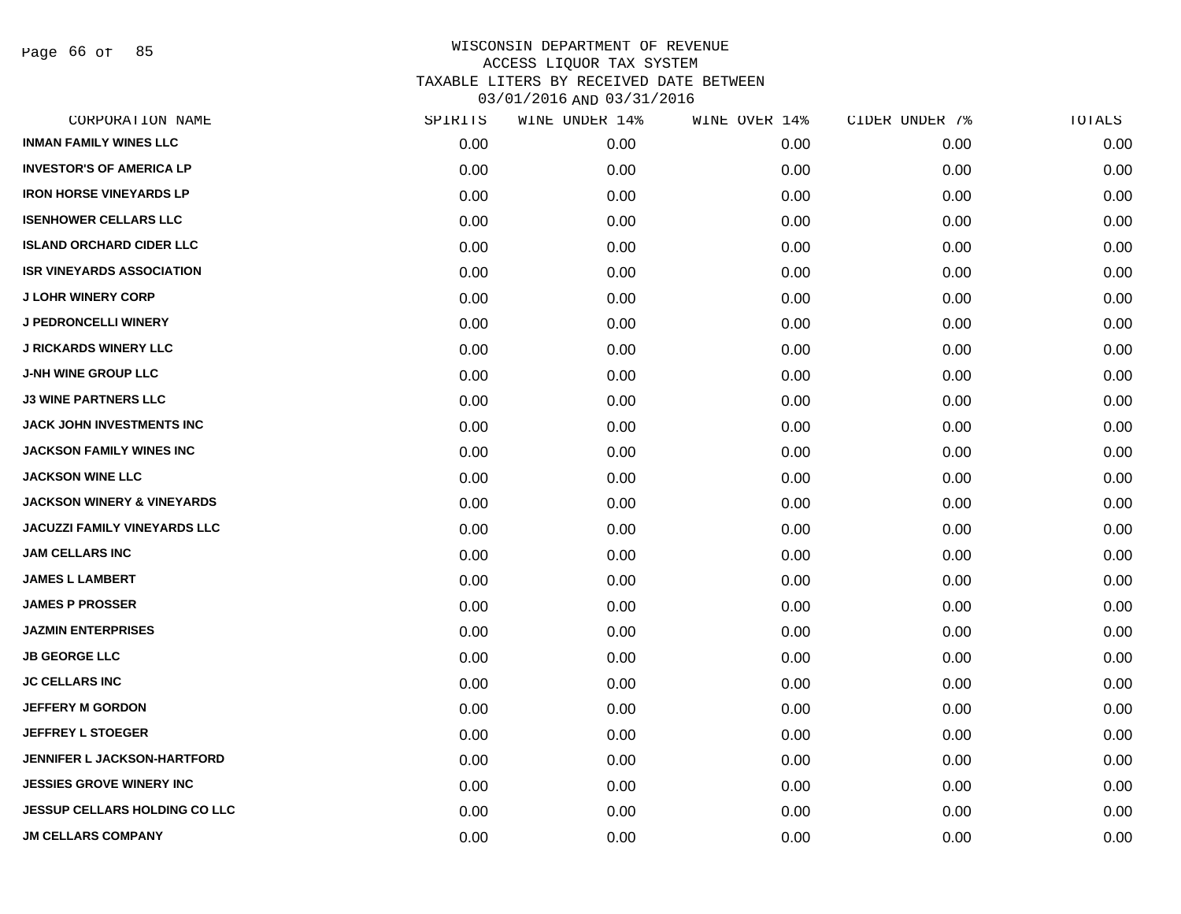WISCONSIN DEPARTMENT OF REVENUE
ACCESS LIQUOR TAX SYSTEM
TAXABLE LITERS BY RECEIVED DATE BETWEEN
03/01/2016 AND 03/31/2016

| CORPORATION NAME | SPIRITS | WINE UNDER 14% | WINE OVER 14% | CIDER UNDER 7% | TOTALS |
|---|---|---|---|---|---|
| INMAN FAMILY WINES LLC | 0.00 | 0.00 | 0.00 | 0.00 | 0.00 |
| INVESTOR'S OF AMERICA LP | 0.00 | 0.00 | 0.00 | 0.00 | 0.00 |
| IRON HORSE VINEYARDS LP | 0.00 | 0.00 | 0.00 | 0.00 | 0.00 |
| ISENHOWER CELLARS LLC | 0.00 | 0.00 | 0.00 | 0.00 | 0.00 |
| ISLAND ORCHARD CIDER LLC | 0.00 | 0.00 | 0.00 | 0.00 | 0.00 |
| ISR VINEYARDS ASSOCIATION | 0.00 | 0.00 | 0.00 | 0.00 | 0.00 |
| J LOHR WINERY CORP | 0.00 | 0.00 | 0.00 | 0.00 | 0.00 |
| J PEDRONCELLI WINERY | 0.00 | 0.00 | 0.00 | 0.00 | 0.00 |
| J RICKARDS WINERY LLC | 0.00 | 0.00 | 0.00 | 0.00 | 0.00 |
| J-NH WINE GROUP LLC | 0.00 | 0.00 | 0.00 | 0.00 | 0.00 |
| J3 WINE PARTNERS LLC | 0.00 | 0.00 | 0.00 | 0.00 | 0.00 |
| JACK JOHN INVESTMENTS INC | 0.00 | 0.00 | 0.00 | 0.00 | 0.00 |
| JACKSON FAMILY WINES INC | 0.00 | 0.00 | 0.00 | 0.00 | 0.00 |
| JACKSON WINE LLC | 0.00 | 0.00 | 0.00 | 0.00 | 0.00 |
| JACKSON WINERY & VINEYARDS | 0.00 | 0.00 | 0.00 | 0.00 | 0.00 |
| JACUZZI FAMILY VINEYARDS LLC | 0.00 | 0.00 | 0.00 | 0.00 | 0.00 |
| JAM CELLARS INC | 0.00 | 0.00 | 0.00 | 0.00 | 0.00 |
| JAMES L LAMBERT | 0.00 | 0.00 | 0.00 | 0.00 | 0.00 |
| JAMES P PROSSER | 0.00 | 0.00 | 0.00 | 0.00 | 0.00 |
| JAZMIN ENTERPRISES | 0.00 | 0.00 | 0.00 | 0.00 | 0.00 |
| JB GEORGE LLC | 0.00 | 0.00 | 0.00 | 0.00 | 0.00 |
| JC CELLARS INC | 0.00 | 0.00 | 0.00 | 0.00 | 0.00 |
| JEFFERY M GORDON | 0.00 | 0.00 | 0.00 | 0.00 | 0.00 |
| JEFFREY L STOEGER | 0.00 | 0.00 | 0.00 | 0.00 | 0.00 |
| JENNIFER L JACKSON-HARTFORD | 0.00 | 0.00 | 0.00 | 0.00 | 0.00 |
| JESSIES GROVE WINERY INC | 0.00 | 0.00 | 0.00 | 0.00 | 0.00 |
| JESSUP CELLARS HOLDING CO LLC | 0.00 | 0.00 | 0.00 | 0.00 | 0.00 |
| JM CELLARS COMPANY | 0.00 | 0.00 | 0.00 | 0.00 | 0.00 |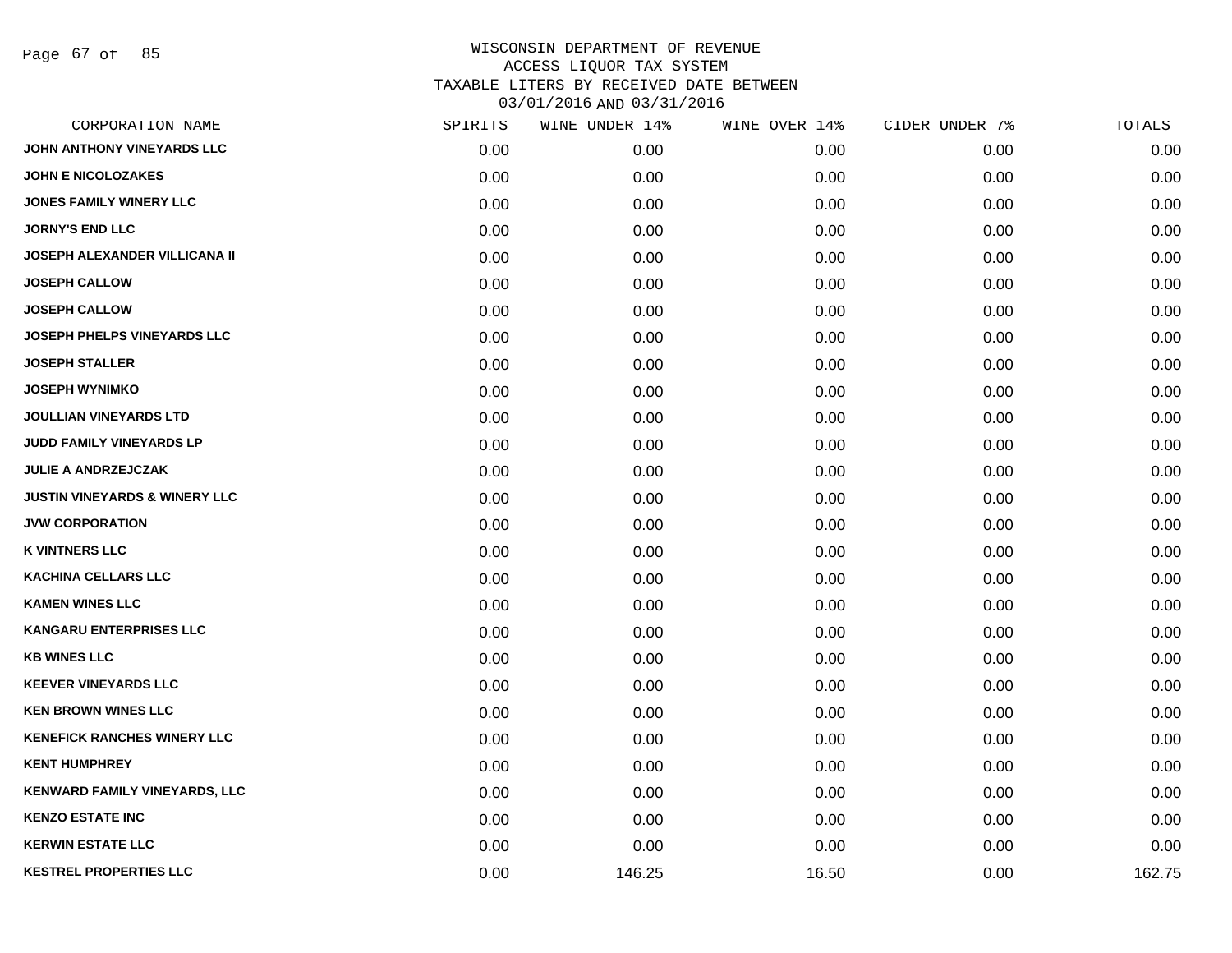# WISCONSIN DEPARTMENT OF REVENUE
## ACCESS LIQUOR TAX SYSTEM
## TAXABLE LITERS BY RECEIVED DATE BETWEEN 03/01/2016 AND 03/31/2016

| CORPORATION NAME | SPIRITS | WINE UNDER 14% | WINE OVER 14% | CIDER UNDER 7% | TOTALS |
|---|---|---|---|---|---|
| JOHN ANTHONY VINEYARDS LLC | 0.00 | 0.00 | 0.00 | 0.00 | 0.00 |
| JOHN E NICOLOZAKES | 0.00 | 0.00 | 0.00 | 0.00 | 0.00 |
| JONES FAMILY WINERY LLC | 0.00 | 0.00 | 0.00 | 0.00 | 0.00 |
| JORNY'S END LLC | 0.00 | 0.00 | 0.00 | 0.00 | 0.00 |
| JOSEPH ALEXANDER VILLICANA II | 0.00 | 0.00 | 0.00 | 0.00 | 0.00 |
| JOSEPH CALLOW | 0.00 | 0.00 | 0.00 | 0.00 | 0.00 |
| JOSEPH CALLOW | 0.00 | 0.00 | 0.00 | 0.00 | 0.00 |
| JOSEPH PHELPS VINEYARDS LLC | 0.00 | 0.00 | 0.00 | 0.00 | 0.00 |
| JOSEPH STALLER | 0.00 | 0.00 | 0.00 | 0.00 | 0.00 |
| JOSEPH WYNIMKO | 0.00 | 0.00 | 0.00 | 0.00 | 0.00 |
| JOULLIAN VINEYARDS LTD | 0.00 | 0.00 | 0.00 | 0.00 | 0.00 |
| JUDD FAMILY VINEYARDS LP | 0.00 | 0.00 | 0.00 | 0.00 | 0.00 |
| JULIE A ANDRZEJCZAK | 0.00 | 0.00 | 0.00 | 0.00 | 0.00 |
| JUSTIN VINEYARDS & WINERY LLC | 0.00 | 0.00 | 0.00 | 0.00 | 0.00 |
| JVW CORPORATION | 0.00 | 0.00 | 0.00 | 0.00 | 0.00 |
| K VINTNERS LLC | 0.00 | 0.00 | 0.00 | 0.00 | 0.00 |
| KACHINA CELLARS LLC | 0.00 | 0.00 | 0.00 | 0.00 | 0.00 |
| KAMEN WINES LLC | 0.00 | 0.00 | 0.00 | 0.00 | 0.00 |
| KANGARU ENTERPRISES LLC | 0.00 | 0.00 | 0.00 | 0.00 | 0.00 |
| KB WINES LLC | 0.00 | 0.00 | 0.00 | 0.00 | 0.00 |
| KEEVER VINEYARDS LLC | 0.00 | 0.00 | 0.00 | 0.00 | 0.00 |
| KEN BROWN WINES LLC | 0.00 | 0.00 | 0.00 | 0.00 | 0.00 |
| KENEFICK RANCHES WINERY LLC | 0.00 | 0.00 | 0.00 | 0.00 | 0.00 |
| KENT HUMPHREY | 0.00 | 0.00 | 0.00 | 0.00 | 0.00 |
| KENWARD FAMILY VINEYARDS, LLC | 0.00 | 0.00 | 0.00 | 0.00 | 0.00 |
| KENZO ESTATE INC | 0.00 | 0.00 | 0.00 | 0.00 | 0.00 |
| KERWIN ESTATE LLC | 0.00 | 0.00 | 0.00 | 0.00 | 0.00 |
| KESTREL PROPERTIES LLC | 0.00 | 146.25 | 16.50 | 0.00 | 162.75 |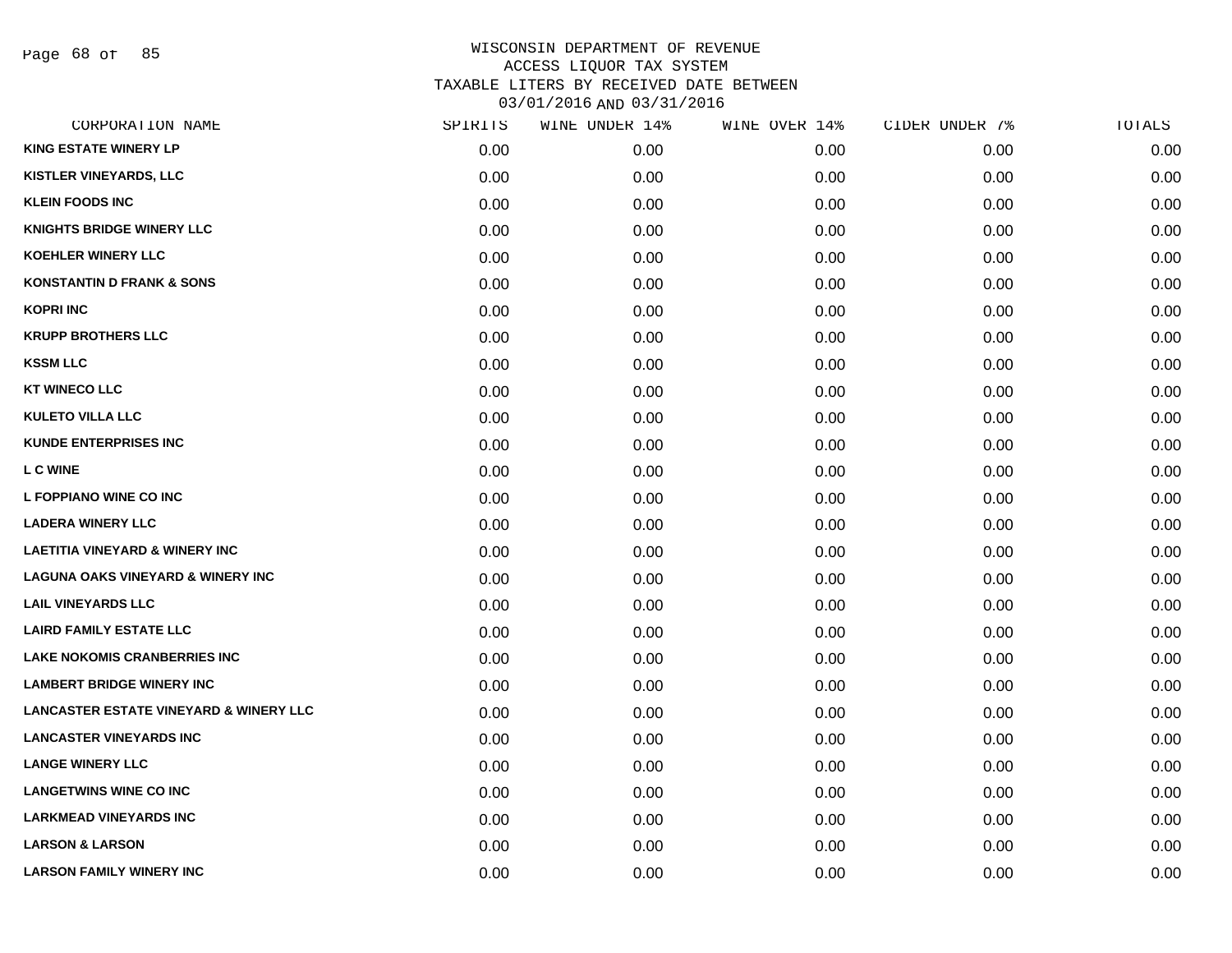WISCONSIN DEPARTMENT OF REVENUE
ACCESS LIQUOR TAX SYSTEM
TAXABLE LITERS BY RECEIVED DATE BETWEEN
03/01/2016 AND 03/31/2016

| CORPORATION NAME | SPIRITS | WINE UNDER 14% | WINE OVER 14% | CIDER UNDER 7% | TOTALS |
|---|---|---|---|---|---|
| KING ESTATE WINERY LP | 0.00 | 0.00 | 0.00 | 0.00 | 0.00 |
| KISTLER VINEYARDS, LLC | 0.00 | 0.00 | 0.00 | 0.00 | 0.00 |
| KLEIN FOODS INC | 0.00 | 0.00 | 0.00 | 0.00 | 0.00 |
| KNIGHTS BRIDGE WINERY LLC | 0.00 | 0.00 | 0.00 | 0.00 | 0.00 |
| KOEHLER WINERY LLC | 0.00 | 0.00 | 0.00 | 0.00 | 0.00 |
| KONSTANTIN D FRANK & SONS | 0.00 | 0.00 | 0.00 | 0.00 | 0.00 |
| KOPRI INC | 0.00 | 0.00 | 0.00 | 0.00 | 0.00 |
| KRUPP BROTHERS LLC | 0.00 | 0.00 | 0.00 | 0.00 | 0.00 |
| KSSM LLC | 0.00 | 0.00 | 0.00 | 0.00 | 0.00 |
| KT WINECO LLC | 0.00 | 0.00 | 0.00 | 0.00 | 0.00 |
| KULETO VILLA LLC | 0.00 | 0.00 | 0.00 | 0.00 | 0.00 |
| KUNDE ENTERPRISES INC | 0.00 | 0.00 | 0.00 | 0.00 | 0.00 |
| L C WINE | 0.00 | 0.00 | 0.00 | 0.00 | 0.00 |
| L FOPPIANO WINE CO INC | 0.00 | 0.00 | 0.00 | 0.00 | 0.00 |
| LADERA WINERY LLC | 0.00 | 0.00 | 0.00 | 0.00 | 0.00 |
| LAETITIA VINEYARD & WINERY INC | 0.00 | 0.00 | 0.00 | 0.00 | 0.00 |
| LAGUNA OAKS VINEYARD & WINERY INC | 0.00 | 0.00 | 0.00 | 0.00 | 0.00 |
| LAIL VINEYARDS LLC | 0.00 | 0.00 | 0.00 | 0.00 | 0.00 |
| LAIRD FAMILY ESTATE LLC | 0.00 | 0.00 | 0.00 | 0.00 | 0.00 |
| LAKE NOKOMIS CRANBERRIES INC | 0.00 | 0.00 | 0.00 | 0.00 | 0.00 |
| LAMBERT BRIDGE WINERY INC | 0.00 | 0.00 | 0.00 | 0.00 | 0.00 |
| LANCASTER ESTATE VINEYARD & WINERY LLC | 0.00 | 0.00 | 0.00 | 0.00 | 0.00 |
| LANCASTER VINEYARDS INC | 0.00 | 0.00 | 0.00 | 0.00 | 0.00 |
| LANGE WINERY LLC | 0.00 | 0.00 | 0.00 | 0.00 | 0.00 |
| LANGETWINS WINE CO INC | 0.00 | 0.00 | 0.00 | 0.00 | 0.00 |
| LARKMEAD VINEYARDS INC | 0.00 | 0.00 | 0.00 | 0.00 | 0.00 |
| LARSON & LARSON | 0.00 | 0.00 | 0.00 | 0.00 | 0.00 |
| LARSON FAMILY WINERY INC | 0.00 | 0.00 | 0.00 | 0.00 | 0.00 |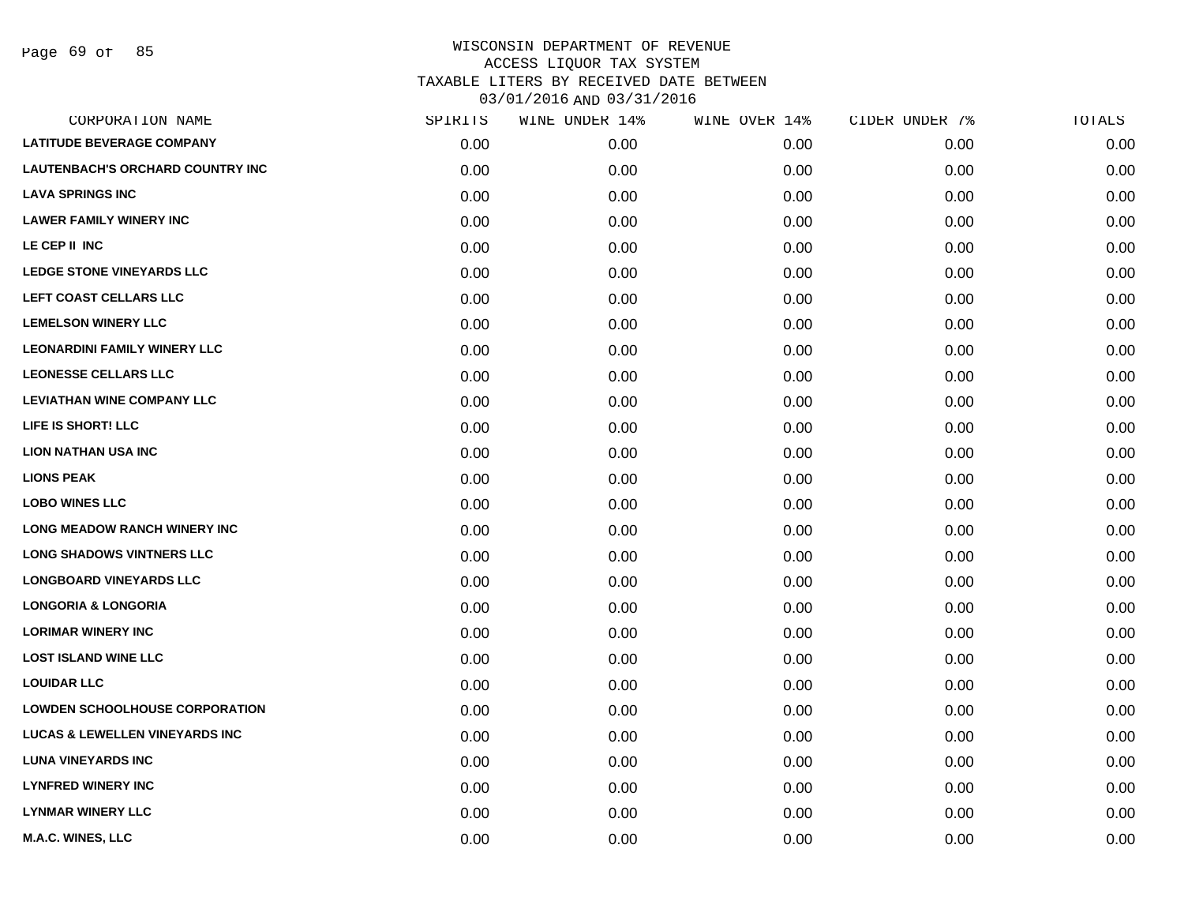# WISCONSIN DEPARTMENT OF REVENUE
## ACCESS LIQUOR TAX SYSTEM
## TAXABLE LITERS BY RECEIVED DATE BETWEEN 03/01/2016 AND 03/31/2016

| CORPORATION NAME | SPIRITS | WINE UNDER 14% | WINE OVER 14% | CIDER UNDER 7% | TOTALS |
|---|---|---|---|---|---|
| LATITUDE BEVERAGE COMPANY | 0.00 | 0.00 | 0.00 | 0.00 | 0.00 |
| LAUTENBACH'S ORCHARD COUNTRY INC | 0.00 | 0.00 | 0.00 | 0.00 | 0.00 |
| LAVA SPRINGS INC | 0.00 | 0.00 | 0.00 | 0.00 | 0.00 |
| LAWER FAMILY WINERY INC | 0.00 | 0.00 | 0.00 | 0.00 | 0.00 |
| LE CEP II INC | 0.00 | 0.00 | 0.00 | 0.00 | 0.00 |
| LEDGE STONE VINEYARDS LLC | 0.00 | 0.00 | 0.00 | 0.00 | 0.00 |
| LEFT COAST CELLARS LLC | 0.00 | 0.00 | 0.00 | 0.00 | 0.00 |
| LEMELSON WINERY LLC | 0.00 | 0.00 | 0.00 | 0.00 | 0.00 |
| LEONARDINI FAMILY WINERY LLC | 0.00 | 0.00 | 0.00 | 0.00 | 0.00 |
| LEONESSE CELLARS LLC | 0.00 | 0.00 | 0.00 | 0.00 | 0.00 |
| LEVIATHAN WINE COMPANY LLC | 0.00 | 0.00 | 0.00 | 0.00 | 0.00 |
| LIFE IS SHORT! LLC | 0.00 | 0.00 | 0.00 | 0.00 | 0.00 |
| LION NATHAN USA INC | 0.00 | 0.00 | 0.00 | 0.00 | 0.00 |
| LIONS PEAK | 0.00 | 0.00 | 0.00 | 0.00 | 0.00 |
| LOBO WINES LLC | 0.00 | 0.00 | 0.00 | 0.00 | 0.00 |
| LONG MEADOW RANCH WINERY INC | 0.00 | 0.00 | 0.00 | 0.00 | 0.00 |
| LONG SHADOWS VINTNERS LLC | 0.00 | 0.00 | 0.00 | 0.00 | 0.00 |
| LONGBOARD VINEYARDS LLC | 0.00 | 0.00 | 0.00 | 0.00 | 0.00 |
| LONGORIA & LONGORIA | 0.00 | 0.00 | 0.00 | 0.00 | 0.00 |
| LORIMAR WINERY INC | 0.00 | 0.00 | 0.00 | 0.00 | 0.00 |
| LOST ISLAND WINE LLC | 0.00 | 0.00 | 0.00 | 0.00 | 0.00 |
| LOUIDAR LLC | 0.00 | 0.00 | 0.00 | 0.00 | 0.00 |
| LOWDEN SCHOOLHOUSE CORPORATION | 0.00 | 0.00 | 0.00 | 0.00 | 0.00 |
| LUCAS & LEWELLEN VINEYARDS INC | 0.00 | 0.00 | 0.00 | 0.00 | 0.00 |
| LUNA VINEYARDS INC | 0.00 | 0.00 | 0.00 | 0.00 | 0.00 |
| LYNFRED WINERY INC | 0.00 | 0.00 | 0.00 | 0.00 | 0.00 |
| LYNMAR WINERY LLC | 0.00 | 0.00 | 0.00 | 0.00 | 0.00 |
| M.A.C. WINES, LLC | 0.00 | 0.00 | 0.00 | 0.00 | 0.00 |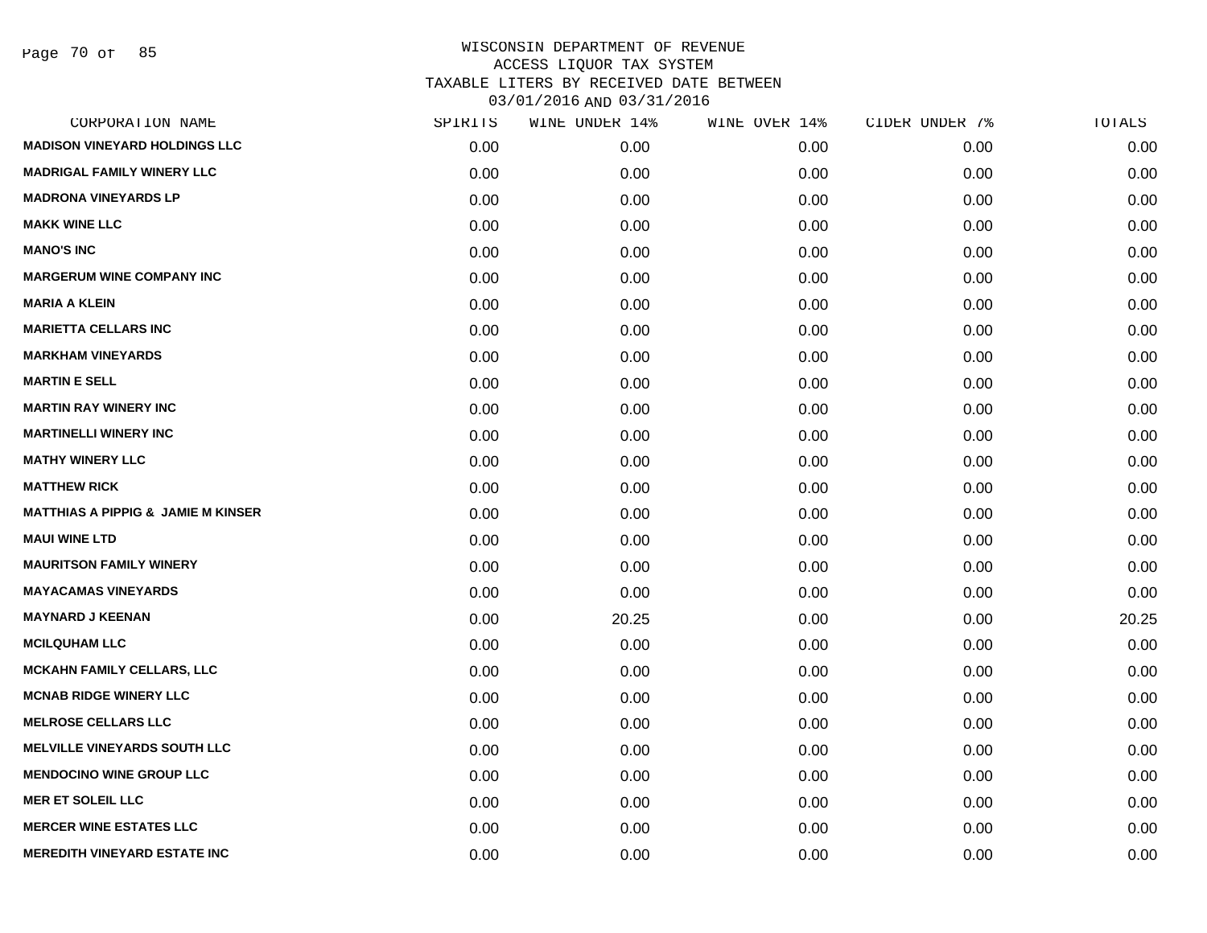WISCONSIN DEPARTMENT OF REVENUE
ACCESS LIQUOR TAX SYSTEM
TAXABLE LITERS BY RECEIVED DATE BETWEEN
03/01/2016 AND 03/31/2016

| CORPORATION NAME | SPIRITS | WINE UNDER 14% | WINE OVER 14% | CIDER UNDER 7% | TOTALS |
|---|---|---|---|---|---|
| MADISON VINEYARD HOLDINGS LLC | 0.00 | 0.00 | 0.00 | 0.00 | 0.00 |
| MADRIGAL FAMILY WINERY LLC | 0.00 | 0.00 | 0.00 | 0.00 | 0.00 |
| MADRONA VINEYARDS LP | 0.00 | 0.00 | 0.00 | 0.00 | 0.00 |
| MAKK WINE LLC | 0.00 | 0.00 | 0.00 | 0.00 | 0.00 |
| MANO'S INC | 0.00 | 0.00 | 0.00 | 0.00 | 0.00 |
| MARGERUM WINE COMPANY INC | 0.00 | 0.00 | 0.00 | 0.00 | 0.00 |
| MARIA A KLEIN | 0.00 | 0.00 | 0.00 | 0.00 | 0.00 |
| MARIETTA CELLARS INC | 0.00 | 0.00 | 0.00 | 0.00 | 0.00 |
| MARKHAM VINEYARDS | 0.00 | 0.00 | 0.00 | 0.00 | 0.00 |
| MARTIN E SELL | 0.00 | 0.00 | 0.00 | 0.00 | 0.00 |
| MARTIN RAY WINERY INC | 0.00 | 0.00 | 0.00 | 0.00 | 0.00 |
| MARTINELLI WINERY INC | 0.00 | 0.00 | 0.00 | 0.00 | 0.00 |
| MATHY WINERY LLC | 0.00 | 0.00 | 0.00 | 0.00 | 0.00 |
| MATTHEW RICK | 0.00 | 0.00 | 0.00 | 0.00 | 0.00 |
| MATTHIAS A PIPPIG & JAMIE M KINSER | 0.00 | 0.00 | 0.00 | 0.00 | 0.00 |
| MAUI WINE LTD | 0.00 | 0.00 | 0.00 | 0.00 | 0.00 |
| MAURITSON FAMILY WINERY | 0.00 | 0.00 | 0.00 | 0.00 | 0.00 |
| MAYACAMAS VINEYARDS | 0.00 | 0.00 | 0.00 | 0.00 | 0.00 |
| MAYNARD J KEENAN | 0.00 | 20.25 | 0.00 | 0.00 | 20.25 |
| MCILQUHAM LLC | 0.00 | 0.00 | 0.00 | 0.00 | 0.00 |
| MCKAHN FAMILY CELLARS, LLC | 0.00 | 0.00 | 0.00 | 0.00 | 0.00 |
| MCNAB RIDGE WINERY LLC | 0.00 | 0.00 | 0.00 | 0.00 | 0.00 |
| MELROSE CELLARS LLC | 0.00 | 0.00 | 0.00 | 0.00 | 0.00 |
| MELVILLE VINEYARDS SOUTH LLC | 0.00 | 0.00 | 0.00 | 0.00 | 0.00 |
| MENDOCINO WINE GROUP LLC | 0.00 | 0.00 | 0.00 | 0.00 | 0.00 |
| MER ET SOLEIL LLC | 0.00 | 0.00 | 0.00 | 0.00 | 0.00 |
| MERCER WINE ESTATES LLC | 0.00 | 0.00 | 0.00 | 0.00 | 0.00 |
| MEREDITH VINEYARD ESTATE INC | 0.00 | 0.00 | 0.00 | 0.00 | 0.00 |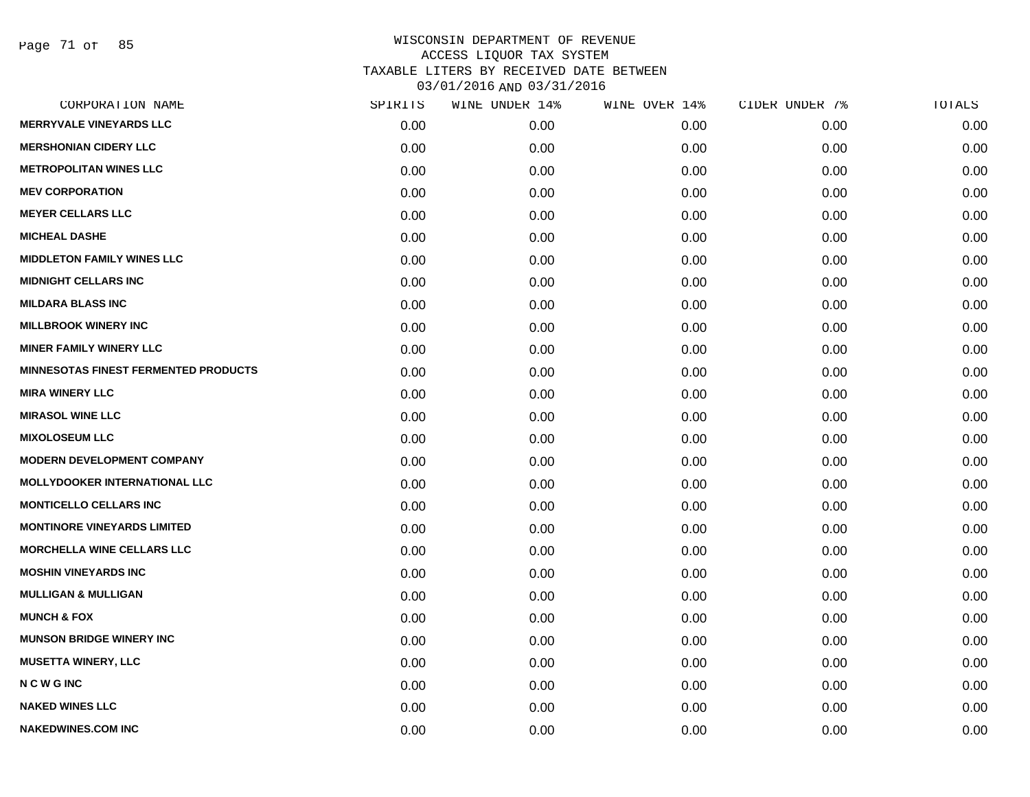WISCONSIN DEPARTMENT OF REVENUE
ACCESS LIQUOR TAX SYSTEM
TAXABLE LITERS BY RECEIVED DATE BETWEEN
03/01/2016 AND 03/31/2016

| CORPORATION NAME | SPIRITS | WINE UNDER 14% | WINE OVER 14% | CIDER UNDER 7% | TOTALS |
|---|---|---|---|---|---|
| MERRYVALE VINEYARDS LLC | 0.00 | 0.00 | 0.00 | 0.00 | 0.00 |
| MERSHONIAN CIDERY LLC | 0.00 | 0.00 | 0.00 | 0.00 | 0.00 |
| METROPOLITAN WINES LLC | 0.00 | 0.00 | 0.00 | 0.00 | 0.00 |
| MEV CORPORATION | 0.00 | 0.00 | 0.00 | 0.00 | 0.00 |
| MEYER CELLARS LLC | 0.00 | 0.00 | 0.00 | 0.00 | 0.00 |
| MICHEAL DASHE | 0.00 | 0.00 | 0.00 | 0.00 | 0.00 |
| MIDDLETON FAMILY WINES LLC | 0.00 | 0.00 | 0.00 | 0.00 | 0.00 |
| MIDNIGHT CELLARS INC | 0.00 | 0.00 | 0.00 | 0.00 | 0.00 |
| MILDARA BLASS INC | 0.00 | 0.00 | 0.00 | 0.00 | 0.00 |
| MILLBROOK WINERY INC | 0.00 | 0.00 | 0.00 | 0.00 | 0.00 |
| MINER FAMILY WINERY LLC | 0.00 | 0.00 | 0.00 | 0.00 | 0.00 |
| MINNESOTAS FINEST FERMENTED PRODUCTS | 0.00 | 0.00 | 0.00 | 0.00 | 0.00 |
| MIRA WINERY LLC | 0.00 | 0.00 | 0.00 | 0.00 | 0.00 |
| MIRASOL WINE LLC | 0.00 | 0.00 | 0.00 | 0.00 | 0.00 |
| MIXOLOSEUM LLC | 0.00 | 0.00 | 0.00 | 0.00 | 0.00 |
| MODERN DEVELOPMENT COMPANY | 0.00 | 0.00 | 0.00 | 0.00 | 0.00 |
| MOLLYDOOKER INTERNATIONAL LLC | 0.00 | 0.00 | 0.00 | 0.00 | 0.00 |
| MONTICELLO CELLARS INC | 0.00 | 0.00 | 0.00 | 0.00 | 0.00 |
| MONTINORE VINEYARDS LIMITED | 0.00 | 0.00 | 0.00 | 0.00 | 0.00 |
| MORCHELLA WINE CELLARS LLC | 0.00 | 0.00 | 0.00 | 0.00 | 0.00 |
| MOSHIN VINEYARDS INC | 0.00 | 0.00 | 0.00 | 0.00 | 0.00 |
| MULLIGAN & MULLIGAN | 0.00 | 0.00 | 0.00 | 0.00 | 0.00 |
| MUNCH & FOX | 0.00 | 0.00 | 0.00 | 0.00 | 0.00 |
| MUNSON BRIDGE WINERY INC | 0.00 | 0.00 | 0.00 | 0.00 | 0.00 |
| MUSETTA WINERY, LLC | 0.00 | 0.00 | 0.00 | 0.00 | 0.00 |
| N C W G INC | 0.00 | 0.00 | 0.00 | 0.00 | 0.00 |
| NAKED WINES LLC | 0.00 | 0.00 | 0.00 | 0.00 | 0.00 |
| NAKEDWINES.COM INC | 0.00 | 0.00 | 0.00 | 0.00 | 0.00 |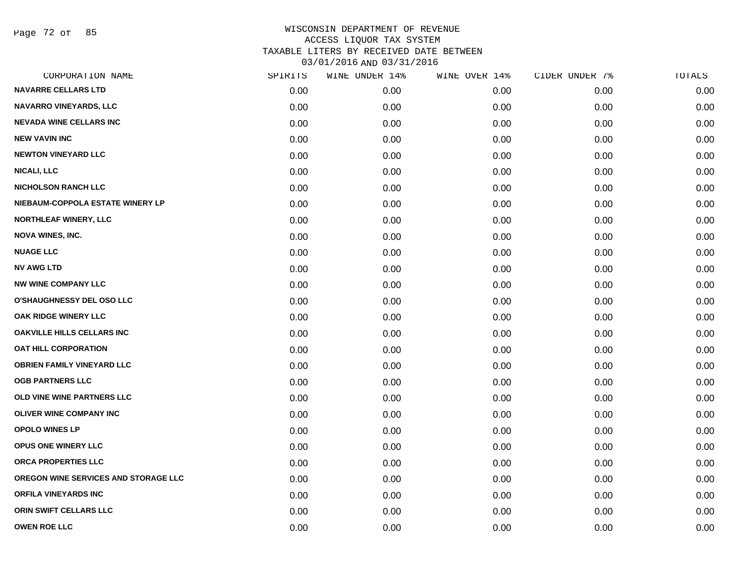WISCONSIN DEPARTMENT OF REVENUE
ACCESS LIQUOR TAX SYSTEM
TAXABLE LITERS BY RECEIVED DATE BETWEEN
03/01/2016 AND 03/31/2016

| CORPORATION NAME | SPIRITS | WINE UNDER 14% | WINE OVER 14% | CIDER UNDER 7% | TOTALS |
|---|---|---|---|---|---|
| NAVARRE CELLARS LTD | 0.00 | 0.00 | 0.00 | 0.00 | 0.00 |
| NAVARRO VINEYARDS, LLC | 0.00 | 0.00 | 0.00 | 0.00 | 0.00 |
| NEVADA WINE CELLARS INC | 0.00 | 0.00 | 0.00 | 0.00 | 0.00 |
| NEW VAVIN INC | 0.00 | 0.00 | 0.00 | 0.00 | 0.00 |
| NEWTON VINEYARD LLC | 0.00 | 0.00 | 0.00 | 0.00 | 0.00 |
| NICALI, LLC | 0.00 | 0.00 | 0.00 | 0.00 | 0.00 |
| NICHOLSON RANCH LLC | 0.00 | 0.00 | 0.00 | 0.00 | 0.00 |
| NIEBAUM-COPPOLA ESTATE WINERY LP | 0.00 | 0.00 | 0.00 | 0.00 | 0.00 |
| NORTHLEAF WINERY, LLC | 0.00 | 0.00 | 0.00 | 0.00 | 0.00 |
| NOVA WINES, INC. | 0.00 | 0.00 | 0.00 | 0.00 | 0.00 |
| NUAGE LLC | 0.00 | 0.00 | 0.00 | 0.00 | 0.00 |
| NV AWG LTD | 0.00 | 0.00 | 0.00 | 0.00 | 0.00 |
| NW WINE COMPANY LLC | 0.00 | 0.00 | 0.00 | 0.00 | 0.00 |
| O'SHAUGHNESSY DEL OSO LLC | 0.00 | 0.00 | 0.00 | 0.00 | 0.00 |
| OAK RIDGE WINERY LLC | 0.00 | 0.00 | 0.00 | 0.00 | 0.00 |
| OAKVILLE HILLS CELLARS INC | 0.00 | 0.00 | 0.00 | 0.00 | 0.00 |
| OAT HILL CORPORATION | 0.00 | 0.00 | 0.00 | 0.00 | 0.00 |
| OBRIEN FAMILY VINEYARD LLC | 0.00 | 0.00 | 0.00 | 0.00 | 0.00 |
| OGB PARTNERS LLC | 0.00 | 0.00 | 0.00 | 0.00 | 0.00 |
| OLD VINE WINE PARTNERS LLC | 0.00 | 0.00 | 0.00 | 0.00 | 0.00 |
| OLIVER WINE COMPANY INC | 0.00 | 0.00 | 0.00 | 0.00 | 0.00 |
| OPOLO WINES LP | 0.00 | 0.00 | 0.00 | 0.00 | 0.00 |
| OPUS ONE WINERY LLC | 0.00 | 0.00 | 0.00 | 0.00 | 0.00 |
| ORCA PROPERTIES LLC | 0.00 | 0.00 | 0.00 | 0.00 | 0.00 |
| OREGON WINE SERVICES AND STORAGE LLC | 0.00 | 0.00 | 0.00 | 0.00 | 0.00 |
| ORFILA VINEYARDS INC | 0.00 | 0.00 | 0.00 | 0.00 | 0.00 |
| ORIN SWIFT CELLARS LLC | 0.00 | 0.00 | 0.00 | 0.00 | 0.00 |
| OWEN ROE LLC | 0.00 | 0.00 | 0.00 | 0.00 | 0.00 |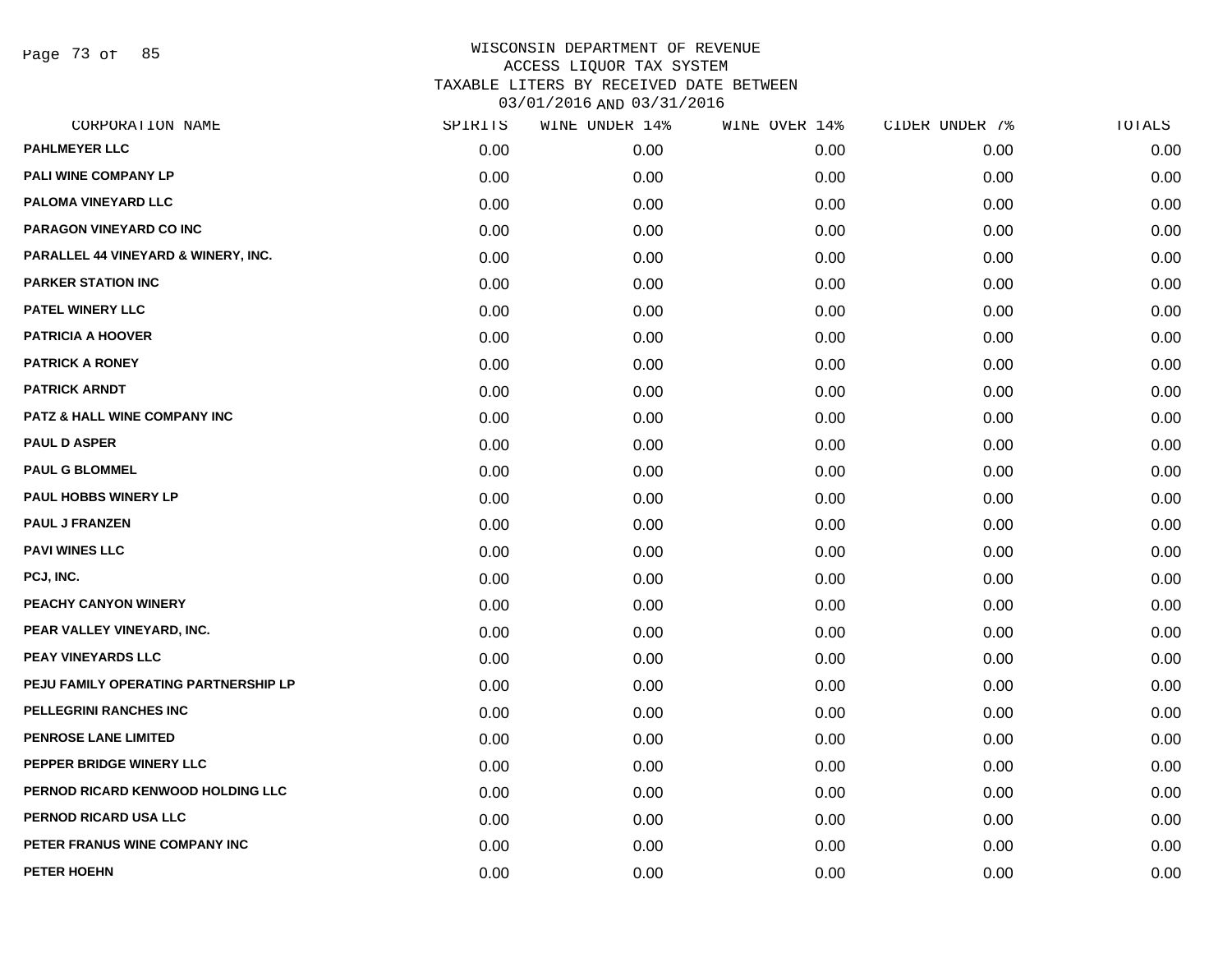# WISCONSIN DEPARTMENT OF REVENUE
## ACCESS LIQUOR TAX SYSTEM
## TAXABLE LITERS BY RECEIVED DATE BETWEEN 03/01/2016 AND 03/31/2016

| CORPORATION NAME | SPIRITS | WINE UNDER 14% | WINE OVER 14% | CIDER UNDER 7% | TOTALS |
|---|---|---|---|---|---|
| PAHLMEYER LLC | 0.00 | 0.00 | 0.00 | 0.00 | 0.00 |
| PALI WINE COMPANY LP | 0.00 | 0.00 | 0.00 | 0.00 | 0.00 |
| PALOMA VINEYARD LLC | 0.00 | 0.00 | 0.00 | 0.00 | 0.00 |
| PARAGON VINEYARD CO INC | 0.00 | 0.00 | 0.00 | 0.00 | 0.00 |
| PARALLEL 44 VINEYARD & WINERY, INC. | 0.00 | 0.00 | 0.00 | 0.00 | 0.00 |
| PARKER STATION INC | 0.00 | 0.00 | 0.00 | 0.00 | 0.00 |
| PATEL WINERY LLC | 0.00 | 0.00 | 0.00 | 0.00 | 0.00 |
| PATRICIA A HOOVER | 0.00 | 0.00 | 0.00 | 0.00 | 0.00 |
| PATRICK A RONEY | 0.00 | 0.00 | 0.00 | 0.00 | 0.00 |
| PATRICK ARNDT | 0.00 | 0.00 | 0.00 | 0.00 | 0.00 |
| PATZ & HALL WINE COMPANY INC | 0.00 | 0.00 | 0.00 | 0.00 | 0.00 |
| PAUL D ASPER | 0.00 | 0.00 | 0.00 | 0.00 | 0.00 |
| PAUL G BLOMMEL | 0.00 | 0.00 | 0.00 | 0.00 | 0.00 |
| PAUL HOBBS WINERY LP | 0.00 | 0.00 | 0.00 | 0.00 | 0.00 |
| PAUL J FRANZEN | 0.00 | 0.00 | 0.00 | 0.00 | 0.00 |
| PAVI WINES LLC | 0.00 | 0.00 | 0.00 | 0.00 | 0.00 |
| PCJ, INC. | 0.00 | 0.00 | 0.00 | 0.00 | 0.00 |
| PEACHY CANYON WINERY | 0.00 | 0.00 | 0.00 | 0.00 | 0.00 |
| PEAR VALLEY VINEYARD, INC. | 0.00 | 0.00 | 0.00 | 0.00 | 0.00 |
| PEAY VINEYARDS LLC | 0.00 | 0.00 | 0.00 | 0.00 | 0.00 |
| PEJU FAMILY OPERATING PARTNERSHIP LP | 0.00 | 0.00 | 0.00 | 0.00 | 0.00 |
| PELLEGRINI RANCHES INC | 0.00 | 0.00 | 0.00 | 0.00 | 0.00 |
| PENROSE LANE LIMITED | 0.00 | 0.00 | 0.00 | 0.00 | 0.00 |
| PEPPER BRIDGE WINERY LLC | 0.00 | 0.00 | 0.00 | 0.00 | 0.00 |
| PERNOD RICARD KENWOOD HOLDING LLC | 0.00 | 0.00 | 0.00 | 0.00 | 0.00 |
| PERNOD RICARD USA LLC | 0.00 | 0.00 | 0.00 | 0.00 | 0.00 |
| PETER FRANUS WINE COMPANY INC | 0.00 | 0.00 | 0.00 | 0.00 | 0.00 |
| PETER HOEHN | 0.00 | 0.00 | 0.00 | 0.00 | 0.00 |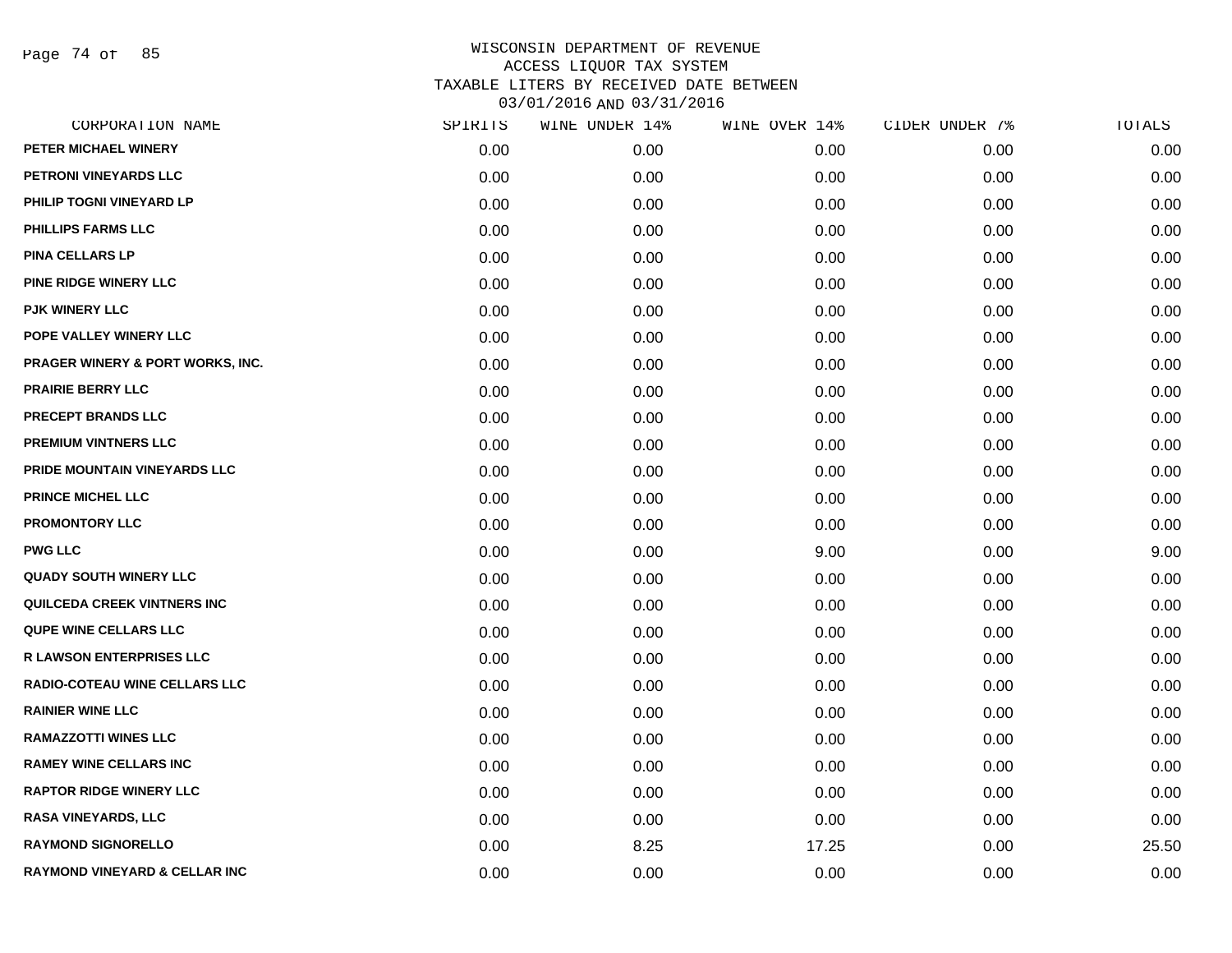WISCONSIN DEPARTMENT OF REVENUE
ACCESS LIQUOR TAX SYSTEM
TAXABLE LITERS BY RECEIVED DATE BETWEEN
03/01/2016 AND 03/31/2016

| CORPORATION NAME | SPIRITS | WINE UNDER 14% | WINE OVER 14% | CIDER UNDER 7% | TOTALS |
|---|---|---|---|---|---|
| PETER MICHAEL WINERY | 0.00 | 0.00 | 0.00 | 0.00 | 0.00 |
| PETRONI VINEYARDS LLC | 0.00 | 0.00 | 0.00 | 0.00 | 0.00 |
| PHILIP TOGNI VINEYARD LP | 0.00 | 0.00 | 0.00 | 0.00 | 0.00 |
| PHILLIPS FARMS LLC | 0.00 | 0.00 | 0.00 | 0.00 | 0.00 |
| PINA CELLARS LP | 0.00 | 0.00 | 0.00 | 0.00 | 0.00 |
| PINE RIDGE WINERY LLC | 0.00 | 0.00 | 0.00 | 0.00 | 0.00 |
| PJK WINERY LLC | 0.00 | 0.00 | 0.00 | 0.00 | 0.00 |
| POPE VALLEY WINERY LLC | 0.00 | 0.00 | 0.00 | 0.00 | 0.00 |
| PRAGER WINERY & PORT WORKS, INC. | 0.00 | 0.00 | 0.00 | 0.00 | 0.00 |
| PRAIRIE BERRY LLC | 0.00 | 0.00 | 0.00 | 0.00 | 0.00 |
| PRECEPT BRANDS LLC | 0.00 | 0.00 | 0.00 | 0.00 | 0.00 |
| PREMIUM VINTNERS LLC | 0.00 | 0.00 | 0.00 | 0.00 | 0.00 |
| PRIDE MOUNTAIN VINEYARDS LLC | 0.00 | 0.00 | 0.00 | 0.00 | 0.00 |
| PRINCE MICHEL LLC | 0.00 | 0.00 | 0.00 | 0.00 | 0.00 |
| PROMONTORY LLC | 0.00 | 0.00 | 0.00 | 0.00 | 0.00 |
| PWG LLC | 0.00 | 0.00 | 9.00 | 0.00 | 9.00 |
| QUADY SOUTH WINERY LLC | 0.00 | 0.00 | 0.00 | 0.00 | 0.00 |
| QUILCEDA CREEK VINTNERS INC | 0.00 | 0.00 | 0.00 | 0.00 | 0.00 |
| QUPE WINE CELLARS LLC | 0.00 | 0.00 | 0.00 | 0.00 | 0.00 |
| R LAWSON ENTERPRISES LLC | 0.00 | 0.00 | 0.00 | 0.00 | 0.00 |
| RADIO-COTEAU WINE CELLARS LLC | 0.00 | 0.00 | 0.00 | 0.00 | 0.00 |
| RAINIER WINE LLC | 0.00 | 0.00 | 0.00 | 0.00 | 0.00 |
| RAMAZZOTTI WINES LLC | 0.00 | 0.00 | 0.00 | 0.00 | 0.00 |
| RAMEY WINE CELLARS INC | 0.00 | 0.00 | 0.00 | 0.00 | 0.00 |
| RAPTOR RIDGE WINERY LLC | 0.00 | 0.00 | 0.00 | 0.00 | 0.00 |
| RASA VINEYARDS, LLC | 0.00 | 0.00 | 0.00 | 0.00 | 0.00 |
| RAYMOND SIGNORELLO | 0.00 | 8.25 | 17.25 | 0.00 | 25.50 |
| RAYMOND VINEYARD & CELLAR INC | 0.00 | 0.00 | 0.00 | 0.00 | 0.00 |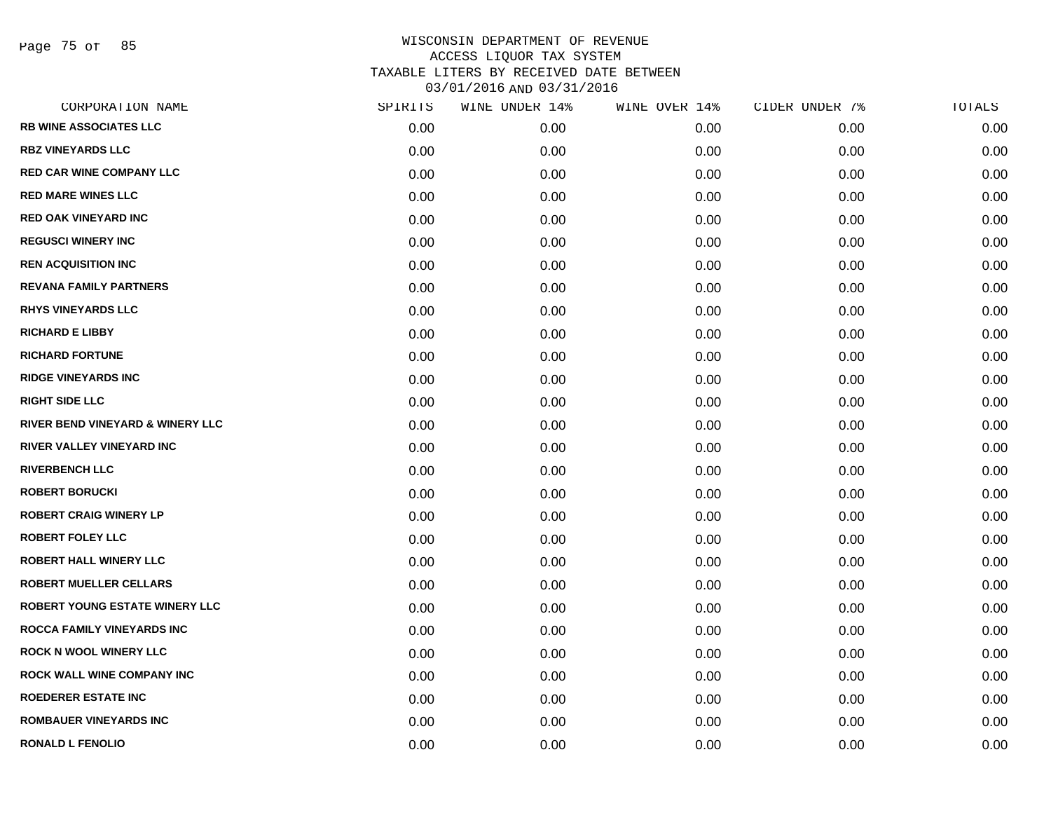# WISCONSIN DEPARTMENT OF REVENUE
ACCESS LIQUOR TAX SYSTEM
TAXABLE LITERS BY RECEIVED DATE BETWEEN
03/01/2016 AND 03/31/2016

| CORPORATION NAME | SPIRITS | WINE UNDER 14% | WINE OVER 14% | CIDER UNDER 7% | TOTALS |
|---|---|---|---|---|---|
| RB WINE ASSOCIATES LLC | 0.00 | 0.00 | 0.00 | 0.00 | 0.00 |
| RBZ VINEYARDS LLC | 0.00 | 0.00 | 0.00 | 0.00 | 0.00 |
| RED CAR WINE COMPANY LLC | 0.00 | 0.00 | 0.00 | 0.00 | 0.00 |
| RED MARE WINES LLC | 0.00 | 0.00 | 0.00 | 0.00 | 0.00 |
| RED OAK VINEYARD INC | 0.00 | 0.00 | 0.00 | 0.00 | 0.00 |
| REGUSCI WINERY INC | 0.00 | 0.00 | 0.00 | 0.00 | 0.00 |
| REN ACQUISITION INC | 0.00 | 0.00 | 0.00 | 0.00 | 0.00 |
| REVANA FAMILY PARTNERS | 0.00 | 0.00 | 0.00 | 0.00 | 0.00 |
| RHYS VINEYARDS LLC | 0.00 | 0.00 | 0.00 | 0.00 | 0.00 |
| RICHARD E LIBBY | 0.00 | 0.00 | 0.00 | 0.00 | 0.00 |
| RICHARD FORTUNE | 0.00 | 0.00 | 0.00 | 0.00 | 0.00 |
| RIDGE VINEYARDS INC | 0.00 | 0.00 | 0.00 | 0.00 | 0.00 |
| RIGHT SIDE LLC | 0.00 | 0.00 | 0.00 | 0.00 | 0.00 |
| RIVER BEND VINEYARD & WINERY LLC | 0.00 | 0.00 | 0.00 | 0.00 | 0.00 |
| RIVER VALLEY VINEYARD INC | 0.00 | 0.00 | 0.00 | 0.00 | 0.00 |
| RIVERBENCH LLC | 0.00 | 0.00 | 0.00 | 0.00 | 0.00 |
| ROBERT BORUCKI | 0.00 | 0.00 | 0.00 | 0.00 | 0.00 |
| ROBERT CRAIG WINERY LP | 0.00 | 0.00 | 0.00 | 0.00 | 0.00 |
| ROBERT FOLEY LLC | 0.00 | 0.00 | 0.00 | 0.00 | 0.00 |
| ROBERT HALL WINERY LLC | 0.00 | 0.00 | 0.00 | 0.00 | 0.00 |
| ROBERT MUELLER CELLARS | 0.00 | 0.00 | 0.00 | 0.00 | 0.00 |
| ROBERT YOUNG ESTATE WINERY LLC | 0.00 | 0.00 | 0.00 | 0.00 | 0.00 |
| ROCCA FAMILY VINEYARDS INC | 0.00 | 0.00 | 0.00 | 0.00 | 0.00 |
| ROCK N WOOL WINERY LLC | 0.00 | 0.00 | 0.00 | 0.00 | 0.00 |
| ROCK WALL WINE COMPANY INC | 0.00 | 0.00 | 0.00 | 0.00 | 0.00 |
| ROEDERER ESTATE INC | 0.00 | 0.00 | 0.00 | 0.00 | 0.00 |
| ROMBAUER VINEYARDS INC | 0.00 | 0.00 | 0.00 | 0.00 | 0.00 |
| RONALD L FENOLIO | 0.00 | 0.00 | 0.00 | 0.00 | 0.00 |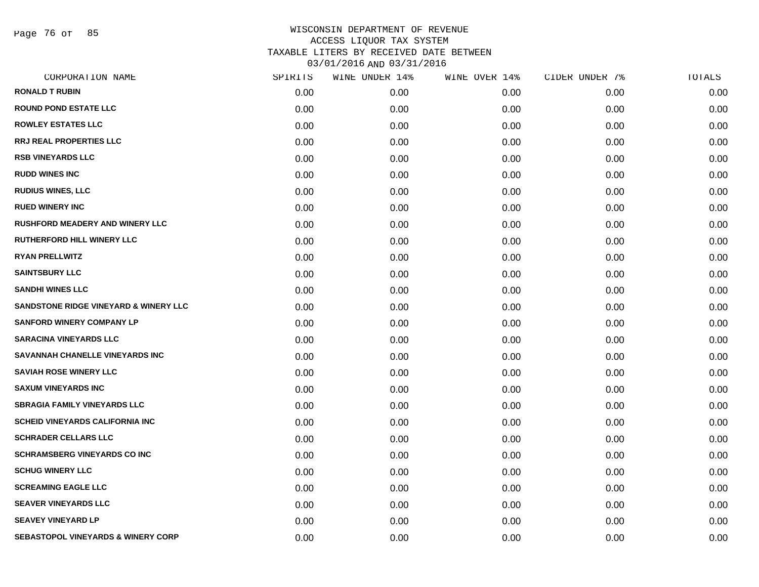# WISCONSIN DEPARTMENT OF REVENUE
## ACCESS LIQUOR TAX SYSTEM
## TAXABLE LITERS BY RECEIVED DATE BETWEEN 03/01/2016 AND 03/31/2016

| CORPORATION NAME | SPIRITS | WINE UNDER 14% | WINE OVER 14% | CIDER UNDER 7% | TOTALS |
|---|---|---|---|---|---|
| RONALD T RUBIN | 0.00 | 0.00 | 0.00 | 0.00 | 0.00 |
| ROUND POND ESTATE LLC | 0.00 | 0.00 | 0.00 | 0.00 | 0.00 |
| ROWLEY ESTATES LLC | 0.00 | 0.00 | 0.00 | 0.00 | 0.00 |
| RRJ REAL PROPERTIES LLC | 0.00 | 0.00 | 0.00 | 0.00 | 0.00 |
| RSB VINEYARDS LLC | 0.00 | 0.00 | 0.00 | 0.00 | 0.00 |
| RUDD WINES INC | 0.00 | 0.00 | 0.00 | 0.00 | 0.00 |
| RUDIUS WINES, LLC | 0.00 | 0.00 | 0.00 | 0.00 | 0.00 |
| RUED WINERY INC | 0.00 | 0.00 | 0.00 | 0.00 | 0.00 |
| RUSHFORD MEADERY AND WINERY LLC | 0.00 | 0.00 | 0.00 | 0.00 | 0.00 |
| RUTHERFORD HILL WINERY LLC | 0.00 | 0.00 | 0.00 | 0.00 | 0.00 |
| RYAN PRELLWITZ | 0.00 | 0.00 | 0.00 | 0.00 | 0.00 |
| SAINTSBURY LLC | 0.00 | 0.00 | 0.00 | 0.00 | 0.00 |
| SANDHI WINES LLC | 0.00 | 0.00 | 0.00 | 0.00 | 0.00 |
| SANDSTONE RIDGE VINEYARD & WINERY LLC | 0.00 | 0.00 | 0.00 | 0.00 | 0.00 |
| SANFORD WINERY COMPANY LP | 0.00 | 0.00 | 0.00 | 0.00 | 0.00 |
| SARACINA VINEYARDS LLC | 0.00 | 0.00 | 0.00 | 0.00 | 0.00 |
| SAVANNAH CHANELLE VINEYARDS INC | 0.00 | 0.00 | 0.00 | 0.00 | 0.00 |
| SAVIAH ROSE WINERY LLC | 0.00 | 0.00 | 0.00 | 0.00 | 0.00 |
| SAXUM VINEYARDS INC | 0.00 | 0.00 | 0.00 | 0.00 | 0.00 |
| SBRAGIA FAMILY VINEYARDS LLC | 0.00 | 0.00 | 0.00 | 0.00 | 0.00 |
| SCHEID VINEYARDS CALIFORNIA INC | 0.00 | 0.00 | 0.00 | 0.00 | 0.00 |
| SCHRADER CELLARS LLC | 0.00 | 0.00 | 0.00 | 0.00 | 0.00 |
| SCHRAMSBERG VINEYARDS CO INC | 0.00 | 0.00 | 0.00 | 0.00 | 0.00 |
| SCHUG WINERY LLC | 0.00 | 0.00 | 0.00 | 0.00 | 0.00 |
| SCREAMING EAGLE LLC | 0.00 | 0.00 | 0.00 | 0.00 | 0.00 |
| SEAVER VINEYARDS LLC | 0.00 | 0.00 | 0.00 | 0.00 | 0.00 |
| SEAVEY VINEYARD LP | 0.00 | 0.00 | 0.00 | 0.00 | 0.00 |
| SEBASTOPOL VINEYARDS & WINERY CORP | 0.00 | 0.00 | 0.00 | 0.00 | 0.00 |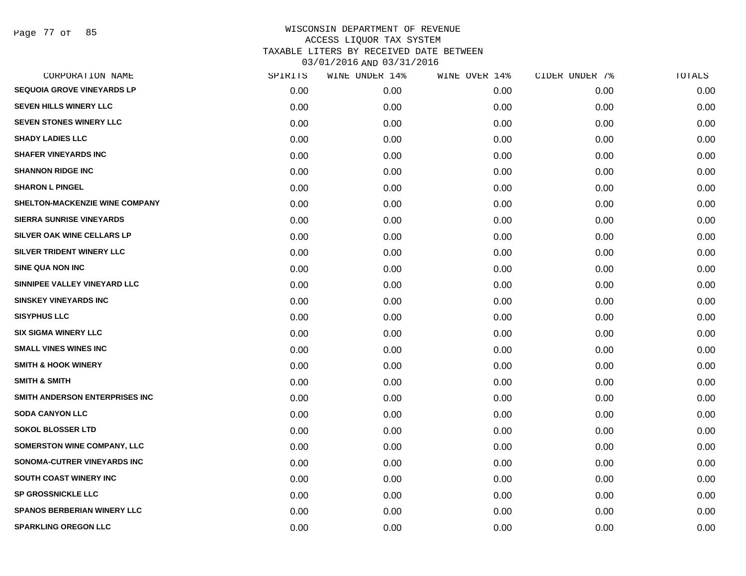WISCONSIN DEPARTMENT OF REVENUE
ACCESS LIQUOR TAX SYSTEM
TAXABLE LITERS BY RECEIVED DATE BETWEEN
03/01/2016 AND 03/31/2016

| CORPORATION NAME | SPIRITS | WINE UNDER 14% | WINE OVER 14% | CIDER UNDER 7% | TOTALS |
|---|---|---|---|---|---|
| SEQUOIA GROVE VINEYARDS LP | 0.00 | 0.00 | 0.00 | 0.00 | 0.00 |
| SEVEN HILLS WINERY LLC | 0.00 | 0.00 | 0.00 | 0.00 | 0.00 |
| SEVEN STONES WINERY LLC | 0.00 | 0.00 | 0.00 | 0.00 | 0.00 |
| SHADY LADIES LLC | 0.00 | 0.00 | 0.00 | 0.00 | 0.00 |
| SHAFER VINEYARDS INC | 0.00 | 0.00 | 0.00 | 0.00 | 0.00 |
| SHANNON RIDGE INC | 0.00 | 0.00 | 0.00 | 0.00 | 0.00 |
| SHARON L PINGEL | 0.00 | 0.00 | 0.00 | 0.00 | 0.00 |
| SHELTON-MACKENZIE WINE COMPANY | 0.00 | 0.00 | 0.00 | 0.00 | 0.00 |
| SIERRA SUNRISE VINEYARDS | 0.00 | 0.00 | 0.00 | 0.00 | 0.00 |
| SILVER OAK WINE CELLARS LP | 0.00 | 0.00 | 0.00 | 0.00 | 0.00 |
| SILVER TRIDENT WINERY LLC | 0.00 | 0.00 | 0.00 | 0.00 | 0.00 |
| SINE QUA NON INC | 0.00 | 0.00 | 0.00 | 0.00 | 0.00 |
| SINNIPEE VALLEY VINEYARD LLC | 0.00 | 0.00 | 0.00 | 0.00 | 0.00 |
| SINSKEY VINEYARDS INC | 0.00 | 0.00 | 0.00 | 0.00 | 0.00 |
| SISYPHUS LLC | 0.00 | 0.00 | 0.00 | 0.00 | 0.00 |
| SIX SIGMA WINERY LLC | 0.00 | 0.00 | 0.00 | 0.00 | 0.00 |
| SMALL VINES WINES INC | 0.00 | 0.00 | 0.00 | 0.00 | 0.00 |
| SMITH & HOOK WINERY | 0.00 | 0.00 | 0.00 | 0.00 | 0.00 |
| SMITH & SMITH | 0.00 | 0.00 | 0.00 | 0.00 | 0.00 |
| SMITH ANDERSON ENTERPRISES INC | 0.00 | 0.00 | 0.00 | 0.00 | 0.00 |
| SODA CANYON LLC | 0.00 | 0.00 | 0.00 | 0.00 | 0.00 |
| SOKOL BLOSSER LTD | 0.00 | 0.00 | 0.00 | 0.00 | 0.00 |
| SOMERSTON WINE COMPANY, LLC | 0.00 | 0.00 | 0.00 | 0.00 | 0.00 |
| SONOMA-CUTRER VINEYARDS INC | 0.00 | 0.00 | 0.00 | 0.00 | 0.00 |
| SOUTH COAST WINERY INC | 0.00 | 0.00 | 0.00 | 0.00 | 0.00 |
| SP GROSSNICKLE LLC | 0.00 | 0.00 | 0.00 | 0.00 | 0.00 |
| SPANOS BERBERIAN WINERY LLC | 0.00 | 0.00 | 0.00 | 0.00 | 0.00 |
| SPARKLING OREGON LLC | 0.00 | 0.00 | 0.00 | 0.00 | 0.00 |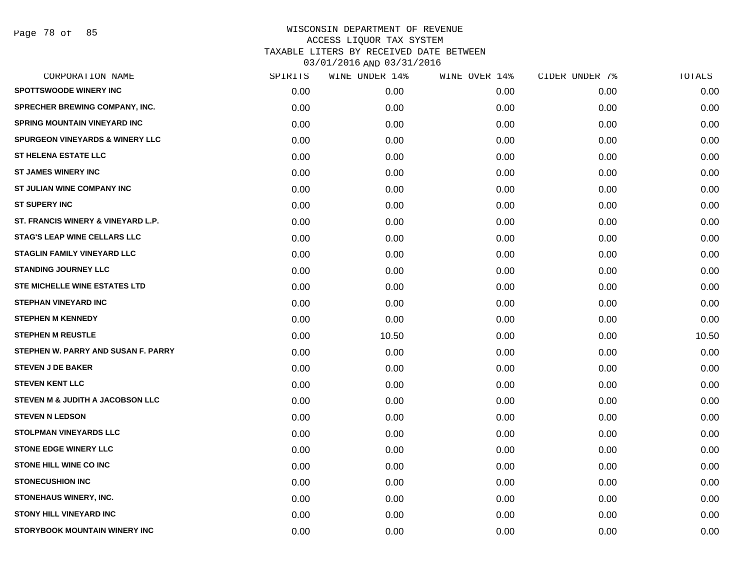# WISCONSIN DEPARTMENT OF REVENUE
## ACCESS LIQUOR TAX SYSTEM
## TAXABLE LITERS BY RECEIVED DATE BETWEEN 03/01/2016 AND 03/31/2016

| CORPORATION NAME | SPIRITS | WINE UNDER 14% | WINE OVER 14% | CIDER UNDER 7% | TOTALS |
|---|---|---|---|---|---|
| SPOTTSWOODE WINERY INC | 0.00 | 0.00 | 0.00 | 0.00 | 0.00 |
| SPRECHER BREWING COMPANY, INC. | 0.00 | 0.00 | 0.00 | 0.00 | 0.00 |
| SPRING MOUNTAIN VINEYARD INC | 0.00 | 0.00 | 0.00 | 0.00 | 0.00 |
| SPURGEON VINEYARDS & WINERY LLC | 0.00 | 0.00 | 0.00 | 0.00 | 0.00 |
| ST HELENA ESTATE LLC | 0.00 | 0.00 | 0.00 | 0.00 | 0.00 |
| ST JAMES WINERY INC | 0.00 | 0.00 | 0.00 | 0.00 | 0.00 |
| ST JULIAN WINE COMPANY INC | 0.00 | 0.00 | 0.00 | 0.00 | 0.00 |
| ST SUPERY INC | 0.00 | 0.00 | 0.00 | 0.00 | 0.00 |
| ST. FRANCIS WINERY & VINEYARD L.P. | 0.00 | 0.00 | 0.00 | 0.00 | 0.00 |
| STAG'S LEAP WINE CELLARS LLC | 0.00 | 0.00 | 0.00 | 0.00 | 0.00 |
| STAGLIN FAMILY VINEYARD LLC | 0.00 | 0.00 | 0.00 | 0.00 | 0.00 |
| STANDING JOURNEY LLC | 0.00 | 0.00 | 0.00 | 0.00 | 0.00 |
| STE MICHELLE WINE ESTATES LTD | 0.00 | 0.00 | 0.00 | 0.00 | 0.00 |
| STEPHAN VINEYARD INC | 0.00 | 0.00 | 0.00 | 0.00 | 0.00 |
| STEPHEN M KENNEDY | 0.00 | 0.00 | 0.00 | 0.00 | 0.00 |
| STEPHEN M REUSTLE | 0.00 | 10.50 | 0.00 | 0.00 | 10.50 |
| STEPHEN W. PARRY AND SUSAN F. PARRY | 0.00 | 0.00 | 0.00 | 0.00 | 0.00 |
| STEVEN J DE BAKER | 0.00 | 0.00 | 0.00 | 0.00 | 0.00 |
| STEVEN KENT LLC | 0.00 | 0.00 | 0.00 | 0.00 | 0.00 |
| STEVEN M & JUDITH A JACOBSON LLC | 0.00 | 0.00 | 0.00 | 0.00 | 0.00 |
| STEVEN N LEDSON | 0.00 | 0.00 | 0.00 | 0.00 | 0.00 |
| STOLPMAN VINEYARDS LLC | 0.00 | 0.00 | 0.00 | 0.00 | 0.00 |
| STONE EDGE WINERY LLC | 0.00 | 0.00 | 0.00 | 0.00 | 0.00 |
| STONE HILL WINE CO INC | 0.00 | 0.00 | 0.00 | 0.00 | 0.00 |
| STONECUSHION INC | 0.00 | 0.00 | 0.00 | 0.00 | 0.00 |
| STONEHAUS WINERY, INC. | 0.00 | 0.00 | 0.00 | 0.00 | 0.00 |
| STONY HILL VINEYARD INC | 0.00 | 0.00 | 0.00 | 0.00 | 0.00 |
| STORYBOOK MOUNTAIN WINERY INC | 0.00 | 0.00 | 0.00 | 0.00 | 0.00 |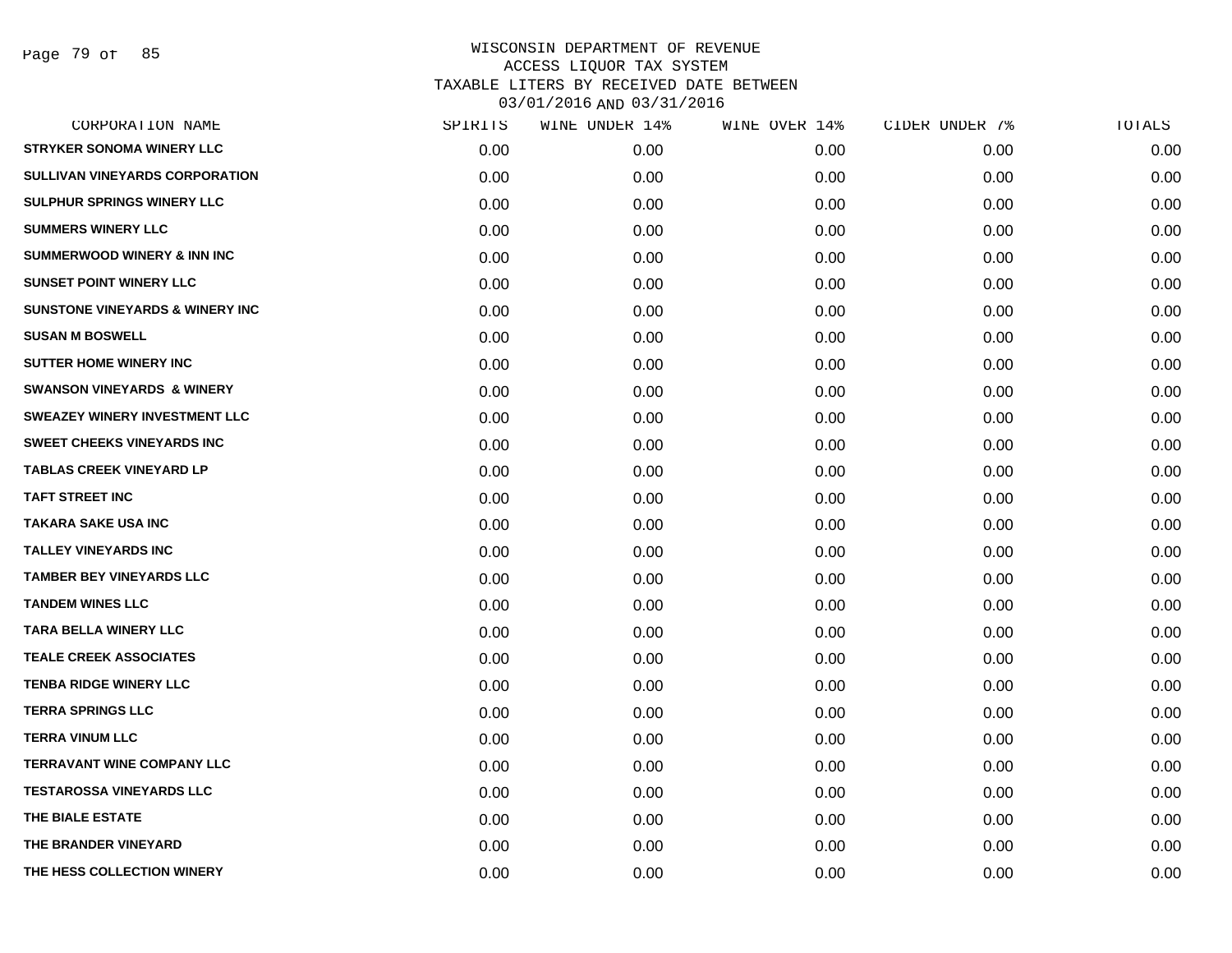WISCONSIN DEPARTMENT OF REVENUE
ACCESS LIQUOR TAX SYSTEM
TAXABLE LITERS BY RECEIVED DATE BETWEEN
03/01/2016 AND 03/31/2016

| CORPORATION NAME | SPIRITS | WINE UNDER 14% | WINE OVER 14% | CIDER UNDER 7% | TOTALS |
|---|---|---|---|---|---|
| STRYKER SONOMA WINERY LLC | 0.00 | 0.00 | 0.00 | 0.00 | 0.00 |
| SULLIVAN VINEYARDS CORPORATION | 0.00 | 0.00 | 0.00 | 0.00 | 0.00 |
| SULPHUR SPRINGS WINERY LLC | 0.00 | 0.00 | 0.00 | 0.00 | 0.00 |
| SUMMERS WINERY LLC | 0.00 | 0.00 | 0.00 | 0.00 | 0.00 |
| SUMMERWOOD WINERY & INN INC | 0.00 | 0.00 | 0.00 | 0.00 | 0.00 |
| SUNSET POINT WINERY LLC | 0.00 | 0.00 | 0.00 | 0.00 | 0.00 |
| SUNSTONE VINEYARDS & WINERY INC | 0.00 | 0.00 | 0.00 | 0.00 | 0.00 |
| SUSAN M BOSWELL | 0.00 | 0.00 | 0.00 | 0.00 | 0.00 |
| SUTTER HOME WINERY INC | 0.00 | 0.00 | 0.00 | 0.00 | 0.00 |
| SWANSON VINEYARDS & WINERY | 0.00 | 0.00 | 0.00 | 0.00 | 0.00 |
| SWEAZEY WINERY INVESTMENT LLC | 0.00 | 0.00 | 0.00 | 0.00 | 0.00 |
| SWEET CHEEKS VINEYARDS INC | 0.00 | 0.00 | 0.00 | 0.00 | 0.00 |
| TABLAS CREEK VINEYARD LP | 0.00 | 0.00 | 0.00 | 0.00 | 0.00 |
| TAFT STREET INC | 0.00 | 0.00 | 0.00 | 0.00 | 0.00 |
| TAKARA SAKE USA INC | 0.00 | 0.00 | 0.00 | 0.00 | 0.00 |
| TALLEY VINEYARDS INC | 0.00 | 0.00 | 0.00 | 0.00 | 0.00 |
| TAMBER BEY VINEYARDS LLC | 0.00 | 0.00 | 0.00 | 0.00 | 0.00 |
| TANDEM WINES LLC | 0.00 | 0.00 | 0.00 | 0.00 | 0.00 |
| TARA BELLA WINERY LLC | 0.00 | 0.00 | 0.00 | 0.00 | 0.00 |
| TEALE CREEK ASSOCIATES | 0.00 | 0.00 | 0.00 | 0.00 | 0.00 |
| TENBA RIDGE WINERY LLC | 0.00 | 0.00 | 0.00 | 0.00 | 0.00 |
| TERRA SPRINGS LLC | 0.00 | 0.00 | 0.00 | 0.00 | 0.00 |
| TERRA VINUM LLC | 0.00 | 0.00 | 0.00 | 0.00 | 0.00 |
| TERRAVANT WINE COMPANY LLC | 0.00 | 0.00 | 0.00 | 0.00 | 0.00 |
| TESTAROSSA VINEYARDS LLC | 0.00 | 0.00 | 0.00 | 0.00 | 0.00 |
| THE BIALE ESTATE | 0.00 | 0.00 | 0.00 | 0.00 | 0.00 |
| THE BRANDER VINEYARD | 0.00 | 0.00 | 0.00 | 0.00 | 0.00 |
| THE HESS COLLECTION WINERY | 0.00 | 0.00 | 0.00 | 0.00 | 0.00 |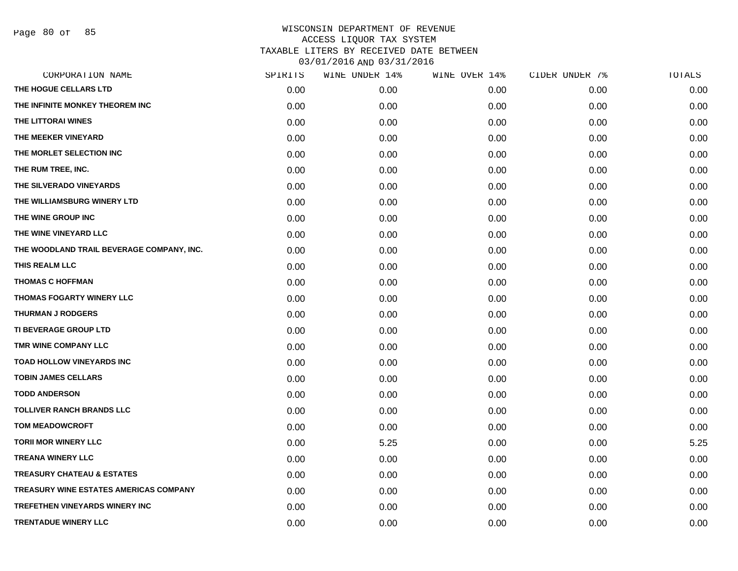# WISCONSIN DEPARTMENT OF REVENUE
## ACCESS LIQUOR TAX SYSTEM
### TAXABLE LITERS BY RECEIVED DATE BETWEEN 03/01/2016 AND 03/31/2016

| CORPORATION NAME | SPIRITS | WINE UNDER 14% | WINE OVER 14% | CIDER UNDER 7% | TOTALS |
|---|---|---|---|---|---|
| THE HOGUE CELLARS LTD | 0.00 | 0.00 | 0.00 | 0.00 | 0.00 |
| THE INFINITE MONKEY THEOREM INC | 0.00 | 0.00 | 0.00 | 0.00 | 0.00 |
| THE LITTORAI WINES | 0.00 | 0.00 | 0.00 | 0.00 | 0.00 |
| THE MEEKER VINEYARD | 0.00 | 0.00 | 0.00 | 0.00 | 0.00 |
| THE MORLET SELECTION INC | 0.00 | 0.00 | 0.00 | 0.00 | 0.00 |
| THE RUM TREE, INC. | 0.00 | 0.00 | 0.00 | 0.00 | 0.00 |
| THE SILVERADO VINEYARDS | 0.00 | 0.00 | 0.00 | 0.00 | 0.00 |
| THE WILLIAMSBURG WINERY LTD | 0.00 | 0.00 | 0.00 | 0.00 | 0.00 |
| THE WINE GROUP INC | 0.00 | 0.00 | 0.00 | 0.00 | 0.00 |
| THE WINE VINEYARD LLC | 0.00 | 0.00 | 0.00 | 0.00 | 0.00 |
| THE WOODLAND TRAIL BEVERAGE COMPANY, INC. | 0.00 | 0.00 | 0.00 | 0.00 | 0.00 |
| THIS REALM LLC | 0.00 | 0.00 | 0.00 | 0.00 | 0.00 |
| THOMAS C HOFFMAN | 0.00 | 0.00 | 0.00 | 0.00 | 0.00 |
| THOMAS FOGARTY WINERY LLC | 0.00 | 0.00 | 0.00 | 0.00 | 0.00 |
| THURMAN J RODGERS | 0.00 | 0.00 | 0.00 | 0.00 | 0.00 |
| TI BEVERAGE GROUP LTD | 0.00 | 0.00 | 0.00 | 0.00 | 0.00 |
| TMR WINE COMPANY LLC | 0.00 | 0.00 | 0.00 | 0.00 | 0.00 |
| TOAD HOLLOW VINEYARDS INC | 0.00 | 0.00 | 0.00 | 0.00 | 0.00 |
| TOBIN JAMES CELLARS | 0.00 | 0.00 | 0.00 | 0.00 | 0.00 |
| TODD ANDERSON | 0.00 | 0.00 | 0.00 | 0.00 | 0.00 |
| TOLLIVER RANCH BRANDS LLC | 0.00 | 0.00 | 0.00 | 0.00 | 0.00 |
| TOM MEADOWCROFT | 0.00 | 0.00 | 0.00 | 0.00 | 0.00 |
| TORII MOR WINERY LLC | 0.00 | 5.25 | 0.00 | 0.00 | 5.25 |
| TREANA WINERY LLC | 0.00 | 0.00 | 0.00 | 0.00 | 0.00 |
| TREASURY CHATEAU & ESTATES | 0.00 | 0.00 | 0.00 | 0.00 | 0.00 |
| TREASURY WINE ESTATES AMERICAS COMPANY | 0.00 | 0.00 | 0.00 | 0.00 | 0.00 |
| TREFETHEN VINEYARDS WINERY INC | 0.00 | 0.00 | 0.00 | 0.00 | 0.00 |
| TRENTADUE WINERY LLC | 0.00 | 0.00 | 0.00 | 0.00 | 0.00 |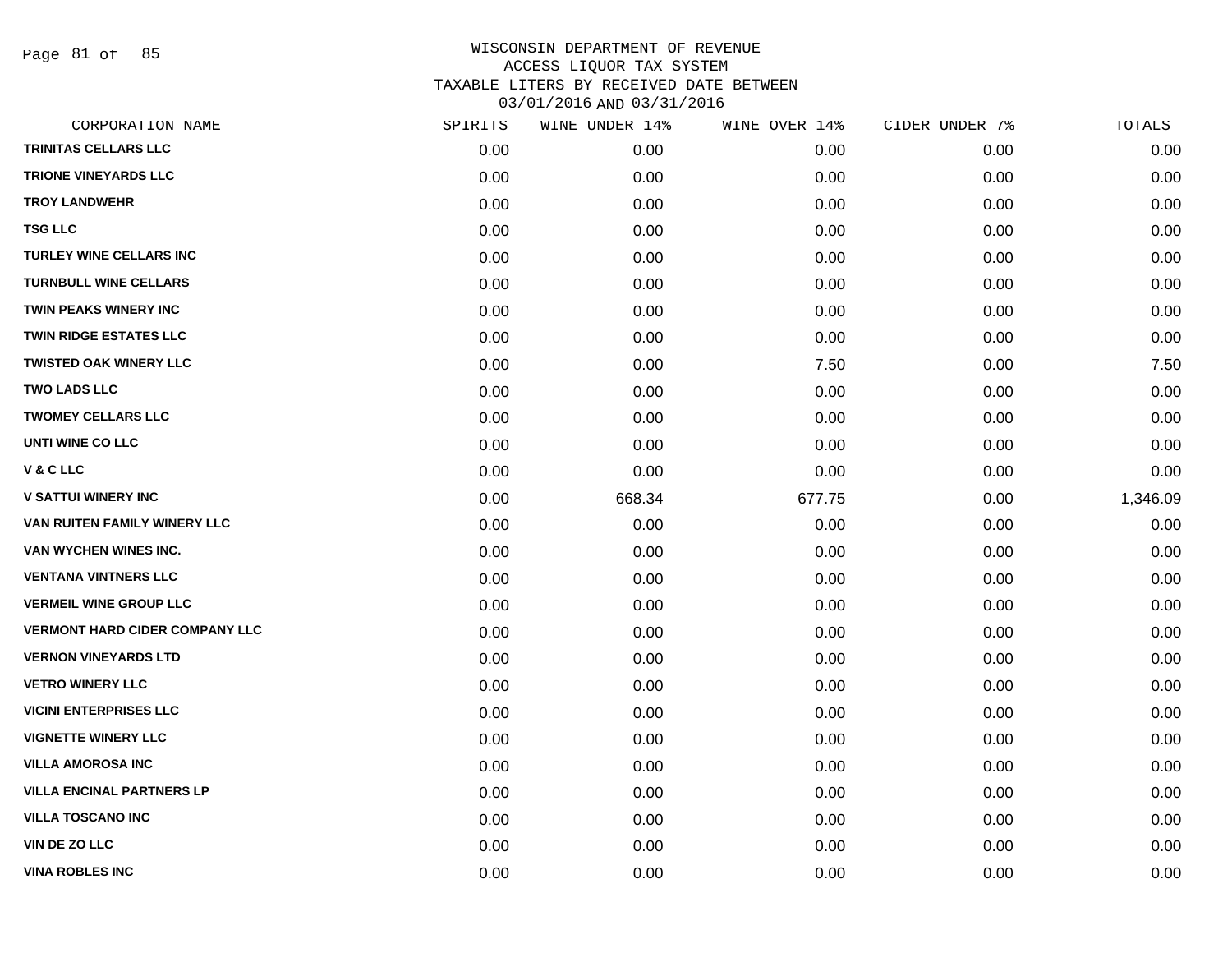WISCONSIN DEPARTMENT OF REVENUE
ACCESS LIQUOR TAX SYSTEM
TAXABLE LITERS BY RECEIVED DATE BETWEEN
03/01/2016 AND 03/31/2016

| CORPORATION NAME | SPIRITS | WINE UNDER 14% | WINE OVER 14% | CIDER UNDER 7% | TOTALS |
|---|---|---|---|---|---|
| TRINITAS CELLARS LLC | 0.00 | 0.00 | 0.00 | 0.00 | 0.00 |
| TRIONE VINEYARDS LLC | 0.00 | 0.00 | 0.00 | 0.00 | 0.00 |
| TROY LANDWEHR | 0.00 | 0.00 | 0.00 | 0.00 | 0.00 |
| TSG LLC | 0.00 | 0.00 | 0.00 | 0.00 | 0.00 |
| TURLEY WINE CELLARS INC | 0.00 | 0.00 | 0.00 | 0.00 | 0.00 |
| TURNBULL WINE CELLARS | 0.00 | 0.00 | 0.00 | 0.00 | 0.00 |
| TWIN PEAKS WINERY INC | 0.00 | 0.00 | 0.00 | 0.00 | 0.00 |
| TWIN RIDGE ESTATES LLC | 0.00 | 0.00 | 0.00 | 0.00 | 0.00 |
| TWISTED OAK WINERY LLC | 0.00 | 0.00 | 7.50 | 0.00 | 7.50 |
| TWO LADS LLC | 0.00 | 0.00 | 0.00 | 0.00 | 0.00 |
| TWOMEY CELLARS LLC | 0.00 | 0.00 | 0.00 | 0.00 | 0.00 |
| UNTI WINE CO LLC | 0.00 | 0.00 | 0.00 | 0.00 | 0.00 |
| V & C LLC | 0.00 | 0.00 | 0.00 | 0.00 | 0.00 |
| V SATTUI WINERY INC | 0.00 | 668.34 | 677.75 | 0.00 | 1,346.09 |
| VAN RUITEN FAMILY WINERY LLC | 0.00 | 0.00 | 0.00 | 0.00 | 0.00 |
| VAN WYCHEN WINES INC. | 0.00 | 0.00 | 0.00 | 0.00 | 0.00 |
| VENTANA VINTNERS LLC | 0.00 | 0.00 | 0.00 | 0.00 | 0.00 |
| VERMEIL WINE GROUP LLC | 0.00 | 0.00 | 0.00 | 0.00 | 0.00 |
| VERMONT HARD CIDER COMPANY LLC | 0.00 | 0.00 | 0.00 | 0.00 | 0.00 |
| VERNON VINEYARDS LTD | 0.00 | 0.00 | 0.00 | 0.00 | 0.00 |
| VETRO WINERY LLC | 0.00 | 0.00 | 0.00 | 0.00 | 0.00 |
| VICINI ENTERPRISES LLC | 0.00 | 0.00 | 0.00 | 0.00 | 0.00 |
| VIGNETTE WINERY LLC | 0.00 | 0.00 | 0.00 | 0.00 | 0.00 |
| VILLA AMOROSA INC | 0.00 | 0.00 | 0.00 | 0.00 | 0.00 |
| VILLA ENCINAL PARTNERS LP | 0.00 | 0.00 | 0.00 | 0.00 | 0.00 |
| VILLA TOSCANO INC | 0.00 | 0.00 | 0.00 | 0.00 | 0.00 |
| VIN DE ZO LLC | 0.00 | 0.00 | 0.00 | 0.00 | 0.00 |
| VINA ROBLES INC | 0.00 | 0.00 | 0.00 | 0.00 | 0.00 |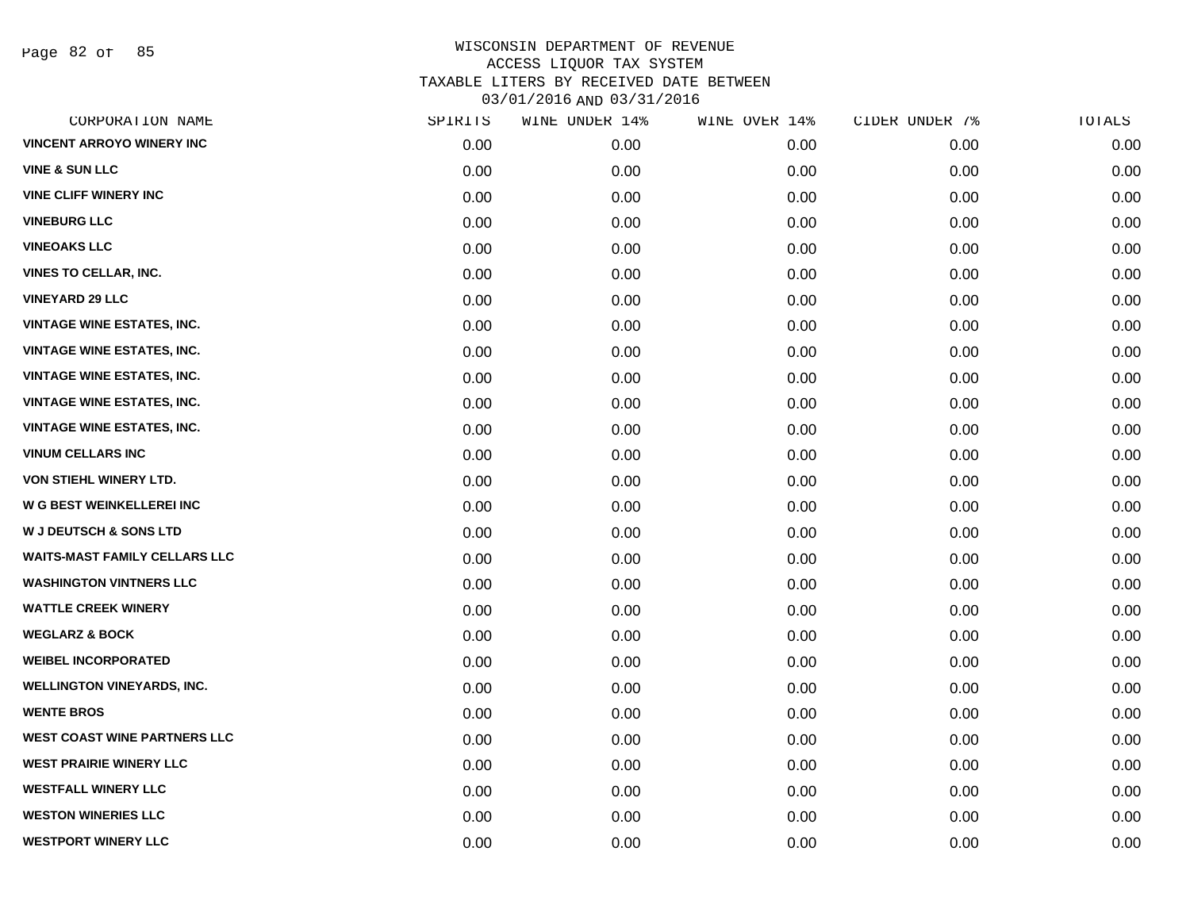WISCONSIN DEPARTMENT OF REVENUE
ACCESS LIQUOR TAX SYSTEM
TAXABLE LITERS BY RECEIVED DATE BETWEEN
03/01/2016 AND 03/31/2016

| CORPORATION NAME | SPIRITS | WINE UNDER 14% | WINE OVER 14% | CIDER UNDER 7% | TOTALS |
|---|---|---|---|---|---|
| VINCENT ARROYO WINERY INC | 0.00 | 0.00 | 0.00 | 0.00 | 0.00 |
| VINE & SUN LLC | 0.00 | 0.00 | 0.00 | 0.00 | 0.00 |
| VINE CLIFF WINERY INC | 0.00 | 0.00 | 0.00 | 0.00 | 0.00 |
| VINEBURG LLC | 0.00 | 0.00 | 0.00 | 0.00 | 0.00 |
| VINEOAKS LLC | 0.00 | 0.00 | 0.00 | 0.00 | 0.00 |
| VINES TO CELLAR, INC. | 0.00 | 0.00 | 0.00 | 0.00 | 0.00 |
| VINEYARD 29 LLC | 0.00 | 0.00 | 0.00 | 0.00 | 0.00 |
| VINTAGE WINE ESTATES, INC. | 0.00 | 0.00 | 0.00 | 0.00 | 0.00 |
| VINTAGE WINE ESTATES, INC. | 0.00 | 0.00 | 0.00 | 0.00 | 0.00 |
| VINTAGE WINE ESTATES, INC. | 0.00 | 0.00 | 0.00 | 0.00 | 0.00 |
| VINTAGE WINE ESTATES, INC. | 0.00 | 0.00 | 0.00 | 0.00 | 0.00 |
| VINTAGE WINE ESTATES, INC. | 0.00 | 0.00 | 0.00 | 0.00 | 0.00 |
| VINUM CELLARS INC | 0.00 | 0.00 | 0.00 | 0.00 | 0.00 |
| VON STIEHL WINERY LTD. | 0.00 | 0.00 | 0.00 | 0.00 | 0.00 |
| W G BEST WEINKELLEREI INC | 0.00 | 0.00 | 0.00 | 0.00 | 0.00 |
| W J DEUTSCH & SONS LTD | 0.00 | 0.00 | 0.00 | 0.00 | 0.00 |
| WAITS-MAST FAMILY CELLARS LLC | 0.00 | 0.00 | 0.00 | 0.00 | 0.00 |
| WASHINGTON VINTNERS LLC | 0.00 | 0.00 | 0.00 | 0.00 | 0.00 |
| WATTLE CREEK WINERY | 0.00 | 0.00 | 0.00 | 0.00 | 0.00 |
| WEGLARZ & BOCK | 0.00 | 0.00 | 0.00 | 0.00 | 0.00 |
| WEIBEL INCORPORATED | 0.00 | 0.00 | 0.00 | 0.00 | 0.00 |
| WELLINGTON VINEYARDS, INC. | 0.00 | 0.00 | 0.00 | 0.00 | 0.00 |
| WENTE BROS | 0.00 | 0.00 | 0.00 | 0.00 | 0.00 |
| WEST COAST WINE PARTNERS LLC | 0.00 | 0.00 | 0.00 | 0.00 | 0.00 |
| WEST PRAIRIE WINERY LLC | 0.00 | 0.00 | 0.00 | 0.00 | 0.00 |
| WESTFALL WINERY LLC | 0.00 | 0.00 | 0.00 | 0.00 | 0.00 |
| WESTON WINERIES LLC | 0.00 | 0.00 | 0.00 | 0.00 | 0.00 |
| WESTPORT WINERY LLC | 0.00 | 0.00 | 0.00 | 0.00 | 0.00 |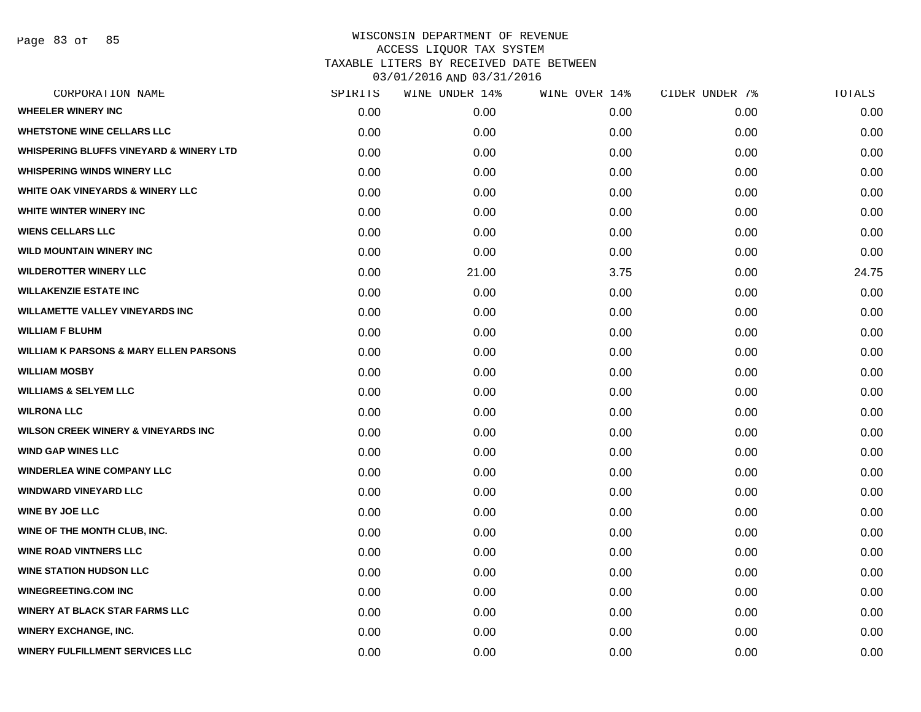WISCONSIN DEPARTMENT OF REVENUE
ACCESS LIQUOR TAX SYSTEM
TAXABLE LITERS BY RECEIVED DATE BETWEEN
03/01/2016 AND 03/31/2016

| CORPORATION NAME | SPIRITS | WINE UNDER 14% | WINE OVER 14% | CIDER UNDER 7% | TOTALS |
|---|---|---|---|---|---|
| WHEELER WINERY INC | 0.00 | 0.00 | 0.00 | 0.00 | 0.00 |
| WHETSTONE WINE CELLARS LLC | 0.00 | 0.00 | 0.00 | 0.00 | 0.00 |
| WHISPERING BLUFFS VINEYARD & WINERY LTD | 0.00 | 0.00 | 0.00 | 0.00 | 0.00 |
| WHISPERING WINDS WINERY LLC | 0.00 | 0.00 | 0.00 | 0.00 | 0.00 |
| WHITE OAK VINEYARDS & WINERY LLC | 0.00 | 0.00 | 0.00 | 0.00 | 0.00 |
| WHITE WINTER WINERY INC | 0.00 | 0.00 | 0.00 | 0.00 | 0.00 |
| WIENS CELLARS LLC | 0.00 | 0.00 | 0.00 | 0.00 | 0.00 |
| WILD MOUNTAIN WINERY INC | 0.00 | 0.00 | 0.00 | 0.00 | 0.00 |
| WILDEROTTER WINERY LLC | 0.00 | 21.00 | 3.75 | 0.00 | 24.75 |
| WILLAKENZIE ESTATE INC | 0.00 | 0.00 | 0.00 | 0.00 | 0.00 |
| WILLAMETTE VALLEY VINEYARDS INC | 0.00 | 0.00 | 0.00 | 0.00 | 0.00 |
| WILLIAM F BLUHM | 0.00 | 0.00 | 0.00 | 0.00 | 0.00 |
| WILLIAM K PARSONS & MARY ELLEN PARSONS | 0.00 | 0.00 | 0.00 | 0.00 | 0.00 |
| WILLIAM MOSBY | 0.00 | 0.00 | 0.00 | 0.00 | 0.00 |
| WILLIAMS & SELYEM LLC | 0.00 | 0.00 | 0.00 | 0.00 | 0.00 |
| WILRONA LLC | 0.00 | 0.00 | 0.00 | 0.00 | 0.00 |
| WILSON CREEK WINERY & VINEYARDS INC | 0.00 | 0.00 | 0.00 | 0.00 | 0.00 |
| WIND GAP WINES LLC | 0.00 | 0.00 | 0.00 | 0.00 | 0.00 |
| WINDERLEA WINE COMPANY LLC | 0.00 | 0.00 | 0.00 | 0.00 | 0.00 |
| WINDWARD VINEYARD LLC | 0.00 | 0.00 | 0.00 | 0.00 | 0.00 |
| WINE BY JOE LLC | 0.00 | 0.00 | 0.00 | 0.00 | 0.00 |
| WINE OF THE MONTH CLUB, INC. | 0.00 | 0.00 | 0.00 | 0.00 | 0.00 |
| WINE ROAD VINTNERS LLC | 0.00 | 0.00 | 0.00 | 0.00 | 0.00 |
| WINE STATION HUDSON LLC | 0.00 | 0.00 | 0.00 | 0.00 | 0.00 |
| WINEGREETING.COM INC | 0.00 | 0.00 | 0.00 | 0.00 | 0.00 |
| WINERY AT BLACK STAR FARMS LLC | 0.00 | 0.00 | 0.00 | 0.00 | 0.00 |
| WINERY EXCHANGE, INC. | 0.00 | 0.00 | 0.00 | 0.00 | 0.00 |
| WINERY FULFILLMENT SERVICES LLC | 0.00 | 0.00 | 0.00 | 0.00 | 0.00 |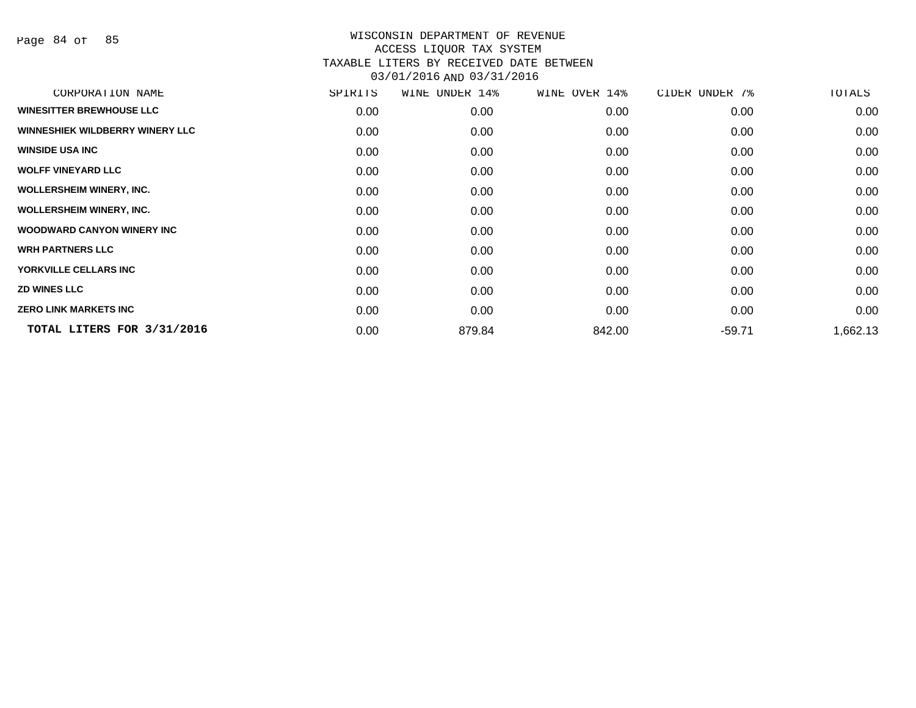WISCONSIN DEPARTMENT OF REVENUE
ACCESS LIQUOR TAX SYSTEM
TAXABLE LITERS BY RECEIVED DATE BETWEEN
03/01/2016 AND 03/31/2016

| CORPORATION NAME | SPIRITS | WINE UNDER 14% | WINE OVER 14% | CIDER UNDER 7% | TOTALS |
|---|---|---|---|---|---|
| WINESITTER BREWHOUSE LLC | 0.00 | 0.00 | 0.00 | 0.00 | 0.00 |
| WINNESHIEK WILDBERRY WINERY LLC | 0.00 | 0.00 | 0.00 | 0.00 | 0.00 |
| WINSIDE USA INC | 0.00 | 0.00 | 0.00 | 0.00 | 0.00 |
| WOLFF VINEYARD LLC | 0.00 | 0.00 | 0.00 | 0.00 | 0.00 |
| WOLLERSHEIM WINERY, INC. | 0.00 | 0.00 | 0.00 | 0.00 | 0.00 |
| WOLLERSHEIM WINERY, INC. | 0.00 | 0.00 | 0.00 | 0.00 | 0.00 |
| WOODWARD CANYON WINERY INC | 0.00 | 0.00 | 0.00 | 0.00 | 0.00 |
| WRH PARTNERS LLC | 0.00 | 0.00 | 0.00 | 0.00 | 0.00 |
| YORKVILLE CELLARS INC | 0.00 | 0.00 | 0.00 | 0.00 | 0.00 |
| ZD WINES LLC | 0.00 | 0.00 | 0.00 | 0.00 | 0.00 |
| ZERO LINK MARKETS INC | 0.00 | 0.00 | 0.00 | 0.00 | 0.00 |
| **TOTAL LITERS FOR 3/31/2016** | 0.00 | 879.84 | 842.00 | -59.71 | 1,662.13 |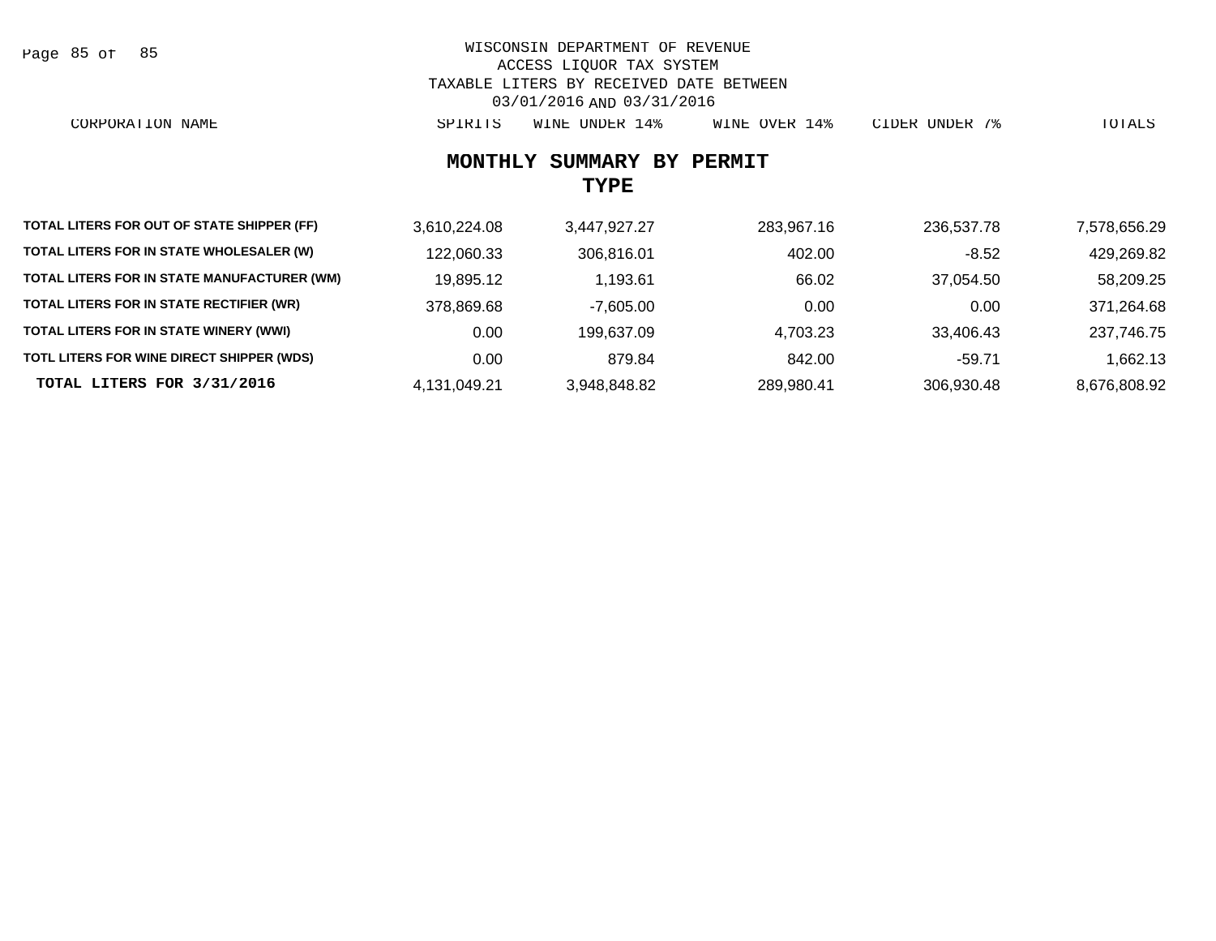WISCONSIN DEPARTMENT OF REVENUE
ACCESS LIQUOR TAX SYSTEM
TAXABLE LITERS BY RECEIVED DATE BETWEEN
03/01/2016 AND 03/31/2016

## MONTHLY SUMMARY BY PERMIT TYPE

| CORPORATION NAME | SPIRITS | WINE UNDER 14% | WINE OVER 14% | CIDER UNDER 7% | TOTALS |
|---|---|---|---|---|---|
| TOTAL LITERS FOR OUT OF STATE SHIPPER (FF) | 3,610,224.08 | 3,447,927.27 | 283,967.16 | 236,537.78 | 7,578,656.29 |
| TOTAL LITERS FOR IN STATE WHOLESALER (W) | 122,060.33 | 306,816.01 | 402.00 | -8.52 | 429,269.82 |
| TOTAL LITERS FOR IN STATE MANUFACTURER (WM) | 19,895.12 | 1,193.61 | 66.02 | 37,054.50 | 58,209.25 |
| TOTAL LITERS FOR IN STATE RECTIFIER (WR) | 378,869.68 | -7,605.00 | 0.00 | 0.00 | 371,264.68 |
| TOTAL LITERS FOR IN STATE WINERY (WWI) | 0.00 | 199,637.09 | 4,703.23 | 33,406.43 | 237,746.75 |
| TOTL LITERS FOR WINE DIRECT SHIPPER (WDS) | 0.00 | 879.84 | 842.00 | -59.71 | 1,662.13 |
| **TOTAL LITERS FOR 3/31/2016** | 4,131,049.21 | 3,948,848.82 | 289,980.41 | 306,930.48 | 8,676,808.92 |